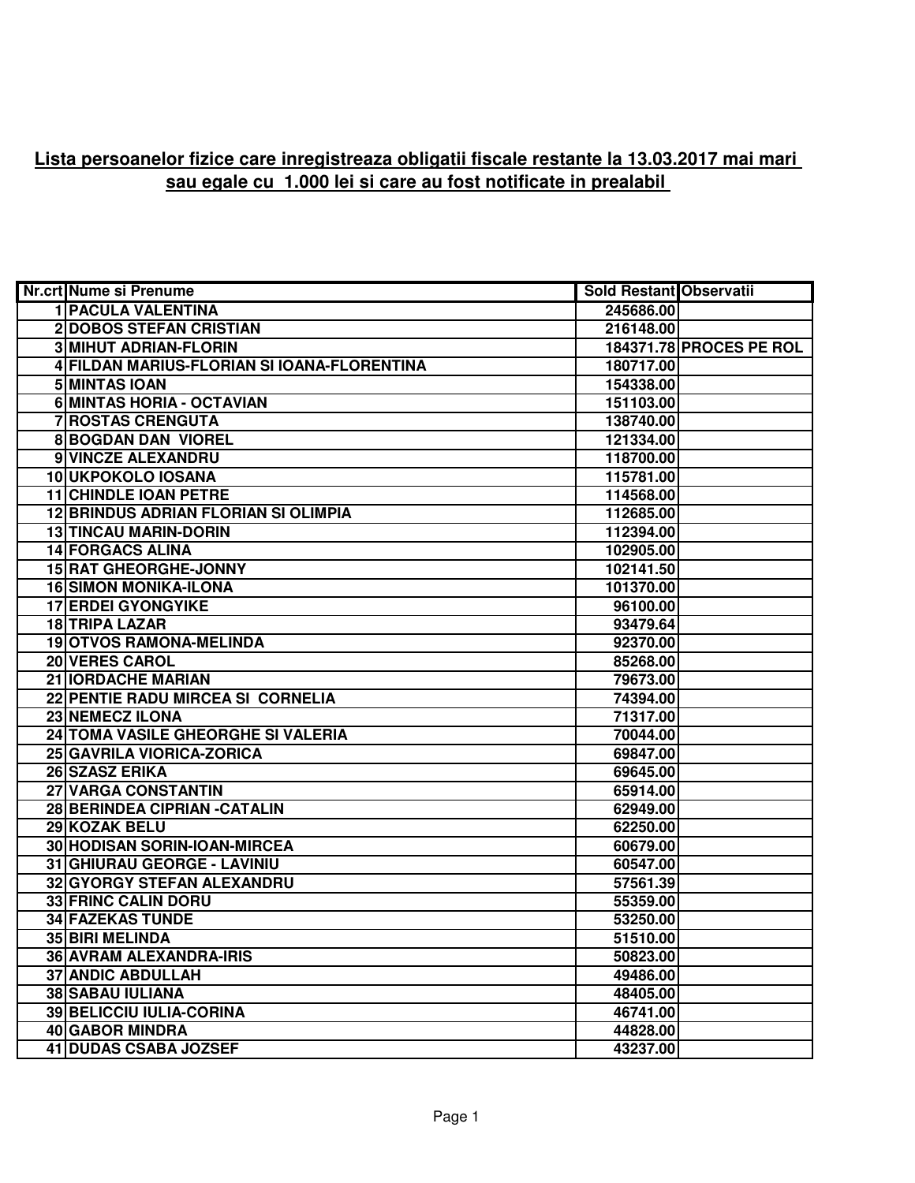## Lista persoanelor fizice care inregistreaza obligatii fiscale restante la 13.03.2017 mai mari sau egale cu 1.000 lei si care au fost notificate in prealabil

| Nr.crt | Nume si Prenume | Sold Restant | Observatii |
|---|---|---|---|
| 1 | PACULA VALENTINA | 245686.00 | |
| 2 | DOBOS STEFAN CRISTIAN | 216148.00 | |
| 3 | MIHUT ADRIAN-FLORIN | 184371.78 | PROCES PE ROL |
| 4 | FILDAN MARIUS-FLORIAN SI IOANA-FLORENTINA | 180717.00 | |
| 5 | MINTAS IOAN | 154338.00 | |
| 6 | MINTAS HORIA - OCTAVIAN | 151103.00 | |
| 7 | ROSTAS CRENGUTA | 138740.00 | |
| 8 | BOGDAN DAN VIOREL | 121334.00 | |
| 9 | VINCZE ALEXANDRU | 118700.00 | |
| 10 | UKPOKOLO IOSANA | 115781.00 | |
| 11 | CHINDLE IOAN PETRE | 114568.00 | |
| 12 | BRINDUS ADRIAN FLORIAN SI OLIMPIA | 112685.00 | |
| 13 | TINCAU MARIN-DORIN | 112394.00 | |
| 14 | FORGACS ALINA | 102905.00 | |
| 15 | RAT GHEORGHE-JONNY | 102141.50 | |
| 16 | SIMON MONIKA-ILONA | 101370.00 | |
| 17 | ERDEI GYONGYIKE | 96100.00 | |
| 18 | TRIPA LAZAR | 93479.64 | |
| 19 | OTVOS RAMONA-MELINDA | 92370.00 | |
| 20 | VERES CAROL | 85268.00 | |
| 21 | IORDACHE MARIAN | 79673.00 | |
| 22 | PENTIE RADU MIRCEA SI CORNELIA | 74394.00 | |
| 23 | NEMECZ ILONA | 71317.00 | |
| 24 | TOMA VASILE GHEORGHE SI VALERIA | 70044.00 | |
| 25 | GAVRILA VIORICA-ZORICA | 69847.00 | |
| 26 | SZASZ ERIKA | 69645.00 | |
| 27 | VARGA CONSTANTIN | 65914.00 | |
| 28 | BERINDEA CIPRIAN -CATALIN | 62949.00 | |
| 29 | KOZAK BELU | 62250.00 | |
| 30 | HODISAN SORIN-IOAN-MIRCEA | 60679.00 | |
| 31 | GHIURAU GEORGE - LAVINIU | 60547.00 | |
| 32 | GYORGY STEFAN ALEXANDRU | 57561.39 | |
| 33 | FRINC CALIN DORU | 55359.00 | |
| 34 | FAZEKAS TUNDE | 53250.00 | |
| 35 | BIRI MELINDA | 51510.00 | |
| 36 | AVRAM ALEXANDRA-IRIS | 50823.00 | |
| 37 | ANDIC ABDULLAH | 49486.00 | |
| 38 | SABAU IULIANA | 48405.00 | |
| 39 | BELICCIU IULIA-CORINA | 46741.00 | |
| 40 | GABOR MINDRA | 44828.00 | |
| 41 | DUDAS CSABA JOZSEF | 43237.00 | |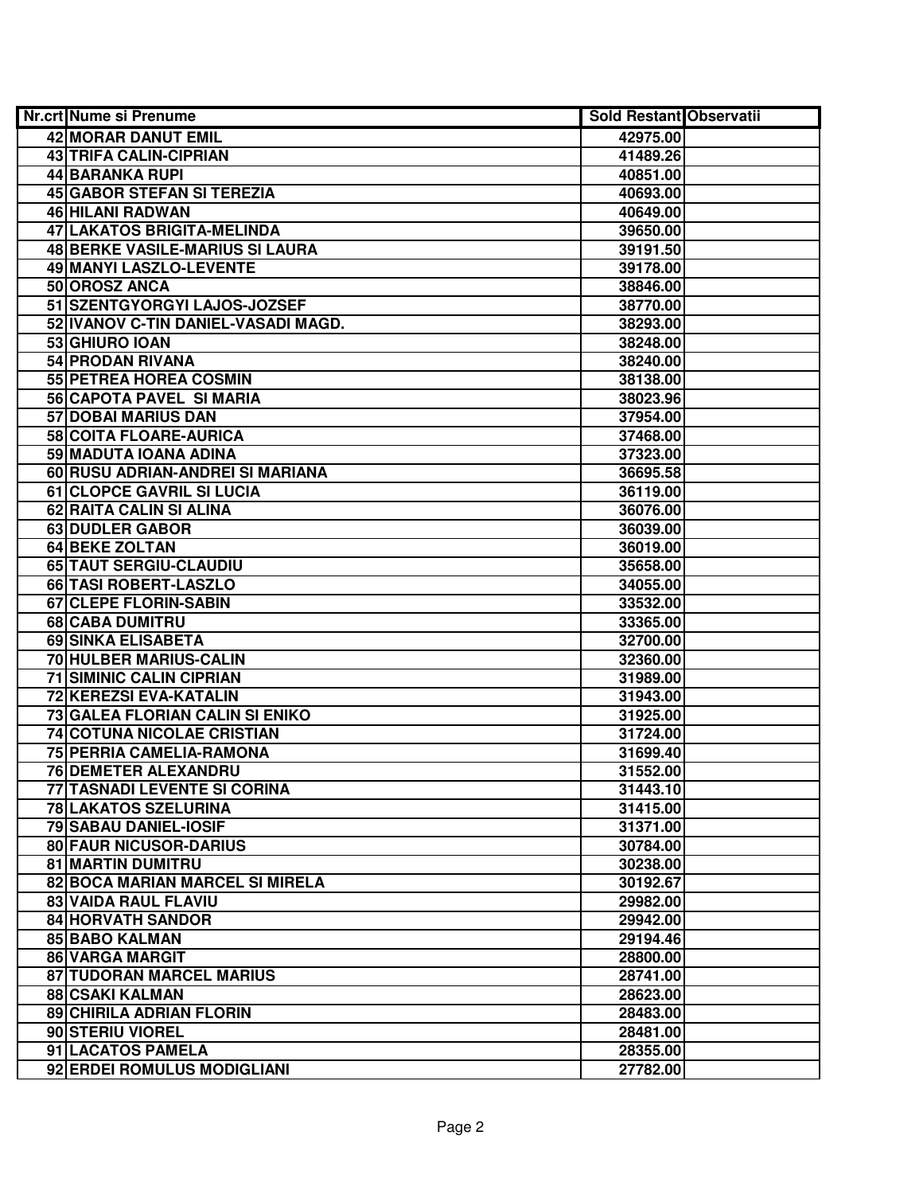| Nr.crt | Nume si Prenume | Sold Restant | Observatii |
|---|---|---|---|
| 42 | MORAR DANUT EMIL | 42975.00 | |
| 43 | TRIFA CALIN-CIPRIAN | 41489.26 | |
| 44 | BARANKA RUPI | 40851.00 | |
| 45 | GABOR STEFAN SI TEREZIA | 40693.00 | |
| 46 | HILANI RADWAN | 40649.00 | |
| 47 | LAKATOS BRIGITA-MELINDA | 39650.00 | |
| 48 | BERKE VASILE-MARIUS SI LAURA | 39191.50 | |
| 49 | MANYI LASZLO-LEVENTE | 39178.00 | |
| 50 | OROSZ ANCA | 38846.00 | |
| 51 | SZENTGYORGYI LAJOS-JOZSEF | 38770.00 | |
| 52 | IVANOV C-TIN DANIEL-VASADI MAGD. | 38293.00 | |
| 53 | GHIURO IOAN | 38248.00 | |
| 54 | PRODAN RIVANA | 38240.00 | |
| 55 | PETREA HOREA COSMIN | 38138.00 | |
| 56 | CAPOTA PAVEL SI MARIA | 38023.96 | |
| 57 | DOBAI MARIUS DAN | 37954.00 | |
| 58 | COITA FLOARE-AURICA | 37468.00 | |
| 59 | MADUTA IOANA ADINA | 37323.00 | |
| 60 | RUSU ADRIAN-ANDREI SI MARIANA | 36695.58 | |
| 61 | CLOPCE GAVRIL SI LUCIA | 36119.00 | |
| 62 | RAITA CALIN SI ALINA | 36076.00 | |
| 63 | DUDLER GABOR | 36039.00 | |
| 64 | BEKE ZOLTAN | 36019.00 | |
| 65 | TAUT SERGIU-CLAUDIU | 35658.00 | |
| 66 | TASI ROBERT-LASZLO | 34055.00 | |
| 67 | CLEPE FLORIN-SABIN | 33532.00 | |
| 68 | CABA DUMITRU | 33365.00 | |
| 69 | SINKA ELISABETA | 32700.00 | |
| 70 | HULBER MARIUS-CALIN | 32360.00 | |
| 71 | SIMINIC CALIN CIPRIAN | 31989.00 | |
| 72 | KEREZSI EVA-KATALIN | 31943.00 | |
| 73 | GALEA FLORIAN CALIN SI ENIKO | 31925.00 | |
| 74 | COTUNA NICOLAE CRISTIAN | 31724.00 | |
| 75 | PERRIA CAMELIA-RAMONA | 31699.40 | |
| 76 | DEMETER ALEXANDRU | 31552.00 | |
| 77 | TASNADI LEVENTE SI CORINA | 31443.10 | |
| 78 | LAKATOS SZELURINA | 31415.00 | |
| 79 | SABAU DANIEL-IOSIF | 31371.00 | |
| 80 | FAUR NICUSOR-DARIUS | 30784.00 | |
| 81 | MARTIN DUMITRU | 30238.00 | |
| 82 | BOCA MARIAN MARCEL SI MIRELA | 30192.67 | |
| 83 | VAIDA RAUL FLAVIU | 29982.00 | |
| 84 | HORVATH SANDOR | 29942.00 | |
| 85 | BABO KALMAN | 29194.46 | |
| 86 | VARGA MARGIT | 28800.00 | |
| 87 | TUDORAN MARCEL MARIUS | 28741.00 | |
| 88 | CSAKI KALMAN | 28623.00 | |
| 89 | CHIRILA ADRIAN FLORIN | 28483.00 | |
| 90 | STERIU VIOREL | 28481.00 | |
| 91 | LACATOS PAMELA | 28355.00 | |
| 92 | ERDEI ROMULUS MODIGLIANI | 27782.00 | |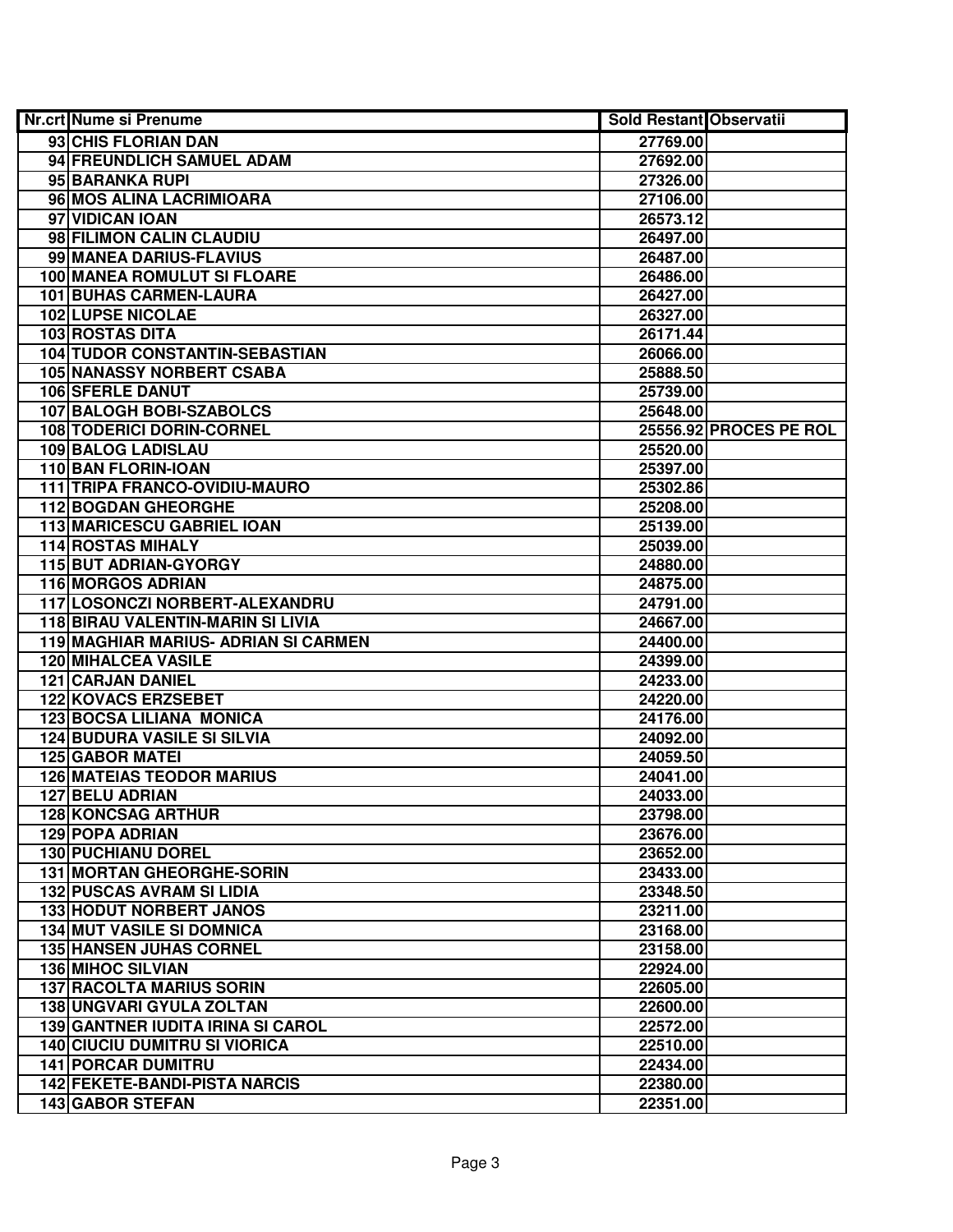| Nr.crt | Nume si Prenume | Sold Restant | Observatii |
|---|---|---|---|
| 93 | CHIS FLORIAN DAN | 27769.00 | |
| 94 | FREUNDLICH SAMUEL ADAM | 27692.00 | |
| 95 | BARANKA RUPI | 27326.00 | |
| 96 | MOS ALINA LACRIMIOARA | 27106.00 | |
| 97 | VIDICAN IOAN | 26573.12 | |
| 98 | FILIMON CALIN CLAUDIU | 26497.00 | |
| 99 | MANEA DARIUS-FLAVIUS | 26487.00 | |
| 100 | MANEA ROMULUT SI FLOARE | 26486.00 | |
| 101 | BUHAS CARMEN-LAURA | 26427.00 | |
| 102 | LUPSE NICOLAE | 26327.00 | |
| 103 | ROSTAS DITA | 26171.44 | |
| 104 | TUDOR CONSTANTIN-SEBASTIAN | 26066.00 | |
| 105 | NANASSY NORBERT CSABA | 25888.50 | |
| 106 | SFERLE DANUT | 25739.00 | |
| 107 | BALOGH BOBI-SZABOLCS | 25648.00 | |
| 108 | TODERICI DORIN-CORNEL | 25556.92 | PROCES PE ROL |
| 109 | BALOG LADISLAU | 25520.00 | |
| 110 | BAN FLORIN-IOAN | 25397.00 | |
| 111 | TRIPA FRANCO-OVIDIU-MAURO | 25302.86 | |
| 112 | BOGDAN GHEORGHE | 25208.00 | |
| 113 | MARICESCU GABRIEL IOAN | 25139.00 | |
| 114 | ROSTAS MIHALY | 25039.00 | |
| 115 | BUT ADRIAN-GYORGY | 24880.00 | |
| 116 | MORGOS ADRIAN | 24875.00 | |
| 117 | LOSONCZI NORBERT-ALEXANDRU | 24791.00 | |
| 118 | BIRAU VALENTIN-MARIN SI LIVIA | 24667.00 | |
| 119 | MAGHIAR MARIUS- ADRIAN SI CARMEN | 24400.00 | |
| 120 | MIHALCEA VASILE | 24399.00 | |
| 121 | CARJAN DANIEL | 24233.00 | |
| 122 | KOVACS ERZSEBET | 24220.00 | |
| 123 | BOCSA LILIANA MONICA | 24176.00 | |
| 124 | BUDURA VASILE SI SILVIA | 24092.00 | |
| 125 | GABOR MATEI | 24059.50 | |
| 126 | MATEIAS TEODOR MARIUS | 24041.00 | |
| 127 | BELU ADRIAN | 24033.00 | |
| 128 | KONCSAG ARTHUR | 23798.00 | |
| 129 | POPA ADRIAN | 23676.00 | |
| 130 | PUCHIANU DOREL | 23652.00 | |
| 131 | MORTAN GHEORGHE-SORIN | 23433.00 | |
| 132 | PUSCAS AVRAM SI LIDIA | 23348.50 | |
| 133 | HODUT NORBERT JANOS | 23211.00 | |
| 134 | MUT VASILE SI DOMNICA | 23168.00 | |
| 135 | HANSEN JUHAS CORNEL | 23158.00 | |
| 136 | MIHOC SILVIAN | 22924.00 | |
| 137 | RACOLTA MARIUS SORIN | 22605.00 | |
| 138 | UNGVARI GYULA ZOLTAN | 22600.00 | |
| 139 | GANTNER IUDITA IRINA SI CAROL | 22572.00 | |
| 140 | CIUCIU DUMITRU SI VIORICA | 22510.00 | |
| 141 | PORCAR DUMITRU | 22434.00 | |
| 142 | FEKETE-BANDI-PISTA NARCIS | 22380.00 | |
| 143 | GABOR STEFAN | 22351.00 | |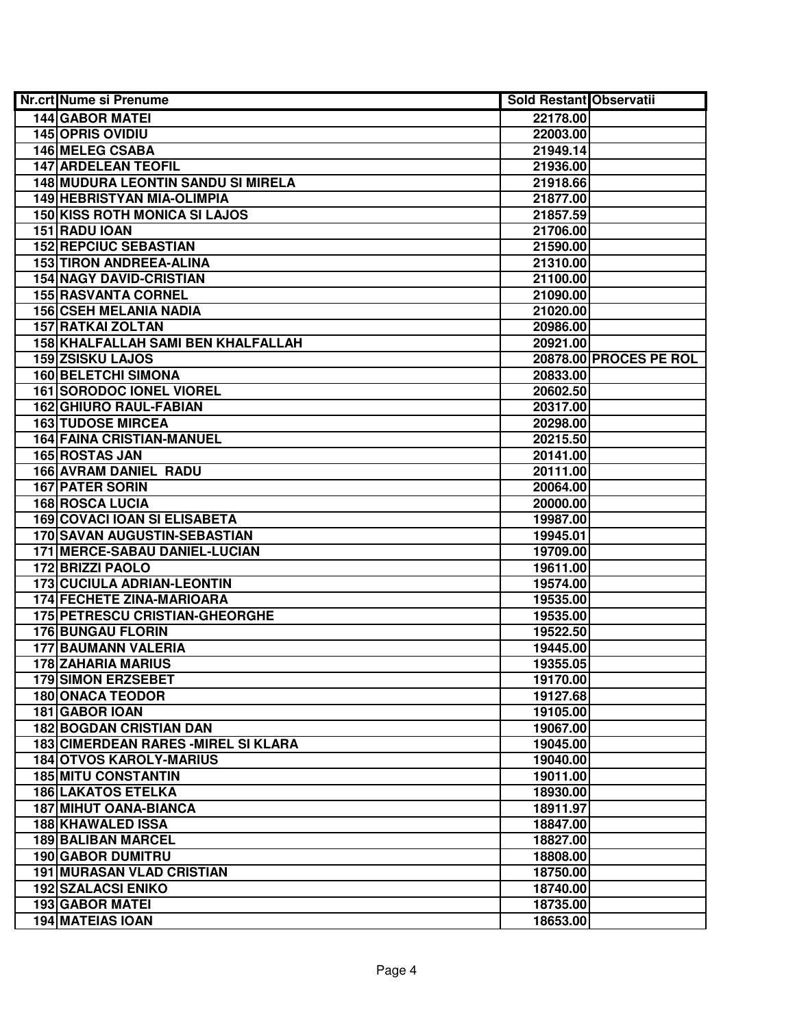| Nr.crt | Nume si Prenume | Sold Restant | Observatii |
|---|---|---|---|
| 144 | GABOR MATEI | 22178.00 | |
| 145 | OPRIS OVIDIU | 22003.00 | |
| 146 | MELEG CSABA | 21949.14 | |
| 147 | ARDELEAN TEOFIL | 21936.00 | |
| 148 | MUDURA LEONTIN SANDU SI MIRELA | 21918.66 | |
| 149 | HEBRISTYAN MIA-OLIMPIA | 21877.00 | |
| 150 | KISS ROTH MONICA SI LAJOS | 21857.59 | |
| 151 | RADU IOAN | 21706.00 | |
| 152 | REPCIUC SEBASTIAN | 21590.00 | |
| 153 | TIRON ANDREEA-ALINA | 21310.00 | |
| 154 | NAGY DAVID-CRISTIAN | 21100.00 | |
| 155 | RASVANTA CORNEL | 21090.00 | |
| 156 | CSEH MELANIA NADIA | 21020.00 | |
| 157 | RATKAI ZOLTAN | 20986.00 | |
| 158 | KHALFALLAH SAMI BEN KHALFALLAH | 20921.00 | |
| 159 | ZSISKU LAJOS | 20878.00 | PROCES PE ROL |
| 160 | BELETCHI SIMONA | 20833.00 | |
| 161 | SORODOC IONEL VIOREL | 20602.50 | |
| 162 | GHIURO RAUL-FABIAN | 20317.00 | |
| 163 | TUDOSE MIRCEA | 20298.00 | |
| 164 | FAINA CRISTIAN-MANUEL | 20215.50 | |
| 165 | ROSTAS JAN | 20141.00 | |
| 166 | AVRAM DANIEL RADU | 20111.00 | |
| 167 | PATER SORIN | 20064.00 | |
| 168 | ROSCA LUCIA | 20000.00 | |
| 169 | COVACI IOAN SI ELISABETA | 19987.00 | |
| 170 | SAVAN AUGUSTIN-SEBASTIAN | 19945.01 | |
| 171 | MERCE-SABAU DANIEL-LUCIAN | 19709.00 | |
| 172 | BRIZZI PAOLO | 19611.00 | |
| 173 | CUCIULA ADRIAN-LEONTIN | 19574.00 | |
| 174 | FECHETE ZINA-MARIOARA | 19535.00 | |
| 175 | PETRESCU CRISTIAN-GHEORGHE | 19535.00 | |
| 176 | BUNGAU FLORIN | 19522.50 | |
| 177 | BAUMANN VALERIA | 19445.00 | |
| 178 | ZAHARIA MARIUS | 19355.05 | |
| 179 | SIMON ERZSEBET | 19170.00 | |
| 180 | ONACA TEODOR | 19127.68 | |
| 181 | GABOR IOAN | 19105.00 | |
| 182 | BOGDAN CRISTIAN DAN | 19067.00 | |
| 183 | CIMERDEAN RARES -MIREL SI KLARA | 19045.00 | |
| 184 | OTVOS KAROLY-MARIUS | 19040.00 | |
| 185 | MITU CONSTANTIN | 19011.00 | |
| 186 | LAKATOS ETELKA | 18930.00 | |
| 187 | MIHUT OANA-BIANCA | 18911.97 | |
| 188 | KHAWALED ISSA | 18847.00 | |
| 189 | BALIBAN MARCEL | 18827.00 | |
| 190 | GABOR DUMITRU | 18808.00 | |
| 191 | MURASAN VLAD CRISTIAN | 18750.00 | |
| 192 | SZALACSI ENIKO | 18740.00 | |
| 193 | GABOR MATEI | 18735.00 | |
| 194 | MATEIAS IOAN | 18653.00 | |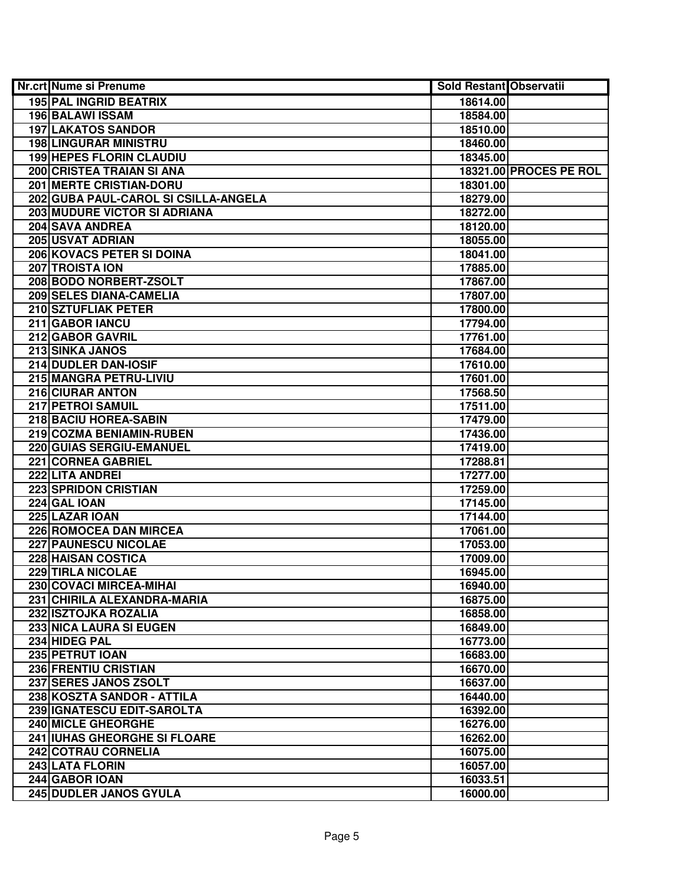| Nr.crt | Nume si Prenume | Sold Restant | Observatii |
|---|---|---|---|
| 195 | PAL INGRID BEATRIX | 18614.00 | |
| 196 | BALAWI ISSAM | 18584.00 | |
| 197 | LAKATOS SANDOR | 18510.00 | |
| 198 | LINGURAR MINISTRU | 18460.00 | |
| 199 | HEPES FLORIN CLAUDIU | 18345.00 | |
| 200 | CRISTEA TRAIAN SI ANA | 18321.00 | PROCES PE ROL |
| 201 | MERTE CRISTIAN-DORU | 18301.00 | |
| 202 | GUBA PAUL-CAROL SI CSILLA-ANGELA | 18279.00 | |
| 203 | MUDURE VICTOR SI ADRIANA | 18272.00 | |
| 204 | SAVA ANDREA | 18120.00 | |
| 205 | USVAT ADRIAN | 18055.00 | |
| 206 | KOVACS PETER SI DOINA | 18041.00 | |
| 207 | TROISTA ION | 17885.00 | |
| 208 | BODO NORBERT-ZSOLT | 17867.00 | |
| 209 | SELES DIANA-CAMELIA | 17807.00 | |
| 210 | SZTUFLIAK PETER | 17800.00 | |
| 211 | GABOR IANCU | 17794.00 | |
| 212 | GABOR GAVRIL | 17761.00 | |
| 213 | SINKA JANOS | 17684.00 | |
| 214 | DUDLER DAN-IOSIF | 17610.00 | |
| 215 | MANGRA PETRU-LIVIU | 17601.00 | |
| 216 | CIURAR ANTON | 17568.50 | |
| 217 | PETROI SAMUIL | 17511.00 | |
| 218 | BACIU HOREA-SABIN | 17479.00 | |
| 219 | COZMA BENIAMIN-RUBEN | 17436.00 | |
| 220 | GUIAS SERGIU-EMANUEL | 17419.00 | |
| 221 | CORNEA GABRIEL | 17288.81 | |
| 222 | LITA ANDREI | 17277.00 | |
| 223 | SPRIDON CRISTIAN | 17259.00 | |
| 224 | GAL IOAN | 17145.00 | |
| 225 | LAZAR IOAN | 17144.00 | |
| 226 | ROMOCEA DAN MIRCEA | 17061.00 | |
| 227 | PAUNESCU NICOLAE | 17053.00 | |
| 228 | HAISAN COSTICA | 17009.00 | |
| 229 | TIRLA NICOLAE | 16945.00 | |
| 230 | COVACI MIRCEA-MIHAI | 16940.00 | |
| 231 | CHIRILA ALEXANDRA-MARIA | 16875.00 | |
| 232 | ISZTOJKA ROZALIA | 16858.00 | |
| 233 | NICA LAURA SI EUGEN | 16849.00 | |
| 234 | HIDEG PAL | 16773.00 | |
| 235 | PETRUT IOAN | 16683.00 | |
| 236 | FRENTIU CRISTIAN | 16670.00 | |
| 237 | SERES JANOS ZSOLT | 16637.00 | |
| 238 | KOSZTA SANDOR - ATTILA | 16440.00 | |
| 239 | IGNATESCU EDIT-SAROLTA | 16392.00 | |
| 240 | MICLE GHEORGHE | 16276.00 | |
| 241 | IUHAS GHEORGHE SI FLOARE | 16262.00 | |
| 242 | COTRAU CORNELIA | 16075.00 | |
| 243 | LATA FLORIN | 16057.00 | |
| 244 | GABOR IOAN | 16033.51 | |
| 245 | DUDLER JANOS GYULA | 16000.00 | |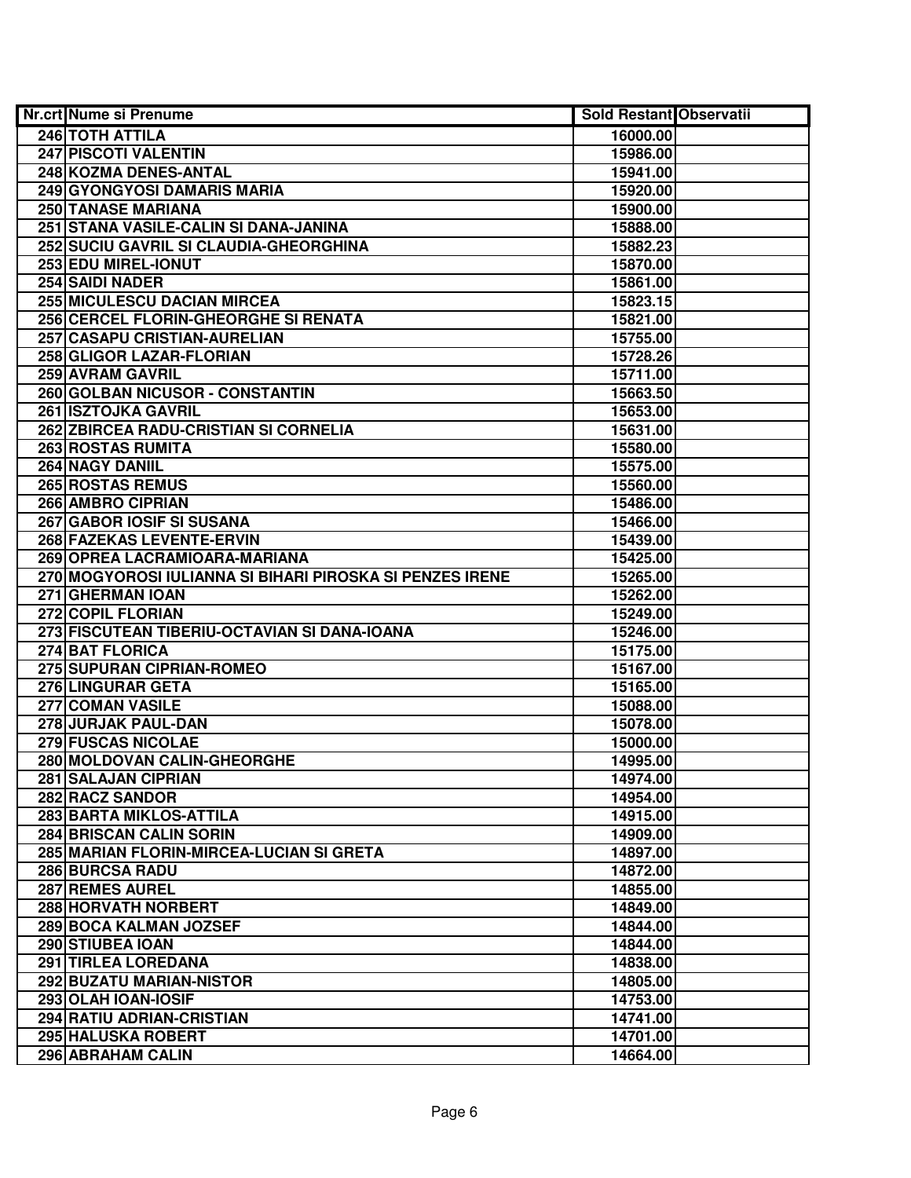| Nr.crt | Nume si Prenume | Sold Restant | Observatii |
|---|---|---|---|
| 246 | TOTH ATTILA | 16000.00 | |
| 247 | PISCOTI VALENTIN | 15986.00 | |
| 248 | KOZMA DENES-ANTAL | 15941.00 | |
| 249 | GYONGYOSI DAMARIS MARIA | 15920.00 | |
| 250 | TANASE MARIANA | 15900.00 | |
| 251 | STANA VASILE-CALIN SI DANA-JANINA | 15888.00 | |
| 252 | SUCIU GAVRIL SI CLAUDIA-GHEORGHINA | 15882.23 | |
| 253 | EDU MIREL-IONUT | 15870.00 | |
| 254 | SAIDI NADER | 15861.00 | |
| 255 | MICULESCU DACIAN MIRCEA | 15823.15 | |
| 256 | CERCEL FLORIN-GHEORGHE SI RENATA | 15821.00 | |
| 257 | CASAPU CRISTIAN-AURELIAN | 15755.00 | |
| 258 | GLIGOR LAZAR-FLORIAN | 15728.26 | |
| 259 | AVRAM GAVRIL | 15711.00 | |
| 260 | GOLBAN NICUSOR - CONSTANTIN | 15663.50 | |
| 261 | ISZTOJKA GAVRIL | 15653.00 | |
| 262 | ZBIRCEA RADU-CRISTIAN SI CORNELIA | 15631.00 | |
| 263 | ROSTAS RUMITA | 15580.00 | |
| 264 | NAGY DANIIL | 15575.00 | |
| 265 | ROSTAS REMUS | 15560.00 | |
| 266 | AMBRO CIPRIAN | 15486.00 | |
| 267 | GABOR IOSIF SI SUSANA | 15466.00 | |
| 268 | FAZEKAS LEVENTE-ERVIN | 15439.00 | |
| 269 | OPREA LACRAMIOARA-MARIANA | 15425.00 | |
| 270 | MOGYOROSI IULIANNA SI BIHARI PIROSKA SI PENZES IRENE | 15265.00 | |
| 271 | GHERMAN IOAN | 15262.00 | |
| 272 | COPIL FLORIAN | 15249.00 | |
| 273 | FISCUTEAN TIBERIU-OCTAVIAN SI DANA-IOANA | 15246.00 | |
| 274 | BAT FLORICA | 15175.00 | |
| 275 | SUPURAN CIPRIAN-ROMEO | 15167.00 | |
| 276 | LINGURAR GETA | 15165.00 | |
| 277 | COMAN VASILE | 15088.00 | |
| 278 | JURJAK PAUL-DAN | 15078.00 | |
| 279 | FUSCAS NICOLAE | 15000.00 | |
| 280 | MOLDOVAN CALIN-GHEORGHE | 14995.00 | |
| 281 | SALAJAN CIPRIAN | 14974.00 | |
| 282 | RACZ SANDOR | 14954.00 | |
| 283 | BARTA MIKLOS-ATTILA | 14915.00 | |
| 284 | BRISCAN CALIN SORIN | 14909.00 | |
| 285 | MARIAN FLORIN-MIRCEA-LUCIAN SI GRETA | 14897.00 | |
| 286 | BURCSA RADU | 14872.00 | |
| 287 | REMES AUREL | 14855.00 | |
| 288 | HORVATH NORBERT | 14849.00 | |
| 289 | BOCA KALMAN JOZSEF | 14844.00 | |
| 290 | STIUBEA IOAN | 14844.00 | |
| 291 | TIRLEA LOREDANA | 14838.00 | |
| 292 | BUZATU MARIAN-NISTOR | 14805.00 | |
| 293 | OLAH IOAN-IOSIF | 14753.00 | |
| 294 | RATIU ADRIAN-CRISTIAN | 14741.00 | |
| 295 | HALUSKA ROBERT | 14701.00 | |
| 296 | ABRAHAM CALIN | 14664.00 | |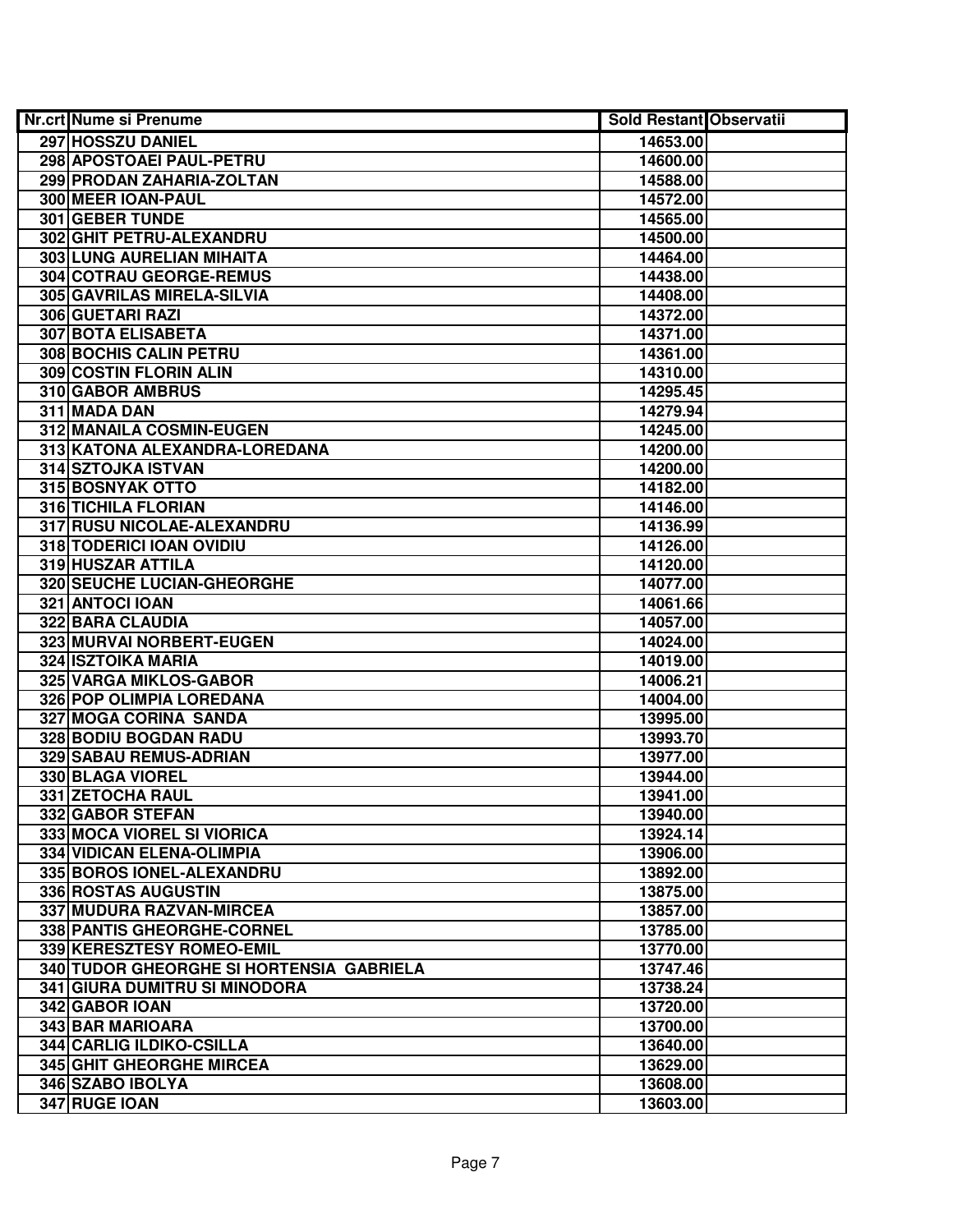| Nr.crt | Nume si Prenume | Sold Restant | Observatii |
|---|---|---|---|
| 297 | HOSSZU DANIEL | 14653.00 | |
| 298 | APOSTOAEI PAUL-PETRU | 14600.00 | |
| 299 | PRODAN ZAHARIA-ZOLTAN | 14588.00 | |
| 300 | MEER IOAN-PAUL | 14572.00 | |
| 301 | GEBER TUNDE | 14565.00 | |
| 302 | GHIT PETRU-ALEXANDRU | 14500.00 | |
| 303 | LUNG AURELIAN MIHAITA | 14464.00 | |
| 304 | COTRAU GEORGE-REMUS | 14438.00 | |
| 305 | GAVRILAS MIRELA-SILVIA | 14408.00 | |
| 306 | GUETARI RAZI | 14372.00 | |
| 307 | BOTA ELISABETA | 14371.00 | |
| 308 | BOCHIS CALIN PETRU | 14361.00 | |
| 309 | COSTIN FLORIN ALIN | 14310.00 | |
| 310 | GABOR AMBRUS | 14295.45 | |
| 311 | MADA DAN | 14279.94 | |
| 312 | MANAILA COSMIN-EUGEN | 14245.00 | |
| 313 | KATONA ALEXANDRA-LOREDANA | 14200.00 | |
| 314 | SZTOJKA ISTVAN | 14200.00 | |
| 315 | BOSNYAK OTTO | 14182.00 | |
| 316 | TICHILA FLORIAN | 14146.00 | |
| 317 | RUSU NICOLAE-ALEXANDRU | 14136.99 | |
| 318 | TODERICI IOAN OVIDIU | 14126.00 | |
| 319 | HUSZAR ATTILA | 14120.00 | |
| 320 | SEUCHE LUCIAN-GHEORGHE | 14077.00 | |
| 321 | ANTOCI IOAN | 14061.66 | |
| 322 | BARA CLAUDIA | 14057.00 | |
| 323 | MURVAI NORBERT-EUGEN | 14024.00 | |
| 324 | ISZTOIKA MARIA | 14019.00 | |
| 325 | VARGA MIKLOS-GABOR | 14006.21 | |
| 326 | POP OLIMPIA LOREDANA | 14004.00 | |
| 327 | MOGA CORINA SANDA | 13995.00 | |
| 328 | BODIU BOGDAN RADU | 13993.70 | |
| 329 | SABAU REMUS-ADRIAN | 13977.00 | |
| 330 | BLAGA VIOREL | 13944.00 | |
| 331 | ZETOCHA RAUL | 13941.00 | |
| 332 | GABOR STEFAN | 13940.00 | |
| 333 | MOCA VIOREL SI VIORICA | 13924.14 | |
| 334 | VIDICAN ELENA-OLIMPIA | 13906.00 | |
| 335 | BOROS IONEL-ALEXANDRU | 13892.00 | |
| 336 | ROSTAS AUGUSTIN | 13875.00 | |
| 337 | MUDURA RAZVAN-MIRCEA | 13857.00 | |
| 338 | PANTIS GHEORGHE-CORNEL | 13785.00 | |
| 339 | KERESZTESY ROMEO-EMIL | 13770.00 | |
| 340 | TUDOR GHEORGHE SI HORTENSIA GABRIELA | 13747.46 | |
| 341 | GIURA DUMITRU SI MINODORA | 13738.24 | |
| 342 | GABOR IOAN | 13720.00 | |
| 343 | BAR MARIOARA | 13700.00 | |
| 344 | CARLIG ILDIKO-CSILLA | 13640.00 | |
| 345 | GHIT GHEORGHE MIRCEA | 13629.00 | |
| 346 | SZABO IBOLYA | 13608.00 | |
| 347 | RUGE IOAN | 13603.00 | |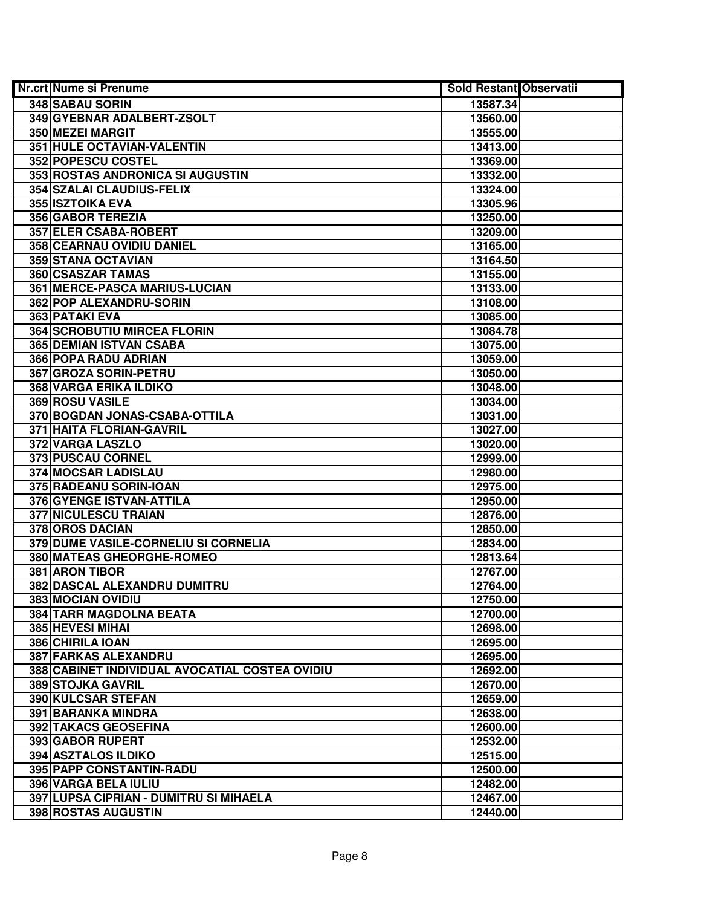| Nr.crt | Nume si Prenume | Sold Restant | Observatii |
|---|---|---|---|
| 348 | SABAU SORIN | 13587.34 | |
| 349 | GYEBNAR ADALBERT-ZSOLT | 13560.00 | |
| 350 | MEZEI MARGIT | 13555.00 | |
| 351 | HULE OCTAVIAN-VALENTIN | 13413.00 | |
| 352 | POPESCU COSTEL | 13369.00 | |
| 353 | ROSTAS ANDRONICA SI AUGUSTIN | 13332.00 | |
| 354 | SZALAI CLAUDIUS-FELIX | 13324.00 | |
| 355 | ISZTOIKA EVA | 13305.96 | |
| 356 | GABOR TEREZIA | 13250.00 | |
| 357 | ELER CSABA-ROBERT | 13209.00 | |
| 358 | CEARNAU OVIDIU DANIEL | 13165.00 | |
| 359 | STANA OCTAVIAN | 13164.50 | |
| 360 | CSASZAR TAMAS | 13155.00 | |
| 361 | MERCE-PASCA MARIUS-LUCIAN | 13133.00 | |
| 362 | POP ALEXANDRU-SORIN | 13108.00 | |
| 363 | PATAKI EVA | 13085.00 | |
| 364 | SCROBUTIU MIRCEA FLORIN | 13084.78 | |
| 365 | DEMIAN ISTVAN CSABA | 13075.00 | |
| 366 | POPA RADU ADRIAN | 13059.00 | |
| 367 | GROZA SORIN-PETRU | 13050.00 | |
| 368 | VARGA ERIKA ILDIKO | 13048.00 | |
| 369 | ROSU VASILE | 13034.00 | |
| 370 | BOGDAN JONAS-CSABA-OTTILA | 13031.00 | |
| 371 | HAITA FLORIAN-GAVRIL | 13027.00 | |
| 372 | VARGA LASZLO | 13020.00 | |
| 373 | PUSCAU CORNEL | 12999.00 | |
| 374 | MOCSAR LADISLAU | 12980.00 | |
| 375 | RADEANU SORIN-IOAN | 12975.00 | |
| 376 | GYENGE ISTVAN-ATTILA | 12950.00 | |
| 377 | NICULESCU TRAIAN | 12876.00 | |
| 378 | OROS DACIAN | 12850.00 | |
| 379 | DUME VASILE-CORNELIU SI CORNELIA | 12834.00 | |
| 380 | MATEAS GHEORGHE-ROMEO | 12813.64 | |
| 381 | ARON TIBOR | 12767.00 | |
| 382 | DASCAL ALEXANDRU DUMITRU | 12764.00 | |
| 383 | MOCIAN OVIDIU | 12750.00 | |
| 384 | TARR MAGDOLNA BEATA | 12700.00 | |
| 385 | HEVESI MIHAI | 12698.00 | |
| 386 | CHIRILA IOAN | 12695.00 | |
| 387 | FARKAS ALEXANDRU | 12695.00 | |
| 388 | CABINET INDIVIDUAL AVOCATIAL COSTEA OVIDIU | 12692.00 | |
| 389 | STOJKA GAVRIL | 12670.00 | |
| 390 | KULCSAR STEFAN | 12659.00 | |
| 391 | BARANKA MINDRA | 12638.00 | |
| 392 | TAKACS GEOSEFINA | 12600.00 | |
| 393 | GABOR RUPERT | 12532.00 | |
| 394 | ASZTALOS ILDIKO | 12515.00 | |
| 395 | PAPP CONSTANTIN-RADU | 12500.00 | |
| 396 | VARGA BELA IULIU | 12482.00 | |
| 397 | LUPSA CIPRIAN - DUMITRU SI MIHAELA | 12467.00 | |
| 398 | ROSTAS AUGUSTIN | 12440.00 | |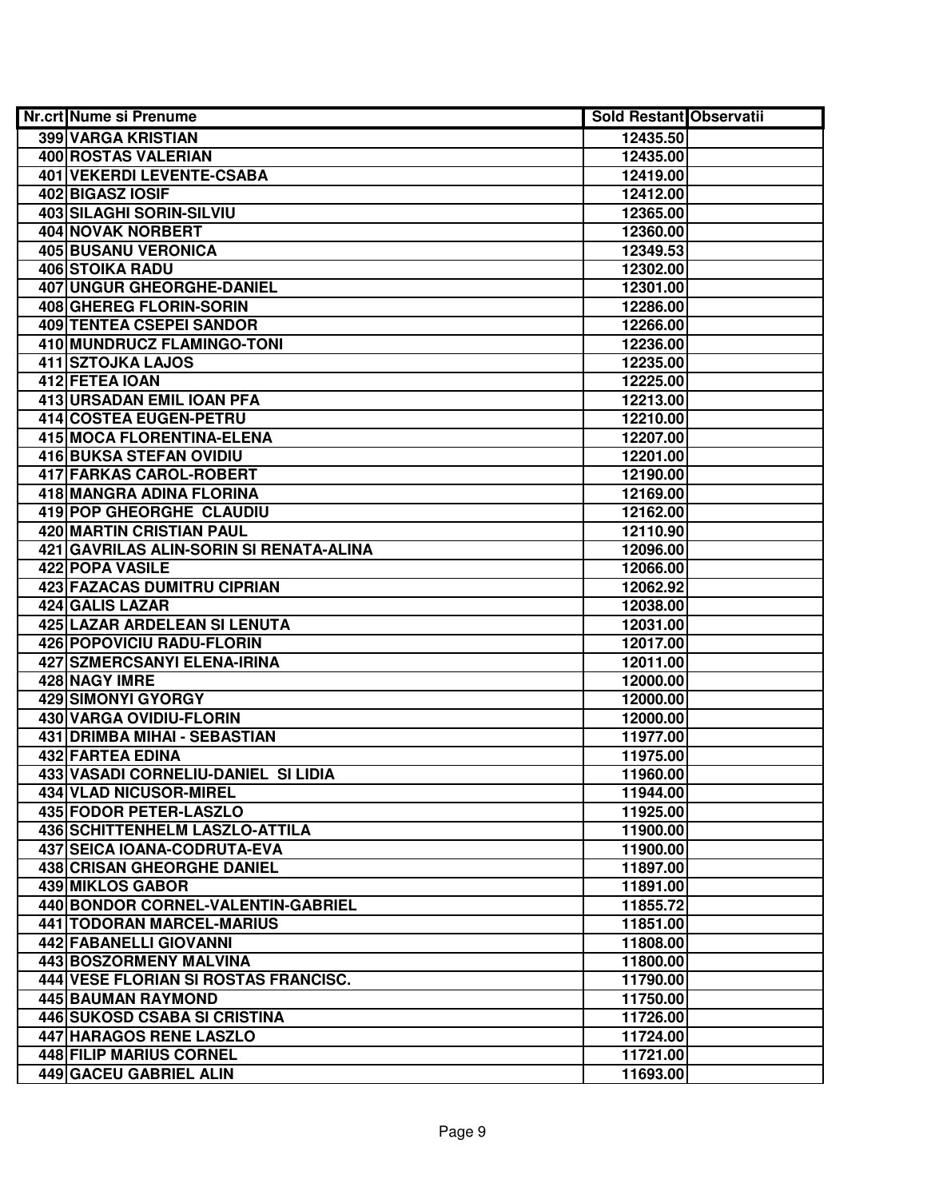| Nr.crt | Nume si Prenume | Sold Restant | Observatii |
|---|---|---|---|
| 399 | VARGA KRISTIAN | 12435.50 | |
| 400 | ROSTAS VALERIAN | 12435.00 | |
| 401 | VEKERDI LEVENTE-CSABA | 12419.00 | |
| 402 | BIGASZ IOSIF | 12412.00 | |
| 403 | SILAGHI SORIN-SILVIU | 12365.00 | |
| 404 | NOVAK NORBERT | 12360.00 | |
| 405 | BUSANU VERONICA | 12349.53 | |
| 406 | STOIKA RADU | 12302.00 | |
| 407 | UNGUR GHEORGHE-DANIEL | 12301.00 | |
| 408 | GHEREG FLORIN-SORIN | 12286.00 | |
| 409 | TENTEA CSEPEI SANDOR | 12266.00 | |
| 410 | MUNDRUCZ FLAMINGO-TONI | 12236.00 | |
| 411 | SZTOJKA LAJOS | 12235.00 | |
| 412 | FETEA IOAN | 12225.00 | |
| 413 | URSADAN EMIL IOAN PFA | 12213.00 | |
| 414 | COSTEA EUGEN-PETRU | 12210.00 | |
| 415 | MOCA FLORENTINA-ELENA | 12207.00 | |
| 416 | BUKSA STEFAN OVIDIU | 12201.00 | |
| 417 | FARKAS CAROL-ROBERT | 12190.00 | |
| 418 | MANGRA ADINA FLORINA | 12169.00 | |
| 419 | POP GHEORGHE CLAUDIU | 12162.00 | |
| 420 | MARTIN CRISTIAN PAUL | 12110.90 | |
| 421 | GAVRILAS ALIN-SORIN SI RENATA-ALINA | 12096.00 | |
| 422 | POPA VASILE | 12066.00 | |
| 423 | FAZACAS DUMITRU CIPRIAN | 12062.92 | |
| 424 | GALIS LAZAR | 12038.00 | |
| 425 | LAZAR ARDELEAN SI LENUTA | 12031.00 | |
| 426 | POPOVICIU RADU-FLORIN | 12017.00 | |
| 427 | SZMERCSANYI ELENA-IRINA | 12011.00 | |
| 428 | NAGY IMRE | 12000.00 | |
| 429 | SIMONYI GYORGY | 12000.00 | |
| 430 | VARGA OVIDIU-FLORIN | 12000.00 | |
| 431 | DRIMBA MIHAI - SEBASTIAN | 11977.00 | |
| 432 | FARTEA EDINA | 11975.00 | |
| 433 | VASADI CORNELIU-DANIEL SI LIDIA | 11960.00 | |
| 434 | VLAD NICUSOR-MIREL | 11944.00 | |
| 435 | FODOR PETER-LASZLO | 11925.00 | |
| 436 | SCHITTENHELM LASZLO-ATTILA | 11900.00 | |
| 437 | SEICA IOANA-CODRUTA-EVA | 11900.00 | |
| 438 | CRISAN GHEORGHE DANIEL | 11897.00 | |
| 439 | MIKLOS GABOR | 11891.00 | |
| 440 | BONDOR CORNEL-VALENTIN-GABRIEL | 11855.72 | |
| 441 | TODORAN MARCEL-MARIUS | 11851.00 | |
| 442 | FABANELLI GIOVANNI | 11808.00 | |
| 443 | BOSZORMENY MALVINA | 11800.00 | |
| 444 | VESE FLORIAN SI ROSTAS FRANCISC. | 11790.00 | |
| 445 | BAUMAN RAYMOND | 11750.00 | |
| 446 | SUKOSD CSABA SI CRISTINA | 11726.00 | |
| 447 | HARAGOS RENE LASZLO | 11724.00 | |
| 448 | FILIP MARIUS CORNEL | 11721.00 | |
| 449 | GACEU GABRIEL ALIN | 11693.00 | |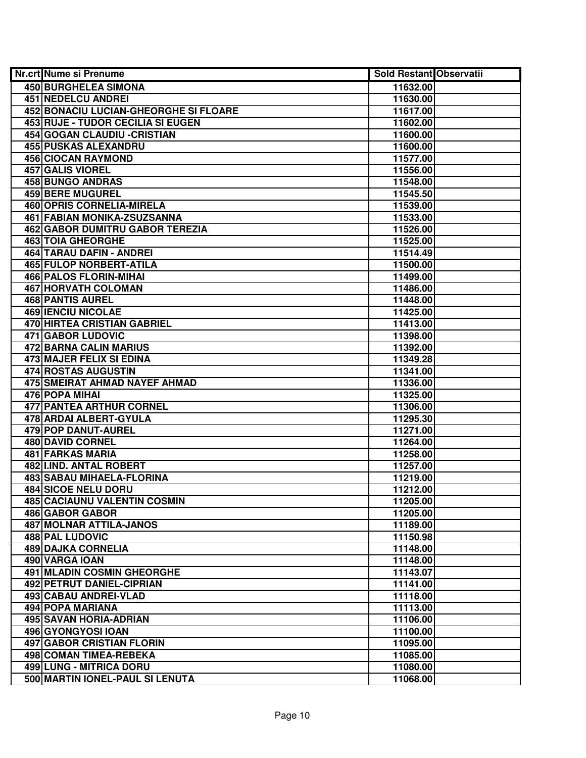| Nr.crt | Nume si Prenume | Sold Restant | Observatii |
| --- | --- | --- | --- |
| 450 | BURGHELEA SIMONA | 11632.00 | |
| 451 | NEDELCU ANDREI | 11630.00 | |
| 452 | BONACIU LUCIAN-GHEORGHE SI FLOARE | 11617.00 | |
| 453 | RUJE - TUDOR CECILIA SI EUGEN | 11602.00 | |
| 454 | GOGAN CLAUDIU -CRISTIAN | 11600.00 | |
| 455 | PUSKAS ALEXANDRU | 11600.00 | |
| 456 | CIOCAN RAYMOND | 11577.00 | |
| 457 | GALIS VIOREL | 11556.00 | |
| 458 | BUNGO ANDRAS | 11548.00 | |
| 459 | BERE MUGUREL | 11545.50 | |
| 460 | OPRIS CORNELIA-MIRELA | 11539.00 | |
| 461 | FABIAN MONIKA-ZSUZSANNA | 11533.00 | |
| 462 | GABOR DUMITRU GABOR TEREZIA | 11526.00 | |
| 463 | TOIA GHEORGHE | 11525.00 | |
| 464 | TARAU DAFIN - ANDREI | 11514.49 | |
| 465 | FULOP NORBERT-ATILA | 11500.00 | |
| 466 | PALOS FLORIN-MIHAI | 11499.00 | |
| 467 | HORVATH COLOMAN | 11486.00 | |
| 468 | PANTIS AUREL | 11448.00 | |
| 469 | IENCIU NICOLAE | 11425.00 | |
| 470 | HIRTEA CRISTIAN GABRIEL | 11413.00 | |
| 471 | GABOR LUDOVIC | 11398.00 | |
| 472 | BARNA CALIN MARIUS | 11392.00 | |
| 473 | MAJER FELIX SI EDINA | 11349.28 | |
| 474 | ROSTAS AUGUSTIN | 11341.00 | |
| 475 | SMEIRAT AHMAD NAYEF AHMAD | 11336.00 | |
| 476 | POPA MIHAI | 11325.00 | |
| 477 | PANTEA ARTHUR CORNEL | 11306.00 | |
| 478 | ARDAI ALBERT-GYULA | 11295.30 | |
| 479 | POP DANUT-AUREL | 11271.00 | |
| 480 | DAVID CORNEL | 11264.00 | |
| 481 | FARKAS MARIA | 11258.00 | |
| 482 | I.IND. ANTAL ROBERT | 11257.00 | |
| 483 | SABAU MIHAELA-FLORINA | 11219.00 | |
| 484 | SICOE NELU DORU | 11212.00 | |
| 485 | CACIAUNU VALENTIN COSMIN | 11205.00 | |
| 486 | GABOR GABOR | 11205.00 | |
| 487 | MOLNAR ATTILA-JANOS | 11189.00 | |
| 488 | PAL LUDOVIC | 11150.98 | |
| 489 | DAJKA CORNELIA | 11148.00 | |
| 490 | VARGA IOAN | 11148.00 | |
| 491 | MLADIN COSMIN GHEORGHE | 11143.07 | |
| 492 | PETRUT DANIEL-CIPRIAN | 11141.00 | |
| 493 | CABAU ANDREI-VLAD | 11118.00 | |
| 494 | POPA MARIANA | 11113.00 | |
| 495 | SAVAN HORIA-ADRIAN | 11106.00 | |
| 496 | GYONGYOSI IOAN | 11100.00 | |
| 497 | GABOR CRISTIAN FLORIN | 11095.00 | |
| 498 | COMAN TIMEA-REBEKA | 11085.00 | |
| 499 | LUNG - MITRICA DORU | 11080.00 | |
| 500 | MARTIN IONEL-PAUL SI LENUTA | 11068.00 | |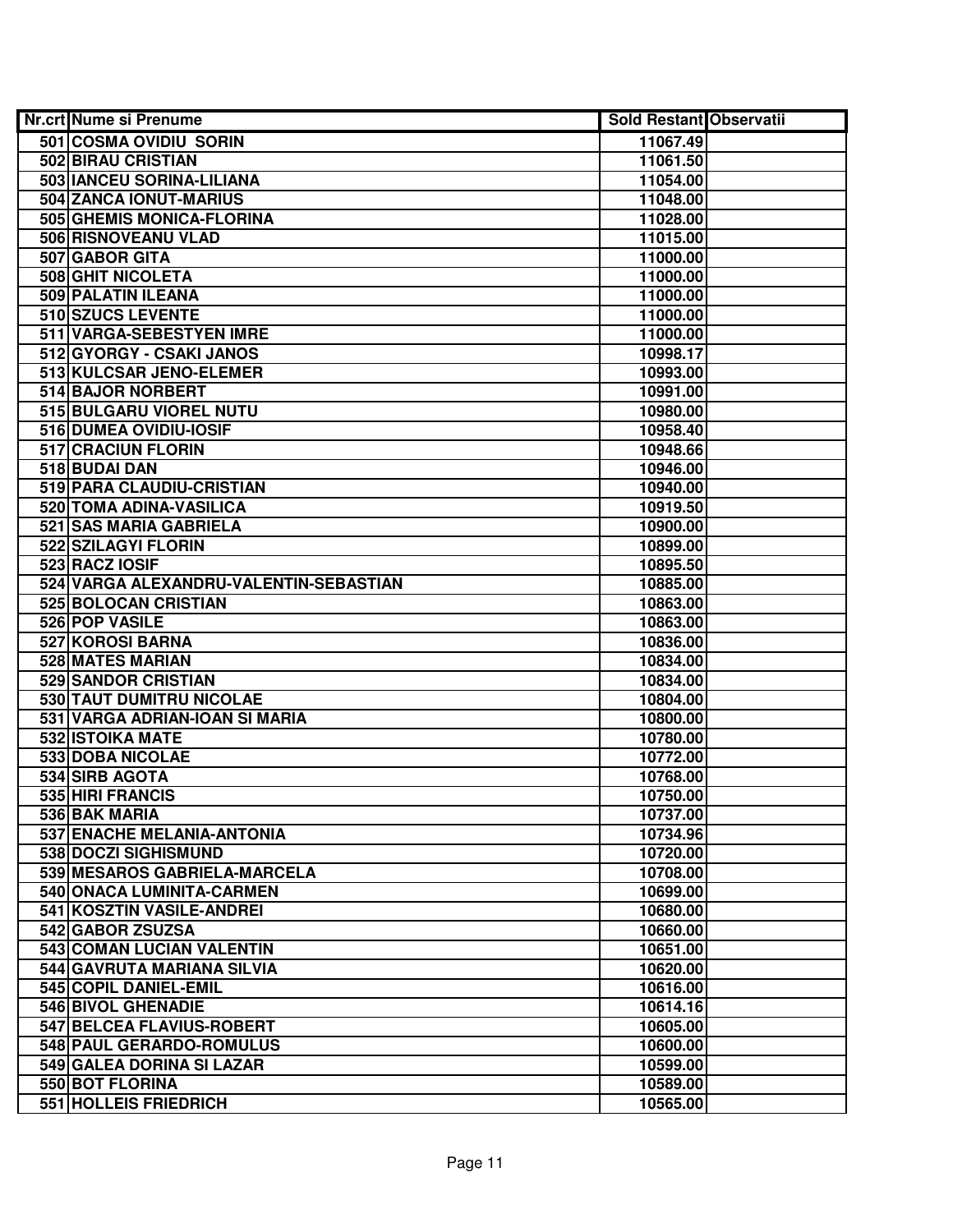| Nr.crt | Nume si Prenume | Sold Restant | Observatii |
|---|---|---|---|
| 501 | COSMA OVIDIU SORIN | 11067.49 | |
| 502 | BIRAU CRISTIAN | 11061.50 | |
| 503 | IANCEU SORINA-LILIANA | 11054.00 | |
| 504 | ZANCA IONUT-MARIUS | 11048.00 | |
| 505 | GHEMIS MONICA-FLORINA | 11028.00 | |
| 506 | RISNOVEANU VLAD | 11015.00 | |
| 507 | GABOR GITA | 11000.00 | |
| 508 | GHIT NICOLETA | 11000.00 | |
| 509 | PALATIN ILEANA | 11000.00 | |
| 510 | SZUCS LEVENTE | 11000.00 | |
| 511 | VARGA-SEBESTYEN IMRE | 11000.00 | |
| 512 | GYORGY - CSAKI JANOS | 10998.17 | |
| 513 | KULCSAR JENO-ELEMER | 10993.00 | |
| 514 | BAJOR NORBERT | 10991.00 | |
| 515 | BULGARU VIOREL NUTU | 10980.00 | |
| 516 | DUMEA OVIDIU-IOSIF | 10958.40 | |
| 517 | CRACIUN FLORIN | 10948.66 | |
| 518 | BUDAI DAN | 10946.00 | |
| 519 | PARA CLAUDIU-CRISTIAN | 10940.00 | |
| 520 | TOMA ADINA-VASILICA | 10919.50 | |
| 521 | SAS MARIA GABRIELA | 10900.00 | |
| 522 | SZILAGYI FLORIN | 10899.00 | |
| 523 | RACZ IOSIF | 10895.50 | |
| 524 | VARGA ALEXANDRU-VALENTIN-SEBASTIAN | 10885.00 | |
| 525 | BOLOCAN CRISTIAN | 10863.00 | |
| 526 | POP VASILE | 10863.00 | |
| 527 | KOROSI BARNA | 10836.00 | |
| 528 | MATES MARIAN | 10834.00 | |
| 529 | SANDOR CRISTIAN | 10834.00 | |
| 530 | TAUT DUMITRU NICOLAE | 10804.00 | |
| 531 | VARGA ADRIAN-IOAN SI MARIA | 10800.00 | |
| 532 | ISTOIKA MATE | 10780.00 | |
| 533 | DOBA NICOLAE | 10772.00 | |
| 534 | SIRB AGOTA | 10768.00 | |
| 535 | HIRI FRANCIS | 10750.00 | |
| 536 | BAK MARIA | 10737.00 | |
| 537 | ENACHE MELANIA-ANTONIA | 10734.96 | |
| 538 | DOCZI SIGHISMUND | 10720.00 | |
| 539 | MESAROS GABRIELA-MARCELA | 10708.00 | |
| 540 | ONACA LUMINITA-CARMEN | 10699.00 | |
| 541 | KOSZTIN VASILE-ANDREI | 10680.00 | |
| 542 | GABOR ZSUZSA | 10660.00 | |
| 543 | COMAN LUCIAN VALENTIN | 10651.00 | |
| 544 | GAVRUTA MARIANA SILVIA | 10620.00 | |
| 545 | COPIL DANIEL-EMIL | 10616.00 | |
| 546 | BIVOL GHENADIE | 10614.16 | |
| 547 | BELCEA FLAVIUS-ROBERT | 10605.00 | |
| 548 | PAUL GERARDO-ROMULUS | 10600.00 | |
| 549 | GALEA DORINA SI LAZAR | 10599.00 | |
| 550 | BOT FLORINA | 10589.00 | |
| 551 | HOLLEIS FRIEDRICH | 10565.00 | |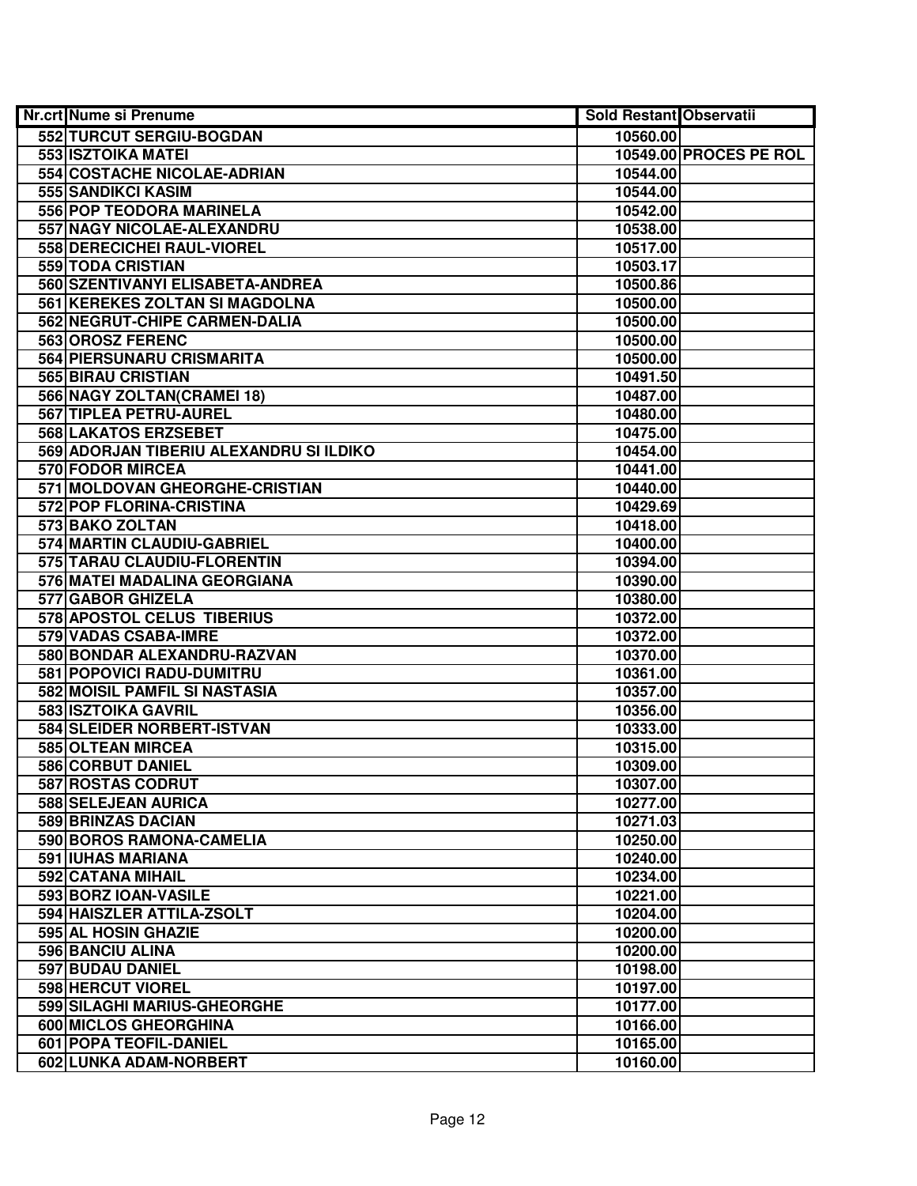| Nr.crt | Nume si Prenume | Sold Restant | Observatii |
|---|---|---|---|
| 552 | TURCUT SERGIU-BOGDAN | 10560.00 | |
| 553 | ISZTOIKA MATEI | 10549.00 | PROCES PE ROL |
| 554 | COSTACHE NICOLAE-ADRIAN | 10544.00 | |
| 555 | SANDIKCI KASIM | 10544.00 | |
| 556 | POP TEODORA MARINELA | 10542.00 | |
| 557 | NAGY NICOLAE-ALEXANDRU | 10538.00 | |
| 558 | DERECICHEI RAUL-VIOREL | 10517.00 | |
| 559 | TODA CRISTIAN | 10503.17 | |
| 560 | SZENTIVANYI ELISABETA-ANDREA | 10500.86 | |
| 561 | KEREKES ZOLTAN SI MAGDOLNA | 10500.00 | |
| 562 | NEGRUT-CHIPE CARMEN-DALIA | 10500.00 | |
| 563 | OROSZ FERENC | 10500.00 | |
| 564 | PIERSUNARU CRISMARITA | 10500.00 | |
| 565 | BIRAU CRISTIAN | 10491.50 | |
| 566 | NAGY ZOLTAN(CRAMEI 18) | 10487.00 | |
| 567 | TIPLEA PETRU-AUREL | 10480.00 | |
| 568 | LAKATOS ERZSEBET | 10475.00 | |
| 569 | ADORJAN TIBERIU ALEXANDRU SI ILDIKO | 10454.00 | |
| 570 | FODOR MIRCEA | 10441.00 | |
| 571 | MOLDOVAN GHEORGHE-CRISTIAN | 10440.00 | |
| 572 | POP FLORINA-CRISTINA | 10429.69 | |
| 573 | BAKO ZOLTAN | 10418.00 | |
| 574 | MARTIN CLAUDIU-GABRIEL | 10400.00 | |
| 575 | TARAU CLAUDIU-FLORENTIN | 10394.00 | |
| 576 | MATEI MADALINA GEORGIANA | 10390.00 | |
| 577 | GABOR GHIZELA | 10380.00 | |
| 578 | APOSTOL CELUS TIBERIUS | 10372.00 | |
| 579 | VADAS CSABA-IMRE | 10372.00 | |
| 580 | BONDAR ALEXANDRU-RAZVAN | 10370.00 | |
| 581 | POPOVICI RADU-DUMITRU | 10361.00 | |
| 582 | MOISIL PAMFIL SI NASTASIA | 10357.00 | |
| 583 | ISZTOIKA GAVRIL | 10356.00 | |
| 584 | SLEIDER NORBERT-ISTVAN | 10333.00 | |
| 585 | OLTEAN MIRCEA | 10315.00 | |
| 586 | CORBUT DANIEL | 10309.00 | |
| 587 | ROSTAS CODRUT | 10307.00 | |
| 588 | SELEJEAN AURICA | 10277.00 | |
| 589 | BRINZAS DACIAN | 10271.03 | |
| 590 | BOROS RAMONA-CAMELIA | 10250.00 | |
| 591 | IUHAS MARIANA | 10240.00 | |
| 592 | CATANA MIHAIL | 10234.00 | |
| 593 | BORZ IOAN-VASILE | 10221.00 | |
| 594 | HAISZLER ATTILA-ZSOLT | 10204.00 | |
| 595 | AL HOSIN GHAZIE | 10200.00 | |
| 596 | BANCIU ALINA | 10200.00 | |
| 597 | BUDAU DANIEL | 10198.00 | |
| 598 | HERCUT VIOREL | 10197.00 | |
| 599 | SILAGHI MARIUS-GHEORGHE | 10177.00 | |
| 600 | MICLOS GHEORGHINA | 10166.00 | |
| 601 | POPA TEOFIL-DANIEL | 10165.00 | |
| 602 | LUNKA ADAM-NORBERT | 10160.00 | |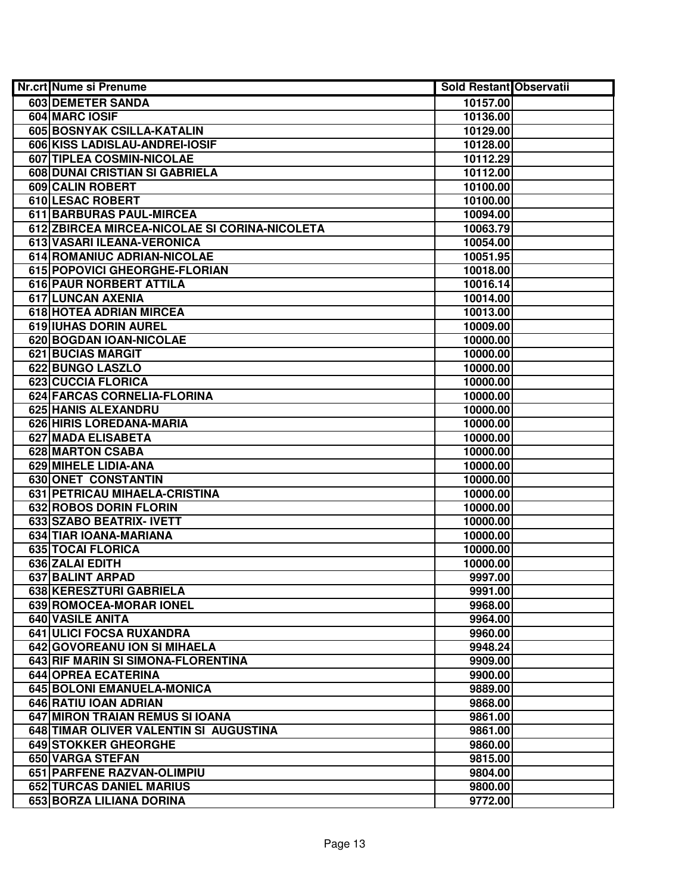| Nr.crt | Nume si Prenume | Sold Restant | Observatii |
| --- | --- | --- | --- |
| 603 | DEMETER SANDA | 10157.00 | |
| 604 | MARC IOSIF | 10136.00 | |
| 605 | BOSNYAK CSILLA-KATALIN | 10129.00 | |
| 606 | KISS LADISLAU-ANDREI-IOSIF | 10128.00 | |
| 607 | TIPLEA COSMIN-NICOLAE | 10112.29 | |
| 608 | DUNAI CRISTIAN SI GABRIELA | 10112.00 | |
| 609 | CALIN ROBERT | 10100.00 | |
| 610 | LESAC ROBERT | 10100.00 | |
| 611 | BARBURAS PAUL-MIRCEA | 10094.00 | |
| 612 | ZBIRCEA MIRCEA-NICOLAE SI CORINA-NICOLETA | 10063.79 | |
| 613 | VASARI ILEANA-VERONICA | 10054.00 | |
| 614 | ROMANIUC ADRIAN-NICOLAE | 10051.95 | |
| 615 | POPOVICI GHEORGHE-FLORIAN | 10018.00 | |
| 616 | PAUR NORBERT ATTILA | 10016.14 | |
| 617 | LUNCAN AXENIA | 10014.00 | |
| 618 | HOTEA ADRIAN MIRCEA | 10013.00 | |
| 619 | IUHAS DORIN AUREL | 10009.00 | |
| 620 | BOGDAN IOAN-NICOLAE | 10000.00 | |
| 621 | BUCIAS MARGIT | 10000.00 | |
| 622 | BUNGO LASZLO | 10000.00 | |
| 623 | CUCCIA FLORICA | 10000.00 | |
| 624 | FARCAS CORNELIA-FLORINA | 10000.00 | |
| 625 | HANIS ALEXANDRU | 10000.00 | |
| 626 | HIRIS LOREDANA-MARIA | 10000.00 | |
| 627 | MADA ELISABETA | 10000.00 | |
| 628 | MARTON CSABA | 10000.00 | |
| 629 | MIHELE LIDIA-ANA | 10000.00 | |
| 630 | ONET CONSTANTIN | 10000.00 | |
| 631 | PETRICAU MIHAELA-CRISTINA | 10000.00 | |
| 632 | ROBOS DORIN FLORIN | 10000.00 | |
| 633 | SZABO BEATRIX- IVETT | 10000.00 | |
| 634 | TIAR IOANA-MARIANA | 10000.00 | |
| 635 | TOCAI FLORICA | 10000.00 | |
| 636 | ZALAI EDITH | 10000.00 | |
| 637 | BALINT ARPAD | 9997.00 | |
| 638 | KERESZTURI GABRIELA | 9991.00 | |
| 639 | ROMOCEA-MORAR IONEL | 9968.00 | |
| 640 | VASILE ANITA | 9964.00 | |
| 641 | ULICI FOCSA RUXANDRA | 9960.00 | |
| 642 | GOVOREANU ION SI MIHAELA | 9948.24 | |
| 643 | RIF MARIN SI SIMONA-FLORENTINA | 9909.00 | |
| 644 | OPREA ECATERINA | 9900.00 | |
| 645 | BOLONI EMANUELA-MONICA | 9889.00 | |
| 646 | RATIU IOAN ADRIAN | 9868.00 | |
| 647 | MIRON TRAIAN REMUS SI IOANA | 9861.00 | |
| 648 | TIMAR OLIVER VALENTIN SI AUGUSTINA | 9861.00 | |
| 649 | STOKKER GHEORGHE | 9860.00 | |
| 650 | VARGA STEFAN | 9815.00 | |
| 651 | PARFENE RAZVAN-OLIMPIU | 9804.00 | |
| 652 | TURCAS DANIEL MARIUS | 9800.00 | |
| 653 | BORZA LILIANA DORINA | 9772.00 | |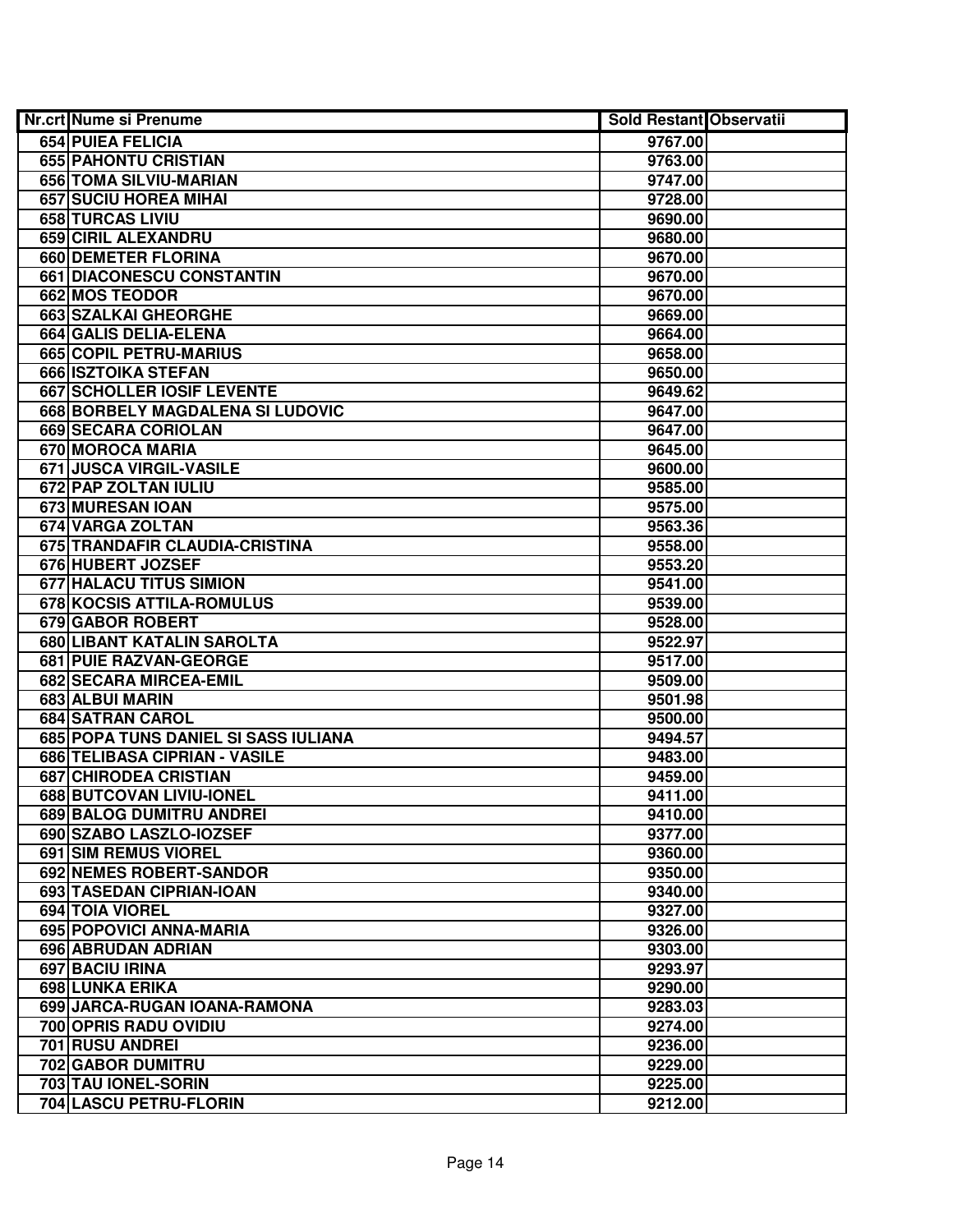| Nr.crt | Nume si Prenume | Sold Restant | Observatii |
|---|---|---|---|
| 654 | PUIEA FELICIA | 9767.00 | |
| 655 | PAHONTU CRISTIAN | 9763.00 | |
| 656 | TOMA SILVIU-MARIAN | 9747.00 | |
| 657 | SUCIU HOREA MIHAI | 9728.00 | |
| 658 | TURCAS LIVIU | 9690.00 | |
| 659 | CIRIL ALEXANDRU | 9680.00 | |
| 660 | DEMETER FLORINA | 9670.00 | |
| 661 | DIACONESCU CONSTANTIN | 9670.00 | |
| 662 | MOS TEODOR | 9670.00 | |
| 663 | SZALKAI GHEORGHE | 9669.00 | |
| 664 | GALIS DELIA-ELENA | 9664.00 | |
| 665 | COPIL PETRU-MARIUS | 9658.00 | |
| 666 | ISZTOIKA STEFAN | 9650.00 | |
| 667 | SCHOLLER IOSIF LEVENTE | 9649.62 | |
| 668 | BORBELY MAGDALENA SI LUDOVIC | 9647.00 | |
| 669 | SECARA CORIOLAN | 9647.00 | |
| 670 | MOROCA MARIA | 9645.00 | |
| 671 | JUSCA VIRGIL-VASILE | 9600.00 | |
| 672 | PAP ZOLTAN IULIU | 9585.00 | |
| 673 | MURESAN IOAN | 9575.00 | |
| 674 | VARGA ZOLTAN | 9563.36 | |
| 675 | TRANDAFIR CLAUDIA-CRISTINA | 9558.00 | |
| 676 | HUBERT JOZSEF | 9553.20 | |
| 677 | HALACU TITUS SIMION | 9541.00 | |
| 678 | KOCSIS ATTILA-ROMULUS | 9539.00 | |
| 679 | GABOR ROBERT | 9528.00 | |
| 680 | LIBANT KATALIN SAROLTA | 9522.97 | |
| 681 | PUIE RAZVAN-GEORGE | 9517.00 | |
| 682 | SECARA MIRCEA-EMIL | 9509.00 | |
| 683 | ALBUI MARIN | 9501.98 | |
| 684 | SATRAN CAROL | 9500.00 | |
| 685 | POPA TUNS DANIEL SI SASS IULIANA | 9494.57 | |
| 686 | TELIBASA CIPRIAN - VASILE | 9483.00 | |
| 687 | CHIRODEA CRISTIAN | 9459.00 | |
| 688 | BUTCOVAN LIVIU-IONEL | 9411.00 | |
| 689 | BALOG DUMITRU ANDREI | 9410.00 | |
| 690 | SZABO LASZLO-IOZSEF | 9377.00 | |
| 691 | SIM REMUS VIOREL | 9360.00 | |
| 692 | NEMES ROBERT-SANDOR | 9350.00 | |
| 693 | TASEDAN CIPRIAN-IOAN | 9340.00 | |
| 694 | TOIA VIOREL | 9327.00 | |
| 695 | POPOVICI ANNA-MARIA | 9326.00 | |
| 696 | ABRUDAN ADRIAN | 9303.00 | |
| 697 | BACIU IRINA | 9293.97 | |
| 698 | LUNKA ERIKA | 9290.00 | |
| 699 | JARCA-RUGAN IOANA-RAMONA | 9283.03 | |
| 700 | OPRIS RADU OVIDIU | 9274.00 | |
| 701 | RUSU ANDREI | 9236.00 | |
| 702 | GABOR DUMITRU | 9229.00 | |
| 703 | TAU IONEL-SORIN | 9225.00 | |
| 704 | LASCU PETRU-FLORIN | 9212.00 | |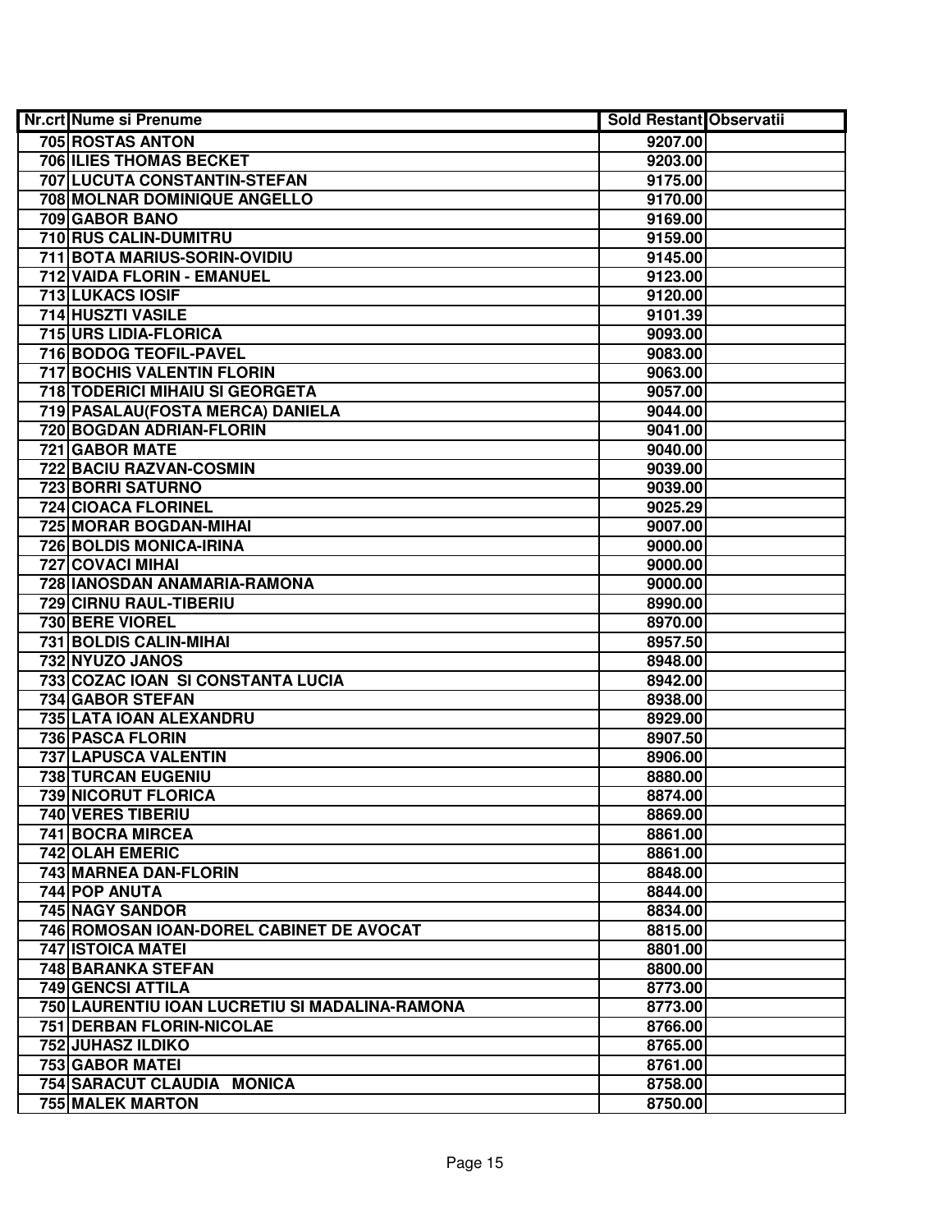| Nr.crt | Nume si Prenume | Sold Restant | Observatii |
|---|---|---|---|
| 705 | ROSTAS ANTON | 9207.00 | |
| 706 | ILIES THOMAS BECKET | 9203.00 | |
| 707 | LUCUTA CONSTANTIN-STEFAN | 9175.00 | |
| 708 | MOLNAR DOMINIQUE ANGELLO | 9170.00 | |
| 709 | GABOR BANO | 9169.00 | |
| 710 | RUS CALIN-DUMITRU | 9159.00 | |
| 711 | BOTA MARIUS-SORIN-OVIDIU | 9145.00 | |
| 712 | VAIDA FLORIN - EMANUEL | 9123.00 | |
| 713 | LUKACS IOSIF | 9120.00 | |
| 714 | HUSZTI VASILE | 9101.39 | |
| 715 | URS LIDIA-FLORICA | 9093.00 | |
| 716 | BODOG TEOFIL-PAVEL | 9083.00 | |
| 717 | BOCHIS VALENTIN FLORIN | 9063.00 | |
| 718 | TODERICI MIHAIU SI GEORGETA | 9057.00 | |
| 719 | PASALAU(FOSTA MERCA) DANIELA | 9044.00 | |
| 720 | BOGDAN ADRIAN-FLORIN | 9041.00 | |
| 721 | GABOR MATE | 9040.00 | |
| 722 | BACIU RAZVAN-COSMIN | 9039.00 | |
| 723 | BORRI SATURNO | 9039.00 | |
| 724 | CIOACA FLORINEL | 9025.29 | |
| 725 | MORAR BOGDAN-MIHAI | 9007.00 | |
| 726 | BOLDIS MONICA-IRINA | 9000.00 | |
| 727 | COVACI MIHAI | 9000.00 | |
| 728 | IANOSDAN ANAMARIA-RAMONA | 9000.00 | |
| 729 | CIRNU RAUL-TIBERIU | 8990.00 | |
| 730 | BERE VIOREL | 8970.00 | |
| 731 | BOLDIS CALIN-MIHAI | 8957.50 | |
| 732 | NYUZO JANOS | 8948.00 | |
| 733 | COZAC IOAN SI CONSTANTA LUCIA | 8942.00 | |
| 734 | GABOR STEFAN | 8938.00 | |
| 735 | LATA IOAN ALEXANDRU | 8929.00 | |
| 736 | PASCA FLORIN | 8907.50 | |
| 737 | LAPUSCA VALENTIN | 8906.00 | |
| 738 | TURCAN EUGENIU | 8880.00 | |
| 739 | NICORUT FLORICA | 8874.00 | |
| 740 | VERES TIBERIU | 8869.00 | |
| 741 | BOCRA MIRCEA | 8861.00 | |
| 742 | OLAH EMERIC | 8861.00 | |
| 743 | MARNEA DAN-FLORIN | 8848.00 | |
| 744 | POP ANUTA | 8844.00 | |
| 745 | NAGY SANDOR | 8834.00 | |
| 746 | ROMOSAN IOAN-DOREL CABINET DE AVOCAT | 8815.00 | |
| 747 | ISTOICA MATEI | 8801.00 | |
| 748 | BARANKA STEFAN | 8800.00 | |
| 749 | GENCSI ATTILA | 8773.00 | |
| 750 | LAURENTIU IOAN LUCRETIU SI MADALINA-RAMONA | 8773.00 | |
| 751 | DERBAN FLORIN-NICOLAE | 8766.00 | |
| 752 | JUHASZ ILDIKO | 8765.00 | |
| 753 | GABOR MATEI | 8761.00 | |
| 754 | SARACUT CLAUDIA MONICA | 8758.00 | |
| 755 | MALEK MARTON | 8750.00 | |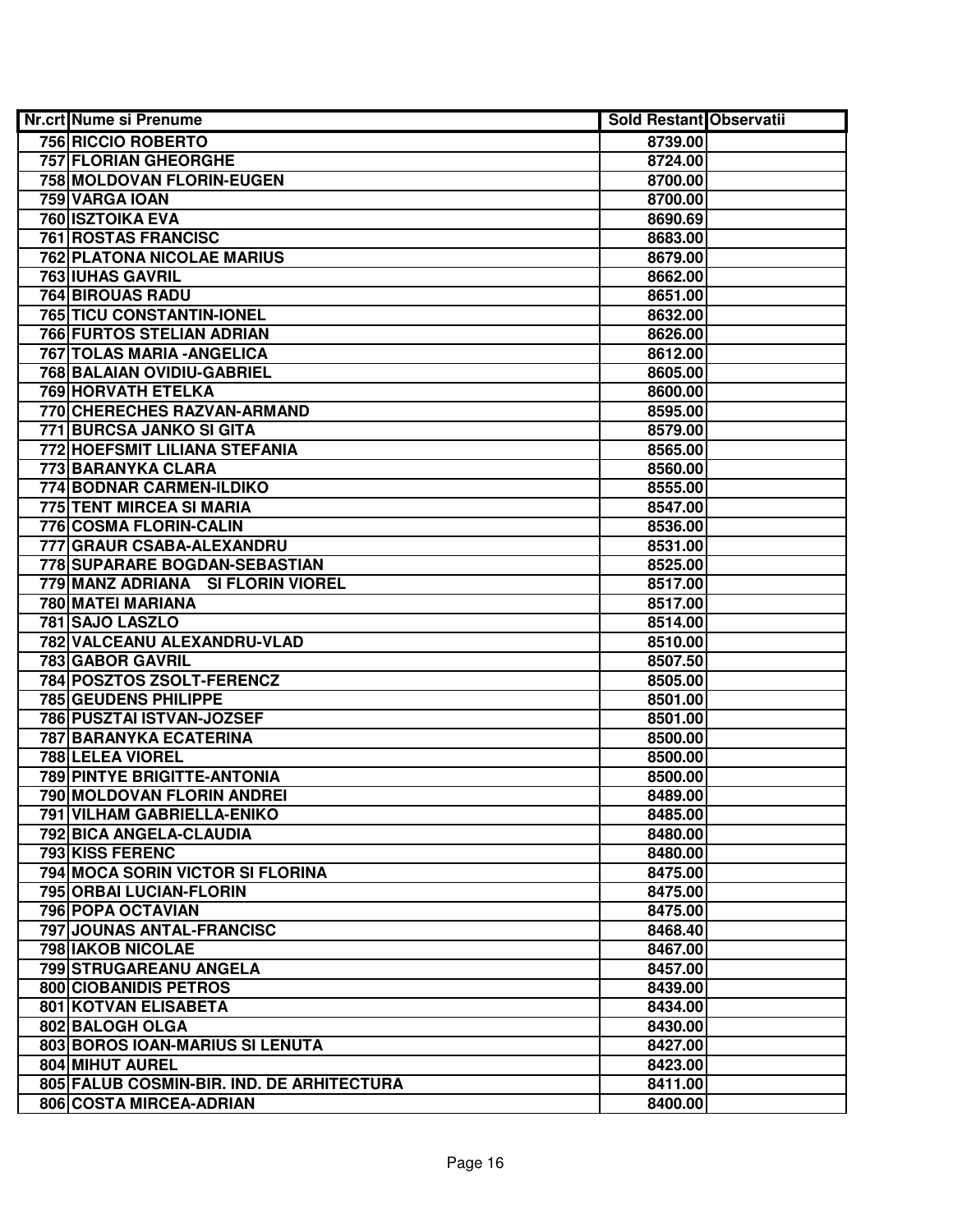| Nr.crt | Nume si Prenume | Sold Restant | Observatii |
|---|---|---|---|
| 756 | RICCIO ROBERTO | 8739.00 | |
| 757 | FLORIAN GHEORGHE | 8724.00 | |
| 758 | MOLDOVAN FLORIN-EUGEN | 8700.00 | |
| 759 | VARGA IOAN | 8700.00 | |
| 760 | ISZTOIKA EVA | 8690.69 | |
| 761 | ROSTAS FRANCISC | 8683.00 | |
| 762 | PLATONA NICOLAE MARIUS | 8679.00 | |
| 763 | IUHAS GAVRIL | 8662.00 | |
| 764 | BIROUAS RADU | 8651.00 | |
| 765 | TICU CONSTANTIN-IONEL | 8632.00 | |
| 766 | FURTOS STELIAN ADRIAN | 8626.00 | |
| 767 | TOLAS MARIA -ANGELICA | 8612.00 | |
| 768 | BALAIAN OVIDIU-GABRIEL | 8605.00 | |
| 769 | HORVATH ETELKA | 8600.00 | |
| 770 | CHERECHES RAZVAN-ARMAND | 8595.00 | |
| 771 | BURCSA JANKO SI GITA | 8579.00 | |
| 772 | HOEFSMIT LILIANA STEFANIA | 8565.00 | |
| 773 | BARANYKA CLARA | 8560.00 | |
| 774 | BODNAR CARMEN-ILDIKO | 8555.00 | |
| 775 | TENT MIRCEA SI MARIA | 8547.00 | |
| 776 | COSMA FLORIN-CALIN | 8536.00 | |
| 777 | GRAUR CSABA-ALEXANDRU | 8531.00 | |
| 778 | SUPARARE BOGDAN-SEBASTIAN | 8525.00 | |
| 779 | MANZ ADRIANA SI FLORIN VIOREL | 8517.00 | |
| 780 | MATEI MARIANA | 8517.00 | |
| 781 | SAJO LASZLO | 8514.00 | |
| 782 | VALCEANU ALEXANDRU-VLAD | 8510.00 | |
| 783 | GABOR GAVRIL | 8507.50 | |
| 784 | POSZTOS ZSOLT-FERENCZ | 8505.00 | |
| 785 | GEUDENS PHILIPPE | 8501.00 | |
| 786 | PUSZTAI ISTVAN-JOZSEF | 8501.00 | |
| 787 | BARANYKA ECATERINA | 8500.00 | |
| 788 | LELEA VIOREL | 8500.00 | |
| 789 | PINTYE BRIGITTE-ANTONIA | 8500.00 | |
| 790 | MOLDOVAN FLORIN ANDREI | 8489.00 | |
| 791 | VILHAM GABRIELLA-ENIKO | 8485.00 | |
| 792 | BICA ANGELA-CLAUDIA | 8480.00 | |
| 793 | KISS FERENC | 8480.00 | |
| 794 | MOCA SORIN VICTOR SI FLORINA | 8475.00 | |
| 795 | ORBAI LUCIAN-FLORIN | 8475.00 | |
| 796 | POPA OCTAVIAN | 8475.00 | |
| 797 | JOUNAS ANTAL-FRANCISC | 8468.40 | |
| 798 | IAKOB NICOLAE | 8467.00 | |
| 799 | STRUGAREANU ANGELA | 8457.00 | |
| 800 | CIOBANIDIS PETROS | 8439.00 | |
| 801 | KOTVAN ELISABETA | 8434.00 | |
| 802 | BALOGH OLGA | 8430.00 | |
| 803 | BOROS IOAN-MARIUS SI LENUTA | 8427.00 | |
| 804 | MIHUT AUREL | 8423.00 | |
| 805 | FALUB COSMIN-BIR. IND. DE ARHITECTURA | 8411.00 | |
| 806 | COSTA MIRCEA-ADRIAN | 8400.00 | |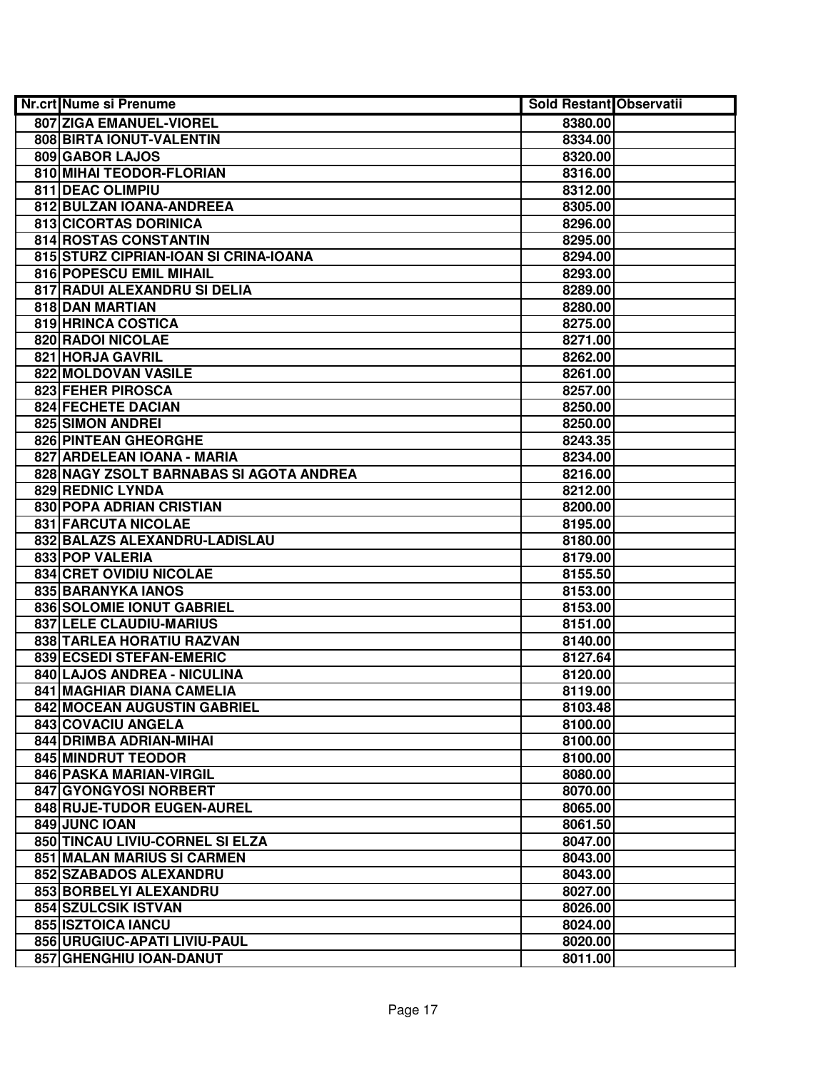| Nr.crt | Nume si Prenume | Sold Restant | Observatii |
|---|---|---|---|
| 807 | ZIGA EMANUEL-VIOREL | 8380.00 | |
| 808 | BIRTA IONUT-VALENTIN | 8334.00 | |
| 809 | GABOR LAJOS | 8320.00 | |
| 810 | MIHAI TEODOR-FLORIAN | 8316.00 | |
| 811 | DEAC OLIMPIU | 8312.00 | |
| 812 | BULZAN IOANA-ANDREEA | 8305.00 | |
| 813 | CICORTAS DORINICA | 8296.00 | |
| 814 | ROSTAS CONSTANTIN | 8295.00 | |
| 815 | STURZ CIPRIAN-IOAN SI CRINA-IOANA | 8294.00 | |
| 816 | POPESCU EMIL MIHAIL | 8293.00 | |
| 817 | RADUI ALEXANDRU SI DELIA | 8289.00 | |
| 818 | DAN MARTIAN | 8280.00 | |
| 819 | HRINCA COSTICA | 8275.00 | |
| 820 | RADOI NICOLAE | 8271.00 | |
| 821 | HORJA GAVRIL | 8262.00 | |
| 822 | MOLDOVAN VASILE | 8261.00 | |
| 823 | FEHER PIROSCA | 8257.00 | |
| 824 | FECHETE DACIAN | 8250.00 | |
| 825 | SIMON ANDREI | 8250.00 | |
| 826 | PINTEAN GHEORGHE | 8243.35 | |
| 827 | ARDELEAN IOANA - MARIA | 8234.00 | |
| 828 | NAGY ZSOLT BARNABAS SI AGOTA ANDREA | 8216.00 | |
| 829 | REDNIC LYNDA | 8212.00 | |
| 830 | POPA ADRIAN CRISTIAN | 8200.00 | |
| 831 | FARCUTA NICOLAE | 8195.00 | |
| 832 | BALAZS ALEXANDRU-LADISLAU | 8180.00 | |
| 833 | POP VALERIA | 8179.00 | |
| 834 | CRET OVIDIU NICOLAE | 8155.50 | |
| 835 | BARANYKA IANOS | 8153.00 | |
| 836 | SOLOMIE IONUT GABRIEL | 8153.00 | |
| 837 | LELE CLAUDIU-MARIUS | 8151.00 | |
| 838 | TARLEA HORATIU RAZVAN | 8140.00 | |
| 839 | ECSEDI STEFAN-EMERIC | 8127.64 | |
| 840 | LAJOS ANDREA - NICULINA | 8120.00 | |
| 841 | MAGHIAR DIANA CAMELIA | 8119.00 | |
| 842 | MOCEAN AUGUSTIN GABRIEL | 8103.48 | |
| 843 | COVACIU ANGELA | 8100.00 | |
| 844 | DRIMBA ADRIAN-MIHAI | 8100.00 | |
| 845 | MINDRUT TEODOR | 8100.00 | |
| 846 | PASKA MARIAN-VIRGIL | 8080.00 | |
| 847 | GYONGYOSI NORBERT | 8070.00 | |
| 848 | RUJE-TUDOR EUGEN-AUREL | 8065.00 | |
| 849 | JUNC IOAN | 8061.50 | |
| 850 | TINCAU LIVIU-CORNEL SI ELZA | 8047.00 | |
| 851 | MALAN MARIUS SI CARMEN | 8043.00 | |
| 852 | SZABADOS ALEXANDRU | 8043.00 | |
| 853 | BORBELYI ALEXANDRU | 8027.00 | |
| 854 | SZULCSIK ISTVAN | 8026.00 | |
| 855 | ISZTOICA IANCU | 8024.00 | |
| 856 | URUGIUC-APATI LIVIU-PAUL | 8020.00 | |
| 857 | GHENGHIU IOAN-DANUT | 8011.00 | |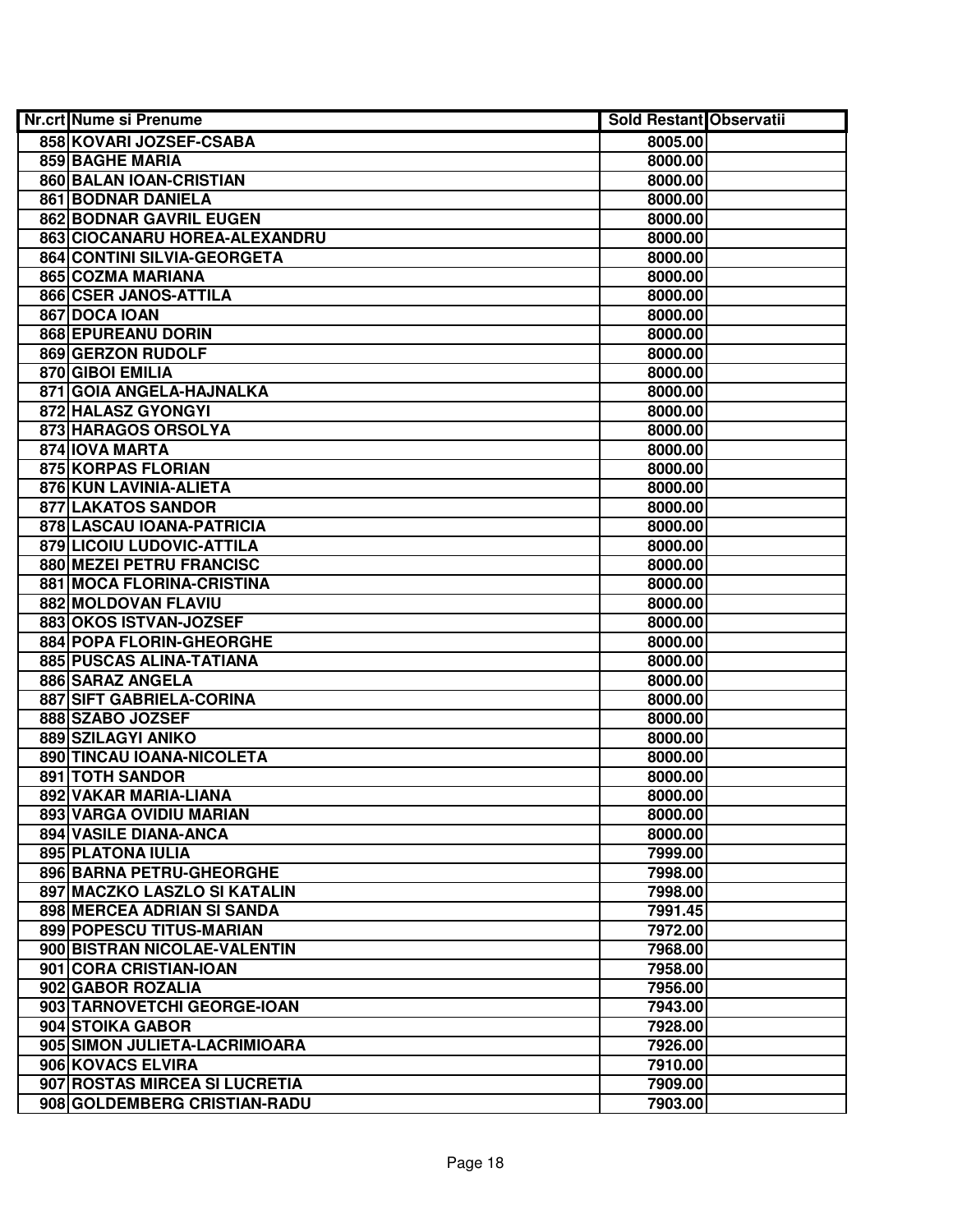| Nr.crt | Nume si Prenume | Sold Restant | Observatii |
|---|---|---|---|
| 858 | KOVARI JOZSEF-CSABA | 8005.00 | |
| 859 | BAGHE MARIA | 8000.00 | |
| 860 | BALAN IOAN-CRISTIAN | 8000.00 | |
| 861 | BODNAR DANIELA | 8000.00 | |
| 862 | BODNAR GAVRIL EUGEN | 8000.00 | |
| 863 | CIOCANARU HOREA-ALEXANDRU | 8000.00 | |
| 864 | CONTINI SILVIA-GEORGETA | 8000.00 | |
| 865 | COZMA MARIANA | 8000.00 | |
| 866 | CSER JANOS-ATTILA | 8000.00 | |
| 867 | DOCA IOAN | 8000.00 | |
| 868 | EPUREANU DORIN | 8000.00 | |
| 869 | GERZON RUDOLF | 8000.00 | |
| 870 | GIBOI EMILIA | 8000.00 | |
| 871 | GOIA ANGELA-HAJNALKA | 8000.00 | |
| 872 | HALASZ GYONGYI | 8000.00 | |
| 873 | HARAGOS ORSOLYA | 8000.00 | |
| 874 | IOVA MARTA | 8000.00 | |
| 875 | KORPAS FLORIAN | 8000.00 | |
| 876 | KUN LAVINIA-ALIETA | 8000.00 | |
| 877 | LAKATOS SANDOR | 8000.00 | |
| 878 | LASCAU IOANA-PATRICIA | 8000.00 | |
| 879 | LICOIU LUDOVIC-ATTILA | 8000.00 | |
| 880 | MEZEI PETRU FRANCISC | 8000.00 | |
| 881 | MOCA FLORINA-CRISTINA | 8000.00 | |
| 882 | MOLDOVAN FLAVIU | 8000.00 | |
| 883 | OKOS ISTVAN-JOZSEF | 8000.00 | |
| 884 | POPA FLORIN-GHEORGHE | 8000.00 | |
| 885 | PUSCAS ALINA-TATIANA | 8000.00 | |
| 886 | SARAZ ANGELA | 8000.00 | |
| 887 | SIFT GABRIELA-CORINA | 8000.00 | |
| 888 | SZABO JOZSEF | 8000.00 | |
| 889 | SZILAGYI ANIKO | 8000.00 | |
| 890 | TINCAU IOANA-NICOLETA | 8000.00 | |
| 891 | TOTH SANDOR | 8000.00 | |
| 892 | VAKAR MARIA-LIANA | 8000.00 | |
| 893 | VARGA OVIDIU MARIAN | 8000.00 | |
| 894 | VASILE DIANA-ANCA | 8000.00 | |
| 895 | PLATONA IULIA | 7999.00 | |
| 896 | BARNA PETRU-GHEORGHE | 7998.00 | |
| 897 | MACZKO LASZLO SI KATALIN | 7998.00 | |
| 898 | MERCEA ADRIAN SI SANDA | 7991.45 | |
| 899 | POPESCU TITUS-MARIAN | 7972.00 | |
| 900 | BISTRAN NICOLAE-VALENTIN | 7968.00 | |
| 901 | CORA CRISTIAN-IOAN | 7958.00 | |
| 902 | GABOR ROZALIA | 7956.00 | |
| 903 | TARNOVETCHI GEORGE-IOAN | 7943.00 | |
| 904 | STOIKA GABOR | 7928.00 | |
| 905 | SIMON JULIETA-LACRIMIOARA | 7926.00 | |
| 906 | KOVACS ELVIRA | 7910.00 | |
| 907 | ROSTAS MIRCEA SI LUCRETIA | 7909.00 | |
| 908 | GOLDEMBERG CRISTIAN-RADU | 7903.00 | |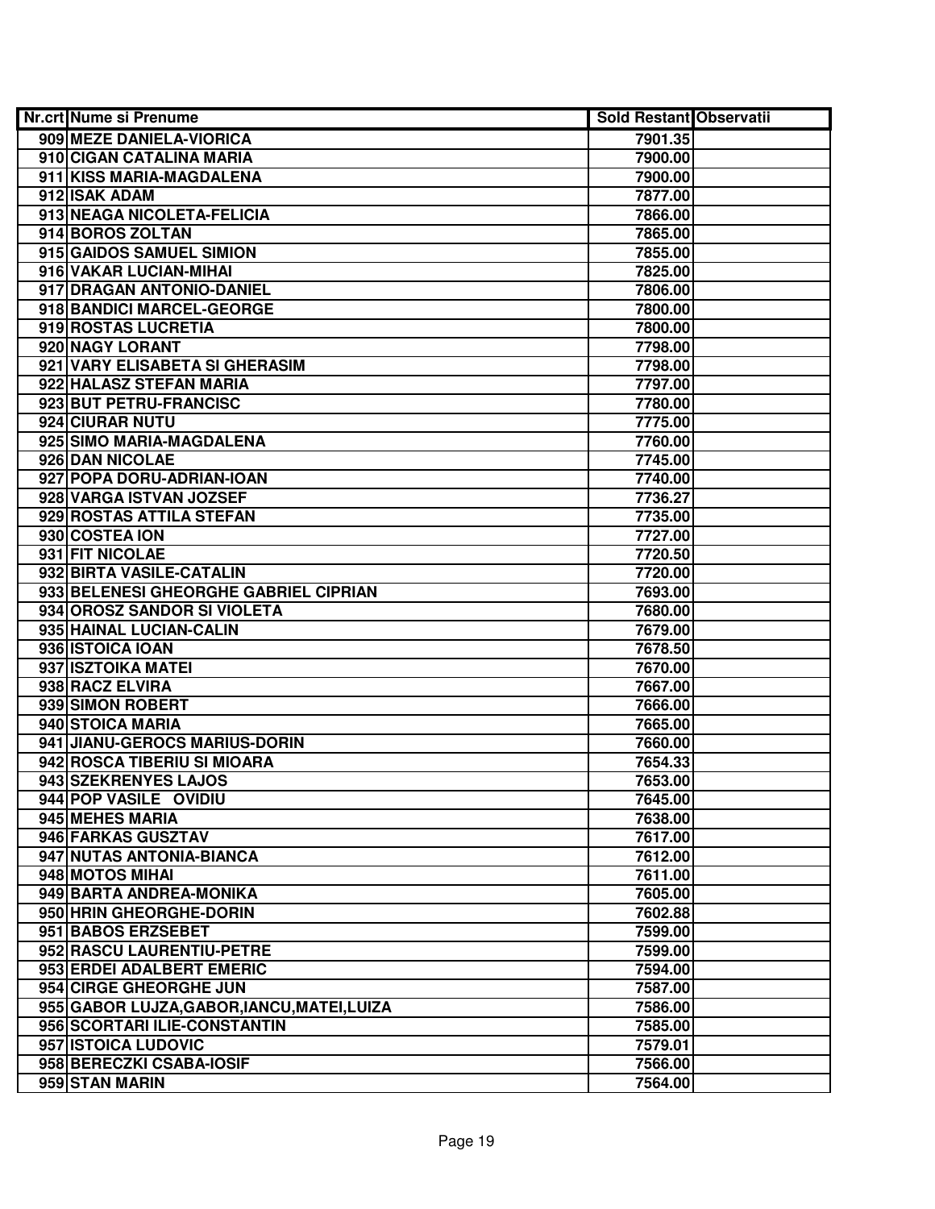| Nr.crt | Nume si Prenume | Sold Restant | Observatii |
|---|---|---|---|
| 909 | MEZE DANIELA-VIORICA | 7901.35 | |
| 910 | CIGAN CATALINA MARIA | 7900.00 | |
| 911 | KISS MARIA-MAGDALENA | 7900.00 | |
| 912 | ISAK ADAM | 7877.00 | |
| 913 | NEAGA NICOLETA-FELICIA | 7866.00 | |
| 914 | BOROS ZOLTAN | 7865.00 | |
| 915 | GAIDOS SAMUEL SIMION | 7855.00 | |
| 916 | VAKAR LUCIAN-MIHAI | 7825.00 | |
| 917 | DRAGAN ANTONIO-DANIEL | 7806.00 | |
| 918 | BANDICI MARCEL-GEORGE | 7800.00 | |
| 919 | ROSTAS LUCRETIA | 7800.00 | |
| 920 | NAGY LORANT | 7798.00 | |
| 921 | VARY ELISABETA SI GHERASIM | 7798.00 | |
| 922 | HALASZ STEFAN MARIA | 7797.00 | |
| 923 | BUT PETRU-FRANCISC | 7780.00 | |
| 924 | CIURAR NUTU | 7775.00 | |
| 925 | SIMO MARIA-MAGDALENA | 7760.00 | |
| 926 | DAN NICOLAE | 7745.00 | |
| 927 | POPA DORU-ADRIAN-IOAN | 7740.00 | |
| 928 | VARGA ISTVAN JOZSEF | 7736.27 | |
| 929 | ROSTAS ATTILA STEFAN | 7735.00 | |
| 930 | COSTEA ION | 7727.00 | |
| 931 | FIT NICOLAE | 7720.50 | |
| 932 | BIRTA VASILE-CATALIN | 7720.00 | |
| 933 | BELENESI GHEORGHE GABRIEL CIPRIAN | 7693.00 | |
| 934 | OROSZ SANDOR SI VIOLETA | 7680.00 | |
| 935 | HAINAL LUCIAN-CALIN | 7679.00 | |
| 936 | ISTOICA IOAN | 7678.50 | |
| 937 | ISZTOIKA MATEI | 7670.00 | |
| 938 | RACZ ELVIRA | 7667.00 | |
| 939 | SIMON ROBERT | 7666.00 | |
| 940 | STOICA MARIA | 7665.00 | |
| 941 | JIANU-GEROCS MARIUS-DORIN | 7660.00 | |
| 942 | ROSCA TIBERIU SI MIOARA | 7654.33 | |
| 943 | SZEKRENYES LAJOS | 7653.00 | |
| 944 | POP VASILE OVIDIU | 7645.00 | |
| 945 | MEHES MARIA | 7638.00 | |
| 946 | FARKAS GUSZTAV | 7617.00 | |
| 947 | NUTAS ANTONIA-BIANCA | 7612.00 | |
| 948 | MOTOS MIHAI | 7611.00 | |
| 949 | BARTA ANDREA-MONIKA | 7605.00 | |
| 950 | HRIN GHEORGHE-DORIN | 7602.88 | |
| 951 | BABOS ERZSEBET | 7599.00 | |
| 952 | RASCU LAURENTIU-PETRE | 7599.00 | |
| 953 | ERDEI ADALBERT EMERIC | 7594.00 | |
| 954 | CIRGE GHEORGHE JUN | 7587.00 | |
| 955 | GABOR LUJZA,GABOR,IANCU,MATEI,LUIZA | 7586.00 | |
| 956 | SCORTARI ILIE-CONSTANTIN | 7585.00 | |
| 957 | ISTOICA LUDOVIC | 7579.01 | |
| 958 | BERECZKI CSABA-IOSIF | 7566.00 | |
| 959 | STAN MARIN | 7564.00 | |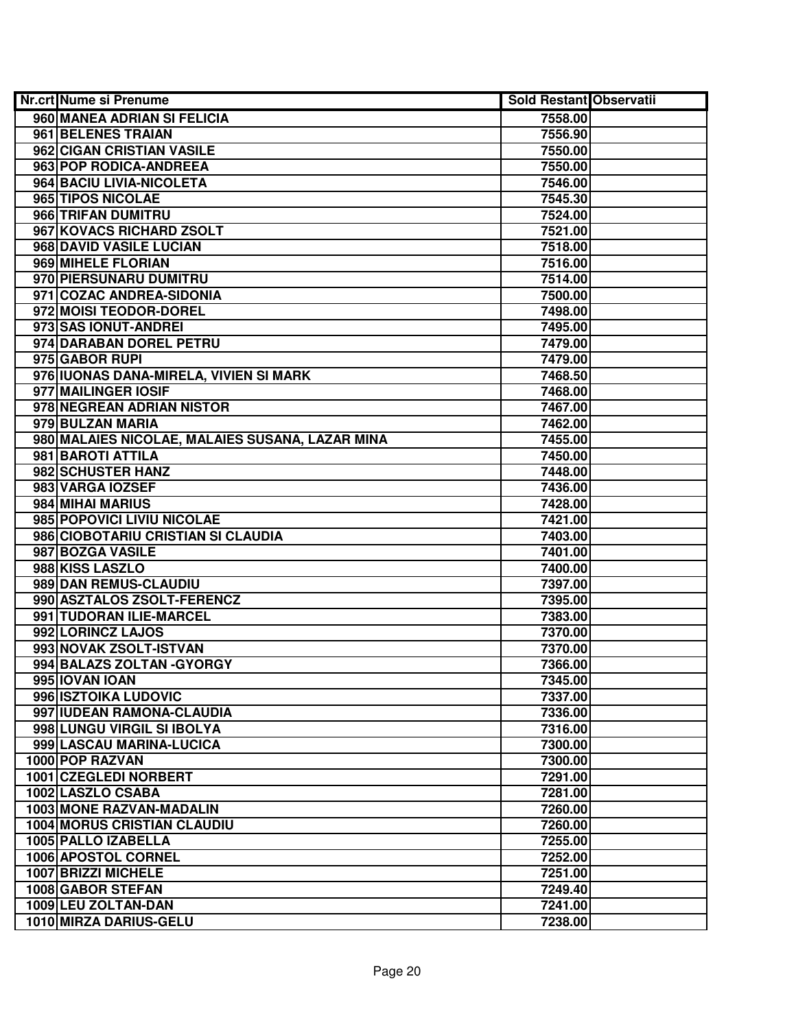| Nr.crt | Nume si Prenume | Sold Restant | Observatii |
|---|---|---|---|
| 960 | MANEA ADRIAN SI FELICIA | 7558.00 | |
| 961 | BELENES TRAIAN | 7556.90 | |
| 962 | CIGAN CRISTIAN VASILE | 7550.00 | |
| 963 | POP RODICA-ANDREEA | 7550.00 | |
| 964 | BACIU LIVIA-NICOLETA | 7546.00 | |
| 965 | TIPOS NICOLAE | 7545.30 | |
| 966 | TRIFAN DUMITRU | 7524.00 | |
| 967 | KOVACS RICHARD ZSOLT | 7521.00 | |
| 968 | DAVID VASILE LUCIAN | 7518.00 | |
| 969 | MIHELE FLORIAN | 7516.00 | |
| 970 | PIERSUNARU DUMITRU | 7514.00 | |
| 971 | COZAC ANDREA-SIDONIA | 7500.00 | |
| 972 | MOISI TEODOR-DOREL | 7498.00 | |
| 973 | SAS IONUT-ANDREI | 7495.00 | |
| 974 | DARABAN DOREL PETRU | 7479.00 | |
| 975 | GABOR RUPI | 7479.00 | |
| 976 | IUONAS DANA-MIRELA, VIVIEN SI MARK | 7468.50 | |
| 977 | MAILINGER IOSIF | 7468.00 | |
| 978 | NEGREAN ADRIAN NISTOR | 7467.00 | |
| 979 | BULZAN MARIA | 7462.00 | |
| 980 | MALAIES NICOLAE, MALAIES SUSANA, LAZAR MINA | 7455.00 | |
| 981 | BAROTI ATTILA | 7450.00 | |
| 982 | SCHUSTER HANZ | 7448.00 | |
| 983 | VARGA IOZSEF | 7436.00 | |
| 984 | MIHAI MARIUS | 7428.00 | |
| 985 | POPOVICI LIVIU NICOLAE | 7421.00 | |
| 986 | CIOBOTARIU CRISTIAN SI CLAUDIA | 7403.00 | |
| 987 | BOZGA VASILE | 7401.00 | |
| 988 | KISS LASZLO | 7400.00 | |
| 989 | DAN REMUS-CLAUDIU | 7397.00 | |
| 990 | ASZTALOS ZSOLT-FERENCZ | 7395.00 | |
| 991 | TUDORAN ILIE-MARCEL | 7383.00 | |
| 992 | LORINCZ LAJOS | 7370.00 | |
| 993 | NOVAK ZSOLT-ISTVAN | 7370.00 | |
| 994 | BALAZS ZOLTAN -GYORGY | 7366.00 | |
| 995 | IOVAN IOAN | 7345.00 | |
| 996 | ISZTOIKA LUDOVIC | 7337.00 | |
| 997 | IUDEAN RAMONA-CLAUDIA | 7336.00 | |
| 998 | LUNGU VIRGIL SI IBOLYA | 7316.00 | |
| 999 | LASCAU MARINA-LUCICA | 7300.00 | |
| 1000 | POP RAZVAN | 7300.00 | |
| 1001 | CZEGLEDI NORBERT | 7291.00 | |
| 1002 | LASZLO CSABA | 7281.00 | |
| 1003 | MONE RAZVAN-MADALIN | 7260.00 | |
| 1004 | MORUS CRISTIAN CLAUDIU | 7260.00 | |
| 1005 | PALLO IZABELLA | 7255.00 | |
| 1006 | APOSTOL CORNEL | 7252.00 | |
| 1007 | BRIZZI MICHELE | 7251.00 | |
| 1008 | GABOR STEFAN | 7249.40 | |
| 1009 | LEU ZOLTAN-DAN | 7241.00 | |
| 1010 | MIRZA DARIUS-GELU | 7238.00 | |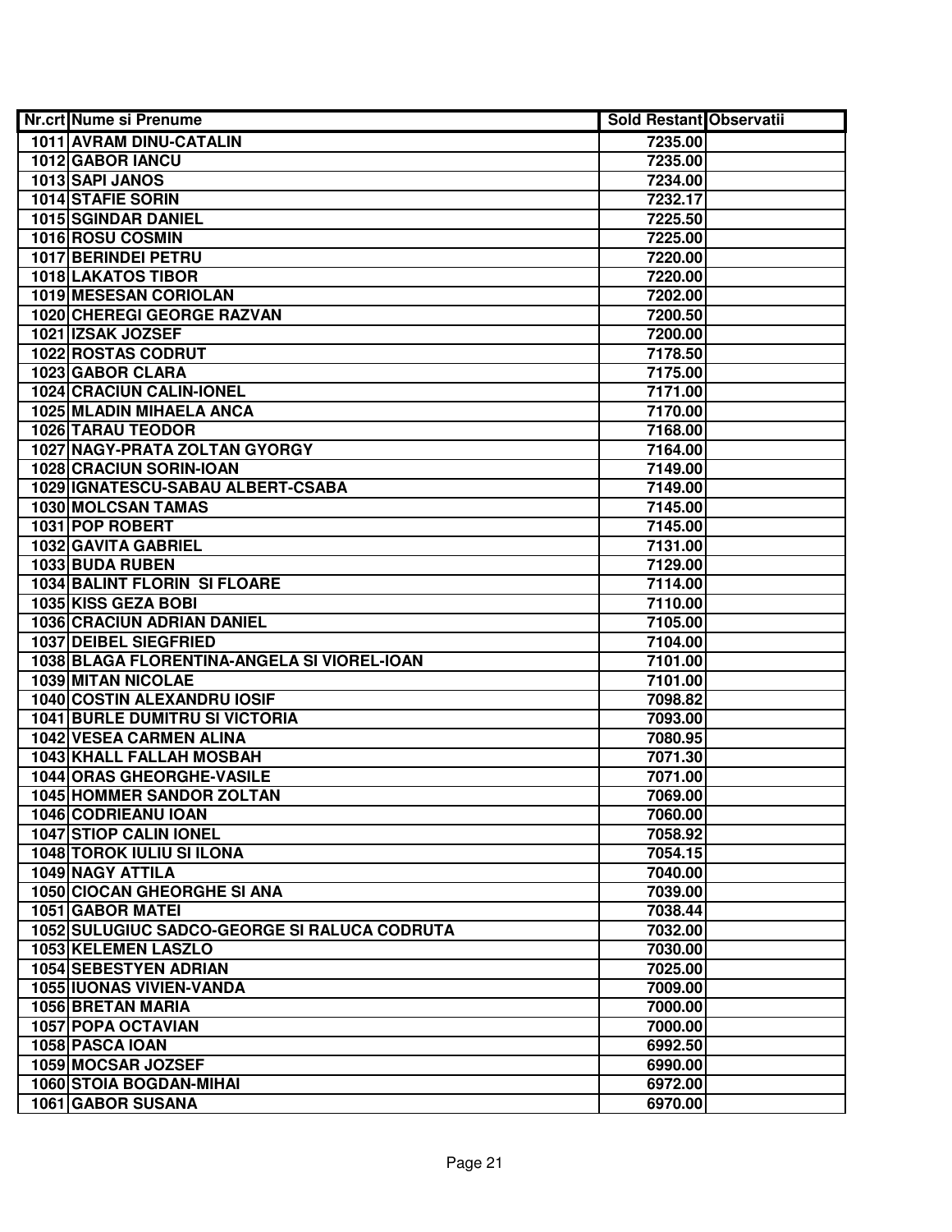| Nr.crt | Nume si Prenume | Sold Restant | Observatii |
|---|---|---|---|
| 1011 | AVRAM DINU-CATALIN | 7235.00 | |
| 1012 | GABOR IANCU | 7235.00 | |
| 1013 | SAPI JANOS | 7234.00 | |
| 1014 | STAFIE SORIN | 7232.17 | |
| 1015 | SGINDAR DANIEL | 7225.50 | |
| 1016 | ROSU COSMIN | 7225.00 | |
| 1017 | BERINDEI PETRU | 7220.00 | |
| 1018 | LAKATOS TIBOR | 7220.00 | |
| 1019 | MESESAN CORIOLAN | 7202.00 | |
| 1020 | CHEREGI GEORGE RAZVAN | 7200.50 | |
| 1021 | IZSAK JOZSEF | 7200.00 | |
| 1022 | ROSTAS CODRUT | 7178.50 | |
| 1023 | GABOR CLARA | 7175.00 | |
| 1024 | CRACIUN CALIN-IONEL | 7171.00 | |
| 1025 | MLADIN MIHAELA ANCA | 7170.00 | |
| 1026 | TARAU TEODOR | 7168.00 | |
| 1027 | NAGY-PRATA ZOLTAN GYORGY | 7164.00 | |
| 1028 | CRACIUN SORIN-IOAN | 7149.00 | |
| 1029 | IGNATESCU-SABAU ALBERT-CSABA | 7149.00 | |
| 1030 | MOLCSAN TAMAS | 7145.00 | |
| 1031 | POP ROBERT | 7145.00 | |
| 1032 | GAVITA GABRIEL | 7131.00 | |
| 1033 | BUDA RUBEN | 7129.00 | |
| 1034 | BALINT FLORIN SI FLOARE | 7114.00 | |
| 1035 | KISS GEZA BOBI | 7110.00 | |
| 1036 | CRACIUN ADRIAN DANIEL | 7105.00 | |
| 1037 | DEIBEL SIEGFRIED | 7104.00 | |
| 1038 | BLAGA FLORENTINA-ANGELA SI VIOREL-IOAN | 7101.00 | |
| 1039 | MITAN NICOLAE | 7101.00 | |
| 1040 | COSTIN ALEXANDRU IOSIF | 7098.82 | |
| 1041 | BURLE DUMITRU SI VICTORIA | 7093.00 | |
| 1042 | VESEA CARMEN ALINA | 7080.95 | |
| 1043 | KHALL FALLAH MOSBAH | 7071.30 | |
| 1044 | ORAS GHEORGHE-VASILE | 7071.00 | |
| 1045 | HOMMER SANDOR ZOLTAN | 7069.00 | |
| 1046 | CODRIEANU IOAN | 7060.00 | |
| 1047 | STIOP CALIN IONEL | 7058.92 | |
| 1048 | TOROK IULIU SI ILONA | 7054.15 | |
| 1049 | NAGY ATTILA | 7040.00 | |
| 1050 | CIOCAN GHEORGHE SI ANA | 7039.00 | |
| 1051 | GABOR MATEI | 7038.44 | |
| 1052 | SULUGIUC SADCO-GEORGE SI RALUCA CODRUTA | 7032.00 | |
| 1053 | KELEMEN LASZLO | 7030.00 | |
| 1054 | SEBESTYEN ADRIAN | 7025.00 | |
| 1055 | IUONAS VIVIEN-VANDA | 7009.00 | |
| 1056 | BRETAN MARIA | 7000.00 | |
| 1057 | POPA OCTAVIAN | 7000.00 | |
| 1058 | PASCA IOAN | 6992.50 | |
| 1059 | MOCSAR JOZSEF | 6990.00 | |
| 1060 | STOIA BOGDAN-MIHAI | 6972.00 | |
| 1061 | GABOR SUSANA | 6970.00 | |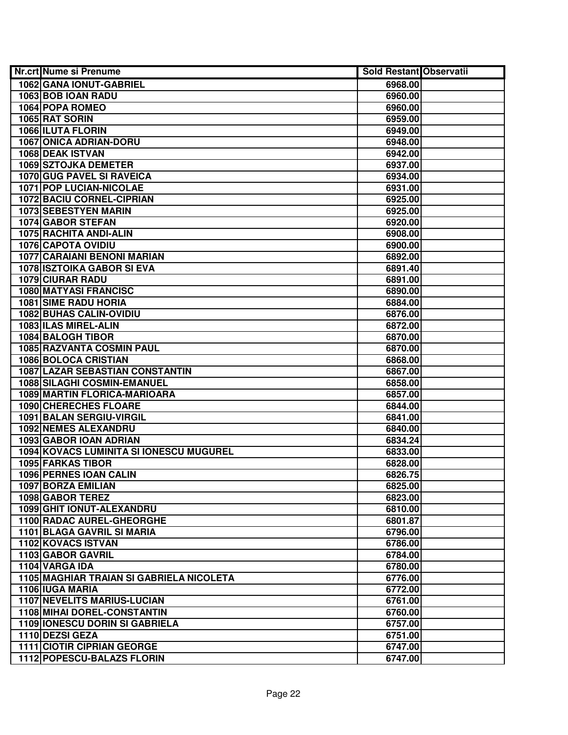| Nr.crt | Nume si Prenume | Sold Restant | Observatii |
|---|---|---|---|
| 1062 | GANA IONUT-GABRIEL | 6968.00 | |
| 1063 | BOB IOAN RADU | 6960.00 | |
| 1064 | POPA ROMEO | 6960.00 | |
| 1065 | RAT SORIN | 6959.00 | |
| 1066 | ILUTA FLORIN | 6949.00 | |
| 1067 | ONICA ADRIAN-DORU | 6948.00 | |
| 1068 | DEAK ISTVAN | 6942.00 | |
| 1069 | SZTOJKA DEMETER | 6937.00 | |
| 1070 | GUG PAVEL SI RAVEICA | 6934.00 | |
| 1071 | POP LUCIAN-NICOLAE | 6931.00 | |
| 1072 | BACIU CORNEL-CIPRIAN | 6925.00 | |
| 1073 | SEBESTYEN MARIN | 6925.00 | |
| 1074 | GABOR STEFAN | 6920.00 | |
| 1075 | RACHITA ANDI-ALIN | 6908.00 | |
| 1076 | CAPOTA OVIDIU | 6900.00 | |
| 1077 | CARAIANI BENONI MARIAN | 6892.00 | |
| 1078 | ISZTOIKA GABOR SI EVA | 6891.40 | |
| 1079 | CIURAR RADU | 6891.00 | |
| 1080 | MATYASI FRANCISC | 6890.00 | |
| 1081 | SIME RADU HORIA | 6884.00 | |
| 1082 | BUHAS CALIN-OVIDIU | 6876.00 | |
| 1083 | ILAS MIREL-ALIN | 6872.00 | |
| 1084 | BALOGH TIBOR | 6870.00 | |
| 1085 | RAZVANTA COSMIN PAUL | 6870.00 | |
| 1086 | BOLOCA CRISTIAN | 6868.00 | |
| 1087 | LAZAR SEBASTIAN CONSTANTIN | 6867.00 | |
| 1088 | SILAGHI COSMIN-EMANUEL | 6858.00 | |
| 1089 | MARTIN FLORICA-MARIOARA | 6857.00 | |
| 1090 | CHERECHES FLOARE | 6844.00 | |
| 1091 | BALAN SERGIU-VIRGIL | 6841.00 | |
| 1092 | NEMES ALEXANDRU | 6840.00 | |
| 1093 | GABOR IOAN ADRIAN | 6834.24 | |
| 1094 | KOVACS LUMINITA SI IONESCU MUGUREL | 6833.00 | |
| 1095 | FARKAS TIBOR | 6828.00 | |
| 1096 | PERNES IOAN CALIN | 6826.75 | |
| 1097 | BORZA EMILIAN | 6825.00 | |
| 1098 | GABOR TEREZ | 6823.00 | |
| 1099 | GHIT IONUT-ALEXANDRU | 6810.00 | |
| 1100 | RADAC AUREL-GHEORGHE | 6801.87 | |
| 1101 | BLAGA GAVRIL SI MARIA | 6796.00 | |
| 1102 | KOVACS ISTVAN | 6786.00 | |
| 1103 | GABOR GAVRIL | 6784.00 | |
| 1104 | VARGA IDA | 6780.00 | |
| 1105 | MAGHIAR TRAIAN SI GABRIELA NICOLETA | 6776.00 | |
| 1106 | IUGA MARIA | 6772.00 | |
| 1107 | NEVELITS MARIUS-LUCIAN | 6761.00 | |
| 1108 | MIHAI DOREL-CONSTANTIN | 6760.00 | |
| 1109 | IONESCU DORIN SI GABRIELA | 6757.00 | |
| 1110 | DEZSI GEZA | 6751.00 | |
| 1111 | CIOTIR CIPRIAN GEORGE | 6747.00 | |
| 1112 | POPESCU-BALAZS FLORIN | 6747.00 | |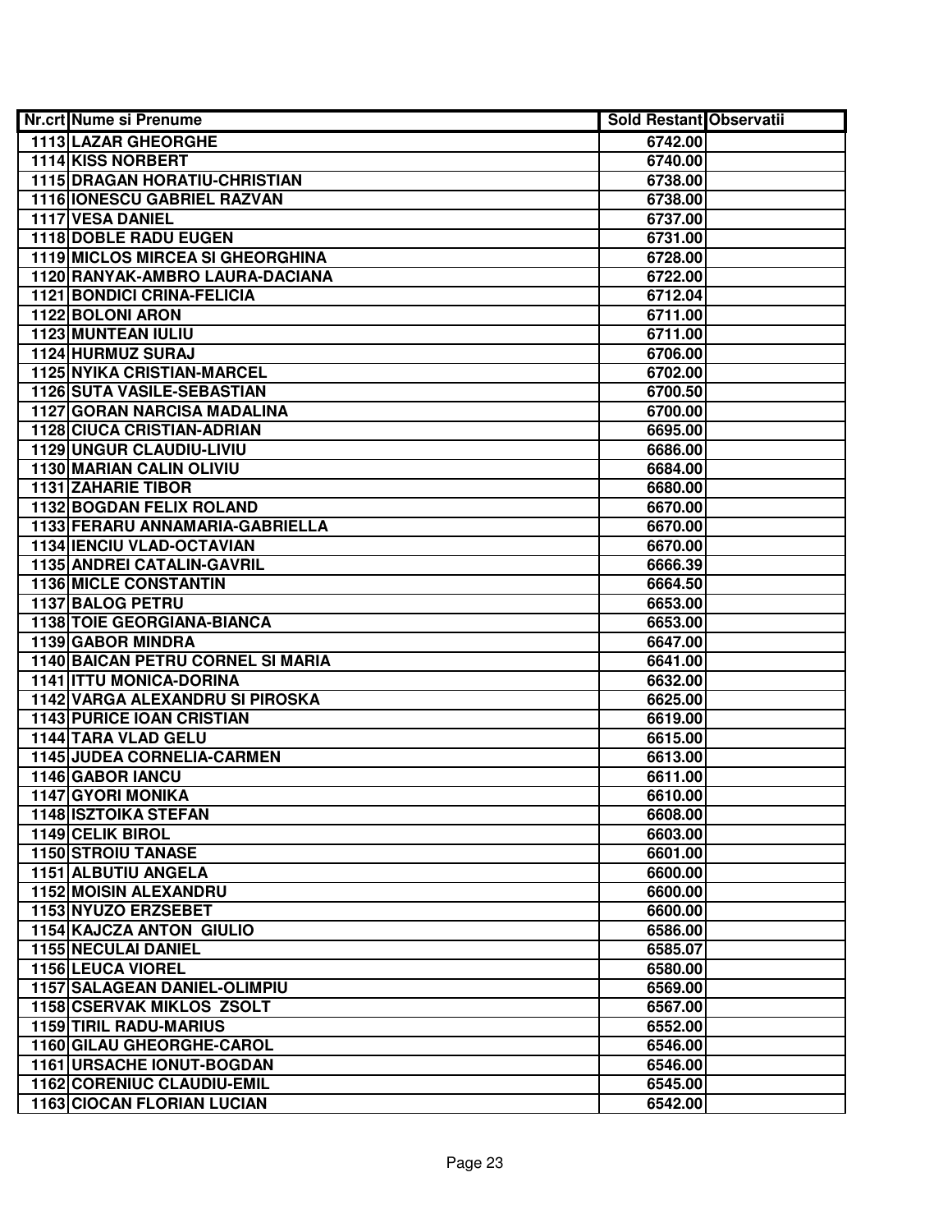| Nr.crt | Nume si Prenume | Sold Restant | Observatii |
|---|---|---|---|
| 1113 | LAZAR GHEORGHE | 6742.00 | |
| 1114 | KISS NORBERT | 6740.00 | |
| 1115 | DRAGAN HORATIU-CHRISTIAN | 6738.00 | |
| 1116 | IONESCU GABRIEL RAZVAN | 6738.00 | |
| 1117 | VESA DANIEL | 6737.00 | |
| 1118 | DOBLE RADU EUGEN | 6731.00 | |
| 1119 | MICLOS MIRCEA SI GHEORGHINA | 6728.00 | |
| 1120 | RANYAK-AMBRO LAURA-DACIANA | 6722.00 | |
| 1121 | BONDICI CRINA-FELICIA | 6712.04 | |
| 1122 | BOLONI ARON | 6711.00 | |
| 1123 | MUNTEAN IULIU | 6711.00 | |
| 1124 | HURMUZ SURAJ | 6706.00 | |
| 1125 | NYIKA CRISTIAN-MARCEL | 6702.00 | |
| 1126 | SUTA VASILE-SEBASTIAN | 6700.50 | |
| 1127 | GORAN NARCISA MADALINA | 6700.00 | |
| 1128 | CIUCA CRISTIAN-ADRIAN | 6695.00 | |
| 1129 | UNGUR CLAUDIU-LIVIU | 6686.00 | |
| 1130 | MARIAN CALIN OLIVIU | 6684.00 | |
| 1131 | ZAHARIE TIBOR | 6680.00 | |
| 1132 | BOGDAN FELIX ROLAND | 6670.00 | |
| 1133 | FERARU ANNAMARIA-GABRIELLA | 6670.00 | |
| 1134 | IENCIU VLAD-OCTAVIAN | 6670.00 | |
| 1135 | ANDREI CATALIN-GAVRIL | 6666.39 | |
| 1136 | MICLE CONSTANTIN | 6664.50 | |
| 1137 | BALOG PETRU | 6653.00 | |
| 1138 | TOIE GEORGIANA-BIANCA | 6653.00 | |
| 1139 | GABOR MINDRA | 6647.00 | |
| 1140 | BAICAN PETRU CORNEL SI MARIA | 6641.00 | |
| 1141 | ITTU MONICA-DORINA | 6632.00 | |
| 1142 | VARGA ALEXANDRU SI PIROSKA | 6625.00 | |
| 1143 | PURICE IOAN CRISTIAN | 6619.00 | |
| 1144 | TARA VLAD GELU | 6615.00 | |
| 1145 | JUDEA CORNELIA-CARMEN | 6613.00 | |
| 1146 | GABOR IANCU | 6611.00 | |
| 1147 | GYORI MONIKA | 6610.00 | |
| 1148 | ISZTOIKA STEFAN | 6608.00 | |
| 1149 | CELIK BIROL | 6603.00 | |
| 1150 | STROIU TANASE | 6601.00 | |
| 1151 | ALBUTIU ANGELA | 6600.00 | |
| 1152 | MOISIN ALEXANDRU | 6600.00 | |
| 1153 | NYUZO ERZSEBET | 6600.00 | |
| 1154 | KAJCZA ANTON GIULIO | 6586.00 | |
| 1155 | NECULAI DANIEL | 6585.07 | |
| 1156 | LEUCA VIOREL | 6580.00 | |
| 1157 | SALAGEAN DANIEL-OLIMPIU | 6569.00 | |
| 1158 | CSERVAK MIKLOS ZSOLT | 6567.00 | |
| 1159 | TIRIL RADU-MARIUS | 6552.00 | |
| 1160 | GILAU GHEORGHE-CAROL | 6546.00 | |
| 1161 | URSACHE IONUT-BOGDAN | 6546.00 | |
| 1162 | CORENIUC CLAUDIU-EMIL | 6545.00 | |
| 1163 | CIOCAN FLORIAN LUCIAN | 6542.00 | |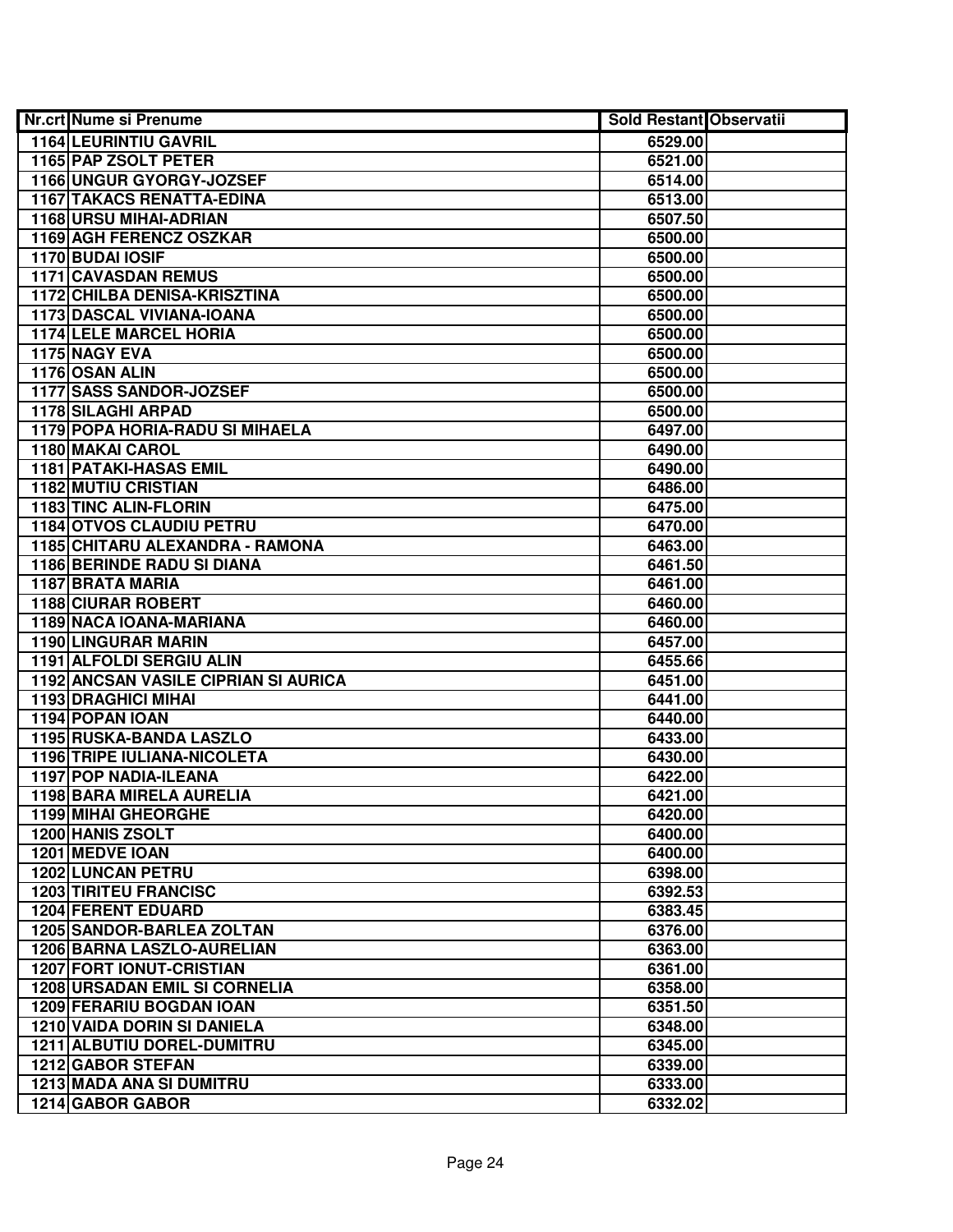| Nr.crt | Nume si Prenume | Sold Restant | Observatii |
|---|---|---|---|
| 1164 | LEURINTIU GAVRIL | 6529.00 | |
| 1165 | PAP ZSOLT PETER | 6521.00 | |
| 1166 | UNGUR GYORGY-JOZSEF | 6514.00 | |
| 1167 | TAKACS RENATTA-EDINA | 6513.00 | |
| 1168 | URSU MIHAI-ADRIAN | 6507.50 | |
| 1169 | AGH FERENCZ OSZKAR | 6500.00 | |
| 1170 | BUDAI IOSIF | 6500.00 | |
| 1171 | CAVASDAN REMUS | 6500.00 | |
| 1172 | CHILBA DENISA-KRISZTINA | 6500.00 | |
| 1173 | DASCAL VIVIANA-IOANA | 6500.00 | |
| 1174 | LELE MARCEL HORIA | 6500.00 | |
| 1175 | NAGY EVA | 6500.00 | |
| 1176 | OSAN ALIN | 6500.00 | |
| 1177 | SASS SANDOR-JOZSEF | 6500.00 | |
| 1178 | SILAGHI ARPAD | 6500.00 | |
| 1179 | POPA HORIA-RADU SI MIHAELA | 6497.00 | |
| 1180 | MAKAI CAROL | 6490.00 | |
| 1181 | PATAKI-HASAS EMIL | 6490.00 | |
| 1182 | MUTIU CRISTIAN | 6486.00 | |
| 1183 | TINC ALIN-FLORIN | 6475.00 | |
| 1184 | OTVOS CLAUDIU PETRU | 6470.00 | |
| 1185 | CHITARU ALEXANDRA - RAMONA | 6463.00 | |
| 1186 | BERINDE RADU SI DIANA | 6461.50 | |
| 1187 | BRATA MARIA | 6461.00 | |
| 1188 | CIURAR ROBERT | 6460.00 | |
| 1189 | NACA IOANA-MARIANA | 6460.00 | |
| 1190 | LINGURAR MARIN | 6457.00 | |
| 1191 | ALFOLDI SERGIU ALIN | 6455.66 | |
| 1192 | ANCSAN VASILE CIPRIAN SI AURICA | 6451.00 | |
| 1193 | DRAGHICI MIHAI | 6441.00 | |
| 1194 | POPAN IOAN | 6440.00 | |
| 1195 | RUSKA-BANDA LASZLO | 6433.00 | |
| 1196 | TRIPE IULIANA-NICOLETA | 6430.00 | |
| 1197 | POP NADIA-ILEANA | 6422.00 | |
| 1198 | BARA MIRELA AURELIA | 6421.00 | |
| 1199 | MIHAI GHEORGHE | 6420.00 | |
| 1200 | HANIS ZSOLT | 6400.00 | |
| 1201 | MEDVE IOAN | 6400.00 | |
| 1202 | LUNCAN PETRU | 6398.00 | |
| 1203 | TIRITEU FRANCISC | 6392.53 | |
| 1204 | FERENT EDUARD | 6383.45 | |
| 1205 | SANDOR-BARLEA ZOLTAN | 6376.00 | |
| 1206 | BARNA LASZLO-AURELIAN | 6363.00 | |
| 1207 | FORT IONUT-CRISTIAN | 6361.00 | |
| 1208 | URSADAN EMIL SI CORNELIA | 6358.00 | |
| 1209 | FERARIU BOGDAN IOAN | 6351.50 | |
| 1210 | VAIDA DORIN SI DANIELA | 6348.00 | |
| 1211 | ALBUTIU DOREL-DUMITRU | 6345.00 | |
| 1212 | GABOR STEFAN | 6339.00 | |
| 1213 | MADA ANA SI DUMITRU | 6333.00 | |
| 1214 | GABOR GABOR | 6332.02 | |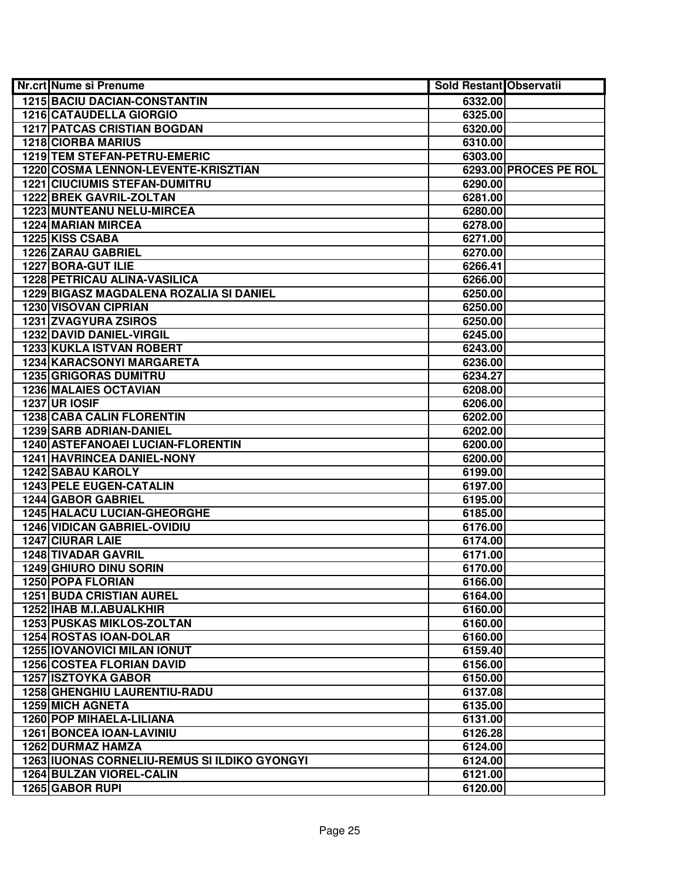| Nr.crt | Nume si Prenume | Sold Restant | Observatii |
|---|---|---|---|
| 1215 | BACIU DACIAN-CONSTANTIN | 6332.00 | |
| 1216 | CATAUDELLA GIORGIO | 6325.00 | |
| 1217 | PATCAS CRISTIAN BOGDAN | 6320.00 | |
| 1218 | CIORBA MARIUS | 6310.00 | |
| 1219 | TEM STEFAN-PETRU-EMERIC | 6303.00 | |
| 1220 | COSMA LENNON-LEVENTE-KRISZTIAN | 6293.00 | PROCES PE ROL |
| 1221 | CIUCIUMIS STEFAN-DUMITRU | 6290.00 | |
| 1222 | BREK GAVRIL-ZOLTAN | 6281.00 | |
| 1223 | MUNTEANU NELU-MIRCEA | 6280.00 | |
| 1224 | MARIAN MIRCEA | 6278.00 | |
| 1225 | KISS CSABA | 6271.00 | |
| 1226 | ZARAU GABRIEL | 6270.00 | |
| 1227 | BORA-GUT ILIE | 6266.41 | |
| 1228 | PETRICAU ALINA-VASILICA | 6266.00 | |
| 1229 | BIGASZ MAGDALENA ROZALIA SI DANIEL | 6250.00 | |
| 1230 | VISOVAN CIPRIAN | 6250.00 | |
| 1231 | ZVAGYURA ZSIROS | 6250.00 | |
| 1232 | DAVID DANIEL-VIRGIL | 6245.00 | |
| 1233 | KUKLA ISTVAN ROBERT | 6243.00 | |
| 1234 | KARACSONYI MARGARETA | 6236.00 | |
| 1235 | GRIGORAS DUMITRU | 6234.27 | |
| 1236 | MALAIES OCTAVIAN | 6208.00 | |
| 1237 | UR IOSIF | 6206.00 | |
| 1238 | CABA CALIN FLORENTIN | 6202.00 | |
| 1239 | SARB ADRIAN-DANIEL | 6202.00 | |
| 1240 | ASTEFANOAEI LUCIAN-FLORENTIN | 6200.00 | |
| 1241 | HAVRINCEA DANIEL-NONY | 6200.00 | |
| 1242 | SABAU KAROLY | 6199.00 | |
| 1243 | PELE EUGEN-CATALIN | 6197.00 | |
| 1244 | GABOR GABRIEL | 6195.00 | |
| 1245 | HALACU LUCIAN-GHEORGHE | 6185.00 | |
| 1246 | VIDICAN GABRIEL-OVIDIU | 6176.00 | |
| 1247 | CIURAR LAIE | 6174.00 | |
| 1248 | TIVADAR GAVRIL | 6171.00 | |
| 1249 | GHIURO DINU SORIN | 6170.00 | |
| 1250 | POPA FLORIAN | 6166.00 | |
| 1251 | BUDA CRISTIAN AUREL | 6164.00 | |
| 1252 | IHAB M.I.ABUALKHIR | 6160.00 | |
| 1253 | PUSKAS MIKLOS-ZOLTAN | 6160.00 | |
| 1254 | ROSTAS IOAN-DOLAR | 6160.00 | |
| 1255 | IOVANOVICI MILAN IONUT | 6159.40 | |
| 1256 | COSTEA FLORIAN DAVID | 6156.00 | |
| 1257 | ISZTOYKA GABOR | 6150.00 | |
| 1258 | GHENGHIU LAURENTIU-RADU | 6137.08 | |
| 1259 | MICH AGNETA | 6135.00 | |
| 1260 | POP MIHAELA-LILIANA | 6131.00 | |
| 1261 | BONCEA IOAN-LAVINIU | 6126.28 | |
| 1262 | DURMAZ HAMZA | 6124.00 | |
| 1263 | IUONAS CORNELIU-REMUS SI ILDIKO GYONGYI | 6124.00 | |
| 1264 | BULZAN VIOREL-CALIN | 6121.00 | |
| 1265 | GABOR RUPI | 6120.00 | |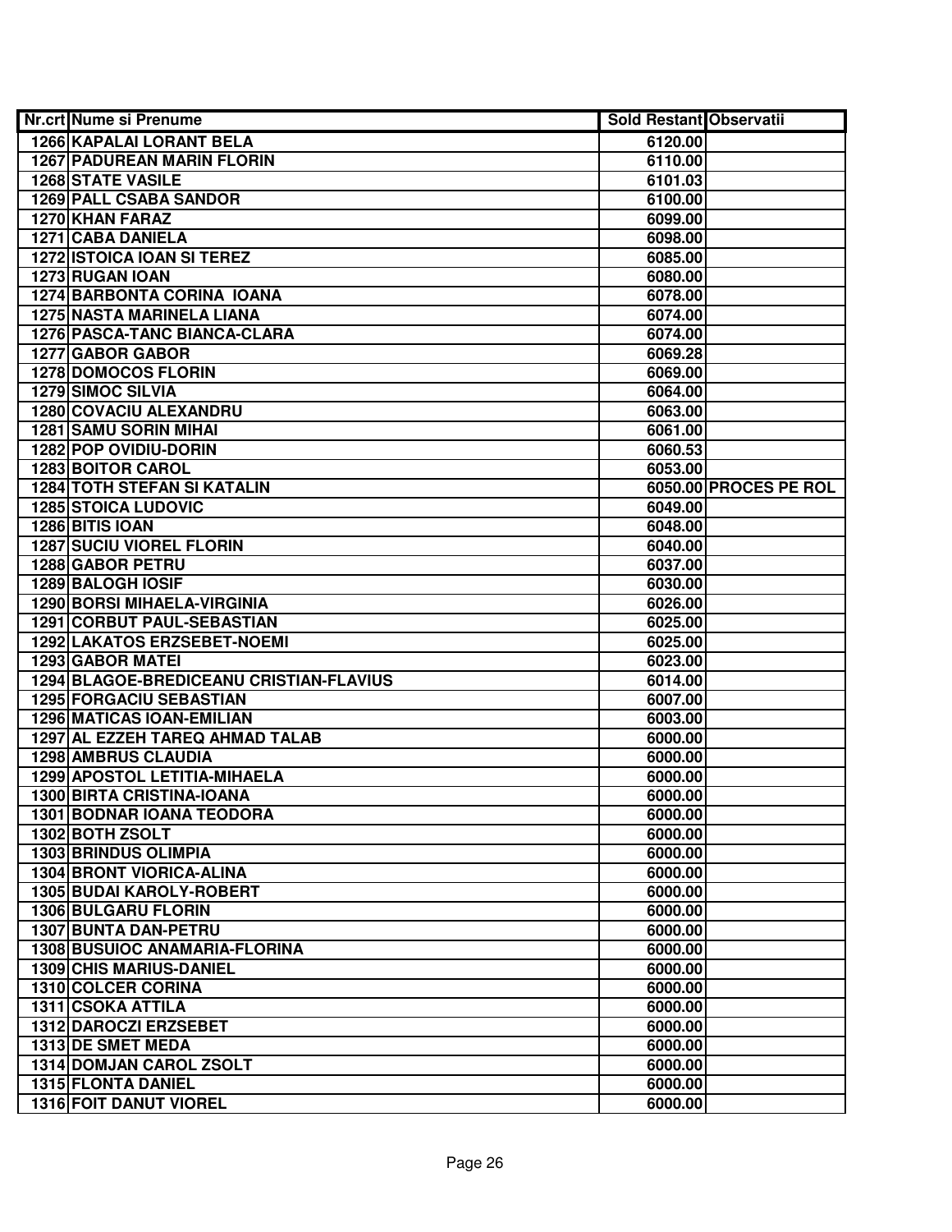| Nr.crt | Nume si Prenume | Sold Restant | Observatii |
|---|---|---|---|
| 1266 | KAPALAI LORANT BELA | 6120.00 | |
| 1267 | PADUREAN MARIN FLORIN | 6110.00 | |
| 1268 | STATE VASILE | 6101.03 | |
| 1269 | PALL CSABA SANDOR | 6100.00 | |
| 1270 | KHAN FARAZ | 6099.00 | |
| 1271 | CABA DANIELA | 6098.00 | |
| 1272 | ISTOICA IOAN SI TEREZ | 6085.00 | |
| 1273 | RUGAN IOAN | 6080.00 | |
| 1274 | BARBONTA CORINA IOANA | 6078.00 | |
| 1275 | NASTA MARINELA LIANA | 6074.00 | |
| 1276 | PASCA-TANC BIANCA-CLARA | 6074.00 | |
| 1277 | GABOR GABOR | 6069.28 | |
| 1278 | DOMOCOS FLORIN | 6069.00 | |
| 1279 | SIMOC SILVIA | 6064.00 | |
| 1280 | COVACIU ALEXANDRU | 6063.00 | |
| 1281 | SAMU SORIN MIHAI | 6061.00 | |
| 1282 | POP OVIDIU-DORIN | 6060.53 | |
| 1283 | BOITOR CAROL | 6053.00 | |
| 1284 | TOTH STEFAN SI KATALIN | 6050.00 | PROCES PE ROL |
| 1285 | STOICA LUDOVIC | 6049.00 | |
| 1286 | BITIS IOAN | 6048.00 | |
| 1287 | SUCIU VIOREL FLORIN | 6040.00 | |
| 1288 | GABOR PETRU | 6037.00 | |
| 1289 | BALOGH IOSIF | 6030.00 | |
| 1290 | BORSI MIHAELA-VIRGINIA | 6026.00 | |
| 1291 | CORBUT PAUL-SEBASTIAN | 6025.00 | |
| 1292 | LAKATOS ERZSEBET-NOEMI | 6025.00 | |
| 1293 | GABOR MATEI | 6023.00 | |
| 1294 | BLAGOE-BREDICEANU CRISTIAN-FLAVIUS | 6014.00 | |
| 1295 | FORGACIU SEBASTIAN | 6007.00 | |
| 1296 | MATICAS IOAN-EMILIAN | 6003.00 | |
| 1297 | AL EZZEH TAREQ AHMAD TALAB | 6000.00 | |
| 1298 | AMBRUS CLAUDIA | 6000.00 | |
| 1299 | APOSTOL LETITIA-MIHAELA | 6000.00 | |
| 1300 | BIRTA CRISTINA-IOANA | 6000.00 | |
| 1301 | BODNAR IOANA TEODORA | 6000.00 | |
| 1302 | BOTH ZSOLT | 6000.00 | |
| 1303 | BRINDUS OLIMPIA | 6000.00 | |
| 1304 | BRONT VIORICA-ALINA | 6000.00 | |
| 1305 | BUDAI KAROLY-ROBERT | 6000.00 | |
| 1306 | BULGARU FLORIN | 6000.00 | |
| 1307 | BUNTA DAN-PETRU | 6000.00 | |
| 1308 | BUSUIOC ANAMARIA-FLORINA | 6000.00 | |
| 1309 | CHIS MARIUS-DANIEL | 6000.00 | |
| 1310 | COLCER CORINA | 6000.00 | |
| 1311 | CSOKA ATTILA | 6000.00 | |
| 1312 | DAROCZI ERZSEBET | 6000.00 | |
| 1313 | DE SMET MEDA | 6000.00 | |
| 1314 | DOMJAN CAROL ZSOLT | 6000.00 | |
| 1315 | FLONTA DANIEL | 6000.00 | |
| 1316 | FOIT DANUT VIOREL | 6000.00 | |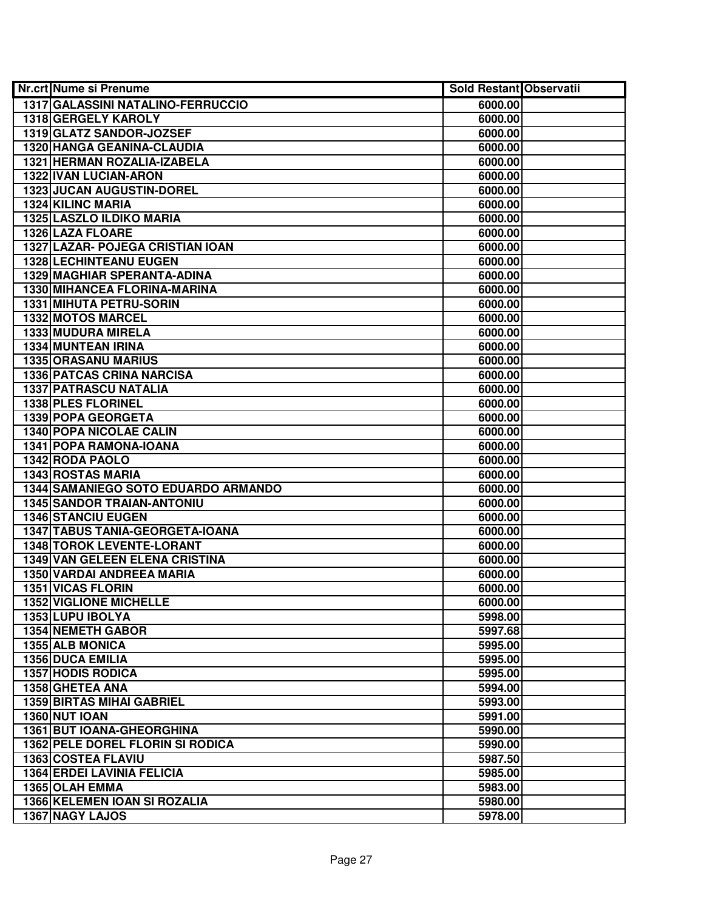| Nr.crt | Nume si Prenume | Sold Restant | Observatii |
|---|---|---|---|
| 1317 | GALASSINI NATALINO-FERRUCCIO | 6000.00 | |
| 1318 | GERGELY KAROLY | 6000.00 | |
| 1319 | GLATZ SANDOR-JOZSEF | 6000.00 | |
| 1320 | HANGA GEANINA-CLAUDIA | 6000.00 | |
| 1321 | HERMAN ROZALIA-IZABELA | 6000.00 | |
| 1322 | IVAN LUCIAN-ARON | 6000.00 | |
| 1323 | JUCAN AUGUSTIN-DOREL | 6000.00 | |
| 1324 | KILINC MARIA | 6000.00 | |
| 1325 | LASZLO ILDIKO MARIA | 6000.00 | |
| 1326 | LAZA FLOARE | 6000.00 | |
| 1327 | LAZAR- POJEGA CRISTIAN IOAN | 6000.00 | |
| 1328 | LECHINTEANU EUGEN | 6000.00 | |
| 1329 | MAGHIAR SPERANTA-ADINA | 6000.00 | |
| 1330 | MIHANCEA FLORINA-MARINA | 6000.00 | |
| 1331 | MIHUTA PETRU-SORIN | 6000.00 | |
| 1332 | MOTOS MARCEL | 6000.00 | |
| 1333 | MUDURA MIRELA | 6000.00 | |
| 1334 | MUNTEAN IRINA | 6000.00 | |
| 1335 | ORASANU MARIUS | 6000.00 | |
| 1336 | PATCAS CRINA NARCISA | 6000.00 | |
| 1337 | PATRASCU NATALIA | 6000.00 | |
| 1338 | PLES FLORINEL | 6000.00 | |
| 1339 | POPA GEORGETA | 6000.00 | |
| 1340 | POPA NICOLAE CALIN | 6000.00 | |
| 1341 | POPA RAMONA-IOANA | 6000.00 | |
| 1342 | RODA PAOLO | 6000.00 | |
| 1343 | ROSTAS MARIA | 6000.00 | |
| 1344 | SAMANIEGO SOTO EDUARDO ARMANDO | 6000.00 | |
| 1345 | SANDOR TRAIAN-ANTONIU | 6000.00 | |
| 1346 | STANCIU EUGEN | 6000.00 | |
| 1347 | TABUS TANIA-GEORGETA-IOANA | 6000.00 | |
| 1348 | TOROK LEVENTE-LORANT | 6000.00 | |
| 1349 | VAN GELEEN ELENA CRISTINA | 6000.00 | |
| 1350 | VARDAI ANDREEA MARIA | 6000.00 | |
| 1351 | VICAS FLORIN | 6000.00 | |
| 1352 | VIGLIONE MICHELLE | 6000.00 | |
| 1353 | LUPU IBOLYA | 5998.00 | |
| 1354 | NEMETH GABOR | 5997.68 | |
| 1355 | ALB MONICA | 5995.00 | |
| 1356 | DUCA EMILIA | 5995.00 | |
| 1357 | HODIS RODICA | 5995.00 | |
| 1358 | GHETEA ANA | 5994.00 | |
| 1359 | BIRTAS MIHAI GABRIEL | 5993.00 | |
| 1360 | NUT IOAN | 5991.00 | |
| 1361 | BUT IOANA-GHEORGHINA | 5990.00 | |
| 1362 | PELE DOREL FLORIN SI RODICA | 5990.00 | |
| 1363 | COSTEA FLAVIU | 5987.50 | |
| 1364 | ERDEI LAVINIA FELICIA | 5985.00 | |
| 1365 | OLAH EMMA | 5983.00 | |
| 1366 | KELEMEN IOAN SI ROZALIA | 5980.00 | |
| 1367 | NAGY LAJOS | 5978.00 | |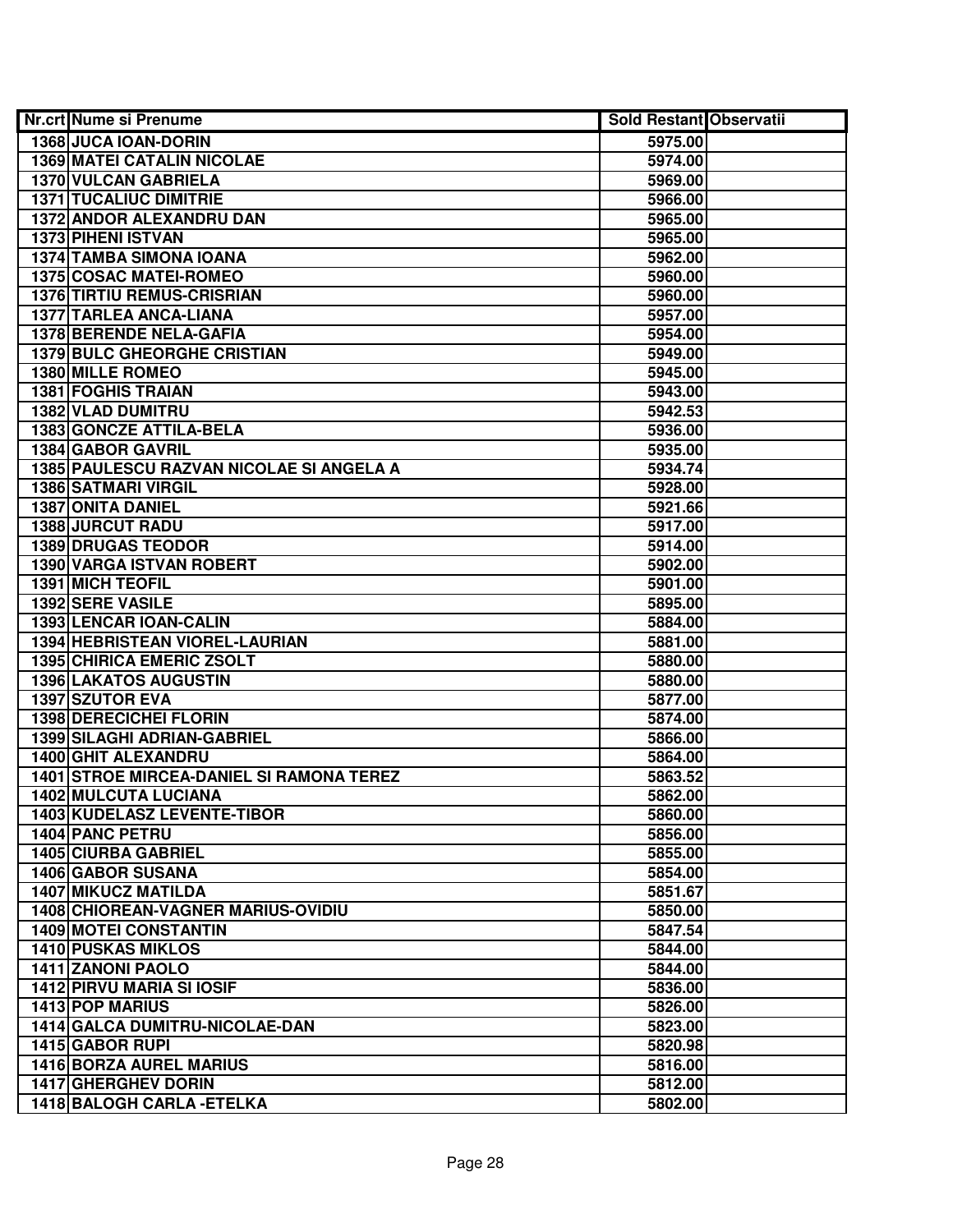| Nr.crt | Nume si Prenume | Sold Restant | Observatii |
|---|---|---|---|
| 1368 | JUCA IOAN-DORIN | 5975.00 | |
| 1369 | MATEI CATALIN NICOLAE | 5974.00 | |
| 1370 | VULCAN GABRIELA | 5969.00 | |
| 1371 | TUCALIUC DIMITRIE | 5966.00 | |
| 1372 | ANDOR ALEXANDRU DAN | 5965.00 | |
| 1373 | PIHENI ISTVAN | 5965.00 | |
| 1374 | TAMBA SIMONA IOANA | 5962.00 | |
| 1375 | COSAC MATEI-ROMEO | 5960.00 | |
| 1376 | TIRTIU REMUS-CRISRIAN | 5960.00 | |
| 1377 | TARLEA ANCA-LIANA | 5957.00 | |
| 1378 | BERENDE NELA-GAFIA | 5954.00 | |
| 1379 | BULC GHEORGHE CRISTIAN | 5949.00 | |
| 1380 | MILLE ROMEO | 5945.00 | |
| 1381 | FOGHIS TRAIAN | 5943.00 | |
| 1382 | VLAD DUMITRU | 5942.53 | |
| 1383 | GONCZE ATTILA-BELA | 5936.00 | |
| 1384 | GABOR GAVRIL | 5935.00 | |
| 1385 | PAULESCU RAZVAN NICOLAE SI ANGELA A | 5934.74 | |
| 1386 | SATMARI VIRGIL | 5928.00 | |
| 1387 | ONITA DANIEL | 5921.66 | |
| 1388 | JURCUT RADU | 5917.00 | |
| 1389 | DRUGAS TEODOR | 5914.00 | |
| 1390 | VARGA ISTVAN ROBERT | 5902.00 | |
| 1391 | MICH TEOFIL | 5901.00 | |
| 1392 | SERE VASILE | 5895.00 | |
| 1393 | LENCAR IOAN-CALIN | 5884.00 | |
| 1394 | HEBRISTEAN VIOREL-LAURIAN | 5881.00 | |
| 1395 | CHIRICA EMERIC ZSOLT | 5880.00 | |
| 1396 | LAKATOS AUGUSTIN | 5880.00 | |
| 1397 | SZUTOR EVA | 5877.00 | |
| 1398 | DERECICHEI FLORIN | 5874.00 | |
| 1399 | SILAGHI ADRIAN-GABRIEL | 5866.00 | |
| 1400 | GHIT ALEXANDRU | 5864.00 | |
| 1401 | STROE MIRCEA-DANIEL SI RAMONA TEREZ | 5863.52 | |
| 1402 | MULCUTA LUCIANA | 5862.00 | |
| 1403 | KUDELASZ LEVENTE-TIBOR | 5860.00 | |
| 1404 | PANC PETRU | 5856.00 | |
| 1405 | CIURBA GABRIEL | 5855.00 | |
| 1406 | GABOR SUSANA | 5854.00 | |
| 1407 | MIKUCZ MATILDA | 5851.67 | |
| 1408 | CHIOREAN-VAGNER MARIUS-OVIDIU | 5850.00 | |
| 1409 | MOTEI CONSTANTIN | 5847.54 | |
| 1410 | PUSKAS MIKLOS | 5844.00 | |
| 1411 | ZANONI PAOLO | 5844.00 | |
| 1412 | PIRVU MARIA SI IOSIF | 5836.00 | |
| 1413 | POP MARIUS | 5826.00 | |
| 1414 | GALCA DUMITRU-NICOLAE-DAN | 5823.00 | |
| 1415 | GABOR RUPI | 5820.98 | |
| 1416 | BORZA AUREL MARIUS | 5816.00 | |
| 1417 | GHERGHEV DORIN | 5812.00 | |
| 1418 | BALOGH CARLA -ETELKA | 5802.00 | |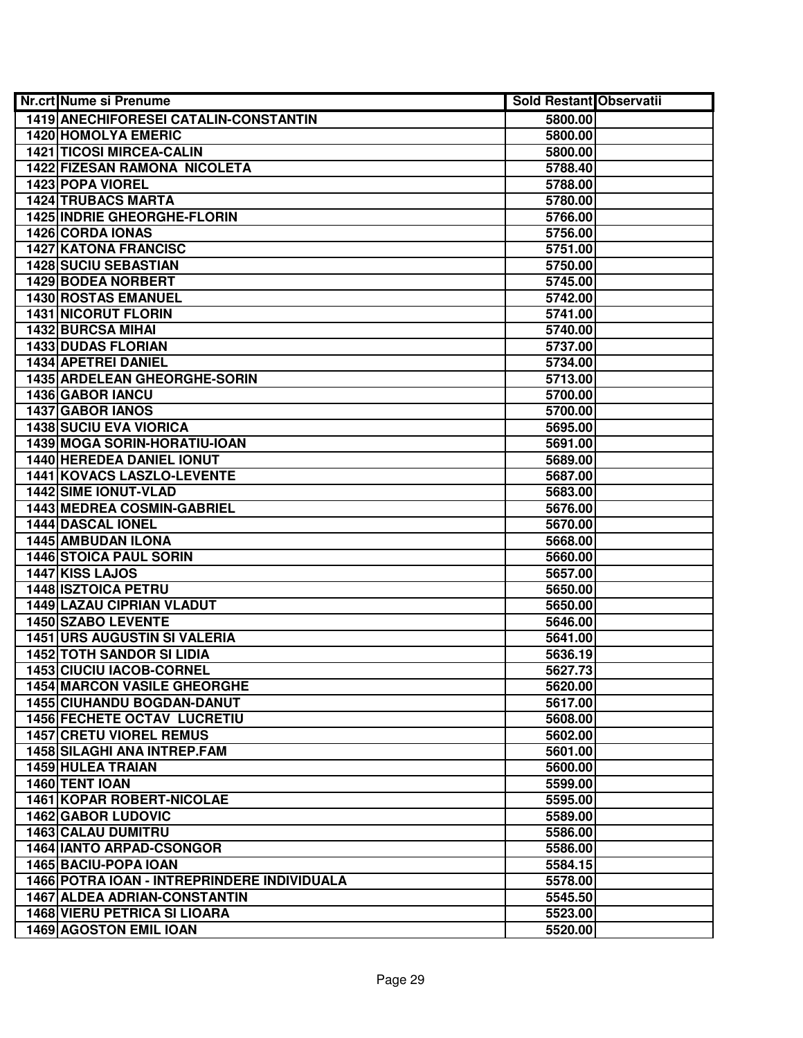| Nr.crt | Nume si Prenume | Sold Restant | Observatii |
|---|---|---|---|
| 1419 | ANECHIFORESEI CATALIN-CONSTANTIN | 5800.00 | |
| 1420 | HOMOLYA EMERIC | 5800.00 | |
| 1421 | TICOSI MIRCEA-CALIN | 5800.00 | |
| 1422 | FIZESAN RAMONA NICOLETA | 5788.40 | |
| 1423 | POPA VIOREL | 5788.00 | |
| 1424 | TRUBACS MARTA | 5780.00 | |
| 1425 | INDRIE GHEORGHE-FLORIN | 5766.00 | |
| 1426 | CORDA IONAS | 5756.00 | |
| 1427 | KATONA FRANCISC | 5751.00 | |
| 1428 | SUCIU SEBASTIAN | 5750.00 | |
| 1429 | BODEA NORBERT | 5745.00 | |
| 1430 | ROSTAS EMANUEL | 5742.00 | |
| 1431 | NICORUT FLORIN | 5741.00 | |
| 1432 | BURCSA MIHAI | 5740.00 | |
| 1433 | DUDAS FLORIAN | 5737.00 | |
| 1434 | APETREI DANIEL | 5734.00 | |
| 1435 | ARDELEAN GHEORGHE-SORIN | 5713.00 | |
| 1436 | GABOR IANCU | 5700.00 | |
| 1437 | GABOR IANOS | 5700.00 | |
| 1438 | SUCIU EVA VIORICA | 5695.00 | |
| 1439 | MOGA SORIN-HORATIU-IOAN | 5691.00 | |
| 1440 | HEREDEA DANIEL IONUT | 5689.00 | |
| 1441 | KOVACS LASZLO-LEVENTE | 5687.00 | |
| 1442 | SIME IONUT-VLAD | 5683.00 | |
| 1443 | MEDREA COSMIN-GABRIEL | 5676.00 | |
| 1444 | DASCAL IONEL | 5670.00 | |
| 1445 | AMBUDAN ILONA | 5668.00 | |
| 1446 | STOICA PAUL SORIN | 5660.00 | |
| 1447 | KISS LAJOS | 5657.00 | |
| 1448 | ISZTOICA PETRU | 5650.00 | |
| 1449 | LAZAU CIPRIAN VLADUT | 5650.00 | |
| 1450 | SZABO LEVENTE | 5646.00 | |
| 1451 | URS AUGUSTIN SI VALERIA | 5641.00 | |
| 1452 | TOTH SANDOR SI LIDIA | 5636.19 | |
| 1453 | CIUCIU IACOB-CORNEL | 5627.73 | |
| 1454 | MARCON VASILE GHEORGHE | 5620.00 | |
| 1455 | CIUHANDU BOGDAN-DANUT | 5617.00 | |
| 1456 | FECHETE OCTAV LUCRETIU | 5608.00 | |
| 1457 | CRETU VIOREL REMUS | 5602.00 | |
| 1458 | SILAGHI ANA INTREP.FAM | 5601.00 | |
| 1459 | HULEA TRAIAN | 5600.00 | |
| 1460 | TENT IOAN | 5599.00 | |
| 1461 | KOPAR ROBERT-NICOLAE | 5595.00 | |
| 1462 | GABOR LUDOVIC | 5589.00 | |
| 1463 | CALAU DUMITRU | 5586.00 | |
| 1464 | IANTO ARPAD-CSONGOR | 5586.00 | |
| 1465 | BACIU-POPA IOAN | 5584.15 | |
| 1466 | POTRA IOAN - INTREPRINDERE INDIVIDUALA | 5578.00 | |
| 1467 | ALDEA ADRIAN-CONSTANTIN | 5545.50 | |
| 1468 | VIERU PETRICA SI LIOARA | 5523.00 | |
| 1469 | AGOSTON EMIL IOAN | 5520.00 | |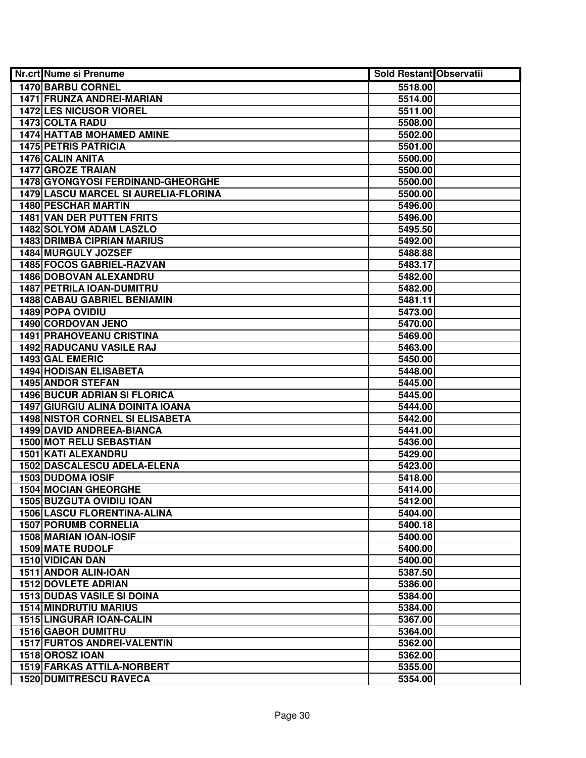| Nr.crt | Nume si Prenume | Sold Restant | Observatii |
|---|---|---|---|
| 1470 | BARBU CORNEL | 5518.00 | |
| 1471 | FRUNZA ANDREI-MARIAN | 5514.00 | |
| 1472 | LES NICUSOR VIOREL | 5511.00 | |
| 1473 | COLTA RADU | 5508.00 | |
| 1474 | HATTAB MOHAMED AMINE | 5502.00 | |
| 1475 | PETRIS PATRICIA | 5501.00 | |
| 1476 | CALIN ANITA | 5500.00 | |
| 1477 | GROZE TRAIAN | 5500.00 | |
| 1478 | GYONGYOSI FERDINAND-GHEORGHE | 5500.00 | |
| 1479 | LASCU MARCEL SI AURELIA-FLORINA | 5500.00 | |
| 1480 | PESCHAR MARTIN | 5496.00 | |
| 1481 | VAN DER PUTTEN FRITS | 5496.00 | |
| 1482 | SOLYOM ADAM LASZLO | 5495.50 | |
| 1483 | DRIMBA CIPRIAN MARIUS | 5492.00 | |
| 1484 | MURGULY JOZSEF | 5488.88 | |
| 1485 | FOCOS GABRIEL-RAZVAN | 5483.17 | |
| 1486 | DOBOVAN ALEXANDRU | 5482.00 | |
| 1487 | PETRILA IOAN-DUMITRU | 5482.00 | |
| 1488 | CABAU GABRIEL BENIAMIN | 5481.11 | |
| 1489 | POPA OVIDIU | 5473.00 | |
| 1490 | CORDOVAN JENO | 5470.00 | |
| 1491 | PRAHOVEANU CRISTINA | 5469.00 | |
| 1492 | RADUCANU VASILE RAJ | 5463.00 | |
| 1493 | GAL EMERIC | 5450.00 | |
| 1494 | HODISAN ELISABETA | 5448.00 | |
| 1495 | ANDOR STEFAN | 5445.00 | |
| 1496 | BUCUR ADRIAN SI FLORICA | 5445.00 | |
| 1497 | GIURGIU ALINA DOINITA IOANA | 5444.00 | |
| 1498 | NISTOR CORNEL SI ELISABETA | 5442.00 | |
| 1499 | DAVID ANDREEA-BIANCA | 5441.00 | |
| 1500 | MOT RELU SEBASTIAN | 5436.00 | |
| 1501 | KATI ALEXANDRU | 5429.00 | |
| 1502 | DASCALESCU ADELA-ELENA | 5423.00 | |
| 1503 | DUDOMA IOSIF | 5418.00 | |
| 1504 | MOCIAN GHEORGHE | 5414.00 | |
| 1505 | BUZGUTA OVIDIU IOAN | 5412.00 | |
| 1506 | LASCU FLORENTINA-ALINA | 5404.00 | |
| 1507 | PORUMB CORNELIA | 5400.18 | |
| 1508 | MARIAN IOAN-IOSIF | 5400.00 | |
| 1509 | MATE RUDOLF | 5400.00 | |
| 1510 | VIDICAN DAN | 5400.00 | |
| 1511 | ANDOR ALIN-IOAN | 5387.50 | |
| 1512 | DOVLETE ADRIAN | 5386.00 | |
| 1513 | DUDAS VASILE SI DOINA | 5384.00 | |
| 1514 | MINDRUTIU MARIUS | 5384.00 | |
| 1515 | LINGURAR IOAN-CALIN | 5367.00 | |
| 1516 | GABOR DUMITRU | 5364.00 | |
| 1517 | FURTOS ANDREI-VALENTIN | 5362.00 | |
| 1518 | OROSZ IOAN | 5362.00 | |
| 1519 | FARKAS ATTILA-NORBERT | 5355.00 | |
| 1520 | DUMITRESCU RAVECA | 5354.00 | |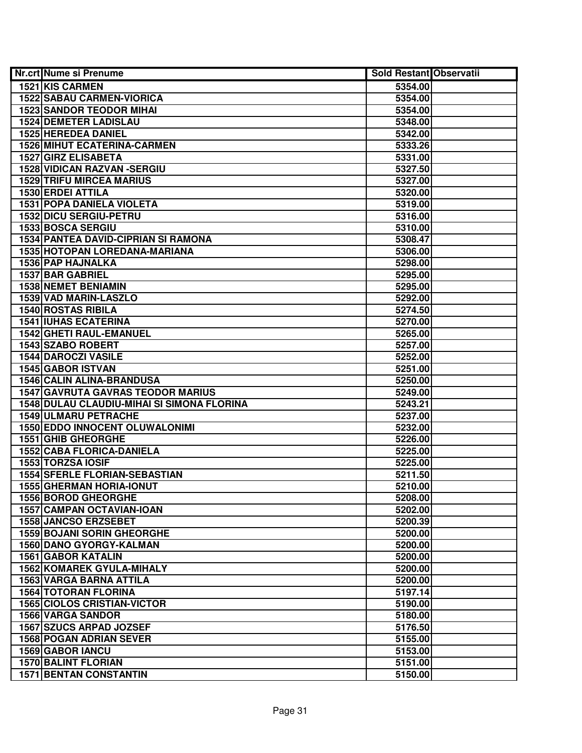| Nr.crt | Nume si Prenume | Sold Restant | Observatii |
|---|---|---|---|
| 1521 | KIS CARMEN | 5354.00 | |
| 1522 | SABAU CARMEN-VIORICA | 5354.00 | |
| 1523 | SANDOR TEODOR MIHAI | 5354.00 | |
| 1524 | DEMETER LADISLAU | 5348.00 | |
| 1525 | HEREDEA DANIEL | 5342.00 | |
| 1526 | MIHUT ECATERINA-CARMEN | 5333.26 | |
| 1527 | GIRZ ELISABETA | 5331.00 | |
| 1528 | VIDICAN RAZVAN -SERGIU | 5327.50 | |
| 1529 | TRIFU MIRCEA MARIUS | 5327.00 | |
| 1530 | ERDEI ATTILA | 5320.00 | |
| 1531 | POPA DANIELA VIOLETA | 5319.00 | |
| 1532 | DICU SERGIU-PETRU | 5316.00 | |
| 1533 | BOSCA SERGIU | 5310.00 | |
| 1534 | PANTEA DAVID-CIPRIAN SI RAMONA | 5308.47 | |
| 1535 | HOTOPAN LOREDANA-MARIANA | 5306.00 | |
| 1536 | PAP HAJNALKA | 5298.00 | |
| 1537 | BAR GABRIEL | 5295.00 | |
| 1538 | NEMET BENIAMIN | 5295.00 | |
| 1539 | VAD MARIN-LASZLO | 5292.00 | |
| 1540 | ROSTAS RIBILA | 5274.50 | |
| 1541 | IUHAS ECATERINA | 5270.00 | |
| 1542 | GHETI RAUL-EMANUEL | 5265.00 | |
| 1543 | SZABO ROBERT | 5257.00 | |
| 1544 | DAROCZI VASILE | 5252.00 | |
| 1545 | GABOR ISTVAN | 5251.00 | |
| 1546 | CALIN ALINA-BRANDUSA | 5250.00 | |
| 1547 | GAVRUTA GAVRAS TEODOR MARIUS | 5249.00 | |
| 1548 | DULAU CLAUDIU-MIHAI SI SIMONA FLORINA | 5243.21 | |
| 1549 | ULMARU PETRACHE | 5237.00 | |
| 1550 | EDDO INNOCENT OLUWALONIMI | 5232.00 | |
| 1551 | GHIB GHEORGHE | 5226.00 | |
| 1552 | CABA FLORICA-DANIELA | 5225.00 | |
| 1553 | TORZSA IOSIF | 5225.00 | |
| 1554 | SFERLE FLORIAN-SEBASTIAN | 5211.50 | |
| 1555 | GHERMAN HORIA-IONUT | 5210.00 | |
| 1556 | BOROD GHEORGHE | 5208.00 | |
| 1557 | CAMPAN OCTAVIAN-IOAN | 5202.00 | |
| 1558 | JANCSO ERZSEBET | 5200.39 | |
| 1559 | BOJANI SORIN GHEORGHE | 5200.00 | |
| 1560 | DANO GYORGY-KALMAN | 5200.00 | |
| 1561 | GABOR KATALIN | 5200.00 | |
| 1562 | KOMAREK GYULA-MIHALY | 5200.00 | |
| 1563 | VARGA BARNA ATTILA | 5200.00 | |
| 1564 | TOTORAN FLORINA | 5197.14 | |
| 1565 | CIOLOS CRISTIAN-VICTOR | 5190.00 | |
| 1566 | VARGA SANDOR | 5180.00 | |
| 1567 | SZUCS ARPAD JOZSEF | 5176.50 | |
| 1568 | POGAN ADRIAN SEVER | 5155.00 | |
| 1569 | GABOR IANCU | 5153.00 | |
| 1570 | BALINT FLORIAN | 5151.00 | |
| 1571 | BENTAN CONSTANTIN | 5150.00 | |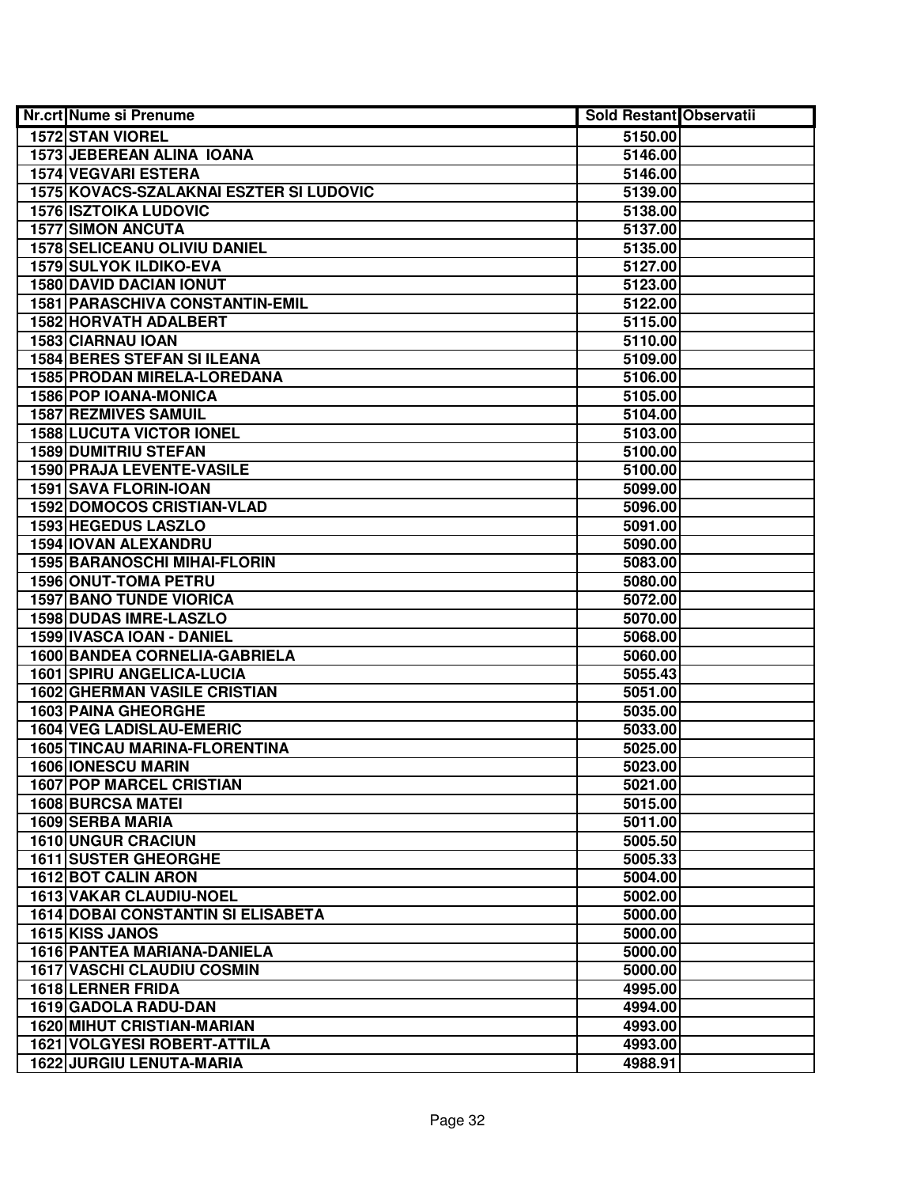| Nr.crt | Nume si Prenume | Sold Restant | Observatii |
|---|---|---|---|
| 1572 | STAN VIOREL | 5150.00 | |
| 1573 | JEBEREAN ALINA IOANA | 5146.00 | |
| 1574 | VEGVARI ESTERA | 5146.00 | |
| 1575 | KOVACS-SZALAKNAI ESZTER SI LUDOVIC | 5139.00 | |
| 1576 | ISZTOIKA LUDOVIC | 5138.00 | |
| 1577 | SIMON ANCUTA | 5137.00 | |
| 1578 | SELICEANU OLIVIU DANIEL | 5135.00 | |
| 1579 | SULYOK ILDIKO-EVA | 5127.00 | |
| 1580 | DAVID DACIAN IONUT | 5123.00 | |
| 1581 | PARASCHIVA CONSTANTIN-EMIL | 5122.00 | |
| 1582 | HORVATH ADALBERT | 5115.00 | |
| 1583 | CIARNAU IOAN | 5110.00 | |
| 1584 | BERES STEFAN SI ILEANA | 5109.00 | |
| 1585 | PRODAN MIRELA-LOREDANA | 5106.00 | |
| 1586 | POP IOANA-MONICA | 5105.00 | |
| 1587 | REZMIVES SAMUIL | 5104.00 | |
| 1588 | LUCUTA VICTOR IONEL | 5103.00 | |
| 1589 | DUMITRIU STEFAN | 5100.00 | |
| 1590 | PRAJA LEVENTE-VASILE | 5100.00 | |
| 1591 | SAVA FLORIN-IOAN | 5099.00 | |
| 1592 | DOMOCOS CRISTIAN-VLAD | 5096.00 | |
| 1593 | HEGEDUS LASZLO | 5091.00 | |
| 1594 | IOVAN ALEXANDRU | 5090.00 | |
| 1595 | BARANOSCHI MIHAI-FLORIN | 5083.00 | |
| 1596 | ONUT-TOMA PETRU | 5080.00 | |
| 1597 | BANO TUNDE VIORICA | 5072.00 | |
| 1598 | DUDAS IMRE-LASZLO | 5070.00 | |
| 1599 | IVASCA IOAN - DANIEL | 5068.00 | |
| 1600 | BANDEA CORNELIA-GABRIELA | 5060.00 | |
| 1601 | SPIRU ANGELICA-LUCIA | 5055.43 | |
| 1602 | GHERMAN VASILE CRISTIAN | 5051.00 | |
| 1603 | PAINA GHEORGHE | 5035.00 | |
| 1604 | VEG LADISLAU-EMERIC | 5033.00 | |
| 1605 | TINCAU MARINA-FLORENTINA | 5025.00 | |
| 1606 | IONESCU MARIN | 5023.00 | |
| 1607 | POP MARCEL CRISTIAN | 5021.00 | |
| 1608 | BURCSA MATEI | 5015.00 | |
| 1609 | SERBA MARIA | 5011.00 | |
| 1610 | UNGUR CRACIUN | 5005.50 | |
| 1611 | SUSTER GHEORGHE | 5005.33 | |
| 1612 | BOT CALIN ARON | 5004.00 | |
| 1613 | VAKAR CLAUDIU-NOEL | 5002.00 | |
| 1614 | DOBAI CONSTANTIN SI ELISABETA | 5000.00 | |
| 1615 | KISS JANOS | 5000.00 | |
| 1616 | PANTEA MARIANA-DANIELA | 5000.00 | |
| 1617 | VASCHI CLAUDIU COSMIN | 5000.00 | |
| 1618 | LERNER FRIDA | 4995.00 | |
| 1619 | GADOLA RADU-DAN | 4994.00 | |
| 1620 | MIHUT CRISTIAN-MARIAN | 4993.00 | |
| 1621 | VOLGYESI ROBERT-ATTILA | 4993.00 | |
| 1622 | JURGIU LENUTA-MARIA | 4988.91 | |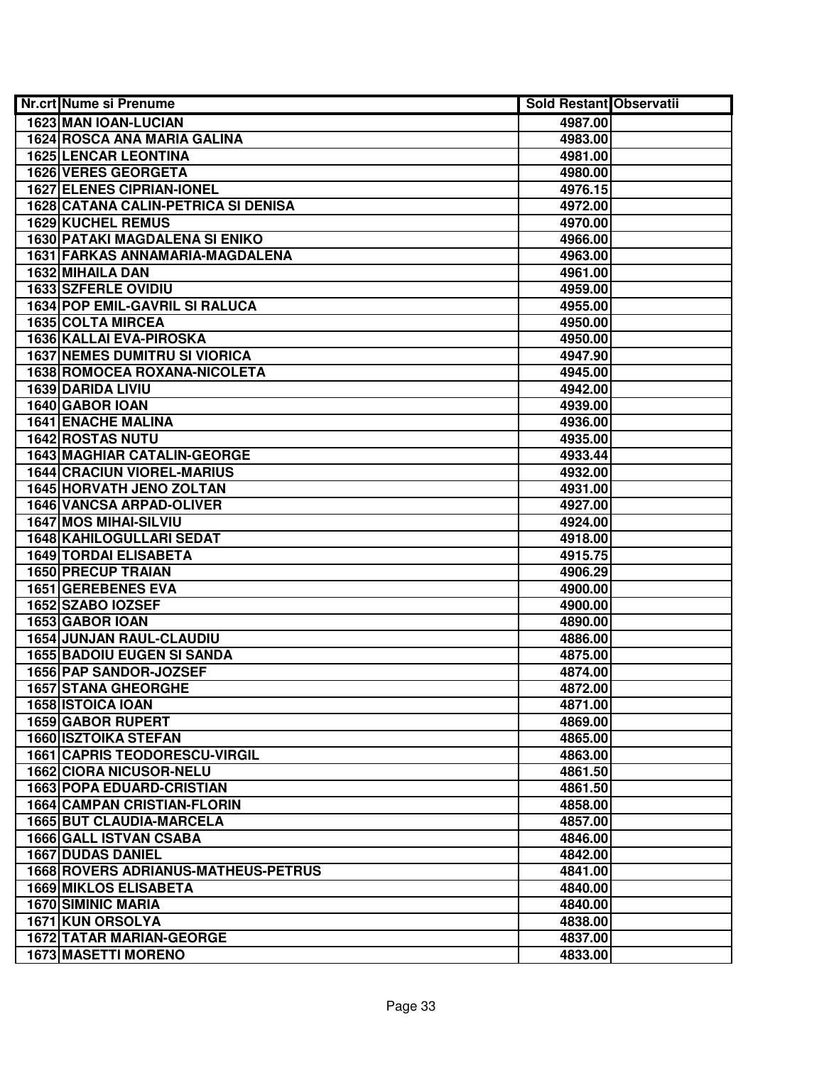| Nr.crt | Nume si Prenume | Sold Restant | Observatii |
|---|---|---|---|
| 1623 | MAN IOAN-LUCIAN | 4987.00 | |
| 1624 | ROSCA ANA MARIA GALINA | 4983.00 | |
| 1625 | LENCAR LEONTINA | 4981.00 | |
| 1626 | VERES GEORGETA | 4980.00 | |
| 1627 | ELENES CIPRIAN-IONEL | 4976.15 | |
| 1628 | CATANA CALIN-PETRICA SI DENISA | 4972.00 | |
| 1629 | KUCHEL REMUS | 4970.00 | |
| 1630 | PATAKI MAGDALENA SI ENIKO | 4966.00 | |
| 1631 | FARKAS ANNAMARIA-MAGDALENA | 4963.00 | |
| 1632 | MIHAILA DAN | 4961.00 | |
| 1633 | SZFERLE OVIDIU | 4959.00 | |
| 1634 | POP EMIL-GAVRIL SI RALUCA | 4955.00 | |
| 1635 | COLTA MIRCEA | 4950.00 | |
| 1636 | KALLAI EVA-PIROSKA | 4950.00 | |
| 1637 | NEMES DUMITRU SI VIORICA | 4947.90 | |
| 1638 | ROMOCEA ROXANA-NICOLETA | 4945.00 | |
| 1639 | DARIDA LIVIU | 4942.00 | |
| 1640 | GABOR IOAN | 4939.00 | |
| 1641 | ENACHE MALINA | 4936.00 | |
| 1642 | ROSTAS NUTU | 4935.00 | |
| 1643 | MAGHIAR CATALIN-GEORGE | 4933.44 | |
| 1644 | CRACIUN VIOREL-MARIUS | 4932.00 | |
| 1645 | HORVATH JENO ZOLTAN | 4931.00 | |
| 1646 | VANCSA ARPAD-OLIVER | 4927.00 | |
| 1647 | MOS MIHAI-SILVIU | 4924.00 | |
| 1648 | KAHILOGULLARI SEDAT | 4918.00 | |
| 1649 | TORDAI ELISABETA | 4915.75 | |
| 1650 | PRECUP TRAIAN | 4906.29 | |
| 1651 | GEREBENES EVA | 4900.00 | |
| 1652 | SZABO IOZSEF | 4900.00 | |
| 1653 | GABOR IOAN | 4890.00 | |
| 1654 | JUNJAN RAUL-CLAUDIU | 4886.00 | |
| 1655 | BADOIU EUGEN SI SANDA | 4875.00 | |
| 1656 | PAP SANDOR-JOZSEF | 4874.00 | |
| 1657 | STANA GHEORGHE | 4872.00 | |
| 1658 | ISTOICA IOAN | 4871.00 | |
| 1659 | GABOR RUPERT | 4869.00 | |
| 1660 | ISZTOIKA STEFAN | 4865.00 | |
| 1661 | CAPRIS TEODORESCU-VIRGIL | 4863.00 | |
| 1662 | CIORA NICUSOR-NELU | 4861.50 | |
| 1663 | POPA EDUARD-CRISTIAN | 4861.50 | |
| 1664 | CAMPAN CRISTIAN-FLORIN | 4858.00 | |
| 1665 | BUT CLAUDIA-MARCELA | 4857.00 | |
| 1666 | GALL ISTVAN CSABA | 4846.00 | |
| 1667 | DUDAS DANIEL | 4842.00 | |
| 1668 | ROVERS ADRIANUS-MATHEUS-PETRUS | 4841.00 | |
| 1669 | MIKLOS ELISABETA | 4840.00 | |
| 1670 | SIMINIC MARIA | 4840.00 | |
| 1671 | KUN ORSOLYA | 4838.00 | |
| 1672 | TATAR MARIAN-GEORGE | 4837.00 | |
| 1673 | MASETTI MORENO | 4833.00 | |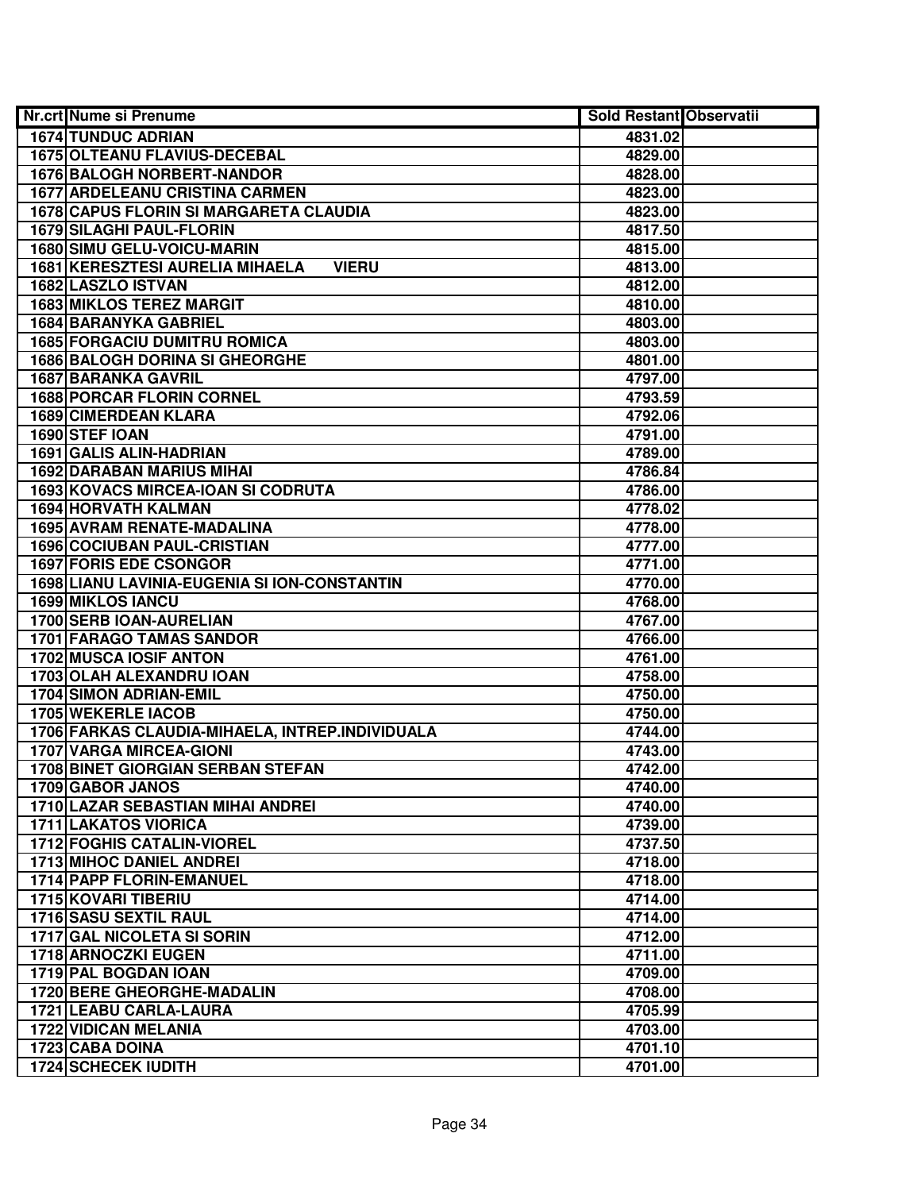| Nr.crt | Nume si Prenume | Sold Restant | Observatii |
|---|---|---|---|
| 1674 | TUNDUC ADRIAN | 4831.02 | |
| 1675 | OLTEANU FLAVIUS-DECEBAL | 4829.00 | |
| 1676 | BALOGH NORBERT-NANDOR | 4828.00 | |
| 1677 | ARDELEANU CRISTINA CARMEN | 4823.00 | |
| 1678 | CAPUS FLORIN SI MARGARETA CLAUDIA | 4823.00 | |
| 1679 | SILAGHI PAUL-FLORIN | 4817.50 | |
| 1680 | SIMU GELU-VOICU-MARIN | 4815.00 | |
| 1681 | KERESZTESI AURELIA MIHAELA VIERU | 4813.00 | |
| 1682 | LASZLO ISTVAN | 4812.00 | |
| 1683 | MIKLOS TEREZ MARGIT | 4810.00 | |
| 1684 | BARANYKA GABRIEL | 4803.00 | |
| 1685 | FORGACIU DUMITRU ROMICA | 4803.00 | |
| 1686 | BALOGH DORINA SI GHEORGHE | 4801.00 | |
| 1687 | BARANKA GAVRIL | 4797.00 | |
| 1688 | PORCAR FLORIN CORNEL | 4793.59 | |
| 1689 | CIMERDEAN KLARA | 4792.06 | |
| 1690 | STEF IOAN | 4791.00 | |
| 1691 | GALIS ALIN-HADRIAN | 4789.00 | |
| 1692 | DARABAN MARIUS MIHAI | 4786.84 | |
| 1693 | KOVACS MIRCEA-IOAN SI CODRUTA | 4786.00 | |
| 1694 | HORVATH KALMAN | 4778.02 | |
| 1695 | AVRAM RENATE-MADALINA | 4778.00 | |
| 1696 | COCIUBAN PAUL-CRISTIAN | 4777.00 | |
| 1697 | FORIS EDE CSONGOR | 4771.00 | |
| 1698 | LIANU LAVINIA-EUGENIA SI ION-CONSTANTIN | 4770.00 | |
| 1699 | MIKLOS IANCU | 4768.00 | |
| 1700 | SERB IOAN-AURELIAN | 4767.00 | |
| 1701 | FARAGO TAMAS SANDOR | 4766.00 | |
| 1702 | MUSCA IOSIF ANTON | 4761.00 | |
| 1703 | OLAH ALEXANDRU IOAN | 4758.00 | |
| 1704 | SIMON ADRIAN-EMIL | 4750.00 | |
| 1705 | WEKERLE IACOB | 4750.00 | |
| 1706 | FARKAS CLAUDIA-MIHAELA, INTREP.INDIVIDUALA | 4744.00 | |
| 1707 | VARGA MIRCEA-GIONI | 4743.00 | |
| 1708 | BINET GIORGIAN SERBAN STEFAN | 4742.00 | |
| 1709 | GABOR JANOS | 4740.00 | |
| 1710 | LAZAR SEBASTIAN MIHAI ANDREI | 4740.00 | |
| 1711 | LAKATOS VIORICA | 4739.00 | |
| 1712 | FOGHIS CATALIN-VIOREL | 4737.50 | |
| 1713 | MIHOC DANIEL ANDREI | 4718.00 | |
| 1714 | PAPP FLORIN-EMANUEL | 4718.00 | |
| 1715 | KOVARI TIBERIU | 4714.00 | |
| 1716 | SASU SEXTIL RAUL | 4714.00 | |
| 1717 | GAL NICOLETA SI SORIN | 4712.00 | |
| 1718 | ARNOCZKI EUGEN | 4711.00 | |
| 1719 | PAL BOGDAN IOAN | 4709.00 | |
| 1720 | BERE GHEORGHE-MADALIN | 4708.00 | |
| 1721 | LEABU CARLA-LAURA | 4705.99 | |
| 1722 | VIDICAN MELANIA | 4703.00 | |
| 1723 | CABA DOINA | 4701.10 | |
| 1724 | SCHECEK IUDITH | 4701.00 | |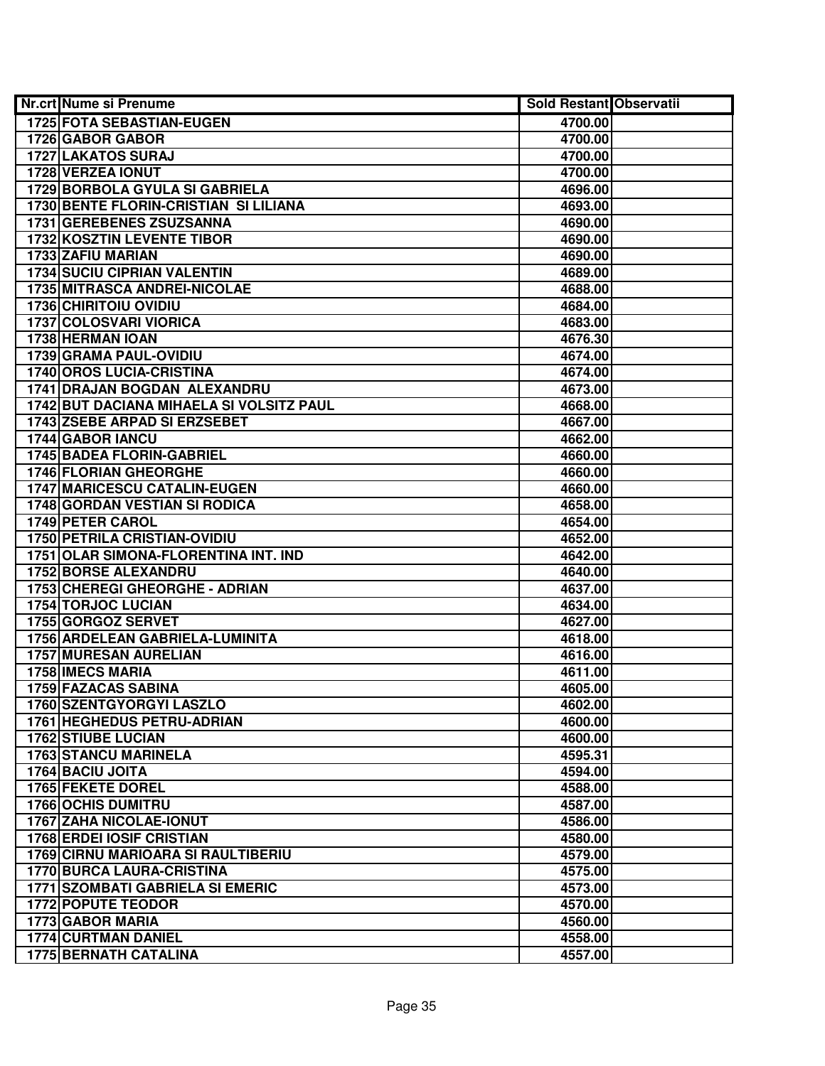| Nr.crt | Nume si Prenume | Sold Restant | Observatii |
|---|---|---|---|
| 1725 | FOTA SEBASTIAN-EUGEN | 4700.00 | |
| 1726 | GABOR GABOR | 4700.00 | |
| 1727 | LAKATOS SURAJ | 4700.00 | |
| 1728 | VERZEA IONUT | 4700.00 | |
| 1729 | BORBOLA GYULA SI GABRIELA | 4696.00 | |
| 1730 | BENTE FLORIN-CRISTIAN SI LILIANA | 4693.00 | |
| 1731 | GEREBENES ZSUZSANNA | 4690.00 | |
| 1732 | KOSZTIN LEVENTE TIBOR | 4690.00 | |
| 1733 | ZAFIU MARIAN | 4690.00 | |
| 1734 | SUCIU CIPRIAN VALENTIN | 4689.00 | |
| 1735 | MITRASCA ANDREI-NICOLAE | 4688.00 | |
| 1736 | CHIRITOIU OVIDIU | 4684.00 | |
| 1737 | COLOSVARI VIORICA | 4683.00 | |
| 1738 | HERMAN IOAN | 4676.30 | |
| 1739 | GRAMA PAUL-OVIDIU | 4674.00 | |
| 1740 | OROS LUCIA-CRISTINA | 4674.00 | |
| 1741 | DRAJAN BOGDAN ALEXANDRU | 4673.00 | |
| 1742 | BUT DACIANA MIHAELA SI VOLSITZ PAUL | 4668.00 | |
| 1743 | ZSEBE ARPAD SI ERZSEBET | 4667.00 | |
| 1744 | GABOR IANCU | 4662.00 | |
| 1745 | BADEA FLORIN-GABRIEL | 4660.00 | |
| 1746 | FLORIAN GHEORGHE | 4660.00 | |
| 1747 | MARICESCU CATALIN-EUGEN | 4660.00 | |
| 1748 | GORDAN VESTIAN SI RODICA | 4658.00 | |
| 1749 | PETER CAROL | 4654.00 | |
| 1750 | PETRILA CRISTIAN-OVIDIU | 4652.00 | |
| 1751 | OLAR SIMONA-FLORENTINA INT. IND | 4642.00 | |
| 1752 | BORSE ALEXANDRU | 4640.00 | |
| 1753 | CHEREGI GHEORGHE - ADRIAN | 4637.00 | |
| 1754 | TORJOC LUCIAN | 4634.00 | |
| 1755 | GORGOZ SERVET | 4627.00 | |
| 1756 | ARDELEAN GABRIELA-LUMINITA | 4618.00 | |
| 1757 | MURESAN AURELIAN | 4616.00 | |
| 1758 | IMECS MARIA | 4611.00 | |
| 1759 | FAZACAS SABINA | 4605.00 | |
| 1760 | SZENTGYORGYI LASZLO | 4602.00 | |
| 1761 | HEGHEDUS PETRU-ADRIAN | 4600.00 | |
| 1762 | STIUBE LUCIAN | 4600.00 | |
| 1763 | STANCU MARINELA | 4595.31 | |
| 1764 | BACIU JOITA | 4594.00 | |
| 1765 | FEKETE DOREL | 4588.00 | |
| 1766 | OCHIS DUMITRU | 4587.00 | |
| 1767 | ZAHA NICOLAE-IONUT | 4586.00 | |
| 1768 | ERDEI IOSIF CRISTIAN | 4580.00 | |
| 1769 | CIRNU MARIOARA SI RAULTIBERIU | 4579.00 | |
| 1770 | BURCA LAURA-CRISTINA | 4575.00 | |
| 1771 | SZOMBATI GABRIELA SI EMERIC | 4573.00 | |
| 1772 | POPUTE TEODOR | 4570.00 | |
| 1773 | GABOR MARIA | 4560.00 | |
| 1774 | CURTMAN DANIEL | 4558.00 | |
| 1775 | BERNATH CATALINA | 4557.00 | |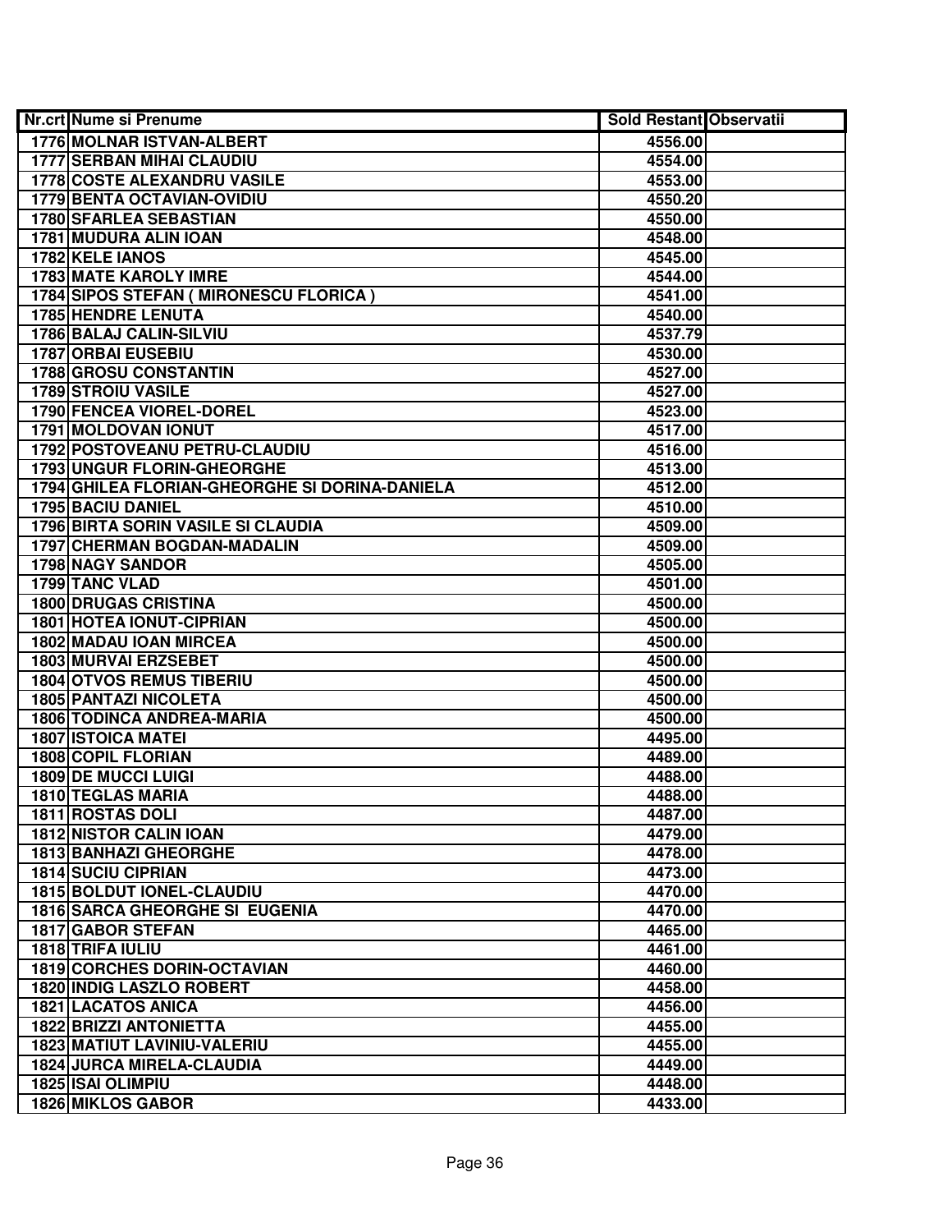| Nr.crt | Nume si Prenume | Sold Restant | Observatii |
|---|---|---|---|
| 1776 | MOLNAR ISTVAN-ALBERT | 4556.00 | |
| 1777 | SERBAN MIHAI CLAUDIU | 4554.00 | |
| 1778 | COSTE ALEXANDRU VASILE | 4553.00 | |
| 1779 | BENTA OCTAVIAN-OVIDIU | 4550.20 | |
| 1780 | SFARLEA SEBASTIAN | 4550.00 | |
| 1781 | MUDURA ALIN IOAN | 4548.00 | |
| 1782 | KELE IANOS | 4545.00 | |
| 1783 | MATE KAROLY IMRE | 4544.00 | |
| 1784 | SIPOS STEFAN ( MIRONESCU FLORICA ) | 4541.00 | |
| 1785 | HENDRE LENUTA | 4540.00 | |
| 1786 | BALAJ CALIN-SILVIU | 4537.79 | |
| 1787 | ORBAI EUSEBIU | 4530.00 | |
| 1788 | GROSU CONSTANTIN | 4527.00 | |
| 1789 | STROIU VASILE | 4527.00 | |
| 1790 | FENCEA VIOREL-DOREL | 4523.00 | |
| 1791 | MOLDOVAN IONUT | 4517.00 | |
| 1792 | POSTOVEANU PETRU-CLAUDIU | 4516.00 | |
| 1793 | UNGUR FLORIN-GHEORGHE | 4513.00 | |
| 1794 | GHILEA FLORIAN-GHEORGHE SI DORINA-DANIELA | 4512.00 | |
| 1795 | BACIU DANIEL | 4510.00 | |
| 1796 | BIRTA SORIN VASILE SI CLAUDIA | 4509.00 | |
| 1797 | CHERMAN BOGDAN-MADALIN | 4509.00 | |
| 1798 | NAGY SANDOR | 4505.00 | |
| 1799 | TANC VLAD | 4501.00 | |
| 1800 | DRUGAS CRISTINA | 4500.00 | |
| 1801 | HOTEA IONUT-CIPRIAN | 4500.00 | |
| 1802 | MADAU IOAN MIRCEA | 4500.00 | |
| 1803 | MURVAI ERZSEBET | 4500.00 | |
| 1804 | OTVOS REMUS TIBERIU | 4500.00 | |
| 1805 | PANTAZI NICOLETA | 4500.00 | |
| 1806 | TODINCA ANDREA-MARIA | 4500.00 | |
| 1807 | ISTOICA MATEI | 4495.00 | |
| 1808 | COPIL FLORIAN | 4489.00 | |
| 1809 | DE MUCCI LUIGI | 4488.00 | |
| 1810 | TEGLAS MARIA | 4488.00 | |
| 1811 | ROSTAS DOLI | 4487.00 | |
| 1812 | NISTOR CALIN IOAN | 4479.00 | |
| 1813 | BANHAZI GHEORGHE | 4478.00 | |
| 1814 | SUCIU CIPRIAN | 4473.00 | |
| 1815 | BOLDUT IONEL-CLAUDIU | 4470.00 | |
| 1816 | SARCA GHEORGHE SI EUGENIA | 4470.00 | |
| 1817 | GABOR STEFAN | 4465.00 | |
| 1818 | TRIFA IULIU | 4461.00 | |
| 1819 | CORCHES DORIN-OCTAVIAN | 4460.00 | |
| 1820 | INDIG LASZLO ROBERT | 4458.00 | |
| 1821 | LACATOS ANICA | 4456.00 | |
| 1822 | BRIZZI ANTONIETTA | 4455.00 | |
| 1823 | MATIUT LAVINIU-VALERIU | 4455.00 | |
| 1824 | JURCA MIRELA-CLAUDIA | 4449.00 | |
| 1825 | ISAI OLIMPIU | 4448.00 | |
| 1826 | MIKLOS GABOR | 4433.00 | |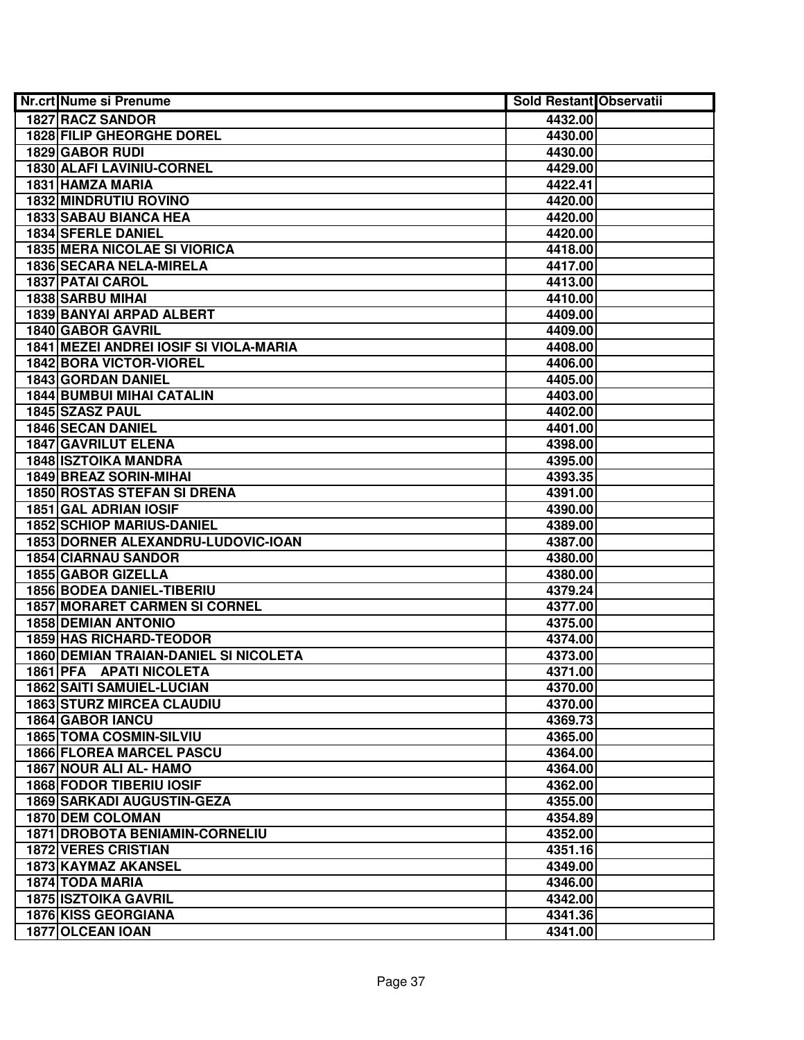| Nr.crt | Nume si Prenume | Sold Restant | Observatii |
|---|---|---|---|
| 1827 | RACZ SANDOR | 4432.00 | |
| 1828 | FILIP GHEORGHE DOREL | 4430.00 | |
| 1829 | GABOR RUDI | 4430.00 | |
| 1830 | ALAFI LAVINIU-CORNEL | 4429.00 | |
| 1831 | HAMZA MARIA | 4422.41 | |
| 1832 | MINDRUTIU ROVINO | 4420.00 | |
| 1833 | SABAU BIANCA HEA | 4420.00 | |
| 1834 | SFERLE DANIEL | 4420.00 | |
| 1835 | MERA NICOLAE SI VIORICA | 4418.00 | |
| 1836 | SECARA NELA-MIRELA | 4417.00 | |
| 1837 | PATAI CAROL | 4413.00 | |
| 1838 | SARBU MIHAI | 4410.00 | |
| 1839 | BANYAI ARPAD ALBERT | 4409.00 | |
| 1840 | GABOR GAVRIL | 4409.00 | |
| 1841 | MEZEI ANDREI IOSIF SI VIOLA-MARIA | 4408.00 | |
| 1842 | BORA VICTOR-VIOREL | 4406.00 | |
| 1843 | GORDAN DANIEL | 4405.00 | |
| 1844 | BUMBUI MIHAI CATALIN | 4403.00 | |
| 1845 | SZASZ PAUL | 4402.00 | |
| 1846 | SECAN DANIEL | 4401.00 | |
| 1847 | GAVRILUT ELENA | 4398.00 | |
| 1848 | ISZTOIKA MANDRA | 4395.00 | |
| 1849 | BREAZ SORIN-MIHAI | 4393.35 | |
| 1850 | ROSTAS STEFAN SI DRENA | 4391.00 | |
| 1851 | GAL ADRIAN IOSIF | 4390.00 | |
| 1852 | SCHIOP MARIUS-DANIEL | 4389.00 | |
| 1853 | DORNER ALEXANDRU-LUDOVIC-IOAN | 4387.00 | |
| 1854 | CIARNAU SANDOR | 4380.00 | |
| 1855 | GABOR GIZELLA | 4380.00 | |
| 1856 | BODEA DANIEL-TIBERIU | 4379.24 | |
| 1857 | MORARET CARMEN SI CORNEL | 4377.00 | |
| 1858 | DEMIAN ANTONIO | 4375.00 | |
| 1859 | HAS RICHARD-TEODOR | 4374.00 | |
| 1860 | DEMIAN TRAIAN-DANIEL SI NICOLETA | 4373.00 | |
| 1861 | PFA APATI NICOLETA | 4371.00 | |
| 1862 | SAITI SAMUIEL-LUCIAN | 4370.00 | |
| 1863 | STURZ MIRCEA CLAUDIU | 4370.00 | |
| 1864 | GABOR IANCU | 4369.73 | |
| 1865 | TOMA COSMIN-SILVIU | 4365.00 | |
| 1866 | FLOREA MARCEL PASCU | 4364.00 | |
| 1867 | NOUR ALI AL- HAMO | 4364.00 | |
| 1868 | FODOR TIBERIU IOSIF | 4362.00 | |
| 1869 | SARKADI AUGUSTIN-GEZA | 4355.00 | |
| 1870 | DEM COLOMAN | 4354.89 | |
| 1871 | DROBOTA BENIAMIN-CORNELIU | 4352.00 | |
| 1872 | VERES CRISTIAN | 4351.16 | |
| 1873 | KAYMAZ AKANSEL | 4349.00 | |
| 1874 | TODA MARIA | 4346.00 | |
| 1875 | ISZTOIKA GAVRIL | 4342.00 | |
| 1876 | KISS GEORGIANA | 4341.36 | |
| 1877 | OLCEAN IOAN | 4341.00 | |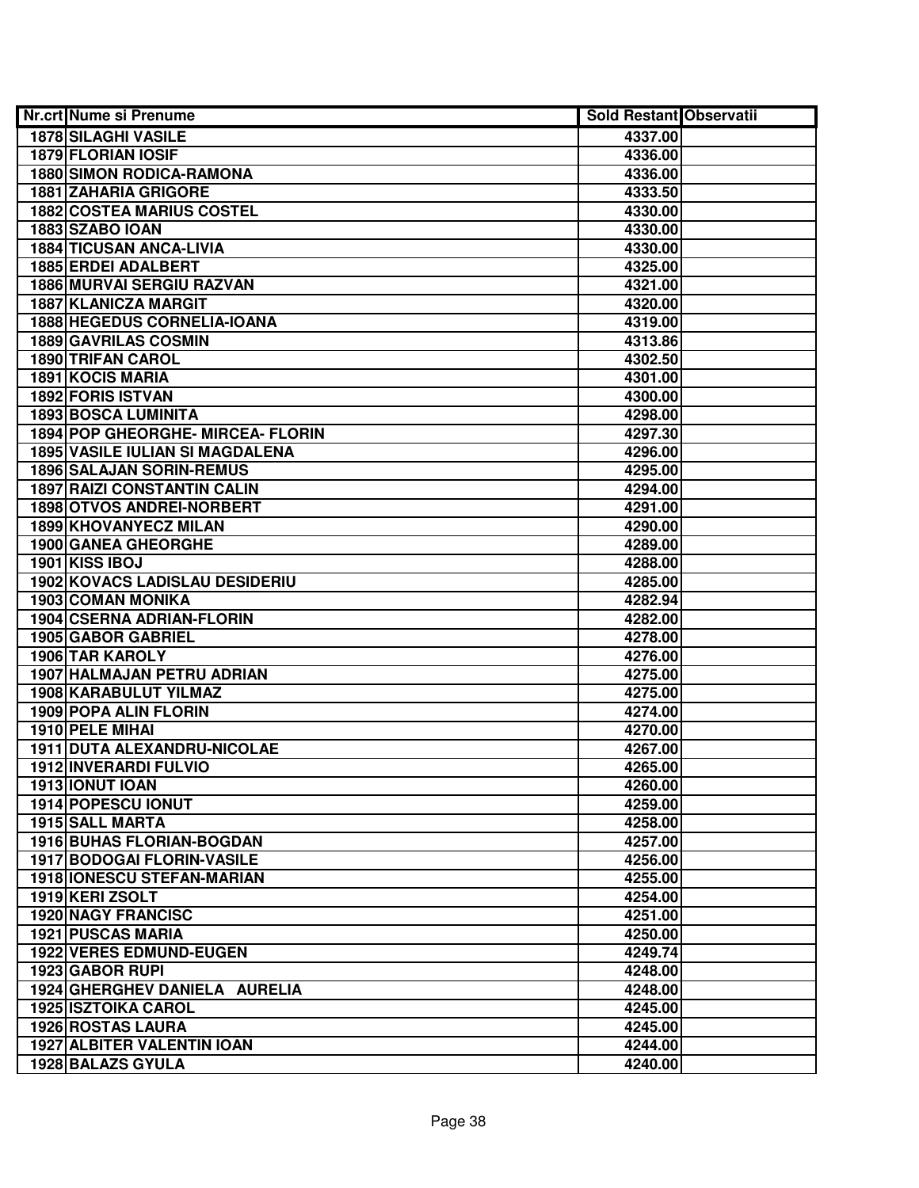| Nr.crt | Nume si Prenume | Sold Restant | Observatii |
|---|---|---|---|
| 1878 | SILAGHI VASILE | 4337.00 | |
| 1879 | FLORIAN IOSIF | 4336.00 | |
| 1880 | SIMON RODICA-RAMONA | 4336.00 | |
| 1881 | ZAHARIA GRIGORE | 4333.50 | |
| 1882 | COSTEA MARIUS COSTEL | 4330.00 | |
| 1883 | SZABO IOAN | 4330.00 | |
| 1884 | TICUSAN ANCA-LIVIA | 4330.00 | |
| 1885 | ERDEI ADALBERT | 4325.00 | |
| 1886 | MURVAI SERGIU RAZVAN | 4321.00 | |
| 1887 | KLANICZA MARGIT | 4320.00 | |
| 1888 | HEGEDUS CORNELIA-IOANA | 4319.00 | |
| 1889 | GAVRILAS COSMIN | 4313.86 | |
| 1890 | TRIFAN CAROL | 4302.50 | |
| 1891 | KOCIS MARIA | 4301.00 | |
| 1892 | FORIS ISTVAN | 4300.00 | |
| 1893 | BOSCA LUMINITA | 4298.00 | |
| 1894 | POP GHEORGHE- MIRCEA- FLORIN | 4297.30 | |
| 1895 | VASILE IULIAN SI MAGDALENA | 4296.00 | |
| 1896 | SALAJAN SORIN-REMUS | 4295.00 | |
| 1897 | RAIZI CONSTANTIN CALIN | 4294.00 | |
| 1898 | OTVOS ANDREI-NORBERT | 4291.00 | |
| 1899 | KHOVANYECZ MILAN | 4290.00 | |
| 1900 | GANEA GHEORGHE | 4289.00 | |
| 1901 | KISS IBOJ | 4288.00 | |
| 1902 | KOVACS LADISLAU DESIDERIU | 4285.00 | |
| 1903 | COMAN MONIKA | 4282.94 | |
| 1904 | CSERNA ADRIAN-FLORIN | 4282.00 | |
| 1905 | GABOR GABRIEL | 4278.00 | |
| 1906 | TAR KAROLY | 4276.00 | |
| 1907 | HALMAJAN PETRU ADRIAN | 4275.00 | |
| 1908 | KARABULUT YILMAZ | 4275.00 | |
| 1909 | POPA ALIN FLORIN | 4274.00 | |
| 1910 | PELE MIHAI | 4270.00 | |
| 1911 | DUTA ALEXANDRU-NICOLAE | 4267.00 | |
| 1912 | INVERARDI FULVIO | 4265.00 | |
| 1913 | IONUT IOAN | 4260.00 | |
| 1914 | POPESCU IONUT | 4259.00 | |
| 1915 | SALL MARTA | 4258.00 | |
| 1916 | BUHAS FLORIAN-BOGDAN | 4257.00 | |
| 1917 | BODOGAI FLORIN-VASILE | 4256.00 | |
| 1918 | IONESCU STEFAN-MARIAN | 4255.00 | |
| 1919 | KERI ZSOLT | 4254.00 | |
| 1920 | NAGY FRANCISC | 4251.00 | |
| 1921 | PUSCAS MARIA | 4250.00 | |
| 1922 | VERES EDMUND-EUGEN | 4249.74 | |
| 1923 | GABOR RUPI | 4248.00 | |
| 1924 | GHERGHEV DANIELA AURELIA | 4248.00 | |
| 1925 | ISZTOIKA CAROL | 4245.00 | |
| 1926 | ROSTAS LAURA | 4245.00 | |
| 1927 | ALBITER VALENTIN IOAN | 4244.00 | |
| 1928 | BALAZS GYULA | 4240.00 | |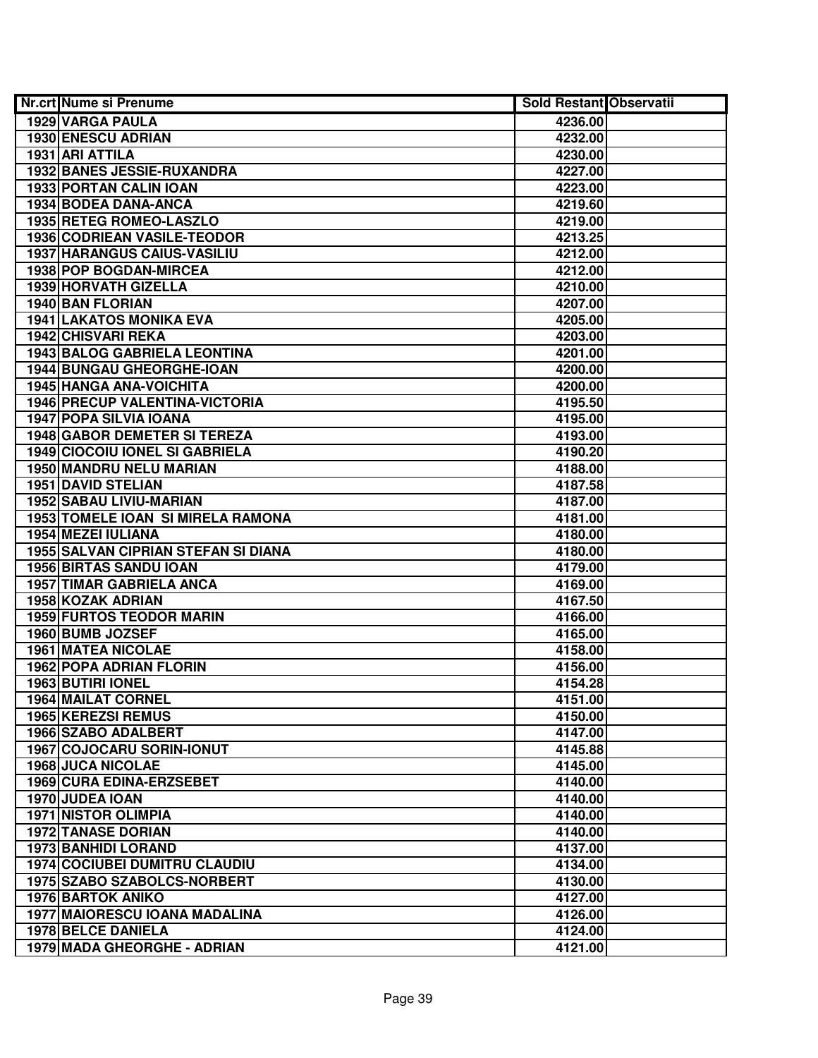| Nr.crt | Nume si Prenume | Sold Restant | Observatii |
|---|---|---|---|
| 1929 | VARGA PAULA | 4236.00 | |
| 1930 | ENESCU ADRIAN | 4232.00 | |
| 1931 | ARI ATTILA | 4230.00 | |
| 1932 | BANES JESSIE-RUXANDRA | 4227.00 | |
| 1933 | PORTAN CALIN IOAN | 4223.00 | |
| 1934 | BODEA DANA-ANCA | 4219.60 | |
| 1935 | RETEG ROMEO-LASZLO | 4219.00 | |
| 1936 | CODRIEAN VASILE-TEODOR | 4213.25 | |
| 1937 | HARANGUS CAIUS-VASILIU | 4212.00 | |
| 1938 | POP BOGDAN-MIRCEA | 4212.00 | |
| 1939 | HORVATH GIZELLA | 4210.00 | |
| 1940 | BAN FLORIAN | 4207.00 | |
| 1941 | LAKATOS MONIKA EVA | 4205.00 | |
| 1942 | CHISVARI REKA | 4203.00 | |
| 1943 | BALOG GABRIELA LEONTINA | 4201.00 | |
| 1944 | BUNGAU GHEORGHE-IOAN | 4200.00 | |
| 1945 | HANGA ANA-VOICHITA | 4200.00 | |
| 1946 | PRECUP VALENTINA-VICTORIA | 4195.50 | |
| 1947 | POPA SILVIA IOANA | 4195.00 | |
| 1948 | GABOR DEMETER SI TEREZA | 4193.00 | |
| 1949 | CIOCOIU IONEL SI GABRIELA | 4190.20 | |
| 1950 | MANDRU NELU MARIAN | 4188.00 | |
| 1951 | DAVID STELIAN | 4187.58 | |
| 1952 | SABAU LIVIU-MARIAN | 4187.00 | |
| 1953 | TOMELE IOAN SI MIRELA RAMONA | 4181.00 | |
| 1954 | MEZEI IULIANA | 4180.00 | |
| 1955 | SALVAN CIPRIAN STEFAN SI DIANA | 4180.00 | |
| 1956 | BIRTAS SANDU IOAN | 4179.00 | |
| 1957 | TIMAR GABRIELA ANCA | 4169.00 | |
| 1958 | KOZAK ADRIAN | 4167.50 | |
| 1959 | FURTOS TEODOR MARIN | 4166.00 | |
| 1960 | BUMB JOZSEF | 4165.00 | |
| 1961 | MATEA NICOLAE | 4158.00 | |
| 1962 | POPA ADRIAN FLORIN | 4156.00 | |
| 1963 | BUTIRI IONEL | 4154.28 | |
| 1964 | MAILAT CORNEL | 4151.00 | |
| 1965 | KEREZSI REMUS | 4150.00 | |
| 1966 | SZABO ADALBERT | 4147.00 | |
| 1967 | COJOCARU SORIN-IONUT | 4145.88 | |
| 1968 | JUCA NICOLAE | 4145.00 | |
| 1969 | CURA EDINA-ERZSEBET | 4140.00 | |
| 1970 | JUDEA IOAN | 4140.00 | |
| 1971 | NISTOR OLIMPIA | 4140.00 | |
| 1972 | TANASE DORIAN | 4140.00 | |
| 1973 | BANHIDI LORAND | 4137.00 | |
| 1974 | COCIUBEI DUMITRU CLAUDIU | 4134.00 | |
| 1975 | SZABO SZABOLCS-NORBERT | 4130.00 | |
| 1976 | BARTOK ANIKO | 4127.00 | |
| 1977 | MAIORESCU IOANA MADALINA | 4126.00 | |
| 1978 | BELCE DANIELA | 4124.00 | |
| 1979 | MADA GHEORGHE - ADRIAN | 4121.00 | |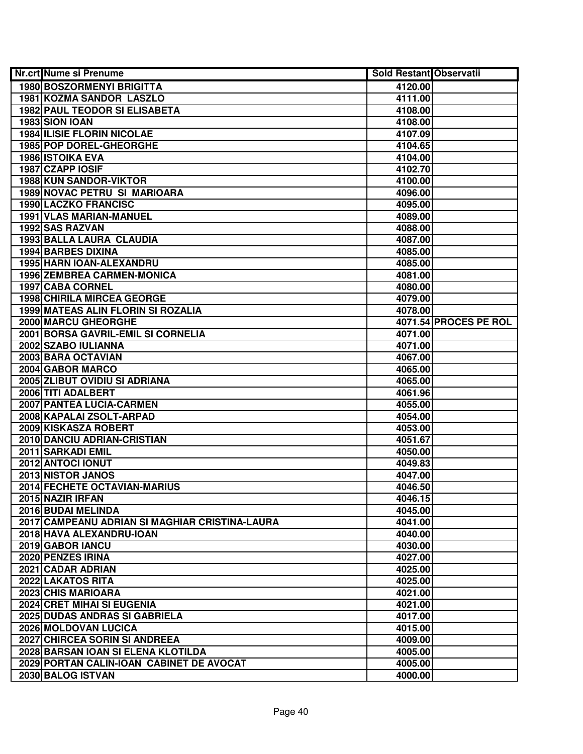| Nr.crt | Nume si Prenume | Sold Restant | Observatii |
|---|---|---|---|
| 1980 | BOSZORMENYI BRIGITTA | 4120.00 | |
| 1981 | KOZMA SANDOR  LASZLO | 4111.00 | |
| 1982 | PAUL TEODOR SI ELISABETA | 4108.00 | |
| 1983 | SION IOAN | 4108.00 | |
| 1984 | ILISIE FLORIN NICOLAE | 4107.09 | |
| 1985 | POP DOREL-GHEORGHE | 4104.65 | |
| 1986 | ISTOIKA EVA | 4104.00 | |
| 1987 | CZAPP IOSIF | 4102.70 | |
| 1988 | KUN SANDOR-VIKTOR | 4100.00 | |
| 1989 | NOVAC PETRU  SI  MARIOARA | 4096.00 | |
| 1990 | LACZKO FRANCISC | 4095.00 | |
| 1991 | VLAS MARIAN-MANUEL | 4089.00 | |
| 1992 | SAS RAZVAN | 4088.00 | |
| 1993 | BALLA LAURA  CLAUDIA | 4087.00 | |
| 1994 | BARBES DIXINA | 4085.00 | |
| 1995 | HARN IOAN-ALEXANDRU | 4085.00 | |
| 1996 | ZEMBREA CARMEN-MONICA | 4081.00 | |
| 1997 | CABA CORNEL | 4080.00 | |
| 1998 | CHIRILA MIRCEA GEORGE | 4079.00 | |
| 1999 | MATEAS ALIN FLORIN SI ROZALIA | 4078.00 | |
| 2000 | MARCU GHEORGHE | 4071.54 | PROCES PE ROL |
| 2001 | BORSA GAVRIL-EMIL SI CORNELIA | 4071.00 | |
| 2002 | SZABO IULIANNA | 4071.00 | |
| 2003 | BARA OCTAVIAN | 4067.00 | |
| 2004 | GABOR MARCO | 4065.00 | |
| 2005 | ZLIBUT OVIDIU SI ADRIANA | 4065.00 | |
| 2006 | TITI ADALBERT | 4061.96 | |
| 2007 | PANTEA LUCIA-CARMEN | 4055.00 | |
| 2008 | KAPALAI ZSOLT-ARPAD | 4054.00 | |
| 2009 | KISKASZA ROBERT | 4053.00 | |
| 2010 | DANCIU ADRIAN-CRISTIAN | 4051.67 | |
| 2011 | SARKADI EMIL | 4050.00 | |
| 2012 | ANTOCI IONUT | 4049.83 | |
| 2013 | NISTOR JANOS | 4047.00 | |
| 2014 | FECHETE OCTAVIAN-MARIUS | 4046.50 | |
| 2015 | NAZIR IRFAN | 4046.15 | |
| 2016 | BUDAI MELINDA | 4045.00 | |
| 2017 | CAMPEANU ADRIAN SI MAGHIAR CRISTINA-LAURA | 4041.00 | |
| 2018 | HAVA ALEXANDRU-IOAN | 4040.00 | |
| 2019 | GABOR IANCU | 4030.00 | |
| 2020 | PENZES IRINA | 4027.00 | |
| 2021 | CADAR ADRIAN | 4025.00 | |
| 2022 | LAKATOS RITA | 4025.00 | |
| 2023 | CHIS MARIOARA | 4021.00 | |
| 2024 | CRET MIHAI SI EUGENIA | 4021.00 | |
| 2025 | DUDAS ANDRAS SI GABRIELA | 4017.00 | |
| 2026 | MOLDOVAN LUCICA | 4015.00 | |
| 2027 | CHIRCEA SORIN SI ANDREEA | 4009.00 | |
| 2028 | BARSAN IOAN SI ELENA KLOTILDA | 4005.00 | |
| 2029 | PORTAN CALIN-IOAN  CABINET DE AVOCAT | 4005.00 | |
| 2030 | BALOG ISTVAN | 4000.00 | |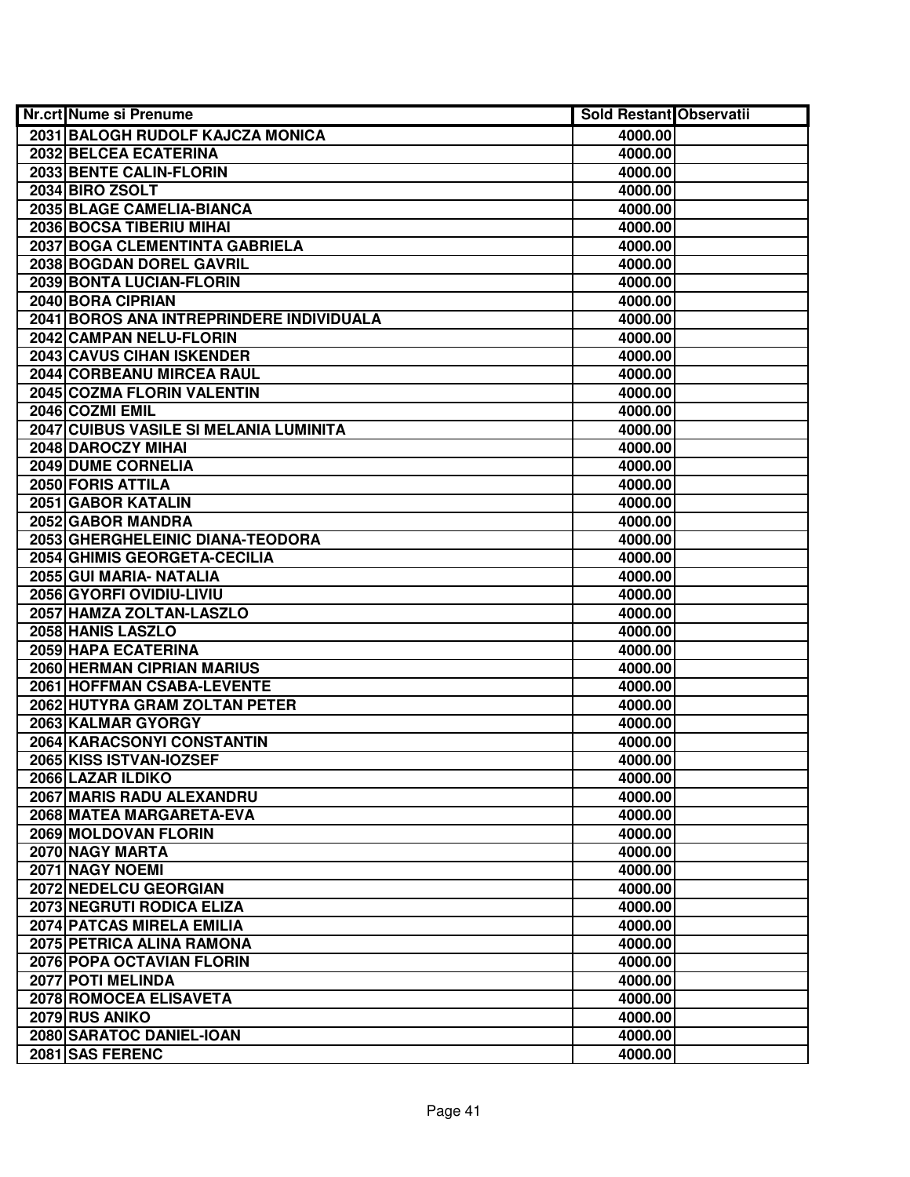| Nr.crt | Nume si Prenume | Sold Restant | Observatii |
|---|---|---|---|
| 2031 | BALOGH RUDOLF KAJCZA MONICA | 4000.00 | |
| 2032 | BELCEA ECATERINA | 4000.00 | |
| 2033 | BENTE CALIN-FLORIN | 4000.00 | |
| 2034 | BIRO ZSOLT | 4000.00 | |
| 2035 | BLAGE CAMELIA-BIANCA | 4000.00 | |
| 2036 | BOCSA TIBERIU MIHAI | 4000.00 | |
| 2037 | BOGA CLEMENTINTA GABRIELA | 4000.00 | |
| 2038 | BOGDAN DOREL GAVRIL | 4000.00 | |
| 2039 | BONTA LUCIAN-FLORIN | 4000.00 | |
| 2040 | BORA CIPRIAN | 4000.00 | |
| 2041 | BOROS ANA INTREPRINDERE INDIVIDUALA | 4000.00 | |
| 2042 | CAMPAN NELU-FLORIN | 4000.00 | |
| 2043 | CAVUS CIHAN ISKENDER | 4000.00 | |
| 2044 | CORBEANU MIRCEA RAUL | 4000.00 | |
| 2045 | COZMA FLORIN VALENTIN | 4000.00 | |
| 2046 | COZMI EMIL | 4000.00 | |
| 2047 | CUIBUS VASILE SI MELANIA LUMINITA | 4000.00 | |
| 2048 | DAROCZY MIHAI | 4000.00 | |
| 2049 | DUME CORNELIA | 4000.00 | |
| 2050 | FORIS ATTILA | 4000.00 | |
| 2051 | GABOR KATALIN | 4000.00 | |
| 2052 | GABOR MANDRA | 4000.00 | |
| 2053 | GHERGHELEINIC DIANA-TEODORA | 4000.00 | |
| 2054 | GHIMIS GEORGETA-CECILIA | 4000.00 | |
| 2055 | GUI MARIA- NATALIA | 4000.00 | |
| 2056 | GYORFI OVIDIU-LIVIU | 4000.00 | |
| 2057 | HAMZA ZOLTAN-LASZLO | 4000.00 | |
| 2058 | HANIS LASZLO | 4000.00 | |
| 2059 | HAPA ECATERINA | 4000.00 | |
| 2060 | HERMAN CIPRIAN MARIUS | 4000.00 | |
| 2061 | HOFFMAN CSABA-LEVENTE | 4000.00 | |
| 2062 | HUTYRA GRAM ZOLTAN PETER | 4000.00 | |
| 2063 | KALMAR GYORGY | 4000.00 | |
| 2064 | KARACSONYI CONSTANTIN | 4000.00 | |
| 2065 | KISS ISTVAN-IOZSEF | 4000.00 | |
| 2066 | LAZAR ILDIKO | 4000.00 | |
| 2067 | MARIS RADU ALEXANDRU | 4000.00 | |
| 2068 | MATEA MARGARETA-EVA | 4000.00 | |
| 2069 | MOLDOVAN FLORIN | 4000.00 | |
| 2070 | NAGY MARTA | 4000.00 | |
| 2071 | NAGY NOEMI | 4000.00 | |
| 2072 | NEDELCU GEORGIAN | 4000.00 | |
| 2073 | NEGRUTI RODICA ELIZA | 4000.00 | |
| 2074 | PATCAS MIRELA EMILIA | 4000.00 | |
| 2075 | PETRICA ALINA RAMONA | 4000.00 | |
| 2076 | POPA OCTAVIAN FLORIN | 4000.00 | |
| 2077 | POTI MELINDA | 4000.00 | |
| 2078 | ROMOCEA ELISAVETA | 4000.00 | |
| 2079 | RUS ANIKO | 4000.00 | |
| 2080 | SARATOC DANIEL-IOAN | 4000.00 | |
| 2081 | SAS FERENC | 4000.00 | |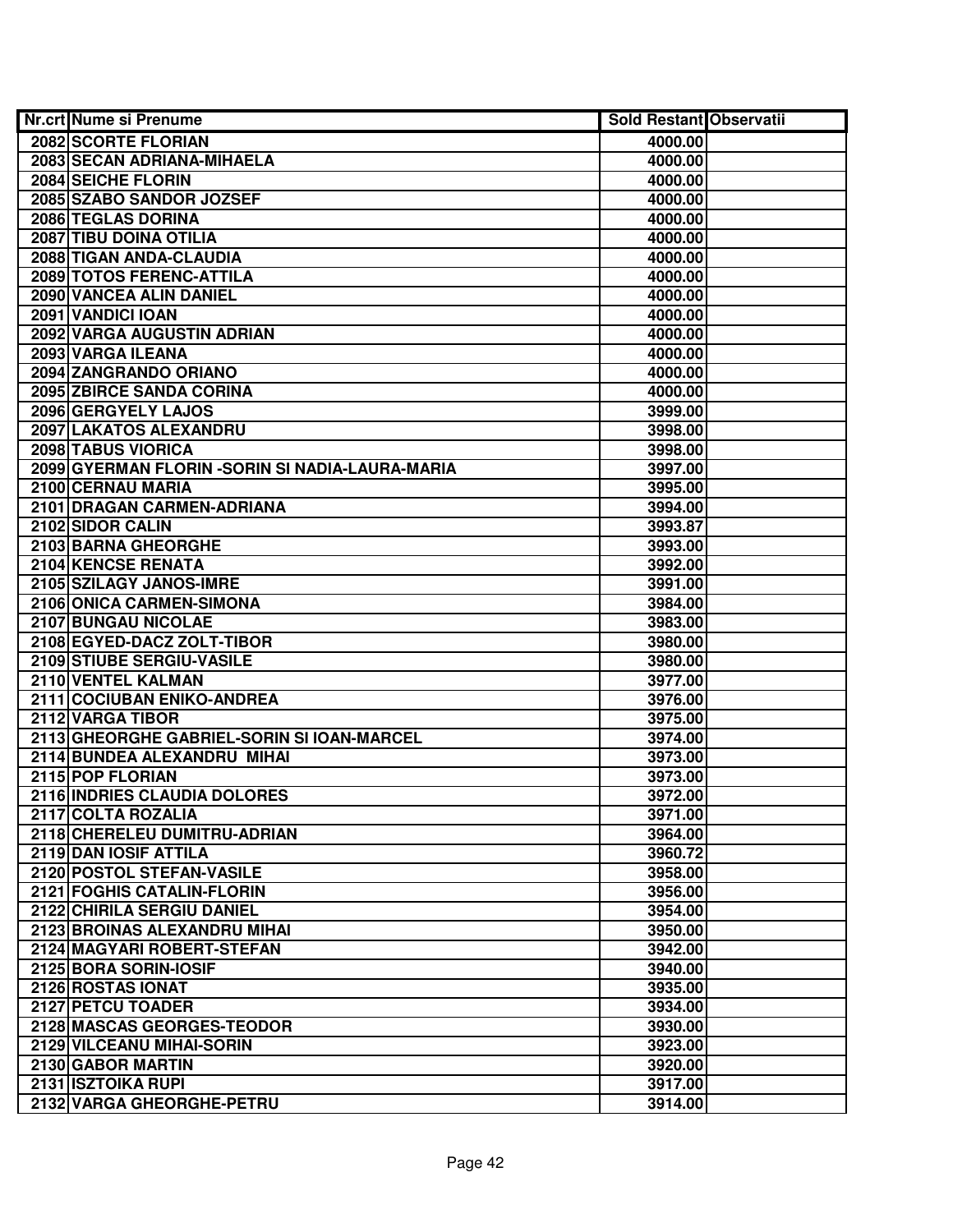| Nr.crt | Nume si Prenume | Sold Restant | Observatii |
|---|---|---|---|
| 2082 | SCORTE FLORIAN | 4000.00 | |
| 2083 | SECAN ADRIANA-MIHAELA | 4000.00 | |
| 2084 | SEICHE FLORIN | 4000.00 | |
| 2085 | SZABO SANDOR JOZSEF | 4000.00 | |
| 2086 | TEGLAS DORINA | 4000.00 | |
| 2087 | TIBU DOINA OTILIA | 4000.00 | |
| 2088 | TIGAN ANDA-CLAUDIA | 4000.00 | |
| 2089 | TOTOS FERENC-ATTILA | 4000.00 | |
| 2090 | VANCEA ALIN DANIEL | 4000.00 | |
| 2091 | VANDICI IOAN | 4000.00 | |
| 2092 | VARGA AUGUSTIN ADRIAN | 4000.00 | |
| 2093 | VARGA ILEANA | 4000.00 | |
| 2094 | ZANGRANDO ORIANO | 4000.00 | |
| 2095 | ZBIRCE SANDA CORINA | 4000.00 | |
| 2096 | GERGYELY LAJOS | 3999.00 | |
| 2097 | LAKATOS ALEXANDRU | 3998.00 | |
| 2098 | TABUS VIORICA | 3998.00 | |
| 2099 | GYERMAN FLORIN -SORIN SI NADIA-LAURA-MARIA | 3997.00 | |
| 2100 | CERNAU MARIA | 3995.00 | |
| 2101 | DRAGAN CARMEN-ADRIANA | 3994.00 | |
| 2102 | SIDOR CALIN | 3993.87 | |
| 2103 | BARNA GHEORGHE | 3993.00 | |
| 2104 | KENCSE RENATA | 3992.00 | |
| 2105 | SZILAGY JANOS-IMRE | 3991.00 | |
| 2106 | ONICA CARMEN-SIMONA | 3984.00 | |
| 2107 | BUNGAU NICOLAE | 3983.00 | |
| 2108 | EGYED-DACZ ZOLT-TIBOR | 3980.00 | |
| 2109 | STIUBE SERGIU-VASILE | 3980.00 | |
| 2110 | VENTEL KALMAN | 3977.00 | |
| 2111 | COCIUBAN ENIKO-ANDREA | 3976.00 | |
| 2112 | VARGA TIBOR | 3975.00 | |
| 2113 | GHEORGHE GABRIEL-SORIN SI IOAN-MARCEL | 3974.00 | |
| 2114 | BUNDEA ALEXANDRU MIHAI | 3973.00 | |
| 2115 | POP FLORIAN | 3973.00 | |
| 2116 | INDRIES CLAUDIA DOLORES | 3972.00 | |
| 2117 | COLTA ROZALIA | 3971.00 | |
| 2118 | CHERELEU DUMITRU-ADRIAN | 3964.00 | |
| 2119 | DAN IOSIF ATTILA | 3960.72 | |
| 2120 | POSTOL STEFAN-VASILE | 3958.00 | |
| 2121 | FOGHIS CATALIN-FLORIN | 3956.00 | |
| 2122 | CHIRILA SERGIU DANIEL | 3954.00 | |
| 2123 | BROINAS ALEXANDRU MIHAI | 3950.00 | |
| 2124 | MAGYARI ROBERT-STEFAN | 3942.00 | |
| 2125 | BORA SORIN-IOSIF | 3940.00 | |
| 2126 | ROSTAS IONAT | 3935.00 | |
| 2127 | PETCU TOADER | 3934.00 | |
| 2128 | MASCAS GEORGES-TEODOR | 3930.00 | |
| 2129 | VILCEANU MIHAI-SORIN | 3923.00 | |
| 2130 | GABOR MARTIN | 3920.00 | |
| 2131 | ISZTOIKA RUPI | 3917.00 | |
| 2132 | VARGA GHEORGHE-PETRU | 3914.00 | |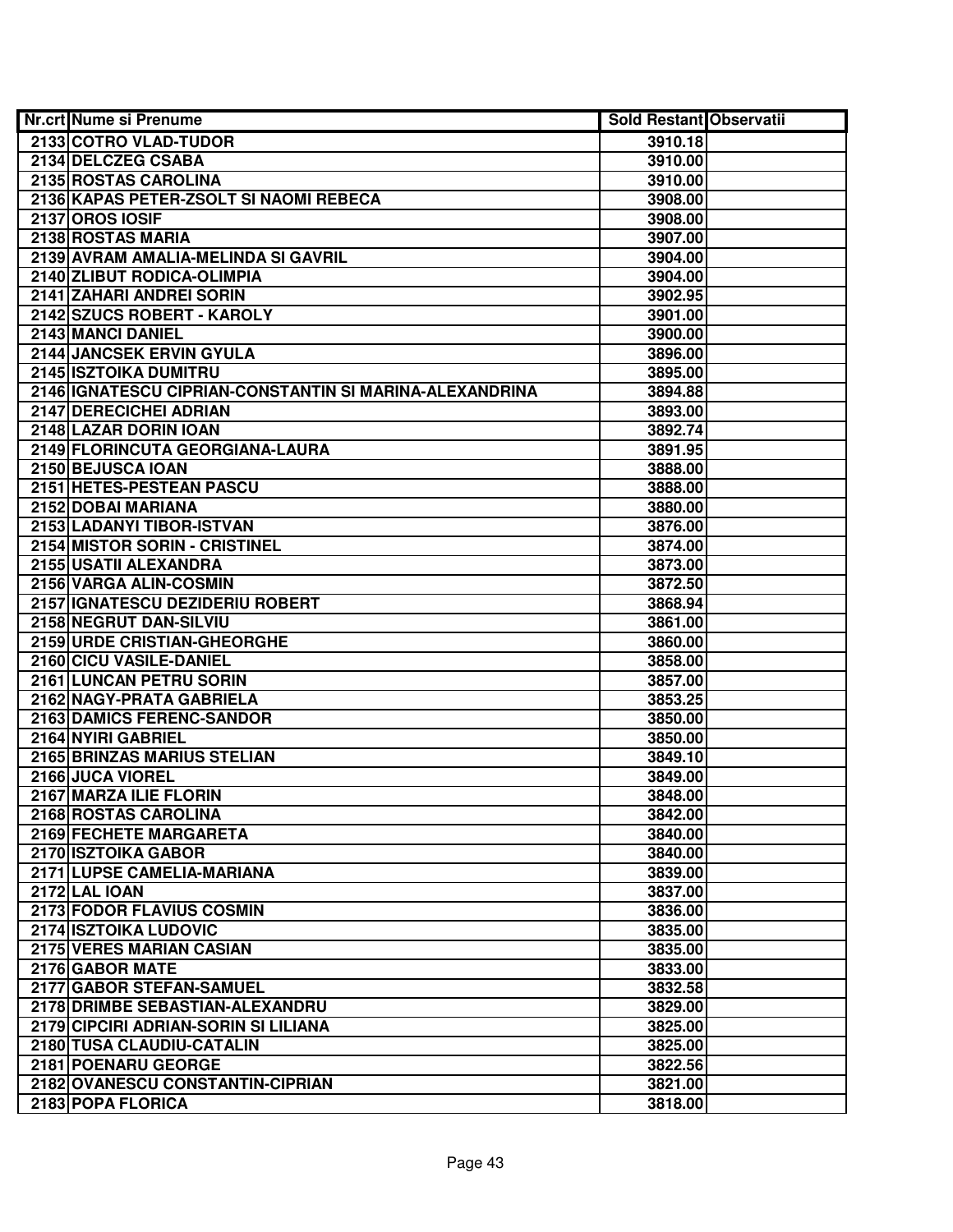| Nr.crt | Nume si Prenume | Sold Restant | Observatii |
|---|---|---|---|
| 2133 | COTRO VLAD-TUDOR | 3910.18 | |
| 2134 | DELCZEG CSABA | 3910.00 | |
| 2135 | ROSTAS CAROLINA | 3910.00 | |
| 2136 | KAPAS PETER-ZSOLT SI NAOMI REBECA | 3908.00 | |
| 2137 | OROS IOSIF | 3908.00 | |
| 2138 | ROSTAS MARIA | 3907.00 | |
| 2139 | AVRAM AMALIA-MELINDA SI GAVRIL | 3904.00 | |
| 2140 | ZLIBUT RODICA-OLIMPIA | 3904.00 | |
| 2141 | ZAHARI ANDREI SORIN | 3902.95 | |
| 2142 | SZUCS ROBERT - KAROLY | 3901.00 | |
| 2143 | MANCI DANIEL | 3900.00 | |
| 2144 | JANCSEK ERVIN GYULA | 3896.00 | |
| 2145 | ISZTOIKA DUMITRU | 3895.00 | |
| 2146 | IGNATESCU CIPRIAN-CONSTANTIN SI MARINA-ALEXANDRINA | 3894.88 | |
| 2147 | DERECICHEI ADRIAN | 3893.00 | |
| 2148 | LAZAR DORIN IOAN | 3892.74 | |
| 2149 | FLORINCUTA GEORGIANA-LAURA | 3891.95 | |
| 2150 | BEJUSCA IOAN | 3888.00 | |
| 2151 | HETES-PESTEAN PASCU | 3888.00 | |
| 2152 | DOBAI MARIANA | 3880.00 | |
| 2153 | LADANYI TIBOR-ISTVAN | 3876.00 | |
| 2154 | MISTOR SORIN - CRISTINEL | 3874.00 | |
| 2155 | USATII ALEXANDRA | 3873.00 | |
| 2156 | VARGA ALIN-COSMIN | 3872.50 | |
| 2157 | IGNATESCU DEZIDERIU ROBERT | 3868.94 | |
| 2158 | NEGRUT DAN-SILVIU | 3861.00 | |
| 2159 | URDE CRISTIAN-GHEORGHE | 3860.00 | |
| 2160 | CICU VASILE-DANIEL | 3858.00 | |
| 2161 | LUNCAN PETRU SORIN | 3857.00 | |
| 2162 | NAGY-PRATA GABRIELA | 3853.25 | |
| 2163 | DAMICS FERENC-SANDOR | 3850.00 | |
| 2164 | NYIRI GABRIEL | 3850.00 | |
| 2165 | BRINZAS MARIUS STELIAN | 3849.10 | |
| 2166 | JUCA VIOREL | 3849.00 | |
| 2167 | MARZA ILIE FLORIN | 3848.00 | |
| 2168 | ROSTAS CAROLINA | 3842.00 | |
| 2169 | FECHETE MARGARETA | 3840.00 | |
| 2170 | ISZTOIKA GABOR | 3840.00 | |
| 2171 | LUPSE CAMELIA-MARIANA | 3839.00 | |
| 2172 | LAL IOAN | 3837.00 | |
| 2173 | FODOR FLAVIUS COSMIN | 3836.00 | |
| 2174 | ISZTOIKA LUDOVIC | 3835.00 | |
| 2175 | VERES MARIAN CASIAN | 3835.00 | |
| 2176 | GABOR MATE | 3833.00 | |
| 2177 | GABOR STEFAN-SAMUEL | 3832.58 | |
| 2178 | DRIMBE SEBASTIAN-ALEXANDRU | 3829.00 | |
| 2179 | CIPCIRI ADRIAN-SORIN SI LILIANA | 3825.00 | |
| 2180 | TUSA CLAUDIU-CATALIN | 3825.00 | |
| 2181 | POENARU GEORGE | 3822.56 | |
| 2182 | OVANESCU CONSTANTIN-CIPRIAN | 3821.00 | |
| 2183 | POPA FLORICA | 3818.00 | |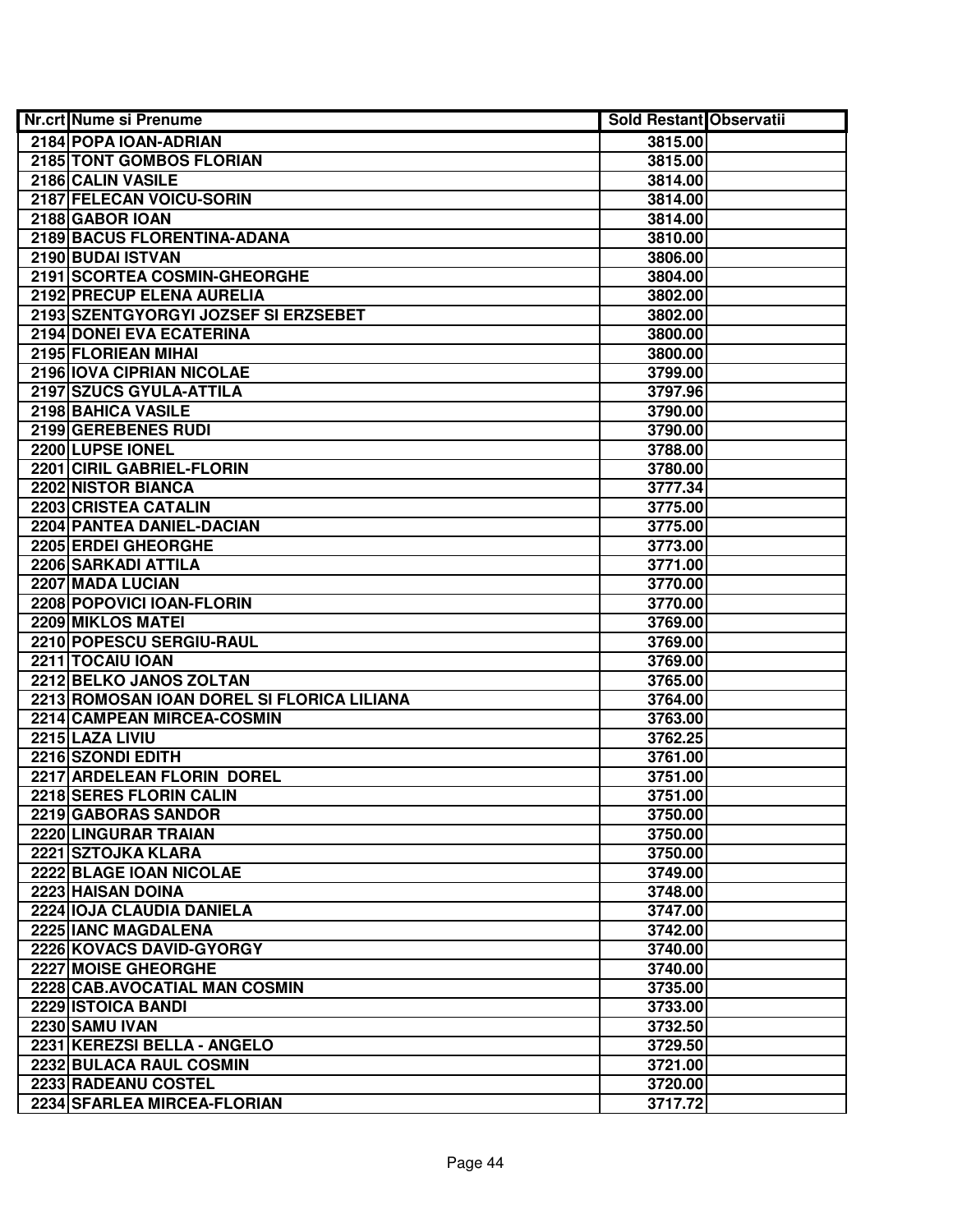| Nr.crt | Nume si Prenume | Sold Restant | Observatii |
|---|---|---|---|
| 2184 | POPA IOAN-ADRIAN | 3815.00 | |
| 2185 | TONT GOMBOS FLORIAN | 3815.00 | |
| 2186 | CALIN VASILE | 3814.00 | |
| 2187 | FELECAN VOICU-SORIN | 3814.00 | |
| 2188 | GABOR IOAN | 3814.00 | |
| 2189 | BACUS FLORENTINA-ADANA | 3810.00 | |
| 2190 | BUDAI ISTVAN | 3806.00 | |
| 2191 | SCORTEA COSMIN-GHEORGHE | 3804.00 | |
| 2192 | PRECUP ELENA AURELIA | 3802.00 | |
| 2193 | SZENTGYORGYI JOZSEF SI ERZSEBET | 3802.00 | |
| 2194 | DONEI EVA ECATERINA | 3800.00 | |
| 2195 | FLORIEAN MIHAI | 3800.00 | |
| 2196 | IOVA CIPRIAN NICOLAE | 3799.00 | |
| 2197 | SZUCS GYULA-ATTILA | 3797.96 | |
| 2198 | BAHICA VASILE | 3790.00 | |
| 2199 | GEREBENES RUDI | 3790.00 | |
| 2200 | LUPSE IONEL | 3788.00 | |
| 2201 | CIRIL GABRIEL-FLORIN | 3780.00 | |
| 2202 | NISTOR BIANCA | 3777.34 | |
| 2203 | CRISTEA CATALIN | 3775.00 | |
| 2204 | PANTEA DANIEL-DACIAN | 3775.00 | |
| 2205 | ERDEI GHEORGHE | 3773.00 | |
| 2206 | SARKADI ATTILA | 3771.00 | |
| 2207 | MADA LUCIAN | 3770.00 | |
| 2208 | POPOVICI IOAN-FLORIN | 3770.00 | |
| 2209 | MIKLOS MATEI | 3769.00 | |
| 2210 | POPESCU SERGIU-RAUL | 3769.00 | |
| 2211 | TOCAIU IOAN | 3769.00 | |
| 2212 | BELKO JANOS ZOLTAN | 3765.00 | |
| 2213 | ROMOSAN IOAN DOREL SI FLORICA LILIANA | 3764.00 | |
| 2214 | CAMPEAN MIRCEA-COSMIN | 3763.00 | |
| 2215 | LAZA LIVIU | 3762.25 | |
| 2216 | SZONDI EDITH | 3761.00 | |
| 2217 | ARDELEAN FLORIN DOREL | 3751.00 | |
| 2218 | SERES FLORIN CALIN | 3751.00 | |
| 2219 | GABORAS SANDOR | 3750.00 | |
| 2220 | LINGURAR TRAIAN | 3750.00 | |
| 2221 | SZTOJKA KLARA | 3750.00 | |
| 2222 | BLAGE IOAN NICOLAE | 3749.00 | |
| 2223 | HAISAN DOINA | 3748.00 | |
| 2224 | IOJA CLAUDIA DANIELA | 3747.00 | |
| 2225 | IANC MAGDALENA | 3742.00 | |
| 2226 | KOVACS DAVID-GYORGY | 3740.00 | |
| 2227 | MOISE GHEORGHE | 3740.00 | |
| 2228 | CAB.AVOCATIAL MAN COSMIN | 3735.00 | |
| 2229 | ISTOICA BANDI | 3733.00 | |
| 2230 | SAMU IVAN | 3732.50 | |
| 2231 | KEREZSI BELLA - ANGELO | 3729.50 | |
| 2232 | BULACA RAUL COSMIN | 3721.00 | |
| 2233 | RADEANU COSTEL | 3720.00 | |
| 2234 | SFARLEA MIRCEA-FLORIAN | 3717.72 | |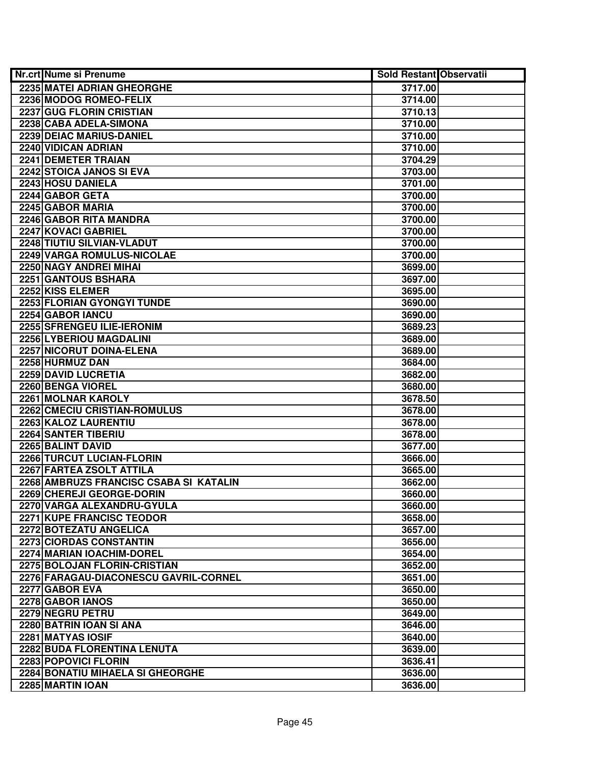| Nr.crt | Nume si Prenume | Sold Restant | Observatii |
|---|---|---|---|
| 2235 | MATEI ADRIAN GHEORGHE | 3717.00 | |
| 2236 | MODOG ROMEO-FELIX | 3714.00 | |
| 2237 | GUG FLORIN CRISTIAN | 3710.13 | |
| 2238 | CABA ADELA-SIMONA | 3710.00 | |
| 2239 | DEIAC MARIUS-DANIEL | 3710.00 | |
| 2240 | VIDICAN ADRIAN | 3710.00 | |
| 2241 | DEMETER TRAIAN | 3704.29 | |
| 2242 | STOICA JANOS SI EVA | 3703.00 | |
| 2243 | HOSU DANIELA | 3701.00 | |
| 2244 | GABOR GETA | 3700.00 | |
| 2245 | GABOR MARIA | 3700.00 | |
| 2246 | GABOR RITA MANDRA | 3700.00 | |
| 2247 | KOVACI GABRIEL | 3700.00 | |
| 2248 | TIUTIU SILVIAN-VLADUT | 3700.00 | |
| 2249 | VARGA ROMULUS-NICOLAE | 3700.00 | |
| 2250 | NAGY ANDREI MIHAI | 3699.00 | |
| 2251 | GANTOUS BSHARA | 3697.00 | |
| 2252 | KISS ELEMER | 3695.00 | |
| 2253 | FLORIAN GYONGYI TUNDE | 3690.00 | |
| 2254 | GABOR IANCU | 3690.00 | |
| 2255 | SFRENGEU ILIE-IERONIM | 3689.23 | |
| 2256 | LYBERIOU MAGDALINI | 3689.00 | |
| 2257 | NICORUT DOINA-ELENA | 3689.00 | |
| 2258 | HURMUZ DAN | 3684.00 | |
| 2259 | DAVID LUCRETIA | 3682.00 | |
| 2260 | BENGA VIOREL | 3680.00 | |
| 2261 | MOLNAR KAROLY | 3678.50 | |
| 2262 | CMECIU CRISTIAN-ROMULUS | 3678.00 | |
| 2263 | KALOZ LAURENTIU | 3678.00 | |
| 2264 | SANTER TIBERIU | 3678.00 | |
| 2265 | BALINT DAVID | 3677.00 | |
| 2266 | TURCUT LUCIAN-FLORIN | 3666.00 | |
| 2267 | FARTEA ZSOLT ATTILA | 3665.00 | |
| 2268 | AMBRUZS FRANCISC CSABA SI KATALIN | 3662.00 | |
| 2269 | CHEREJI GEORGE-DORIN | 3660.00 | |
| 2270 | VARGA ALEXANDRU-GYULA | 3660.00 | |
| 2271 | KUPE FRANCISC TEODOR | 3658.00 | |
| 2272 | BOTEZATU ANGELICA | 3657.00 | |
| 2273 | CIORDAS CONSTANTIN | 3656.00 | |
| 2274 | MARIAN IOACHIM-DOREL | 3654.00 | |
| 2275 | BOLOJAN FLORIN-CRISTIAN | 3652.00 | |
| 2276 | FARAGAU-DIACONESCU GAVRIL-CORNEL | 3651.00 | |
| 2277 | GABOR EVA | 3650.00 | |
| 2278 | GABOR IANOS | 3650.00 | |
| 2279 | NEGRU PETRU | 3649.00 | |
| 2280 | BATRIN IOAN SI ANA | 3646.00 | |
| 2281 | MATYAS IOSIF | 3640.00 | |
| 2282 | BUDA FLORENTINA LENUTA | 3639.00 | |
| 2283 | POPOVICI FLORIN | 3636.41 | |
| 2284 | BONATIU MIHAELA SI GHEORGHE | 3636.00 | |
| 2285 | MARTIN IOAN | 3636.00 | |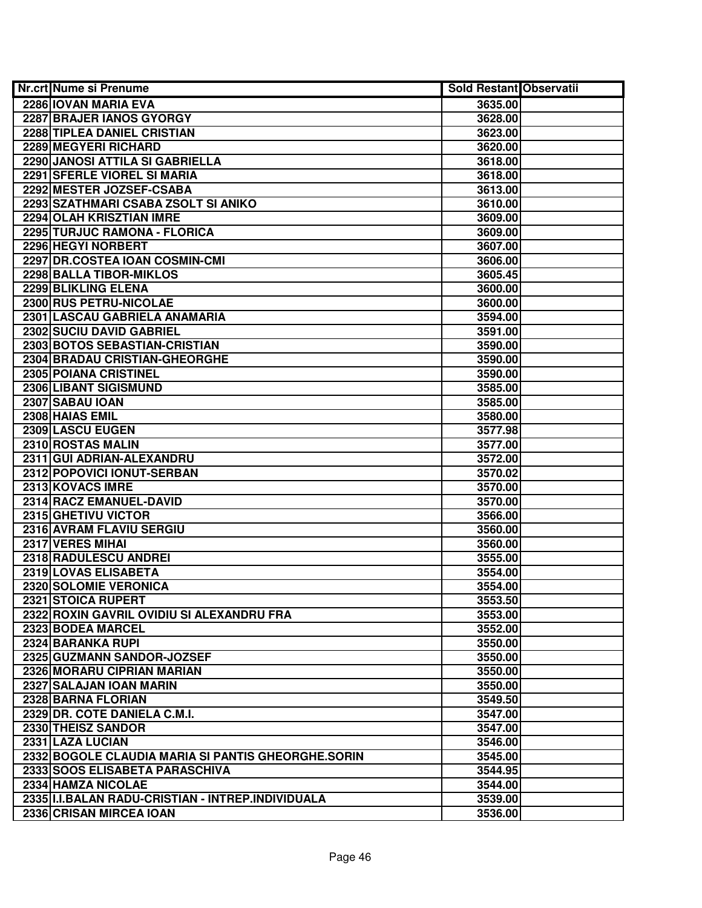| Nr.crt | Nume si Prenume | Sold Restant | Observatii |
|---|---|---|---|
| 2286 | IOVAN MARIA EVA | 3635.00 | |
| 2287 | BRAJER IANOS GYORGY | 3628.00 | |
| 2288 | TIPLEA DANIEL CRISTIAN | 3623.00 | |
| 2289 | MEGYERI RICHARD | 3620.00 | |
| 2290 | JANOSI ATTILA SI GABRIELLA | 3618.00 | |
| 2291 | SFERLE VIOREL SI MARIA | 3618.00 | |
| 2292 | MESTER JOZSEF-CSABA | 3613.00 | |
| 2293 | SZATHMARI CSABA ZSOLT SI ANIKO | 3610.00 | |
| 2294 | OLAH KRISZTIAN IMRE | 3609.00 | |
| 2295 | TURJUC RAMONA - FLORICA | 3609.00 | |
| 2296 | HEGYI NORBERT | 3607.00 | |
| 2297 | DR.COSTEA IOAN COSMIN-CMI | 3606.00 | |
| 2298 | BALLA TIBOR-MIKLOS | 3605.45 | |
| 2299 | BLIKLING ELENA | 3600.00 | |
| 2300 | RUS PETRU-NICOLAE | 3600.00 | |
| 2301 | LASCAU GABRIELA ANAMARIA | 3594.00 | |
| 2302 | SUCIU DAVID GABRIEL | 3591.00 | |
| 2303 | BOTOS SEBASTIAN-CRISTIAN | 3590.00 | |
| 2304 | BRADAU CRISTIAN-GHEORGHE | 3590.00 | |
| 2305 | POIANA CRISTINEL | 3590.00 | |
| 2306 | LIBANT SIGISMUND | 3585.00 | |
| 2307 | SABAU IOAN | 3585.00 | |
| 2308 | HAIAS EMIL | 3580.00 | |
| 2309 | LASCU EUGEN | 3577.98 | |
| 2310 | ROSTAS MALIN | 3577.00 | |
| 2311 | GUI ADRIAN-ALEXANDRU | 3572.00 | |
| 2312 | POPOVICI IONUT-SERBAN | 3570.02 | |
| 2313 | KOVACS IMRE | 3570.00 | |
| 2314 | RACZ EMANUEL-DAVID | 3570.00 | |
| 2315 | GHETIVU VICTOR | 3566.00 | |
| 2316 | AVRAM FLAVIU SERGIU | 3560.00 | |
| 2317 | VERES MIHAI | 3560.00 | |
| 2318 | RADULESCU ANDREI | 3555.00 | |
| 2319 | LOVAS ELISABETA | 3554.00 | |
| 2320 | SOLOMIE VERONICA | 3554.00 | |
| 2321 | STOICA RUPERT | 3553.50 | |
| 2322 | ROXIN GAVRIL OVIDIU SI ALEXANDRU FRA | 3553.00 | |
| 2323 | BODEA MARCEL | 3552.00 | |
| 2324 | BARANKA RUPI | 3550.00 | |
| 2325 | GUZMANN SANDOR-JOZSEF | 3550.00 | |
| 2326 | MORARU CIPRIAN MARIAN | 3550.00 | |
| 2327 | SALAJAN IOAN MARIN | 3550.00 | |
| 2328 | BARNA FLORIAN | 3549.50 | |
| 2329 | DR. COTE DANIELA C.M.I. | 3547.00 | |
| 2330 | THEISZ SANDOR | 3547.00 | |
| 2331 | LAZA LUCIAN | 3546.00 | |
| 2332 | BOGOLE CLAUDIA MARIA SI PANTIS GHEORGHE.SORIN | 3545.00 | |
| 2333 | SOOS ELISABETA PARASCHIVA | 3544.95 | |
| 2334 | HAMZA NICOLAE | 3544.00 | |
| 2335 | I.I.BALAN RADU-CRISTIAN - INTREP.INDIVIDUALA | 3539.00 | |
| 2336 | CRISAN MIRCEA IOAN | 3536.00 | |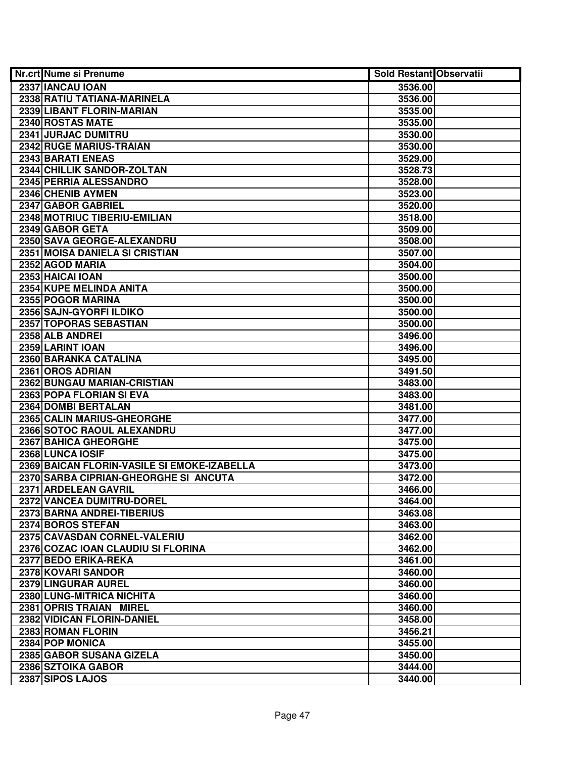| Nr.crt | Nume si Prenume | Sold Restant | Observatii |
|---|---|---|---|
| 2337 | IANCAU IOAN | 3536.00 | |
| 2338 | RATIU TATIANA-MARINELA | 3536.00 | |
| 2339 | LIBANT FLORIN-MARIAN | 3535.00 | |
| 2340 | ROSTAS MATE | 3535.00 | |
| 2341 | JURJAC DUMITRU | 3530.00 | |
| 2342 | RUGE MARIUS-TRAIAN | 3530.00 | |
| 2343 | BARATI ENEAS | 3529.00 | |
| 2344 | CHILLIK SANDOR-ZOLTAN | 3528.73 | |
| 2345 | PERRIA ALESSANDRO | 3528.00 | |
| 2346 | CHENIB AYMEN | 3523.00 | |
| 2347 | GABOR GABRIEL | 3520.00 | |
| 2348 | MOTRIUC TIBERIU-EMILIAN | 3518.00 | |
| 2349 | GABOR GETA | 3509.00 | |
| 2350 | SAVA GEORGE-ALEXANDRU | 3508.00 | |
| 2351 | MOISA DANIELA SI CRISTIAN | 3507.00 | |
| 2352 | AGOD MARIA | 3504.00 | |
| 2353 | HAICAI IOAN | 3500.00 | |
| 2354 | KUPE MELINDA ANITA | 3500.00 | |
| 2355 | POGOR MARINA | 3500.00 | |
| 2356 | SAJN-GYORFI ILDIKO | 3500.00 | |
| 2357 | TOPORAS SEBASTIAN | 3500.00 | |
| 2358 | ALB ANDREI | 3496.00 | |
| 2359 | LARINT IOAN | 3496.00 | |
| 2360 | BARANKA CATALINA | 3495.00 | |
| 2361 | OROS ADRIAN | 3491.50 | |
| 2362 | BUNGAU MARIAN-CRISTIAN | 3483.00 | |
| 2363 | POPA FLORIAN SI EVA | 3483.00 | |
| 2364 | DOMBI BERTALAN | 3481.00 | |
| 2365 | CALIN MARIUS-GHEORGHE | 3477.00 | |
| 2366 | SOTOC RAOUL ALEXANDRU | 3477.00 | |
| 2367 | BAHICA GHEORGHE | 3475.00 | |
| 2368 | LUNCA IOSIF | 3475.00 | |
| 2369 | BAICAN FLORIN-VASILE SI EMOKE-IZABELLA | 3473.00 | |
| 2370 | SARBA CIPRIAN-GHEORGHE SI ANCUTA | 3472.00 | |
| 2371 | ARDELEAN GAVRIL | 3466.00 | |
| 2372 | VANCEA DUMITRU-DOREL | 3464.00 | |
| 2373 | BARNA ANDREI-TIBERIUS | 3463.08 | |
| 2374 | BOROS STEFAN | 3463.00 | |
| 2375 | CAVASDAN CORNEL-VALERIU | 3462.00 | |
| 2376 | COZAC IOAN CLAUDIU SI FLORINA | 3462.00 | |
| 2377 | BEDO ERIKA-REKA | 3461.00 | |
| 2378 | KOVARI SANDOR | 3460.00 | |
| 2379 | LINGURAR AUREL | 3460.00 | |
| 2380 | LUNG-MITRICA NICHITA | 3460.00 | |
| 2381 | OPRIS TRAIAN MIREL | 3460.00 | |
| 2382 | VIDICAN FLORIN-DANIEL | 3458.00 | |
| 2383 | ROMAN FLORIN | 3456.21 | |
| 2384 | POP MONICA | 3455.00 | |
| 2385 | GABOR SUSANA GIZELA | 3450.00 | |
| 2386 | SZTOIKA GABOR | 3444.00 | |
| 2387 | SIPOS LAJOS | 3440.00 | |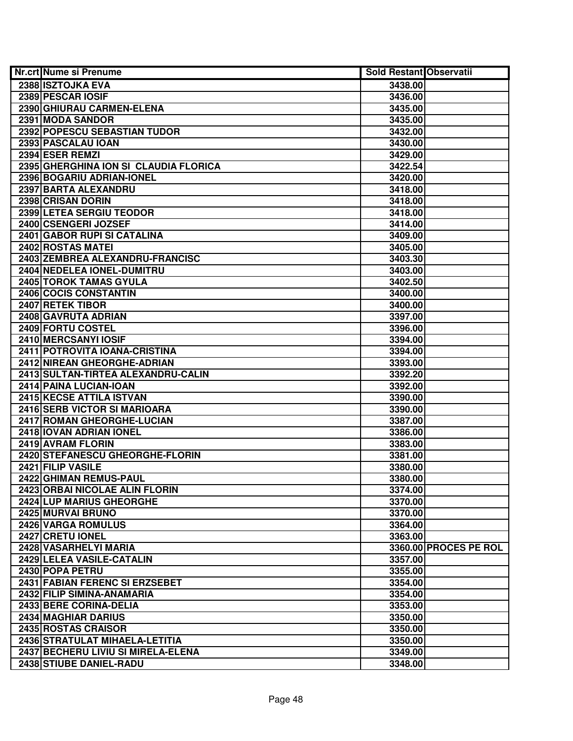| Nr.crt | Nume si Prenume | Sold Restant | Observatii |
|---|---|---|---|
| 2388 | ISZTOJKA EVA | 3438.00 | |
| 2389 | PESCAR IOSIF | 3436.00 | |
| 2390 | GHIURAU CARMEN-ELENA | 3435.00 | |
| 2391 | MODA SANDOR | 3435.00 | |
| 2392 | POPESCU SEBASTIAN TUDOR | 3432.00 | |
| 2393 | PASCALAU IOAN | 3430.00 | |
| 2394 | ESER REMZI | 3429.00 | |
| 2395 | GHERGHINA ION SI CLAUDIA FLORICA | 3422.54 | |
| 2396 | BOGARIU ADRIAN-IONEL | 3420.00 | |
| 2397 | BARTA ALEXANDRU | 3418.00 | |
| 2398 | CRISAN DORIN | 3418.00 | |
| 2399 | LETEA SERGIU TEODOR | 3418.00 | |
| 2400 | CSENGERI JOZSEF | 3414.00 | |
| 2401 | GABOR RUPI SI CATALINA | 3409.00 | |
| 2402 | ROSTAS MATEI | 3405.00 | |
| 2403 | ZEMBREA ALEXANDRU-FRANCISC | 3403.30 | |
| 2404 | NEDELEA IONEL-DUMITRU | 3403.00 | |
| 2405 | TOROK TAMAS GYULA | 3402.50 | |
| 2406 | COCIS CONSTANTIN | 3400.00 | |
| 2407 | RETEK TIBOR | 3400.00 | |
| 2408 | GAVRUTA ADRIAN | 3397.00 | |
| 2409 | FORTU COSTEL | 3396.00 | |
| 2410 | MERCSANYI IOSIF | 3394.00 | |
| 2411 | POTROVITA IOANA-CRISTINA | 3394.00 | |
| 2412 | NIREAN GHEORGHE-ADRIAN | 3393.00 | |
| 2413 | SULTAN-TIRTEA ALEXANDRU-CALIN | 3392.20 | |
| 2414 | PAINA LUCIAN-IOAN | 3392.00 | |
| 2415 | KECSE ATTILA ISTVAN | 3390.00 | |
| 2416 | SERB VICTOR SI MARIOARA | 3390.00 | |
| 2417 | ROMAN GHEORGHE-LUCIAN | 3387.00 | |
| 2418 | IOVAN ADRIAN IONEL | 3386.00 | |
| 2419 | AVRAM FLORIN | 3383.00 | |
| 2420 | STEFANESCU GHEORGHE-FLORIN | 3381.00 | |
| 2421 | FILIP VASILE | 3380.00 | |
| 2422 | GHIMAN REMUS-PAUL | 3380.00 | |
| 2423 | ORBAI NICOLAE ALIN FLORIN | 3374.00 | |
| 2424 | LUP MARIUS GHEORGHE | 3370.00 | |
| 2425 | MURVAI BRUNO | 3370.00 | |
| 2426 | VARGA ROMULUS | 3364.00 | |
| 2427 | CRETU IONEL | 3363.00 | |
| 2428 | VASARHELYI MARIA | 3360.00 | PROCES PE ROL |
| 2429 | LELEA VASILE-CATALIN | 3357.00 | |
| 2430 | POPA PETRU | 3355.00 | |
| 2431 | FABIAN FERENC SI ERZSEBET | 3354.00 | |
| 2432 | FILIP SIMINA-ANAMARIA | 3354.00 | |
| 2433 | BERE CORINA-DELIA | 3353.00 | |
| 2434 | MAGHIAR DARIUS | 3350.00 | |
| 2435 | ROSTAS CRAISOR | 3350.00 | |
| 2436 | STRATULAT MIHAELA-LETITIA | 3350.00 | |
| 2437 | BECHERU LIVIU SI MIRELA-ELENA | 3349.00 | |
| 2438 | STIUBE DANIEL-RADU | 3348.00 | |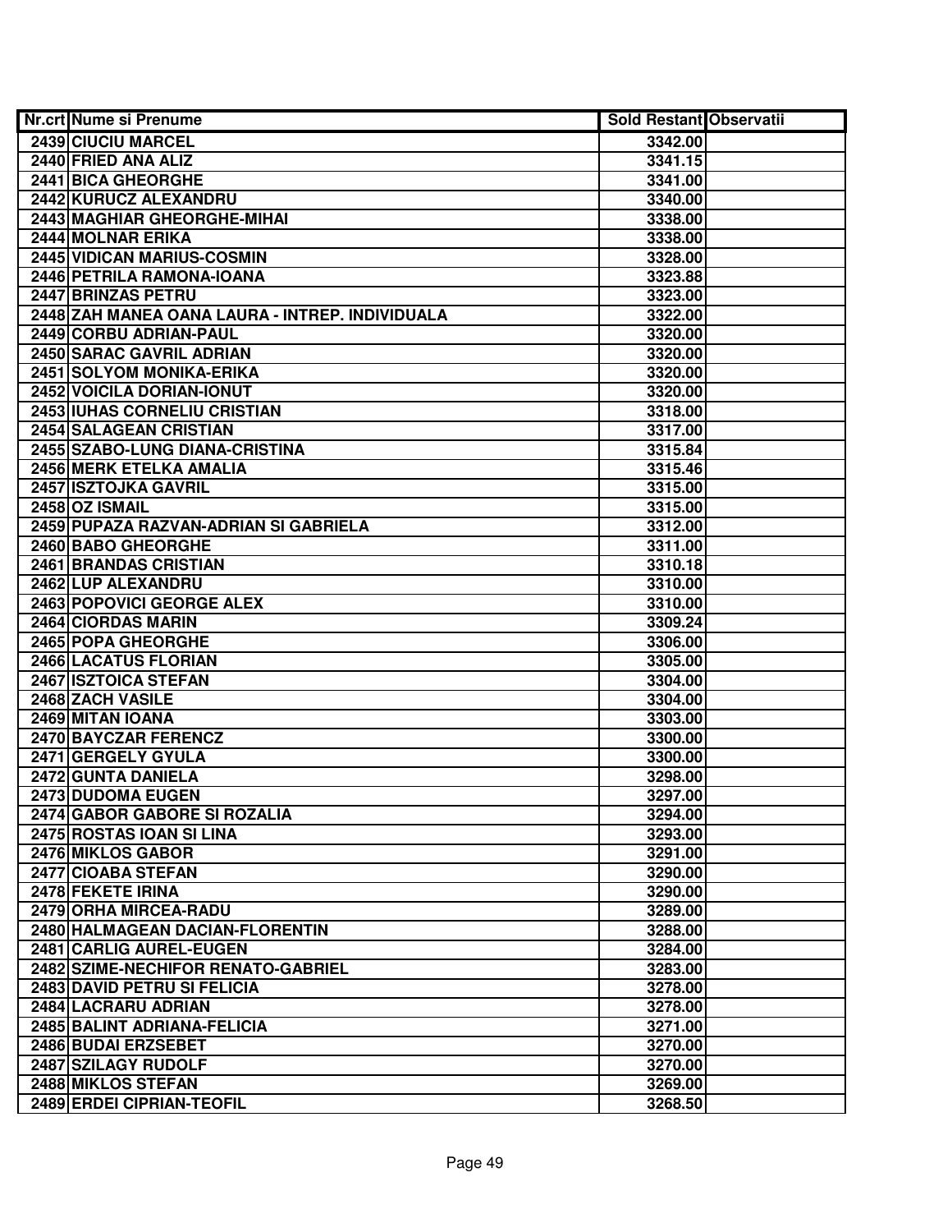| Nr.crt | Nume si Prenume | Sold Restant | Observatii |
|---|---|---|---|
| 2439 | CIUCIU MARCEL | 3342.00 | |
| 2440 | FRIED ANA ALIZ | 3341.15 | |
| 2441 | BICA GHEORGHE | 3341.00 | |
| 2442 | KURUCZ ALEXANDRU | 3340.00 | |
| 2443 | MAGHIAR GHEORGHE-MIHAI | 3338.00 | |
| 2444 | MOLNAR ERIKA | 3338.00 | |
| 2445 | VIDICAN MARIUS-COSMIN | 3328.00 | |
| 2446 | PETRILA RAMONA-IOANA | 3323.88 | |
| 2447 | BRINZAS PETRU | 3323.00 | |
| 2448 | ZAH MANEA OANA LAURA - INTREP. INDIVIDUALA | 3322.00 | |
| 2449 | CORBU ADRIAN-PAUL | 3320.00 | |
| 2450 | SARAC GAVRIL ADRIAN | 3320.00 | |
| 2451 | SOLYOM MONIKA-ERIKA | 3320.00 | |
| 2452 | VOICILA DORIAN-IONUT | 3320.00 | |
| 2453 | IUHAS CORNELIU CRISTIAN | 3318.00 | |
| 2454 | SALAGEAN CRISTIAN | 3317.00 | |
| 2455 | SZABO-LUNG DIANA-CRISTINA | 3315.84 | |
| 2456 | MERK ETELKA AMALIA | 3315.46 | |
| 2457 | ISZTOJKA GAVRIL | 3315.00 | |
| 2458 | OZ ISMAIL | 3315.00 | |
| 2459 | PUPAZA RAZVAN-ADRIAN SI GABRIELA | 3312.00 | |
| 2460 | BABO GHEORGHE | 3311.00 | |
| 2461 | BRANDAS CRISTIAN | 3310.18 | |
| 2462 | LUP ALEXANDRU | 3310.00 | |
| 2463 | POPOVICI GEORGE ALEX | 3310.00 | |
| 2464 | CIORDAS MARIN | 3309.24 | |
| 2465 | POPA GHEORGHE | 3306.00 | |
| 2466 | LACATUS FLORIAN | 3305.00 | |
| 2467 | ISZTOICA STEFAN | 3304.00 | |
| 2468 | ZACH VASILE | 3304.00 | |
| 2469 | MITAN IOANA | 3303.00 | |
| 2470 | BAYCZAR FERENCZ | 3300.00 | |
| 2471 | GERGELY GYULA | 3300.00 | |
| 2472 | GUNTA DANIELA | 3298.00 | |
| 2473 | DUDOMA EUGEN | 3297.00 | |
| 2474 | GABOR GABORE SI ROZALIA | 3294.00 | |
| 2475 | ROSTAS IOAN SI LINA | 3293.00 | |
| 2476 | MIKLOS GABOR | 3291.00 | |
| 2477 | CIOABA STEFAN | 3290.00 | |
| 2478 | FEKETE IRINA | 3290.00 | |
| 2479 | ORHA MIRCEA-RADU | 3289.00 | |
| 2480 | HALMAGEAN DACIAN-FLORENTIN | 3288.00 | |
| 2481 | CARLIG AUREL-EUGEN | 3284.00 | |
| 2482 | SZIME-NECHIFOR RENATO-GABRIEL | 3283.00 | |
| 2483 | DAVID PETRU SI FELICIA | 3278.00 | |
| 2484 | LACRARU ADRIAN | 3278.00 | |
| 2485 | BALINT ADRIANA-FELICIA | 3271.00 | |
| 2486 | BUDAI ERZSEBET | 3270.00 | |
| 2487 | SZILAGY RUDOLF | 3270.00 | |
| 2488 | MIKLOS STEFAN | 3269.00 | |
| 2489 | ERDEI CIPRIAN-TEOFIL | 3268.50 | |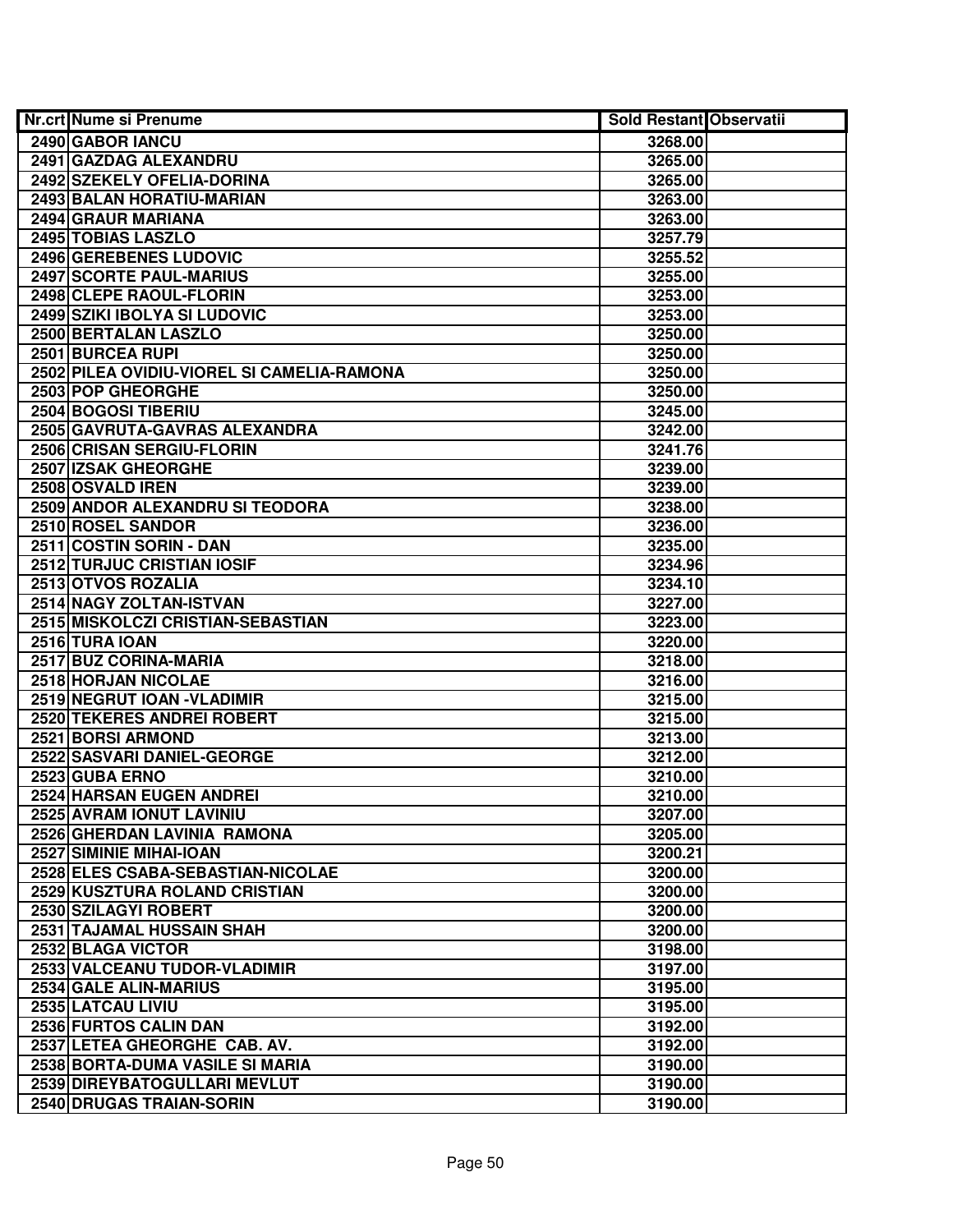| Nr.crt | Nume si Prenume | Sold Restant | Observatii |
|---|---|---|---|
| 2490 | GABOR IANCU | 3268.00 | |
| 2491 | GAZDAG ALEXANDRU | 3265.00 | |
| 2492 | SZEKELY OFELIA-DORINA | 3265.00 | |
| 2493 | BALAN HORATIU-MARIAN | 3263.00 | |
| 2494 | GRAUR MARIANA | 3263.00 | |
| 2495 | TOBIAS LASZLO | 3257.79 | |
| 2496 | GEREBENES LUDOVIC | 3255.52 | |
| 2497 | SCORTE PAUL-MARIUS | 3255.00 | |
| 2498 | CLEPE RAOUL-FLORIN | 3253.00 | |
| 2499 | SZIKI IBOLYA SI LUDOVIC | 3253.00 | |
| 2500 | BERTALAN LASZLO | 3250.00 | |
| 2501 | BURCEA RUPI | 3250.00 | |
| 2502 | PILEA OVIDIU-VIOREL SI CAMELIA-RAMONA | 3250.00 | |
| 2503 | POP GHEORGHE | 3250.00 | |
| 2504 | BOGOSI TIBERIU | 3245.00 | |
| 2505 | GAVRUTA-GAVRAS ALEXANDRA | 3242.00 | |
| 2506 | CRISAN SERGIU-FLORIN | 3241.76 | |
| 2507 | IZSAK GHEORGHE | 3239.00 | |
| 2508 | OSVALD IREN | 3239.00 | |
| 2509 | ANDOR ALEXANDRU SI TEODORA | 3238.00 | |
| 2510 | ROSEL SANDOR | 3236.00 | |
| 2511 | COSTIN SORIN - DAN | 3235.00 | |
| 2512 | TURJUC CRISTIAN IOSIF | 3234.96 | |
| 2513 | OTVOS ROZALIA | 3234.10 | |
| 2514 | NAGY ZOLTAN-ISTVAN | 3227.00 | |
| 2515 | MISKOLCZI CRISTIAN-SEBASTIAN | 3223.00 | |
| 2516 | TURA IOAN | 3220.00 | |
| 2517 | BUZ CORINA-MARIA | 3218.00 | |
| 2518 | HORJAN NICOLAE | 3216.00 | |
| 2519 | NEGRUT IOAN -VLADIMIR | 3215.00 | |
| 2520 | TEKERES ANDREI ROBERT | 3215.00 | |
| 2521 | BORSI ARMOND | 3213.00 | |
| 2522 | SASVARI DANIEL-GEORGE | 3212.00 | |
| 2523 | GUBA ERNO | 3210.00 | |
| 2524 | HARSAN EUGEN ANDREI | 3210.00 | |
| 2525 | AVRAM IONUT LAVINIU | 3207.00 | |
| 2526 | GHERDAN LAVINIA RAMONA | 3205.00 | |
| 2527 | SIMINIE MIHAI-IOAN | 3200.21 | |
| 2528 | ELES CSABA-SEBASTIAN-NICOLAE | 3200.00 | |
| 2529 | KUSZTURA ROLAND CRISTIAN | 3200.00 | |
| 2530 | SZILAGYI ROBERT | 3200.00 | |
| 2531 | TAJAMAL HUSSAIN SHAH | 3200.00 | |
| 2532 | BLAGA VICTOR | 3198.00 | |
| 2533 | VALCEANU TUDOR-VLADIMIR | 3197.00 | |
| 2534 | GALE ALIN-MARIUS | 3195.00 | |
| 2535 | LATCAU LIVIU | 3195.00 | |
| 2536 | FURTOS CALIN DAN | 3192.00 | |
| 2537 | LETEA GHEORGHE CAB. AV. | 3192.00 | |
| 2538 | BORTA-DUMA VASILE SI MARIA | 3190.00 | |
| 2539 | DIREYBATOGULLARI MEVLUT | 3190.00 | |
| 2540 | DRUGAS TRAIAN-SORIN | 3190.00 | |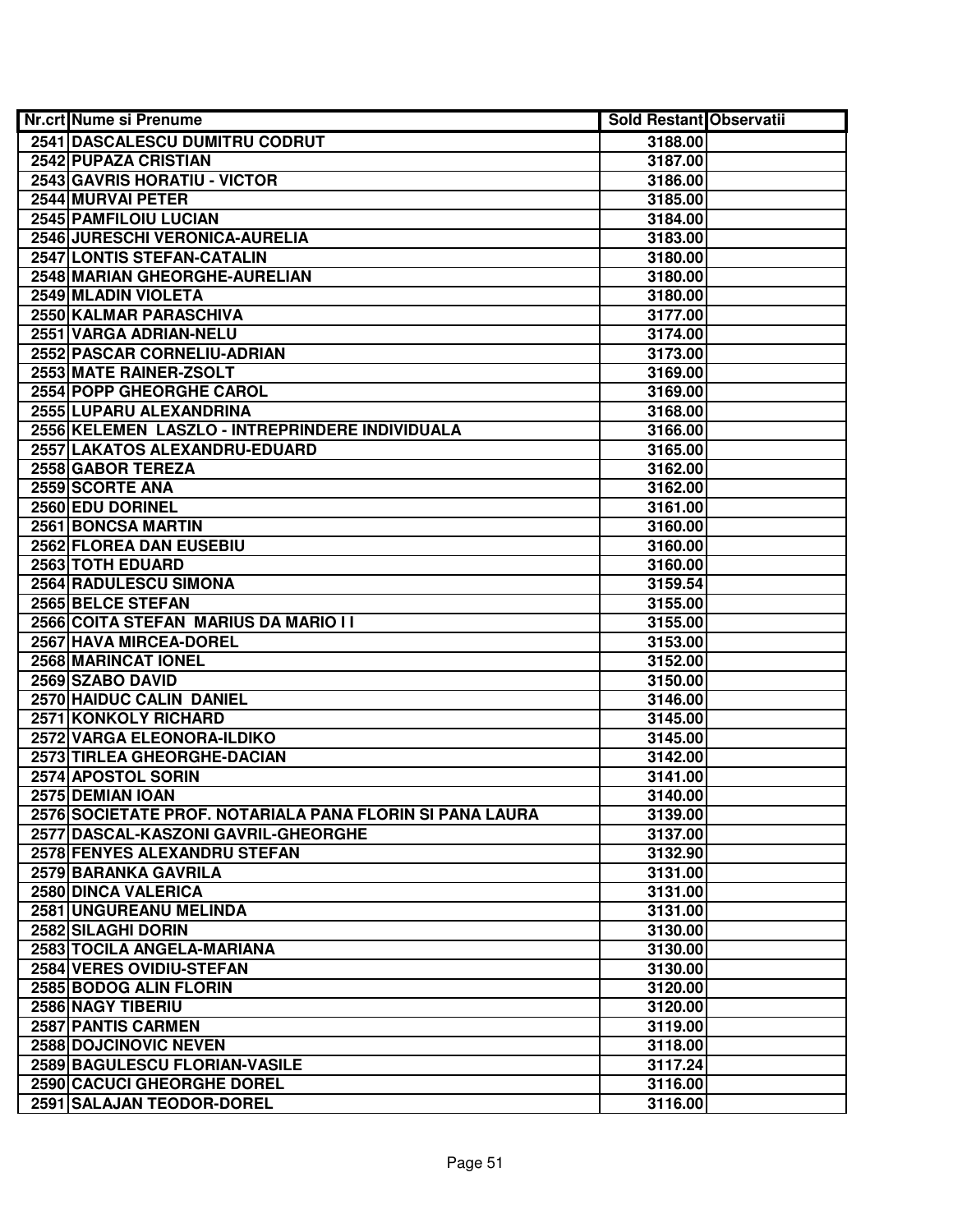| Nr.crt | Nume si Prenume | Sold Restant | Observatii |
|---|---|---|---|
| 2541 | DASCALESCU DUMITRU CODRUT | 3188.00 | |
| 2542 | PUPAZA CRISTIAN | 3187.00 | |
| 2543 | GAVRIS HORATIU - VICTOR | 3186.00 | |
| 2544 | MURVAI PETER | 3185.00 | |
| 2545 | PAMFILOIU LUCIAN | 3184.00 | |
| 2546 | JURESCHI VERONICA-AURELIA | 3183.00 | |
| 2547 | LONTIS STEFAN-CATALIN | 3180.00 | |
| 2548 | MARIAN GHEORGHE-AURELIAN | 3180.00 | |
| 2549 | MLADIN VIOLETA | 3180.00 | |
| 2550 | KALMAR PARASCHIVA | 3177.00 | |
| 2551 | VARGA ADRIAN-NELU | 3174.00 | |
| 2552 | PASCAR CORNELIU-ADRIAN | 3173.00 | |
| 2553 | MATE RAINER-ZSOLT | 3169.00 | |
| 2554 | POPP GHEORGHE CAROL | 3169.00 | |
| 2555 | LUPARU ALEXANDRINA | 3168.00 | |
| 2556 | KELEMEN LASZLO - INTREPRINDERE INDIVIDUALA | 3166.00 | |
| 2557 | LAKATOS ALEXANDRU-EDUARD | 3165.00 | |
| 2558 | GABOR TEREZA | 3162.00 | |
| 2559 | SCORTE ANA | 3162.00 | |
| 2560 | EDU DORINEL | 3161.00 | |
| 2561 | BONCSA MARTIN | 3160.00 | |
| 2562 | FLOREA DAN EUSEBIU | 3160.00 | |
| 2563 | TOTH EDUARD | 3160.00 | |
| 2564 | RADULESCU SIMONA | 3159.54 | |
| 2565 | BELCE STEFAN | 3155.00 | |
| 2566 | COITA STEFAN MARIUS DA MARIO I I | 3155.00 | |
| 2567 | HAVA MIRCEA-DOREL | 3153.00 | |
| 2568 | MARINCAT IONEL | 3152.00 | |
| 2569 | SZABO DAVID | 3150.00 | |
| 2570 | HAIDUC CALIN DANIEL | 3146.00 | |
| 2571 | KONKOLY RICHARD | 3145.00 | |
| 2572 | VARGA ELEONORA-ILDIKO | 3145.00 | |
| 2573 | TIRLEA GHEORGHE-DACIAN | 3142.00 | |
| 2574 | APOSTOL SORIN | 3141.00 | |
| 2575 | DEMIAN IOAN | 3140.00 | |
| 2576 | SOCIETATE PROF. NOTARIALA PANA FLORIN SI PANA LAURA | 3139.00 | |
| 2577 | DASCAL-KASZONI GAVRIL-GHEORGHE | 3137.00 | |
| 2578 | FENYES ALEXANDRU STEFAN | 3132.90 | |
| 2579 | BARANKA GAVRILA | 3131.00 | |
| 2580 | DINCA VALERICA | 3131.00 | |
| 2581 | UNGUREANU MELINDA | 3131.00 | |
| 2582 | SILAGHI DORIN | 3130.00 | |
| 2583 | TOCILA ANGELA-MARIANA | 3130.00 | |
| 2584 | VERES OVIDIU-STEFAN | 3130.00 | |
| 2585 | BODOG ALIN FLORIN | 3120.00 | |
| 2586 | NAGY TIBERIU | 3120.00 | |
| 2587 | PANTIS CARMEN | 3119.00 | |
| 2588 | DOJCINOVIC NEVEN | 3118.00 | |
| 2589 | BAGULESCU FLORIAN-VASILE | 3117.24 | |
| 2590 | CACUCI GHEORGHE DOREL | 3116.00 | |
| 2591 | SALAJAN TEODOR-DOREL | 3116.00 | |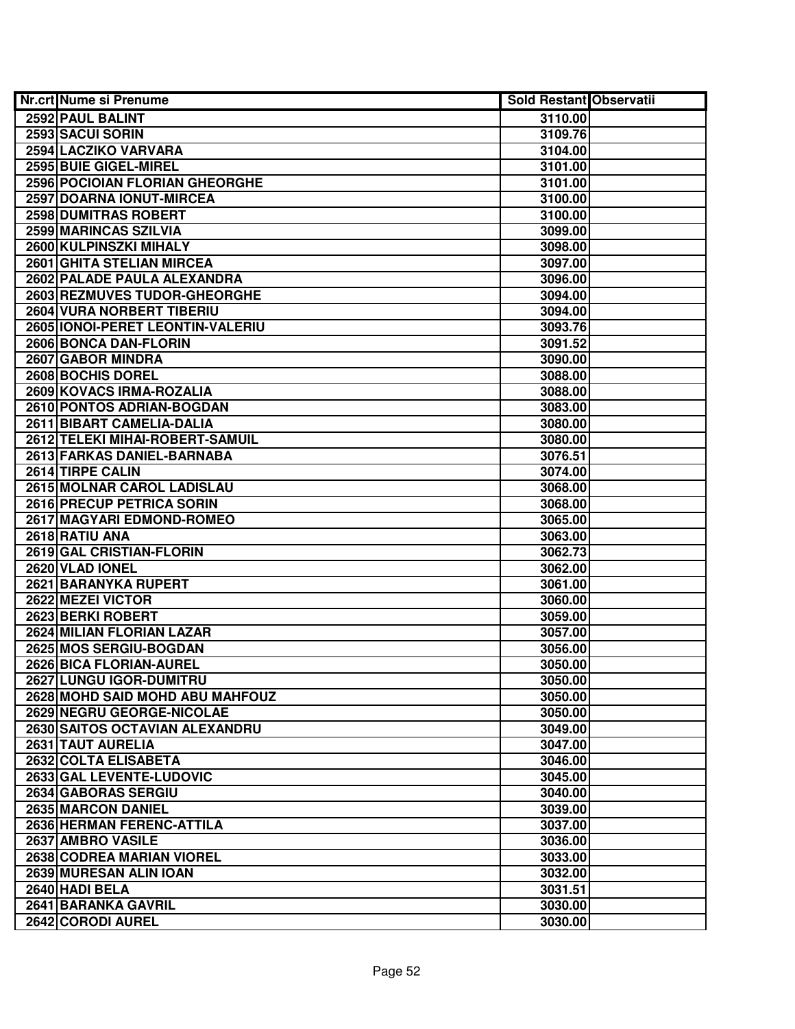| Nr.crt | Nume si Prenume | Sold Restant | Observatii |
|---|---|---|---|
| 2592 | PAUL BALINT | 3110.00 | |
| 2593 | SACUI SORIN | 3109.76 | |
| 2594 | LACZIKO VARVARA | 3104.00 | |
| 2595 | BUIE GIGEL-MIREL | 3101.00 | |
| 2596 | POCIOIAN FLORIAN GHEORGHE | 3101.00 | |
| 2597 | DOARNA IONUT-MIRCEA | 3100.00 | |
| 2598 | DUMITRAS ROBERT | 3100.00 | |
| 2599 | MARINCAS SZILVIA | 3099.00 | |
| 2600 | KULPINSZKI MIHALY | 3098.00 | |
| 2601 | GHITA STELIAN MIRCEA | 3097.00 | |
| 2602 | PALADE PAULA ALEXANDRA | 3096.00 | |
| 2603 | REZMUVES TUDOR-GHEORGHE | 3094.00 | |
| 2604 | VURA NORBERT TIBERIU | 3094.00 | |
| 2605 | IONOI-PERET LEONTIN-VALERIU | 3093.76 | |
| 2606 | BONCA DAN-FLORIN | 3091.52 | |
| 2607 | GABOR MINDRA | 3090.00 | |
| 2608 | BOCHIS DOREL | 3088.00 | |
| 2609 | KOVACS IRMA-ROZALIA | 3088.00 | |
| 2610 | PONTOS ADRIAN-BOGDAN | 3083.00 | |
| 2611 | BIBART CAMELIA-DALIA | 3080.00 | |
| 2612 | TELEKI MIHAI-ROBERT-SAMUIL | 3080.00 | |
| 2613 | FARKAS DANIEL-BARNABA | 3076.51 | |
| 2614 | TIRPE CALIN | 3074.00 | |
| 2615 | MOLNAR CAROL LADISLAU | 3068.00 | |
| 2616 | PRECUP PETRICA SORIN | 3068.00 | |
| 2617 | MAGYARI EDMOND-ROMEO | 3065.00 | |
| 2618 | RATIU ANA | 3063.00 | |
| 2619 | GAL CRISTIAN-FLORIN | 3062.73 | |
| 2620 | VLAD IONEL | 3062.00 | |
| 2621 | BARANYKA RUPERT | 3061.00 | |
| 2622 | MEZEI VICTOR | 3060.00 | |
| 2623 | BERKI ROBERT | 3059.00 | |
| 2624 | MILIAN FLORIAN LAZAR | 3057.00 | |
| 2625 | MOS SERGIU-BOGDAN | 3056.00 | |
| 2626 | BICA FLORIAN-AUREL | 3050.00 | |
| 2627 | LUNGU IGOR-DUMITRU | 3050.00 | |
| 2628 | MOHD SAID MOHD ABU MAHFOUZ | 3050.00 | |
| 2629 | NEGRU GEORGE-NICOLAE | 3050.00 | |
| 2630 | SAITOS OCTAVIAN ALEXANDRU | 3049.00 | |
| 2631 | TAUT AURELIA | 3047.00 | |
| 2632 | COLTA ELISABETA | 3046.00 | |
| 2633 | GAL LEVENTE-LUDOVIC | 3045.00 | |
| 2634 | GABORAS SERGIU | 3040.00 | |
| 2635 | MARCON DANIEL | 3039.00 | |
| 2636 | HERMAN FERENC-ATTILA | 3037.00 | |
| 2637 | AMBRO VASILE | 3036.00 | |
| 2638 | CODREA MARIAN VIOREL | 3033.00 | |
| 2639 | MURESAN ALIN IOAN | 3032.00 | |
| 2640 | HADI BELA | 3031.51 | |
| 2641 | BARANKA GAVRIL | 3030.00 | |
| 2642 | CORODI AUREL | 3030.00 | |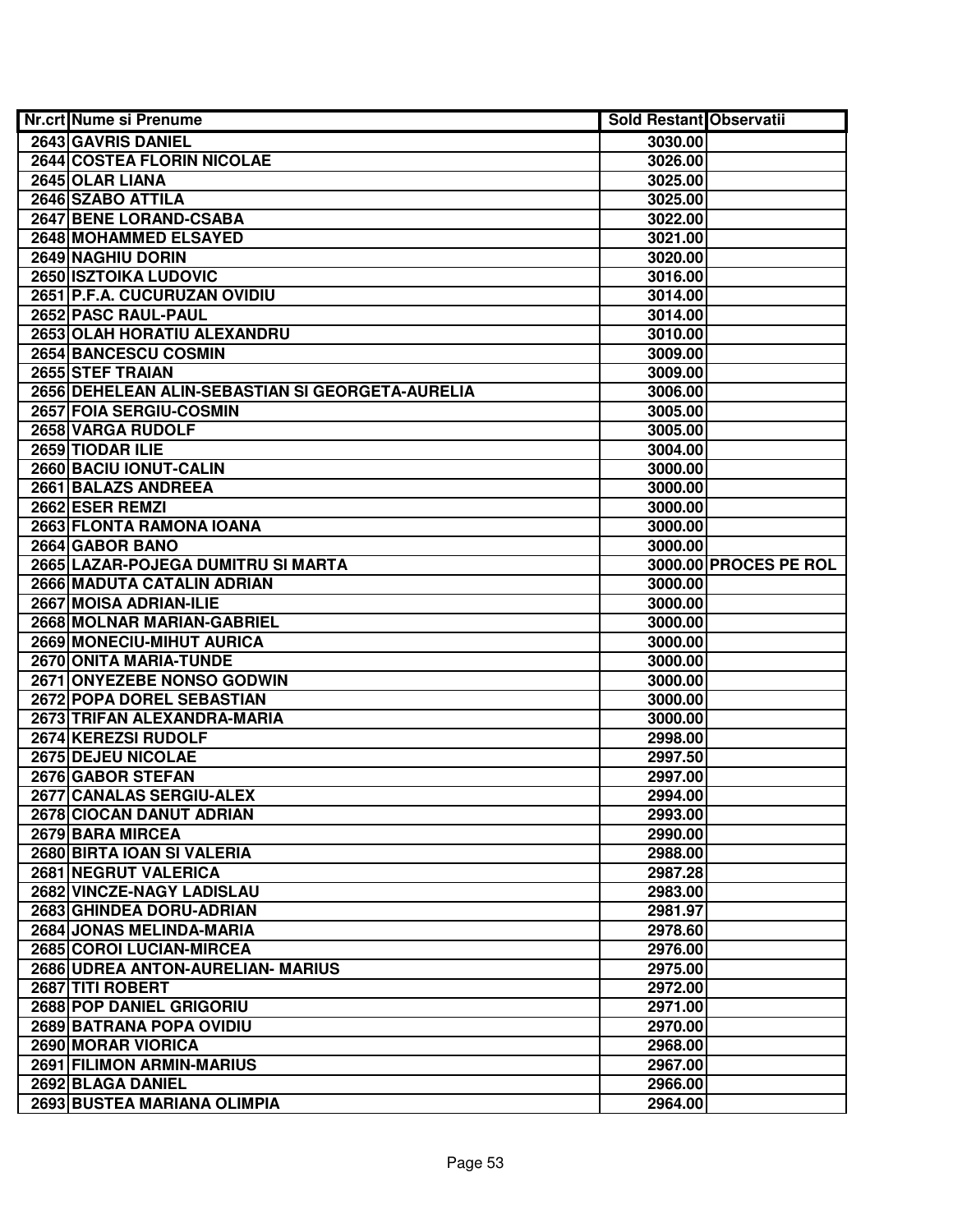| Nr.crt | Nume si Prenume | Sold Restant | Observatii |
|---|---|---|---|
| 2643 | GAVRIS DANIEL | 3030.00 | |
| 2644 | COSTEA FLORIN NICOLAE | 3026.00 | |
| 2645 | OLAR LIANA | 3025.00 | |
| 2646 | SZABO ATTILA | 3025.00 | |
| 2647 | BENE LORAND-CSABA | 3022.00 | |
| 2648 | MOHAMMED ELSAYED | 3021.00 | |
| 2649 | NAGHIU DORIN | 3020.00 | |
| 2650 | ISZTOIKA LUDOVIC | 3016.00 | |
| 2651 | P.F.A. CUCURUZAN OVIDIU | 3014.00 | |
| 2652 | PASC RAUL-PAUL | 3014.00 | |
| 2653 | OLAH HORATIU ALEXANDRU | 3010.00 | |
| 2654 | BANCESCU COSMIN | 3009.00 | |
| 2655 | STEF TRAIAN | 3009.00 | |
| 2656 | DEHELEAN ALIN-SEBASTIAN SI GEORGETA-AURELIA | 3006.00 | |
| 2657 | FOIA SERGIU-COSMIN | 3005.00 | |
| 2658 | VARGA RUDOLF | 3005.00 | |
| 2659 | TIODAR ILIE | 3004.00 | |
| 2660 | BACIU IONUT-CALIN | 3000.00 | |
| 2661 | BALAZS ANDREEA | 3000.00 | |
| 2662 | ESER REMZI | 3000.00 | |
| 2663 | FLONTA RAMONA IOANA | 3000.00 | |
| 2664 | GABOR BANO | 3000.00 | |
| 2665 | LAZAR-POJEGA DUMITRU SI MARTA | 3000.00 | PROCES PE ROL |
| 2666 | MADUTA CATALIN ADRIAN | 3000.00 | |
| 2667 | MOISA ADRIAN-ILIE | 3000.00 | |
| 2668 | MOLNAR MARIAN-GABRIEL | 3000.00 | |
| 2669 | MONECIU-MIHUT AURICA | 3000.00 | |
| 2670 | ONITA MARIA-TUNDE | 3000.00 | |
| 2671 | ONYEZEBE NONSO GODWIN | 3000.00 | |
| 2672 | POPA DOREL SEBASTIAN | 3000.00 | |
| 2673 | TRIFAN ALEXANDRA-MARIA | 3000.00 | |
| 2674 | KEREZSI RUDOLF | 2998.00 | |
| 2675 | DEJEU NICOLAE | 2997.50 | |
| 2676 | GABOR STEFAN | 2997.00 | |
| 2677 | CANALAS SERGIU-ALEX | 2994.00 | |
| 2678 | CIOCAN DANUT ADRIAN | 2993.00 | |
| 2679 | BARA MIRCEA | 2990.00 | |
| 2680 | BIRTA IOAN SI VALERIA | 2988.00 | |
| 2681 | NEGRUT VALERICA | 2987.28 | |
| 2682 | VINCZE-NAGY LADISLAU | 2983.00 | |
| 2683 | GHINDEA DORU-ADRIAN | 2981.97 | |
| 2684 | JONAS MELINDA-MARIA | 2978.60 | |
| 2685 | COROI LUCIAN-MIRCEA | 2976.00 | |
| 2686 | UDREA ANTON-AURELIAN- MARIUS | 2975.00 | |
| 2687 | TITI ROBERT | 2972.00 | |
| 2688 | POP DANIEL GRIGORIU | 2971.00 | |
| 2689 | BATRANA POPA OVIDIU | 2970.00 | |
| 2690 | MORAR VIORICA | 2968.00 | |
| 2691 | FILIMON ARMIN-MARIUS | 2967.00 | |
| 2692 | BLAGA DANIEL | 2966.00 | |
| 2693 | BUSTEA MARIANA OLIMPIA | 2964.00 | |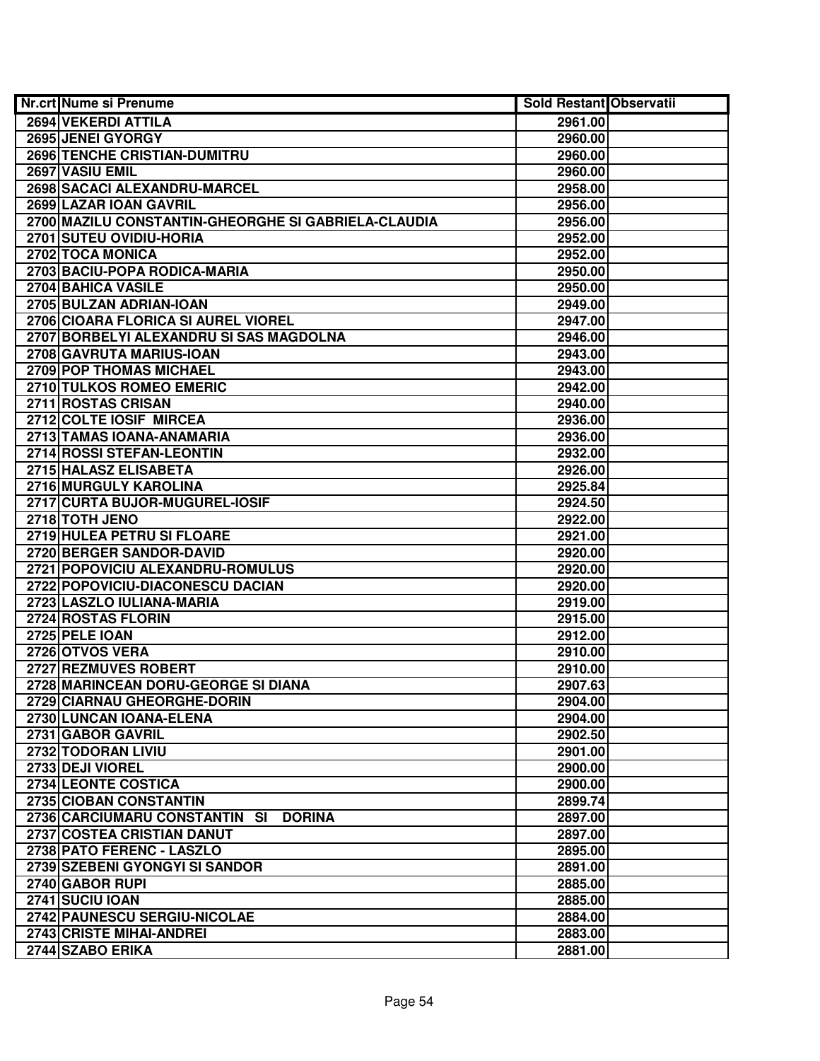| Nr.crt | Nume si Prenume | Sold Restant | Observatii |
|---|---|---|---|
| 2694 | VEKERDI ATTILA | 2961.00 | |
| 2695 | JENEI GYORGY | 2960.00 | |
| 2696 | TENCHE CRISTIAN-DUMITRU | 2960.00 | |
| 2697 | VASIU EMIL | 2960.00 | |
| 2698 | SACACI ALEXANDRU-MARCEL | 2958.00 | |
| 2699 | LAZAR IOAN GAVRIL | 2956.00 | |
| 2700 | MAZILU CONSTANTIN-GHEORGHE SI GABRIELA-CLAUDIA | 2956.00 | |
| 2701 | SUTEU OVIDIU-HORIA | 2952.00 | |
| 2702 | TOCA MONICA | 2952.00 | |
| 2703 | BACIU-POPA RODICA-MARIA | 2950.00 | |
| 2704 | BAHICA VASILE | 2950.00 | |
| 2705 | BULZAN ADRIAN-IOAN | 2949.00 | |
| 2706 | CIOARA FLORICA SI AUREL VIOREL | 2947.00 | |
| 2707 | BORBELYI ALEXANDRU SI SAS MAGDOLNA | 2946.00 | |
| 2708 | GAVRUTA MARIUS-IOAN | 2943.00 | |
| 2709 | POP THOMAS MICHAEL | 2943.00 | |
| 2710 | TULKOS ROMEO EMERIC | 2942.00 | |
| 2711 | ROSTAS CRISAN | 2940.00 | |
| 2712 | COLTE IOSIF MIRCEA | 2936.00 | |
| 2713 | TAMAS IOANA-ANAMARIA | 2936.00 | |
| 2714 | ROSSI STEFAN-LEONTIN | 2932.00 | |
| 2715 | HALASZ ELISABETA | 2926.00 | |
| 2716 | MURGULY KAROLINA | 2925.84 | |
| 2717 | CURTA BUJOR-MUGUREL-IOSIF | 2924.50 | |
| 2718 | TOTH JENO | 2922.00 | |
| 2719 | HULEA PETRU SI FLOARE | 2921.00 | |
| 2720 | BERGER SANDOR-DAVID | 2920.00 | |
| 2721 | POPOVICIU ALEXANDRU-ROMULUS | 2920.00 | |
| 2722 | POPOVICIU-DIACONESCU DACIAN | 2920.00 | |
| 2723 | LASZLO IULIANA-MARIA | 2919.00 | |
| 2724 | ROSTAS FLORIN | 2915.00 | |
| 2725 | PELE IOAN | 2912.00 | |
| 2726 | OTVOS VERA | 2910.00 | |
| 2727 | REZMUVES ROBERT | 2910.00 | |
| 2728 | MARINCEAN DORU-GEORGE SI DIANA | 2907.63 | |
| 2729 | CIARNAU GHEORGHE-DORIN | 2904.00 | |
| 2730 | LUNCAN IOANA-ELENA | 2904.00 | |
| 2731 | GABOR GAVRIL | 2902.50 | |
| 2732 | TODORAN LIVIU | 2901.00 | |
| 2733 | DEJI VIOREL | 2900.00 | |
| 2734 | LEONTE COSTICA | 2900.00 | |
| 2735 | CIOBAN CONSTANTIN | 2899.74 | |
| 2736 | CARCIUMARU CONSTANTIN SI DORINA | 2897.00 | |
| 2737 | COSTEA CRISTIAN DANUT | 2897.00 | |
| 2738 | PATO FERENC - LASZLO | 2895.00 | |
| 2739 | SZEBENI GYONGYI SI SANDOR | 2891.00 | |
| 2740 | GABOR RUPI | 2885.00 | |
| 2741 | SUCIU IOAN | 2885.00 | |
| 2742 | PAUNESCU SERGIU-NICOLAE | 2884.00 | |
| 2743 | CRISTE MIHAI-ANDREI | 2883.00 | |
| 2744 | SZABO ERIKA | 2881.00 | |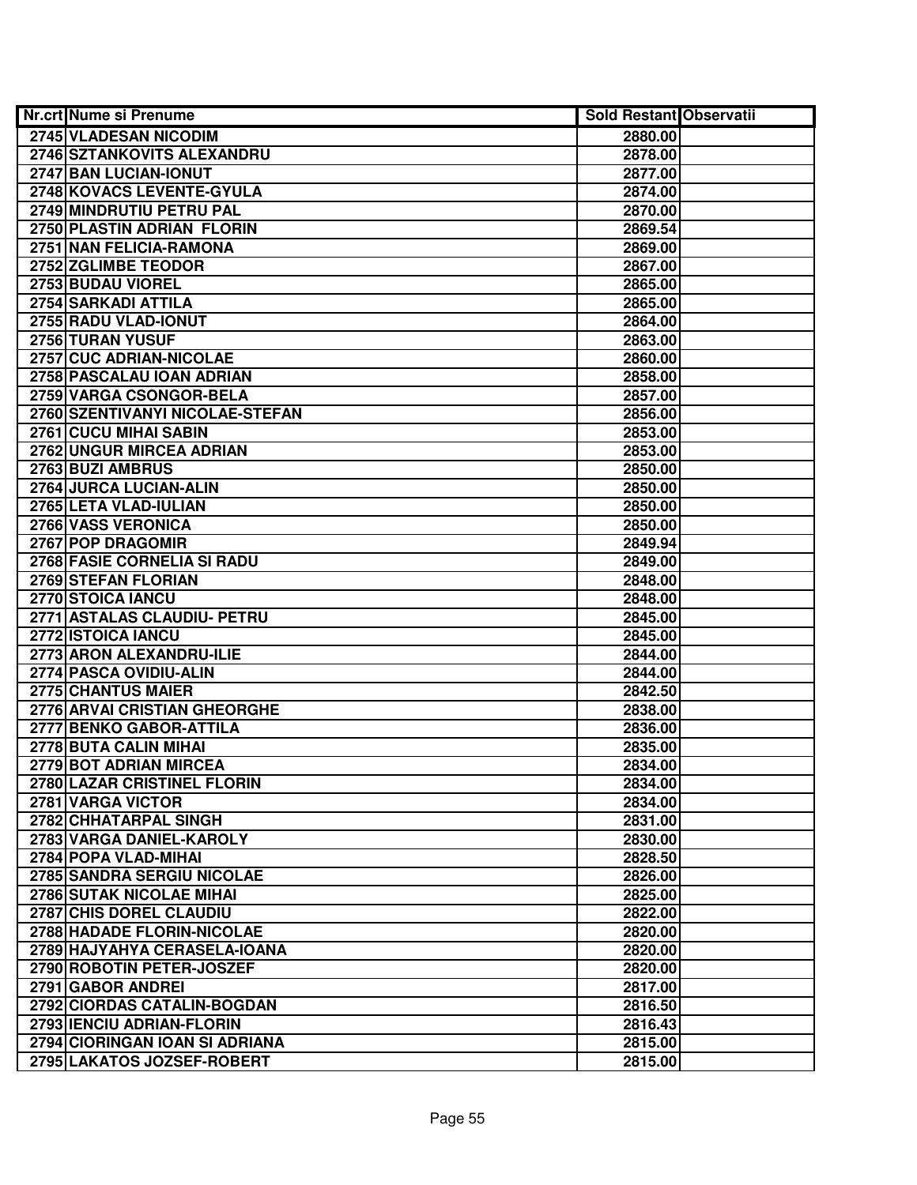| Nr.crt | Nume si Prenume | Sold Restant | Observatii |
|---|---|---|---|
| 2745 | VLADESAN NICODIM | 2880.00 | |
| 2746 | SZTANKOVITS ALEXANDRU | 2878.00 | |
| 2747 | BAN LUCIAN-IONUT | 2877.00 | |
| 2748 | KOVACS LEVENTE-GYULA | 2874.00 | |
| 2749 | MINDRUTIU PETRU PAL | 2870.00 | |
| 2750 | PLASTIN ADRIAN FLORIN | 2869.54 | |
| 2751 | NAN FELICIA-RAMONA | 2869.00 | |
| 2752 | ZGLIMBE TEODOR | 2867.00 | |
| 2753 | BUDAU VIOREL | 2865.00 | |
| 2754 | SARKADI ATTILA | 2865.00 | |
| 2755 | RADU VLAD-IONUT | 2864.00 | |
| 2756 | TURAN YUSUF | 2863.00 | |
| 2757 | CUC ADRIAN-NICOLAE | 2860.00 | |
| 2758 | PASCALAU IOAN ADRIAN | 2858.00 | |
| 2759 | VARGA CSONGOR-BELA | 2857.00 | |
| 2760 | SZENTIVANYI NICOLAE-STEFAN | 2856.00 | |
| 2761 | CUCU MIHAI SABIN | 2853.00 | |
| 2762 | UNGUR MIRCEA ADRIAN | 2853.00 | |
| 2763 | BUZI AMBRUS | 2850.00 | |
| 2764 | JURCA LUCIAN-ALIN | 2850.00 | |
| 2765 | LETA VLAD-IULIAN | 2850.00 | |
| 2766 | VASS VERONICA | 2850.00 | |
| 2767 | POP DRAGOMIR | 2849.94 | |
| 2768 | FASIE CORNELIA SI RADU | 2849.00 | |
| 2769 | STEFAN FLORIAN | 2848.00 | |
| 2770 | STOICA IANCU | 2848.00 | |
| 2771 | ASTALAS CLAUDIU- PETRU | 2845.00 | |
| 2772 | ISTOICA IANCU | 2845.00 | |
| 2773 | ARON ALEXANDRU-ILIE | 2844.00 | |
| 2774 | PASCA OVIDIU-ALIN | 2844.00 | |
| 2775 | CHANTUS MAIER | 2842.50 | |
| 2776 | ARVAI CRISTIAN GHEORGHE | 2838.00 | |
| 2777 | BENKO GABOR-ATTILA | 2836.00 | |
| 2778 | BUTA CALIN MIHAI | 2835.00 | |
| 2779 | BOT ADRIAN MIRCEA | 2834.00 | |
| 2780 | LAZAR CRISTINEL FLORIN | 2834.00 | |
| 2781 | VARGA VICTOR | 2834.00 | |
| 2782 | CHHATARPAL SINGH | 2831.00 | |
| 2783 | VARGA DANIEL-KAROLY | 2830.00 | |
| 2784 | POPA VLAD-MIHAI | 2828.50 | |
| 2785 | SANDRA SERGIU NICOLAE | 2826.00 | |
| 2786 | SUTAK NICOLAE MIHAI | 2825.00 | |
| 2787 | CHIS DOREL CLAUDIU | 2822.00 | |
| 2788 | HADADE FLORIN-NICOLAE | 2820.00 | |
| 2789 | HAJYAHYA CERASELA-IOANA | 2820.00 | |
| 2790 | ROBOTIN PETER-JOSZEF | 2820.00 | |
| 2791 | GABOR ANDREI | 2817.00 | |
| 2792 | CIORDAS CATALIN-BOGDAN | 2816.50 | |
| 2793 | IENCIU ADRIAN-FLORIN | 2816.43 | |
| 2794 | CIORINGAN IOAN SI ADRIANA | 2815.00 | |
| 2795 | LAKATOS JOZSEF-ROBERT | 2815.00 | |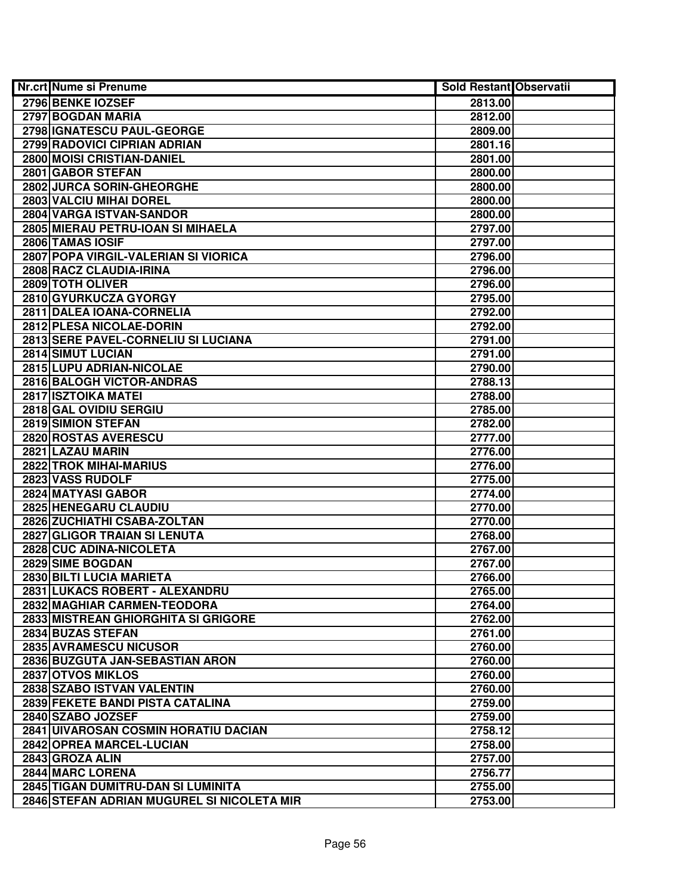| Nr.crt | Nume si Prenume | Sold Restant | Observatii |
|---|---|---|---|
| 2796 | BENKE IOZSEF | 2813.00 | |
| 2797 | BOGDAN MARIA | 2812.00 | |
| 2798 | IGNATESCU PAUL-GEORGE | 2809.00 | |
| 2799 | RADOVICI CIPRIAN ADRIAN | 2801.16 | |
| 2800 | MOISI CRISTIAN-DANIEL | 2801.00 | |
| 2801 | GABOR STEFAN | 2800.00 | |
| 2802 | JURCA SORIN-GHEORGHE | 2800.00 | |
| 2803 | VALCIU MIHAI DOREL | 2800.00 | |
| 2804 | VARGA ISTVAN-SANDOR | 2800.00 | |
| 2805 | MIERAU PETRU-IOAN SI MIHAELA | 2797.00 | |
| 2806 | TAMAS IOSIF | 2797.00 | |
| 2807 | POPA VIRGIL-VALERIAN SI VIORICA | 2796.00 | |
| 2808 | RACZ CLAUDIA-IRINA | 2796.00 | |
| 2809 | TOTH OLIVER | 2796.00 | |
| 2810 | GYURKUCZA GYORGY | 2795.00 | |
| 2811 | DALEA IOANA-CORNELIA | 2792.00 | |
| 2812 | PLESA NICOLAE-DORIN | 2792.00 | |
| 2813 | SERE PAVEL-CORNELIU SI LUCIANA | 2791.00 | |
| 2814 | SIMUT LUCIAN | 2791.00 | |
| 2815 | LUPU ADRIAN-NICOLAE | 2790.00 | |
| 2816 | BALOGH VICTOR-ANDRAS | 2788.13 | |
| 2817 | ISZTOIKA MATEI | 2788.00 | |
| 2818 | GAL OVIDIU SERGIU | 2785.00 | |
| 2819 | SIMION STEFAN | 2782.00 | |
| 2820 | ROSTAS AVERESCU | 2777.00 | |
| 2821 | LAZAU MARIN | 2776.00 | |
| 2822 | TROK MIHAI-MARIUS | 2776.00 | |
| 2823 | VASS RUDOLF | 2775.00 | |
| 2824 | MATYASI GABOR | 2774.00 | |
| 2825 | HENEGARU CLAUDIU | 2770.00 | |
| 2826 | ZUCHIATHI CSABA-ZOLTAN | 2770.00 | |
| 2827 | GLIGOR TRAIAN SI LENUTA | 2768.00 | |
| 2828 | CUC ADINA-NICOLETA | 2767.00 | |
| 2829 | SIME BOGDAN | 2767.00 | |
| 2830 | BILTI LUCIA MARIETA | 2766.00 | |
| 2831 | LUKACS ROBERT - ALEXANDRU | 2765.00 | |
| 2832 | MAGHIAR CARMEN-TEODORA | 2764.00 | |
| 2833 | MISTREAN GHIORGHITA SI GRIGORE | 2762.00 | |
| 2834 | BUZAS STEFAN | 2761.00 | |
| 2835 | AVRAMESCU NICUSOR | 2760.00 | |
| 2836 | BUZGUTA JAN-SEBASTIAN ARON | 2760.00 | |
| 2837 | OTVOS MIKLOS | 2760.00 | |
| 2838 | SZABO ISTVAN VALENTIN | 2760.00 | |
| 2839 | FEKETE BANDI PISTA CATALINA | 2759.00 | |
| 2840 | SZABO JOZSEF | 2759.00 | |
| 2841 | UIVAROSAN COSMIN HORATIU DACIAN | 2758.12 | |
| 2842 | OPREA MARCEL-LUCIAN | 2758.00 | |
| 2843 | GROZA ALIN | 2757.00 | |
| 2844 | MARC LORENA | 2756.77 | |
| 2845 | TIGAN DUMITRU-DAN SI LUMINITA | 2755.00 | |
| 2846 | STEFAN ADRIAN MUGUREL SI NICOLETA MIR | 2753.00 | |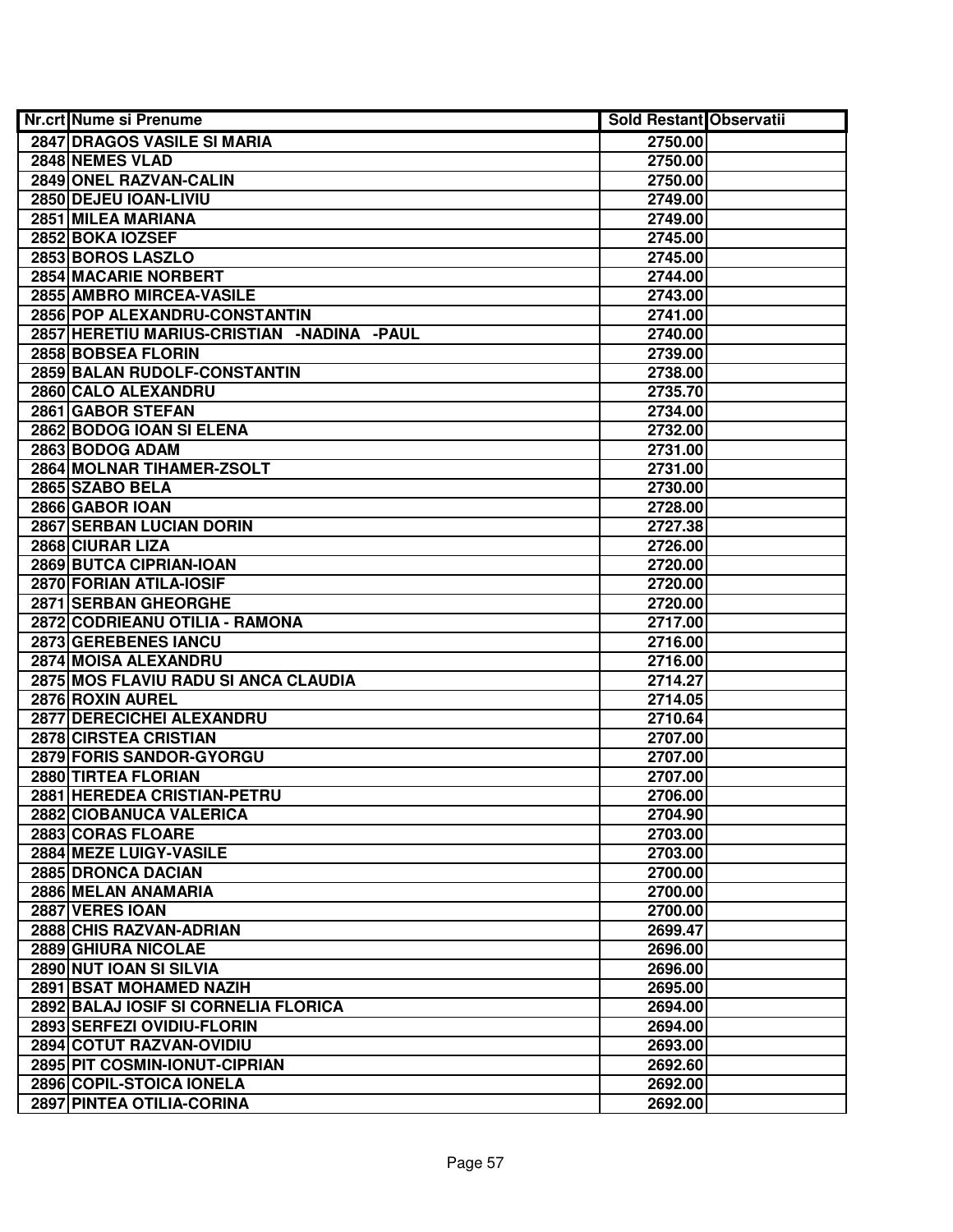| Nr.crt | Nume si Prenume | Sold Restant | Observatii |
|---|---|---|---|
| 2847 | DRAGOS VASILE SI MARIA | 2750.00 | |
| 2848 | NEMES VLAD | 2750.00 | |
| 2849 | ONEL RAZVAN-CALIN | 2750.00 | |
| 2850 | DEJEU IOAN-LIVIU | 2749.00 | |
| 2851 | MILEA MARIANA | 2749.00 | |
| 2852 | BOKA IOZSEF | 2745.00 | |
| 2853 | BOROS LASZLO | 2745.00 | |
| 2854 | MACARIE NORBERT | 2744.00 | |
| 2855 | AMBRO MIRCEA-VASILE | 2743.00 | |
| 2856 | POP ALEXANDRU-CONSTANTIN | 2741.00 | |
| 2857 | HERETIU MARIUS-CRISTIAN -NADINA -PAUL | 2740.00 | |
| 2858 | BOBSEA FLORIN | 2739.00 | |
| 2859 | BALAN RUDOLF-CONSTANTIN | 2738.00 | |
| 2860 | CALO ALEXANDRU | 2735.70 | |
| 2861 | GABOR STEFAN | 2734.00 | |
| 2862 | BODOG IOAN SI ELENA | 2732.00 | |
| 2863 | BODOG ADAM | 2731.00 | |
| 2864 | MOLNAR TIHAMER-ZSOLT | 2731.00 | |
| 2865 | SZABO BELA | 2730.00 | |
| 2866 | GABOR IOAN | 2728.00 | |
| 2867 | SERBAN LUCIAN DORIN | 2727.38 | |
| 2868 | CIURAR LIZA | 2726.00 | |
| 2869 | BUTCA CIPRIAN-IOAN | 2720.00 | |
| 2870 | FORIAN ATILA-IOSIF | 2720.00 | |
| 2871 | SERBAN GHEORGHE | 2720.00 | |
| 2872 | CODRIEANU OTILIA - RAMONA | 2717.00 | |
| 2873 | GEREBENES IANCU | 2716.00 | |
| 2874 | MOISA ALEXANDRU | 2716.00 | |
| 2875 | MOS FLAVIU RADU SI ANCA CLAUDIA | 2714.27 | |
| 2876 | ROXIN AUREL | 2714.05 | |
| 2877 | DERECICHEI ALEXANDRU | 2710.64 | |
| 2878 | CIRSTEA CRISTIAN | 2707.00 | |
| 2879 | FORIS SANDOR-GYORGU | 2707.00 | |
| 2880 | TIRTEA FLORIAN | 2707.00 | |
| 2881 | HEREDEA CRISTIAN-PETRU | 2706.00 | |
| 2882 | CIOBANUCA VALERICA | 2704.90 | |
| 2883 | CORAS FLOARE | 2703.00 | |
| 2884 | MEZE LUIGY-VASILE | 2703.00 | |
| 2885 | DRONCA DACIAN | 2700.00 | |
| 2886 | MELAN ANAMARIA | 2700.00 | |
| 2887 | VERES IOAN | 2700.00 | |
| 2888 | CHIS RAZVAN-ADRIAN | 2699.47 | |
| 2889 | GHIURA NICOLAE | 2696.00 | |
| 2890 | NUT IOAN SI SILVIA | 2696.00 | |
| 2891 | BSAT MOHAMED NAZIH | 2695.00 | |
| 2892 | BALAJ IOSIF SI CORNELIA FLORICA | 2694.00 | |
| 2893 | SERFEZI OVIDIU-FLORIN | 2694.00 | |
| 2894 | COTUT RAZVAN-OVIDIU | 2693.00 | |
| 2895 | PIT COSMIN-IONUT-CIPRIAN | 2692.60 | |
| 2896 | COPIL-STOICA IONELA | 2692.00 | |
| 2897 | PINTEA OTILIA-CORINA | 2692.00 | |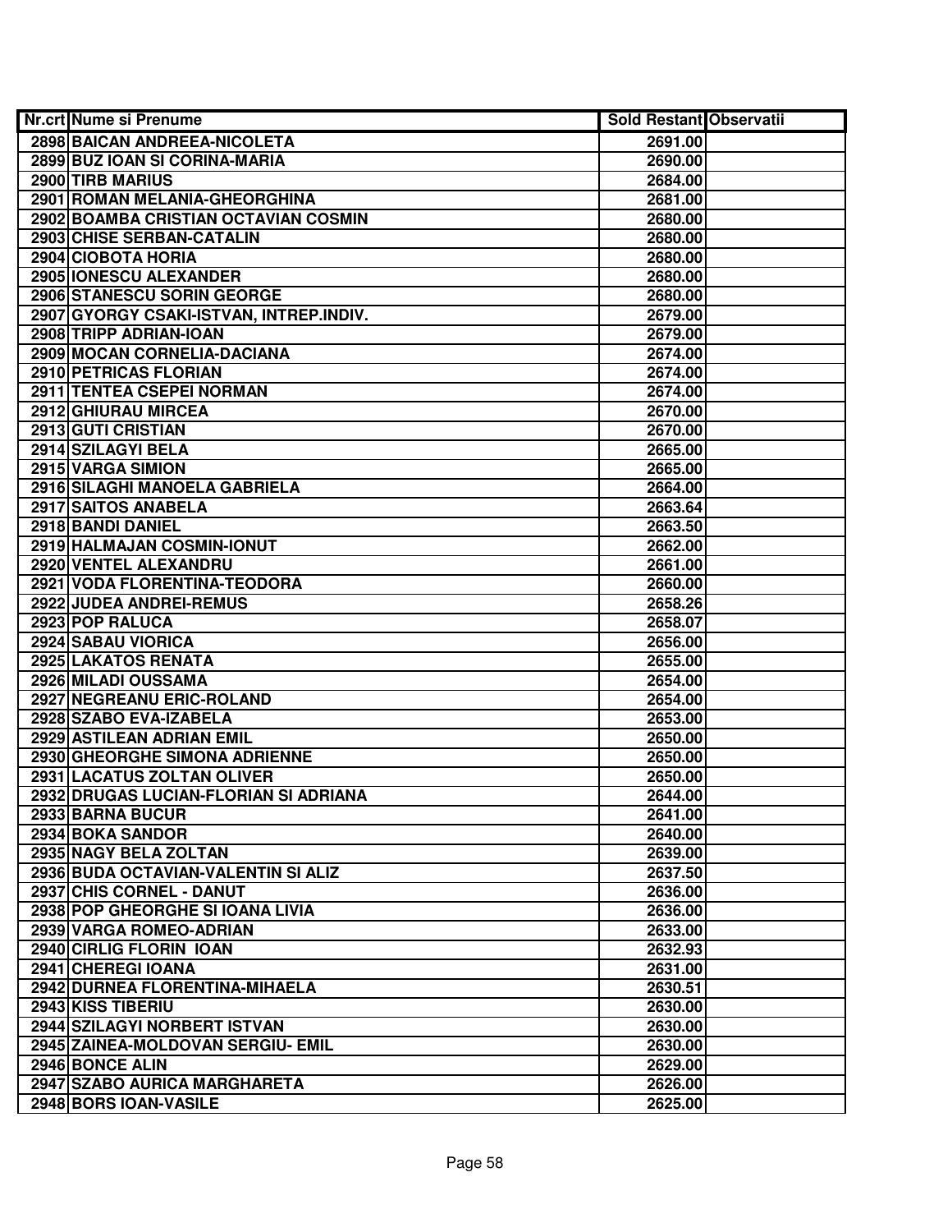| Nr.crt | Nume si Prenume | Sold Restant | Observatii |
|---|---|---|---|
| 2898 | BAICAN ANDREEA-NICOLETA | 2691.00 | |
| 2899 | BUZ IOAN SI CORINA-MARIA | 2690.00 | |
| 2900 | TIRB MARIUS | 2684.00 | |
| 2901 | ROMAN MELANIA-GHEORGHINA | 2681.00 | |
| 2902 | BOAMBA CRISTIAN OCTAVIAN COSMIN | 2680.00 | |
| 2903 | CHISE SERBAN-CATALIN | 2680.00 | |
| 2904 | CIOBOTA HORIA | 2680.00 | |
| 2905 | IONESCU ALEXANDER | 2680.00 | |
| 2906 | STANESCU SORIN GEORGE | 2680.00 | |
| 2907 | GYORGY CSAKI-ISTVAN, INTREP.INDIV. | 2679.00 | |
| 2908 | TRIPP ADRIAN-IOAN | 2679.00 | |
| 2909 | MOCAN CORNELIA-DACIANA | 2674.00 | |
| 2910 | PETRICAS FLORIAN | 2674.00 | |
| 2911 | TENTEA CSEPEI NORMAN | 2674.00 | |
| 2912 | GHIURAU MIRCEA | 2670.00 | |
| 2913 | GUTI CRISTIAN | 2670.00 | |
| 2914 | SZILAGYI BELA | 2665.00 | |
| 2915 | VARGA SIMION | 2665.00 | |
| 2916 | SILAGHI MANOELA GABRIELA | 2664.00 | |
| 2917 | SAITOS ANABELA | 2663.64 | |
| 2918 | BANDI DANIEL | 2663.50 | |
| 2919 | HALMAJAN COSMIN-IONUT | 2662.00 | |
| 2920 | VENTEL ALEXANDRU | 2661.00 | |
| 2921 | VODA FLORENTINA-TEODORA | 2660.00 | |
| 2922 | JUDEA ANDREI-REMUS | 2658.26 | |
| 2923 | POP RALUCA | 2658.07 | |
| 2924 | SABAU VIORICA | 2656.00 | |
| 2925 | LAKATOS RENATA | 2655.00 | |
| 2926 | MILADI OUSSAMA | 2654.00 | |
| 2927 | NEGREANU ERIC-ROLAND | 2654.00 | |
| 2928 | SZABO EVA-IZABELA | 2653.00 | |
| 2929 | ASTILEAN ADRIAN EMIL | 2650.00 | |
| 2930 | GHEORGHE SIMONA ADRIENNE | 2650.00 | |
| 2931 | LACATUS ZOLTAN OLIVER | 2650.00 | |
| 2932 | DRUGAS LUCIAN-FLORIAN SI ADRIANA | 2644.00 | |
| 2933 | BARNA BUCUR | 2641.00 | |
| 2934 | BOKA SANDOR | 2640.00 | |
| 2935 | NAGY BELA ZOLTAN | 2639.00 | |
| 2936 | BUDA OCTAVIAN-VALENTIN SI ALIZ | 2637.50 | |
| 2937 | CHIS CORNEL - DANUT | 2636.00 | |
| 2938 | POP GHEORGHE SI IOANA LIVIA | 2636.00 | |
| 2939 | VARGA ROMEO-ADRIAN | 2633.00 | |
| 2940 | CIRLIG FLORIN IOAN | 2632.93 | |
| 2941 | CHEREGI IOANA | 2631.00 | |
| 2942 | DURNEA FLORENTINA-MIHAELA | 2630.51 | |
| 2943 | KISS TIBERIU | 2630.00 | |
| 2944 | SZILAGYI NORBERT ISTVAN | 2630.00 | |
| 2945 | ZAINEA-MOLDOVAN SERGIU- EMIL | 2630.00 | |
| 2946 | BONCE ALIN | 2629.00 | |
| 2947 | SZABO AURICA MARGHARETA | 2626.00 | |
| 2948 | BORS IOAN-VASILE | 2625.00 | |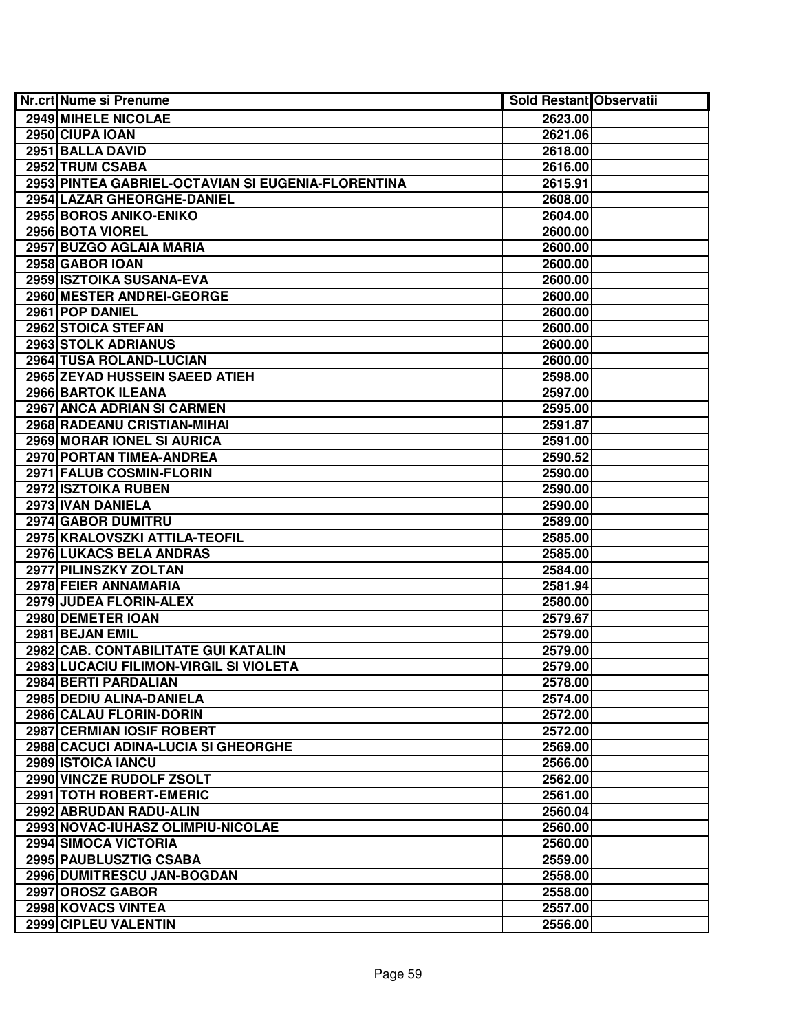| Nr.crt | Nume si Prenume | Sold Restant | Observatii |
|---|---|---|---|
| 2949 | MIHELE NICOLAE | 2623.00 | |
| 2950 | CIUPA IOAN | 2621.06 | |
| 2951 | BALLA DAVID | 2618.00 | |
| 2952 | TRUM CSABA | 2616.00 | |
| 2953 | PINTEA GABRIEL-OCTAVIAN SI EUGENIA-FLORENTINA | 2615.91 | |
| 2954 | LAZAR GHEORGHE-DANIEL | 2608.00 | |
| 2955 | BOROS ANIKO-ENIKO | 2604.00 | |
| 2956 | BOTA VIOREL | 2600.00 | |
| 2957 | BUZGO AGLAIA MARIA | 2600.00 | |
| 2958 | GABOR IOAN | 2600.00 | |
| 2959 | ISZTOIKA SUSANA-EVA | 2600.00 | |
| 2960 | MESTER ANDREI-GEORGE | 2600.00 | |
| 2961 | POP DANIEL | 2600.00 | |
| 2962 | STOICA STEFAN | 2600.00 | |
| 2963 | STOLK ADRIANUS | 2600.00 | |
| 2964 | TUSA ROLAND-LUCIAN | 2600.00 | |
| 2965 | ZEYAD HUSSEIN SAEED ATIEH | 2598.00 | |
| 2966 | BARTOK ILEANA | 2597.00 | |
| 2967 | ANCA ADRIAN SI CARMEN | 2595.00 | |
| 2968 | RADEANU CRISTIAN-MIHAI | 2591.87 | |
| 2969 | MORAR IONEL SI AURICA | 2591.00 | |
| 2970 | PORTAN TIMEA-ANDREA | 2590.52 | |
| 2971 | FALUB COSMIN-FLORIN | 2590.00 | |
| 2972 | ISZTOIKA RUBEN | 2590.00 | |
| 2973 | IVAN DANIELA | 2590.00 | |
| 2974 | GABOR DUMITRU | 2589.00 | |
| 2975 | KRALOVSZKI ATTILA-TEOFIL | 2585.00 | |
| 2976 | LUKACS BELA ANDRAS | 2585.00 | |
| 2977 | PILINSZKY ZOLTAN | 2584.00 | |
| 2978 | FEIER ANNAMARIA | 2581.94 | |
| 2979 | JUDEA FLORIN-ALEX | 2580.00 | |
| 2980 | DEMETER IOAN | 2579.67 | |
| 2981 | BEJAN EMIL | 2579.00 | |
| 2982 | CAB. CONTABILITATE GUI KATALIN | 2579.00 | |
| 2983 | LUCACIU FILIMON-VIRGIL SI VIOLETA | 2579.00 | |
| 2984 | BERTI PARDALIAN | 2578.00 | |
| 2985 | DEDIU ALINA-DANIELA | 2574.00 | |
| 2986 | CALAU FLORIN-DORIN | 2572.00 | |
| 2987 | CERMIAN IOSIF ROBERT | 2572.00 | |
| 2988 | CACUCI ADINA-LUCIA SI GHEORGHE | 2569.00 | |
| 2989 | ISTOICA IANCU | 2566.00 | |
| 2990 | VINCZE RUDOLF ZSOLT | 2562.00 | |
| 2991 | TOTH ROBERT-EMERIC | 2561.00 | |
| 2992 | ABRUDAN RADU-ALIN | 2560.04 | |
| 2993 | NOVAC-IUHASZ OLIMPIU-NICOLAE | 2560.00 | |
| 2994 | SIMOCA VICTORIA | 2560.00 | |
| 2995 | PAUBLUSZTIG CSABA | 2559.00 | |
| 2996 | DUMITRESCU JAN-BOGDAN | 2558.00 | |
| 2997 | OROSZ GABOR | 2558.00 | |
| 2998 | KOVACS VINTEA | 2557.00 | |
| 2999 | CIPLEU VALENTIN | 2556.00 | |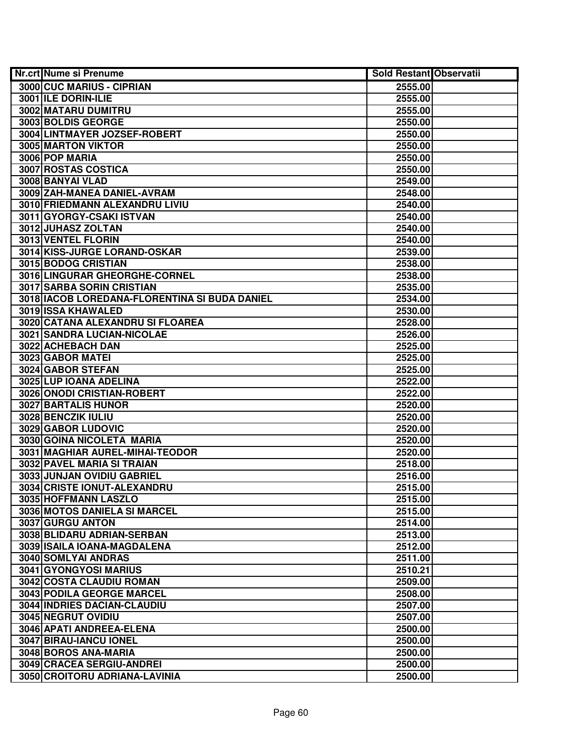| Nr.crt | Nume si Prenume | Sold Restant | Observatii |
|---|---|---|---|
| 3000 | CUC MARIUS - CIPRIAN | 2555.00 | |
| 3001 | ILE DORIN-ILIE | 2555.00 | |
| 3002 | MATARU DUMITRU | 2555.00 | |
| 3003 | BOLDIS GEORGE | 2550.00 | |
| 3004 | LINTMAYER JOZSEF-ROBERT | 2550.00 | |
| 3005 | MARTON VIKTOR | 2550.00 | |
| 3006 | POP MARIA | 2550.00 | |
| 3007 | ROSTAS COSTICA | 2550.00 | |
| 3008 | BANYAI VLAD | 2549.00 | |
| 3009 | ZAH-MANEA DANIEL-AVRAM | 2548.00 | |
| 3010 | FRIEDMANN ALEXANDRU LIVIU | 2540.00 | |
| 3011 | GYORGY-CSAKI ISTVAN | 2540.00 | |
| 3012 | JUHASZ ZOLTAN | 2540.00 | |
| 3013 | VENTEL FLORIN | 2540.00 | |
| 3014 | KISS-JURGE LORAND-OSKAR | 2539.00 | |
| 3015 | BODOG CRISTIAN | 2538.00 | |
| 3016 | LINGURAR GHEORGHE-CORNEL | 2538.00 | |
| 3017 | SARBA SORIN CRISTIAN | 2535.00 | |
| 3018 | IACOB LOREDANA-FLORENTINA SI BUDA DANIEL | 2534.00 | |
| 3019 | ISSA KHAWALED | 2530.00 | |
| 3020 | CATANA ALEXANDRU SI FLOAREA | 2528.00 | |
| 3021 | SANDRA LUCIAN-NICOLAE | 2526.00 | |
| 3022 | ACHEBACH DAN | 2525.00 | |
| 3023 | GABOR MATEI | 2525.00 | |
| 3024 | GABOR STEFAN | 2525.00 | |
| 3025 | LUP IOANA ADELINA | 2522.00 | |
| 3026 | ONODI CRISTIAN-ROBERT | 2522.00 | |
| 3027 | BARTALIS HUNOR | 2520.00 | |
| 3028 | BENCZIK IULIU | 2520.00 | |
| 3029 | GABOR LUDOVIC | 2520.00 | |
| 3030 | GOINA NICOLETA MARIA | 2520.00 | |
| 3031 | MAGHIAR AUREL-MIHAI-TEODOR | 2520.00 | |
| 3032 | PAVEL MARIA SI TRAIAN | 2518.00 | |
| 3033 | JUNJAN OVIDIU GABRIEL | 2516.00 | |
| 3034 | CRISTE IONUT-ALEXANDRU | 2515.00 | |
| 3035 | HOFFMANN LASZLO | 2515.00 | |
| 3036 | MOTOS DANIELA SI MARCEL | 2515.00 | |
| 3037 | GURGU ANTON | 2514.00 | |
| 3038 | BLIDARU ADRIAN-SERBAN | 2513.00 | |
| 3039 | ISAILA IOANA-MAGDALENA | 2512.00 | |
| 3040 | SOMLYAI ANDRAS | 2511.00 | |
| 3041 | GYONGYOSI MARIUS | 2510.21 | |
| 3042 | COSTA CLAUDIU ROMAN | 2509.00 | |
| 3043 | PODILA GEORGE MARCEL | 2508.00 | |
| 3044 | INDRIES DACIAN-CLAUDIU | 2507.00 | |
| 3045 | NEGRUT OVIDIU | 2507.00 | |
| 3046 | APATI ANDREEA-ELENA | 2500.00 | |
| 3047 | BIRAU-IANCU IONEL | 2500.00 | |
| 3048 | BOROS ANA-MARIA | 2500.00 | |
| 3049 | CRACEA SERGIU-ANDREI | 2500.00 | |
| 3050 | CROITORU ADRIANA-LAVINIA | 2500.00 | |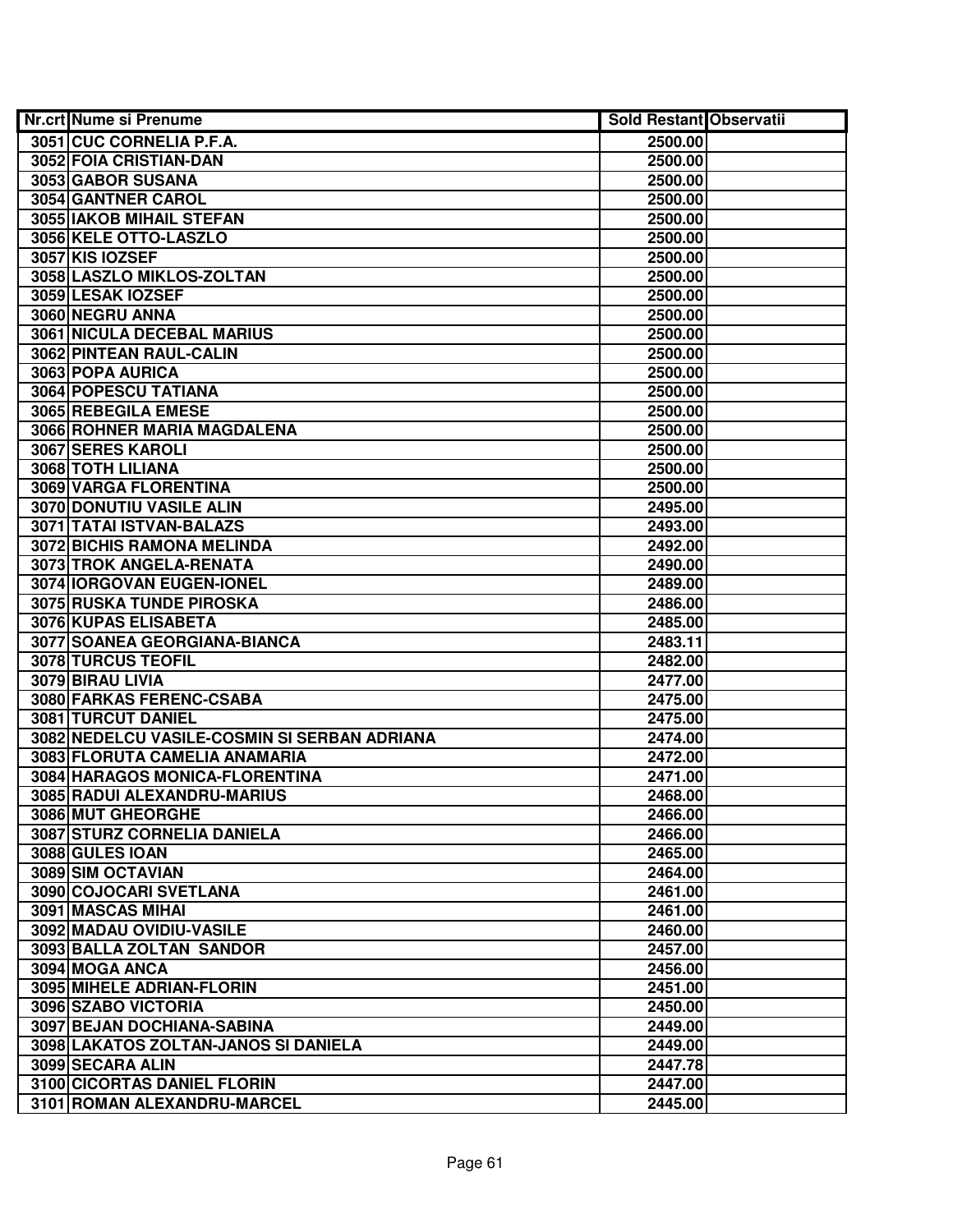| Nr.crt | Nume si Prenume | Sold Restant | Observatii |
|---|---|---|---|
| 3051 | CUC CORNELIA P.F.A. | 2500.00 | |
| 3052 | FOIA CRISTIAN-DAN | 2500.00 | |
| 3053 | GABOR SUSANA | 2500.00 | |
| 3054 | GANTNER CAROL | 2500.00 | |
| 3055 | IAKOB MIHAIL STEFAN | 2500.00 | |
| 3056 | KELE OTTO-LASZLO | 2500.00 | |
| 3057 | KIS IOZSEF | 2500.00 | |
| 3058 | LASZLO MIKLOS-ZOLTAN | 2500.00 | |
| 3059 | LESAK IOZSEF | 2500.00 | |
| 3060 | NEGRU ANNA | 2500.00 | |
| 3061 | NICULA DECEBAL MARIUS | 2500.00 | |
| 3062 | PINTEAN RAUL-CALIN | 2500.00 | |
| 3063 | POPA AURICA | 2500.00 | |
| 3064 | POPESCU TATIANA | 2500.00 | |
| 3065 | REBEGILA EMESE | 2500.00 | |
| 3066 | ROHNER MARIA MAGDALENA | 2500.00 | |
| 3067 | SERES KAROLI | 2500.00 | |
| 3068 | TOTH LILIANA | 2500.00 | |
| 3069 | VARGA FLORENTINA | 2500.00 | |
| 3070 | DONUTIU VASILE ALIN | 2495.00 | |
| 3071 | TATAI ISTVAN-BALAZS | 2493.00 | |
| 3072 | BICHIS RAMONA MELINDA | 2492.00 | |
| 3073 | TROK ANGELA-RENATA | 2490.00 | |
| 3074 | IORGOVAN EUGEN-IONEL | 2489.00 | |
| 3075 | RUSKA TUNDE PIROSKA | 2486.00 | |
| 3076 | KUPAS ELISABETA | 2485.00 | |
| 3077 | SOANEA GEORGIANA-BIANCA | 2483.11 | |
| 3078 | TURCUS TEOFIL | 2482.00 | |
| 3079 | BIRAU LIVIA | 2477.00 | |
| 3080 | FARKAS FERENC-CSABA | 2475.00 | |
| 3081 | TURCUT DANIEL | 2475.00 | |
| 3082 | NEDELCU VASILE-COSMIN SI SERBAN ADRIANA | 2474.00 | |
| 3083 | FLORUTA CAMELIA ANAMARIA | 2472.00 | |
| 3084 | HARAGOS MONICA-FLORENTINA | 2471.00 | |
| 3085 | RADUI ALEXANDRU-MARIUS | 2468.00 | |
| 3086 | MUT GHEORGHE | 2466.00 | |
| 3087 | STURZ CORNELIA DANIELA | 2466.00 | |
| 3088 | GULES IOAN | 2465.00 | |
| 3089 | SIM OCTAVIAN | 2464.00 | |
| 3090 | COJOCARI SVETLANA | 2461.00 | |
| 3091 | MASCAS MIHAI | 2461.00 | |
| 3092 | MADAU OVIDIU-VASILE | 2460.00 | |
| 3093 | BALLA ZOLTAN SANDOR | 2457.00 | |
| 3094 | MOGA ANCA | 2456.00 | |
| 3095 | MIHELE ADRIAN-FLORIN | 2451.00 | |
| 3096 | SZABO VICTORIA | 2450.00 | |
| 3097 | BEJAN DOCHIANA-SABINA | 2449.00 | |
| 3098 | LAKATOS ZOLTAN-JANOS SI DANIELA | 2449.00 | |
| 3099 | SECARA ALIN | 2447.78 | |
| 3100 | CICORTAS DANIEL FLORIN | 2447.00 | |
| 3101 | ROMAN ALEXANDRU-MARCEL | 2445.00 | |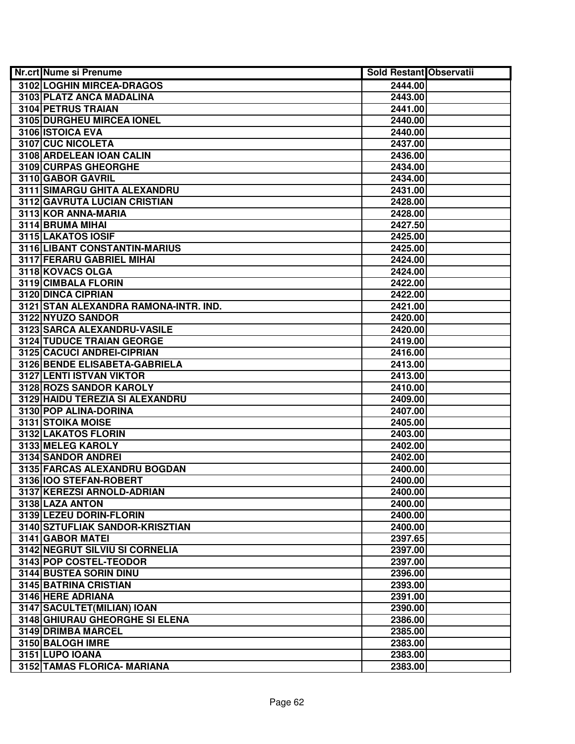| Nr.crt | Nume si Prenume | Sold Restant | Observatii |
|---|---|---|---|
| 3102 | LOGHIN MIRCEA-DRAGOS | 2444.00 | |
| 3103 | PLATZ ANCA MADALINA | 2443.00 | |
| 3104 | PETRUS TRAIAN | 2441.00 | |
| 3105 | DURGHEU MIRCEA IONEL | 2440.00 | |
| 3106 | ISTOICA EVA | 2440.00 | |
| 3107 | CUC NICOLETA | 2437.00 | |
| 3108 | ARDELEAN IOAN CALIN | 2436.00 | |
| 3109 | CURPAS GHEORGHE | 2434.00 | |
| 3110 | GABOR GAVRIL | 2434.00 | |
| 3111 | SIMARGU GHITA ALEXANDRU | 2431.00 | |
| 3112 | GAVRUTA LUCIAN CRISTIAN | 2428.00 | |
| 3113 | KOR ANNA-MARIA | 2428.00 | |
| 3114 | BRUMA MIHAI | 2427.50 | |
| 3115 | LAKATOS IOSIF | 2425.00 | |
| 3116 | LIBANT CONSTANTIN-MARIUS | 2425.00 | |
| 3117 | FERARU GABRIEL MIHAI | 2424.00 | |
| 3118 | KOVACS OLGA | 2424.00 | |
| 3119 | CIMBALA FLORIN | 2422.00 | |
| 3120 | DINCA CIPRIAN | 2422.00 | |
| 3121 | STAN ALEXANDRA RAMONA-INTR. IND. | 2421.00 | |
| 3122 | NYUZO SANDOR | 2420.00 | |
| 3123 | SARCA ALEXANDRU-VASILE | 2420.00 | |
| 3124 | TUDUCE TRAIAN GEORGE | 2419.00 | |
| 3125 | CACUCI ANDREI-CIPRIAN | 2416.00 | |
| 3126 | BENDE ELISABETA-GABRIELA | 2413.00 | |
| 3127 | LENTI ISTVAN VIKTOR | 2413.00 | |
| 3128 | ROZS SANDOR KAROLY | 2410.00 | |
| 3129 | HAIDU TEREZIA SI ALEXANDRU | 2409.00 | |
| 3130 | POP ALINA-DORINA | 2407.00 | |
| 3131 | STOIKA MOISE | 2405.00 | |
| 3132 | LAKATOS FLORIN | 2403.00 | |
| 3133 | MELEG KAROLY | 2402.00 | |
| 3134 | SANDOR ANDREI | 2402.00 | |
| 3135 | FARCAS ALEXANDRU BOGDAN | 2400.00 | |
| 3136 | IOO STEFAN-ROBERT | 2400.00 | |
| 3137 | KEREZSI ARNOLD-ADRIAN | 2400.00 | |
| 3138 | LAZA ANTON | 2400.00 | |
| 3139 | LEZEU DORIN-FLORIN | 2400.00 | |
| 3140 | SZTUFLIAK SANDOR-KRISZTIAN | 2400.00 | |
| 3141 | GABOR MATEI | 2397.65 | |
| 3142 | NEGRUT SILVIU SI CORNELIA | 2397.00 | |
| 3143 | POP COSTEL-TEODOR | 2397.00 | |
| 3144 | BUSTEA SORIN DINU | 2396.00 | |
| 3145 | BATRINA CRISTIAN | 2393.00 | |
| 3146 | HERE ADRIANA | 2391.00 | |
| 3147 | SACULTET(MILIAN) IOAN | 2390.00 | |
| 3148 | GHIURAU GHEORGHE SI ELENA | 2386.00 | |
| 3149 | DRIMBA MARCEL | 2385.00 | |
| 3150 | BALOGH IMRE | 2383.00 | |
| 3151 | LUPO IOANA | 2383.00 | |
| 3152 | TAMAS FLORICA- MARIANA | 2383.00 | |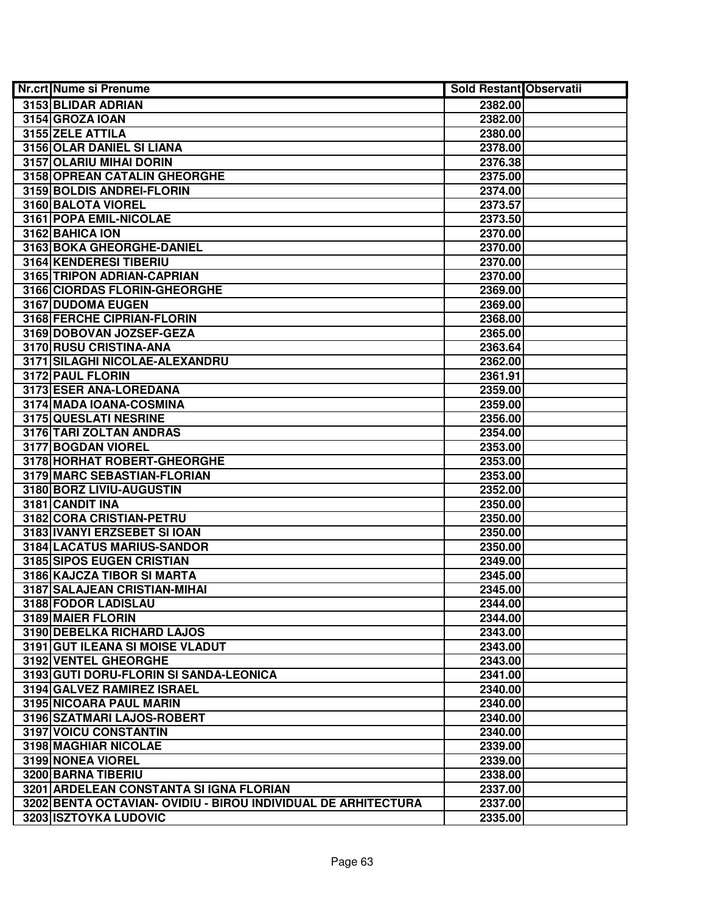| Nr.crt | Nume si Prenume | Sold Restant | Observatii |
|---|---|---|---|
| 3153 | BLIDAR ADRIAN | 2382.00 | |
| 3154 | GROZA IOAN | 2382.00 | |
| 3155 | ZELE ATTILA | 2380.00 | |
| 3156 | OLAR DANIEL SI LIANA | 2378.00 | |
| 3157 | OLARIU MIHAI DORIN | 2376.38 | |
| 3158 | OPREAN CATALIN GHEORGHE | 2375.00 | |
| 3159 | BOLDIS ANDREI-FLORIN | 2374.00 | |
| 3160 | BALOTA VIOREL | 2373.57 | |
| 3161 | POPA EMIL-NICOLAE | 2373.50 | |
| 3162 | BAHICA ION | 2370.00 | |
| 3163 | BOKA GHEORGHE-DANIEL | 2370.00 | |
| 3164 | KENDERESI TIBERIU | 2370.00 | |
| 3165 | TRIPON ADRIAN-CAPRIAN | 2370.00 | |
| 3166 | CIORDAS FLORIN-GHEORGHE | 2369.00 | |
| 3167 | DUDOMA EUGEN | 2369.00 | |
| 3168 | FERCHE CIPRIAN-FLORIN | 2368.00 | |
| 3169 | DOBOVAN JOZSEF-GEZA | 2365.00 | |
| 3170 | RUSU CRISTINA-ANA | 2363.64 | |
| 3171 | SILAGHI NICOLAE-ALEXANDRU | 2362.00 | |
| 3172 | PAUL FLORIN | 2361.91 | |
| 3173 | ESER ANA-LOREDANA | 2359.00 | |
| 3174 | MADA IOANA-COSMINA | 2359.00 | |
| 3175 | QUESLATI NESRINE | 2356.00 | |
| 3176 | TARI ZOLTAN ANDRAS | 2354.00 | |
| 3177 | BOGDAN VIOREL | 2353.00 | |
| 3178 | HORHAT ROBERT-GHEORGHE | 2353.00 | |
| 3179 | MARC SEBASTIAN-FLORIAN | 2353.00 | |
| 3180 | BORZ LIVIU-AUGUSTIN | 2352.00 | |
| 3181 | CANDIT INA | 2350.00 | |
| 3182 | CORA CRISTIAN-PETRU | 2350.00 | |
| 3183 | IVANYI ERZSEBET SI IOAN | 2350.00 | |
| 3184 | LACATUS MARIUS-SANDOR | 2350.00 | |
| 3185 | SIPOS EUGEN CRISTIAN | 2349.00 | |
| 3186 | KAJCZA TIBOR SI MARTA | 2345.00 | |
| 3187 | SALAJEAN CRISTIAN-MIHAI | 2345.00 | |
| 3188 | FODOR LADISLAU | 2344.00 | |
| 3189 | MAIER FLORIN | 2344.00 | |
| 3190 | DEBELKA RICHARD LAJOS | 2343.00 | |
| 3191 | GUT ILEANA SI MOISE VLADUT | 2343.00 | |
| 3192 | VENTEL GHEORGHE | 2343.00 | |
| 3193 | GUTI DORU-FLORIN SI SANDA-LEONICA | 2341.00 | |
| 3194 | GALVEZ RAMIREZ ISRAEL | 2340.00 | |
| 3195 | NICOARA PAUL MARIN | 2340.00 | |
| 3196 | SZATMARI LAJOS-ROBERT | 2340.00 | |
| 3197 | VOICU CONSTANTIN | 2340.00 | |
| 3198 | MAGHIAR NICOLAE | 2339.00 | |
| 3199 | NONEA VIOREL | 2339.00 | |
| 3200 | BARNA TIBERIU | 2338.00 | |
| 3201 | ARDELEAN CONSTANTA SI IGNA FLORIAN | 2337.00 | |
| 3202 | BENTA OCTAVIAN- OVIDIU - BIROU INDIVIDUAL DE ARHITECTURA | 2337.00 | |
| 3203 | ISZTOYKA LUDOVIC | 2335.00 | |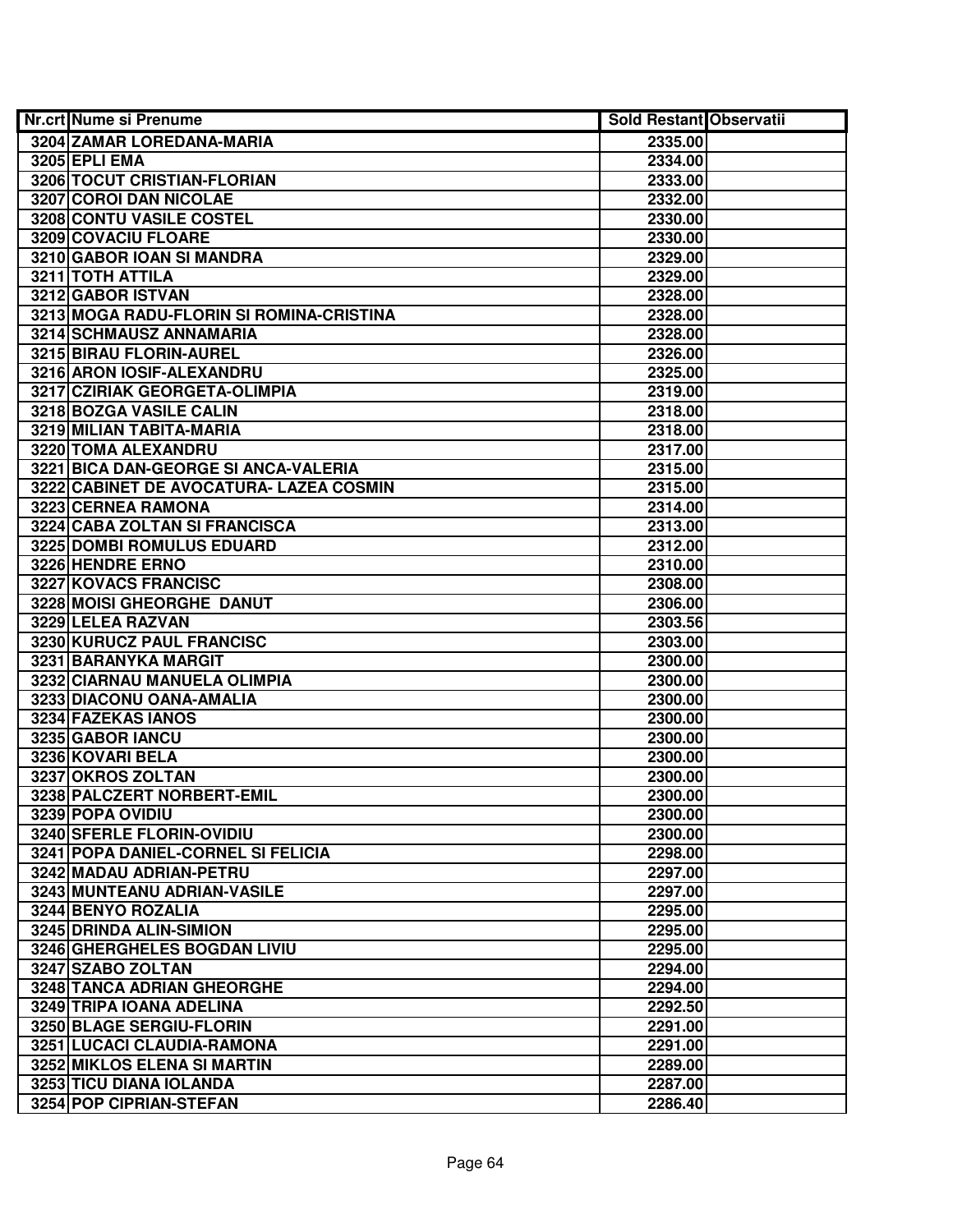| Nr.crt | Nume si Prenume | Sold Restant | Observatii |
|---|---|---|---|
| 3204 | ZAMAR LOREDANA-MARIA | 2335.00 | |
| 3205 | EPLI EMA | 2334.00 | |
| 3206 | TOCUT CRISTIAN-FLORIAN | 2333.00 | |
| 3207 | COROI DAN NICOLAE | 2332.00 | |
| 3208 | CONTU VASILE COSTEL | 2330.00 | |
| 3209 | COVACIU FLOARE | 2330.00 | |
| 3210 | GABOR IOAN SI MANDRA | 2329.00 | |
| 3211 | TOTH ATTILA | 2329.00 | |
| 3212 | GABOR ISTVAN | 2328.00 | |
| 3213 | MOGA RADU-FLORIN SI ROMINA-CRISTINA | 2328.00 | |
| 3214 | SCHMAUSZ ANNAMARIA | 2328.00 | |
| 3215 | BIRAU FLORIN-AUREL | 2326.00 | |
| 3216 | ARON IOSIF-ALEXANDRU | 2325.00 | |
| 3217 | CZIRIAK GEORGETA-OLIMPIA | 2319.00 | |
| 3218 | BOZGA VASILE CALIN | 2318.00 | |
| 3219 | MILIAN TABITA-MARIA | 2318.00 | |
| 3220 | TOMA ALEXANDRU | 2317.00 | |
| 3221 | BICA DAN-GEORGE SI ANCA-VALERIA | 2315.00 | |
| 3222 | CABINET DE AVOCATURA- LAZEA COSMIN | 2315.00 | |
| 3223 | CERNEA RAMONA | 2314.00 | |
| 3224 | CABA ZOLTAN SI FRANCISCA | 2313.00 | |
| 3225 | DOMBI ROMULUS EDUARD | 2312.00 | |
| 3226 | HENDRE ERNO | 2310.00 | |
| 3227 | KOVACS FRANCISC | 2308.00 | |
| 3228 | MOISI GHEORGHE DANUT | 2306.00 | |
| 3229 | LELEA RAZVAN | 2303.56 | |
| 3230 | KURUCZ PAUL FRANCISC | 2303.00 | |
| 3231 | BARANYKA MARGIT | 2300.00 | |
| 3232 | CIARNAU MANUELA OLIMPIA | 2300.00 | |
| 3233 | DIACONU OANA-AMALIA | 2300.00 | |
| 3234 | FAZEKAS IANOS | 2300.00 | |
| 3235 | GABOR IANCU | 2300.00 | |
| 3236 | KOVARI BELA | 2300.00 | |
| 3237 | OKROS ZOLTAN | 2300.00 | |
| 3238 | PALCZERT NORBERT-EMIL | 2300.00 | |
| 3239 | POPA OVIDIU | 2300.00 | |
| 3240 | SFERLE FLORIN-OVIDIU | 2300.00 | |
| 3241 | POPA DANIEL-CORNEL SI FELICIA | 2298.00 | |
| 3242 | MADAU ADRIAN-PETRU | 2297.00 | |
| 3243 | MUNTEANU ADRIAN-VASILE | 2297.00 | |
| 3244 | BENYO ROZALIA | 2295.00 | |
| 3245 | DRINDA ALIN-SIMION | 2295.00 | |
| 3246 | GHERGHELES BOGDAN LIVIU | 2295.00 | |
| 3247 | SZABO ZOLTAN | 2294.00 | |
| 3248 | TANCA ADRIAN GHEORGHE | 2294.00 | |
| 3249 | TRIPA IOANA ADELINA | 2292.50 | |
| 3250 | BLAGE SERGIU-FLORIN | 2291.00 | |
| 3251 | LUCACI CLAUDIA-RAMONA | 2291.00 | |
| 3252 | MIKLOS ELENA SI MARTIN | 2289.00 | |
| 3253 | TICU DIANA IOLANDA | 2287.00 | |
| 3254 | POP CIPRIAN-STEFAN | 2286.40 | |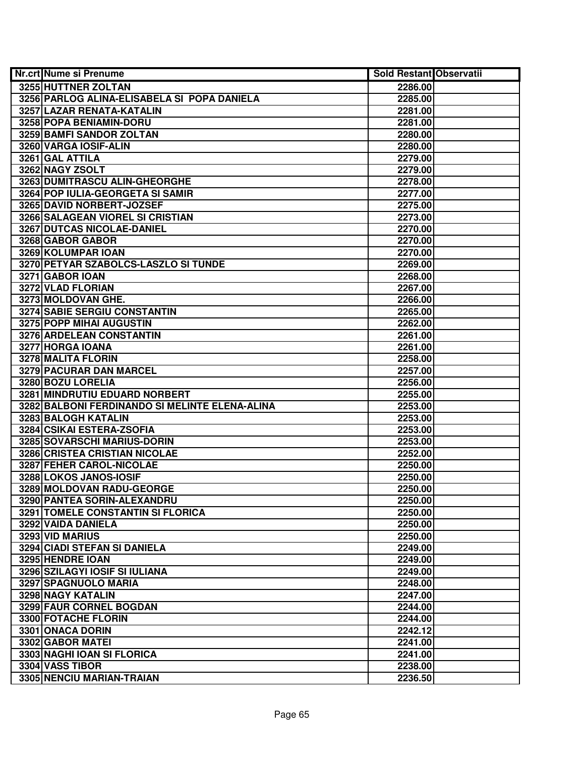| Nr.crt | Nume si Prenume | Sold Restant | Observatii |
|---|---|---|---|
| 3255 | HUTTNER ZOLTAN | 2286.00 | |
| 3256 | PARLOG ALINA-ELISABELA SI POPA DANIELA | 2285.00 | |
| 3257 | LAZAR RENATA-KATALIN | 2281.00 | |
| 3258 | POPA BENIAMIN-DORU | 2281.00 | |
| 3259 | BAMFI SANDOR ZOLTAN | 2280.00 | |
| 3260 | VARGA IOSIF-ALIN | 2280.00 | |
| 3261 | GAL ATTILA | 2279.00 | |
| 3262 | NAGY ZSOLT | 2279.00 | |
| 3263 | DUMITRASCU ALIN-GHEORGHE | 2278.00 | |
| 3264 | POP IULIA-GEORGETA SI SAMIR | 2277.00 | |
| 3265 | DAVID NORBERT-JOZSEF | 2275.00 | |
| 3266 | SALAGEAN VIOREL SI CRISTIAN | 2273.00 | |
| 3267 | DUTCAS NICOLAE-DANIEL | 2270.00 | |
| 3268 | GABOR GABOR | 2270.00 | |
| 3269 | KOLUMPAR IOAN | 2270.00 | |
| 3270 | PETYAR SZABOLCS-LASZLO SI TUNDE | 2269.00 | |
| 3271 | GABOR IOAN | 2268.00 | |
| 3272 | VLAD FLORIAN | 2267.00 | |
| 3273 | MOLDOVAN GHE. | 2266.00 | |
| 3274 | SABIE SERGIU CONSTANTIN | 2265.00 | |
| 3275 | POPP MIHAI AUGUSTIN | 2262.00 | |
| 3276 | ARDELEAN CONSTANTIN | 2261.00 | |
| 3277 | HORGA IOANA | 2261.00 | |
| 3278 | MALITA FLORIN | 2258.00 | |
| 3279 | PACURAR DAN MARCEL | 2257.00 | |
| 3280 | BOZU LORELIA | 2256.00 | |
| 3281 | MINDRUTIU EDUARD NORBERT | 2255.00 | |
| 3282 | BALBONI FERDINANDO SI MELINTE ELENA-ALINA | 2253.00 | |
| 3283 | BALOGH KATALIN | 2253.00 | |
| 3284 | CSIKAI ESTERA-ZSOFIA | 2253.00 | |
| 3285 | SOVARSCHI MARIUS-DORIN | 2253.00 | |
| 3286 | CRISTEA CRISTIAN NICOLAE | 2252.00 | |
| 3287 | FEHER CAROL-NICOLAE | 2250.00 | |
| 3288 | LOKOS JANOS-IOSIF | 2250.00 | |
| 3289 | MOLDOVAN RADU-GEORGE | 2250.00 | |
| 3290 | PANTEA SORIN-ALEXANDRU | 2250.00 | |
| 3291 | TOMELE CONSTANTIN SI FLORICA | 2250.00 | |
| 3292 | VAIDA DANIELA | 2250.00 | |
| 3293 | VID MARIUS | 2250.00 | |
| 3294 | CIADI STEFAN SI DANIELA | 2249.00 | |
| 3295 | HENDRE IOAN | 2249.00 | |
| 3296 | SZILAGYI IOSIF SI IULIANA | 2249.00 | |
| 3297 | SPAGNUOLO MARIA | 2248.00 | |
| 3298 | NAGY KATALIN | 2247.00 | |
| 3299 | FAUR CORNEL BOGDAN | 2244.00 | |
| 3300 | FOTACHE FLORIN | 2244.00 | |
| 3301 | ONACA DORIN | 2242.12 | |
| 3302 | GABOR MATEI | 2241.00 | |
| 3303 | NAGHI IOAN SI FLORICA | 2241.00 | |
| 3304 | VASS TIBOR | 2238.00 | |
| 3305 | NENCIU MARIAN-TRAIAN | 2236.50 | |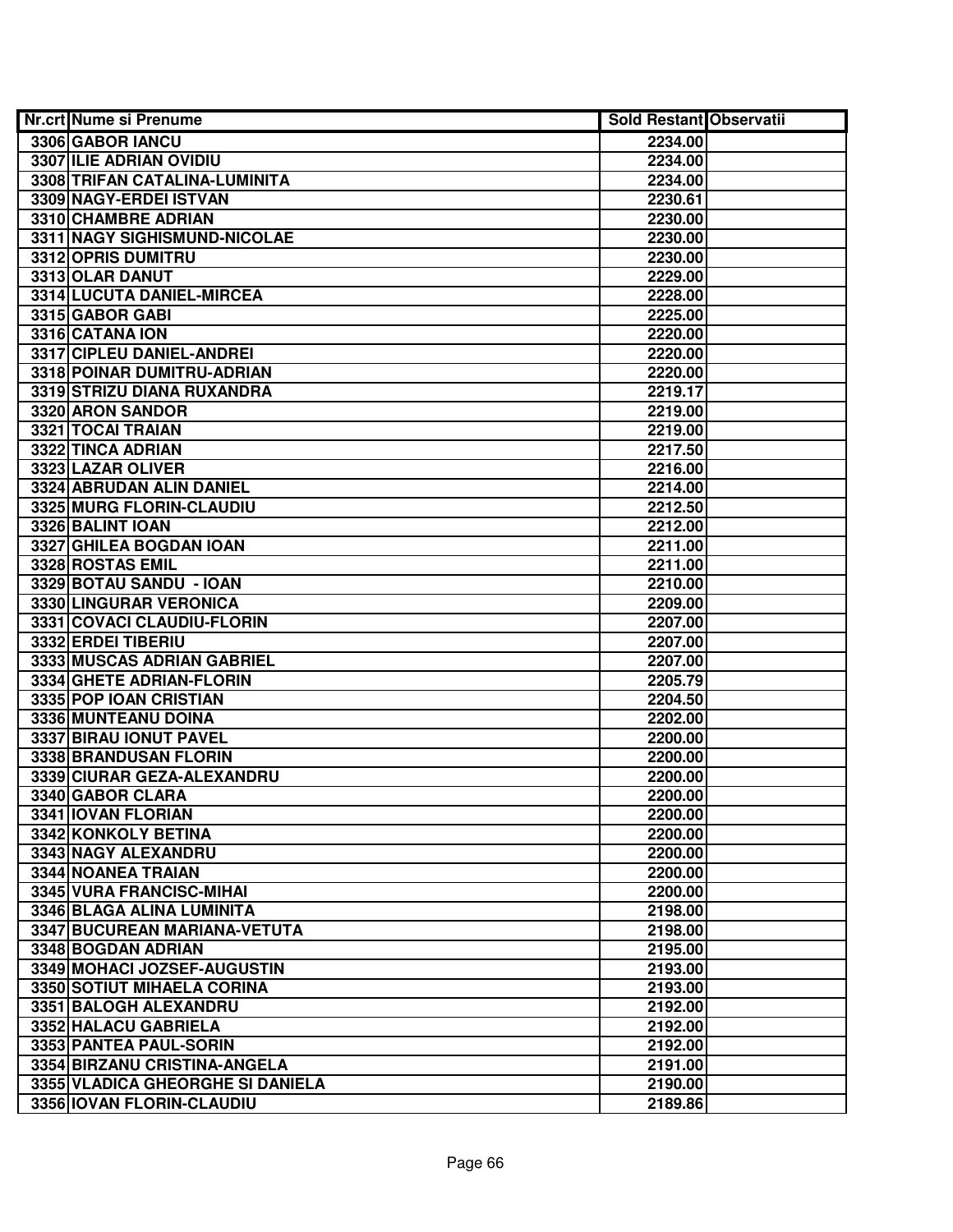| Nr.crt | Nume si Prenume | Sold Restant | Observatii |
|---|---|---|---|
| 3306 | GABOR IANCU | 2234.00 | |
| 3307 | ILIE ADRIAN OVIDIU | 2234.00 | |
| 3308 | TRIFAN CATALINA-LUMINITA | 2234.00 | |
| 3309 | NAGY-ERDEI ISTVAN | 2230.61 | |
| 3310 | CHAMBRE ADRIAN | 2230.00 | |
| 3311 | NAGY SIGHISMUND-NICOLAE | 2230.00 | |
| 3312 | OPRIS DUMITRU | 2230.00 | |
| 3313 | OLAR DANUT | 2229.00 | |
| 3314 | LUCUTA DANIEL-MIRCEA | 2228.00 | |
| 3315 | GABOR GABI | 2225.00 | |
| 3316 | CATANA ION | 2220.00 | |
| 3317 | CIPLEU DANIEL-ANDREI | 2220.00 | |
| 3318 | POINAR DUMITRU-ADRIAN | 2220.00 | |
| 3319 | STRIZU DIANA RUXANDRA | 2219.17 | |
| 3320 | ARON SANDOR | 2219.00 | |
| 3321 | TOCAI TRAIAN | 2219.00 | |
| 3322 | TINCA ADRIAN | 2217.50 | |
| 3323 | LAZAR OLIVER | 2216.00 | |
| 3324 | ABRUDAN ALIN DANIEL | 2214.00 | |
| 3325 | MURG FLORIN-CLAUDIU | 2212.50 | |
| 3326 | BALINT IOAN | 2212.00 | |
| 3327 | GHILEA BOGDAN IOAN | 2211.00 | |
| 3328 | ROSTAS EMIL | 2211.00 | |
| 3329 | BOTAU SANDU - IOAN | 2210.00 | |
| 3330 | LINGURAR VERONICA | 2209.00 | |
| 3331 | COVACI CLAUDIU-FLORIN | 2207.00 | |
| 3332 | ERDEI TIBERIU | 2207.00 | |
| 3333 | MUSCAS ADRIAN GABRIEL | 2207.00 | |
| 3334 | GHETE ADRIAN-FLORIN | 2205.79 | |
| 3335 | POP IOAN CRISTIAN | 2204.50 | |
| 3336 | MUNTEANU DOINA | 2202.00 | |
| 3337 | BIRAU IONUT PAVEL | 2200.00 | |
| 3338 | BRANDUSAN FLORIN | 2200.00 | |
| 3339 | CIURAR GEZA-ALEXANDRU | 2200.00 | |
| 3340 | GABOR CLARA | 2200.00 | |
| 3341 | IOVAN FLORIAN | 2200.00 | |
| 3342 | KONKOLY BETINA | 2200.00 | |
| 3343 | NAGY ALEXANDRU | 2200.00 | |
| 3344 | NOANEA TRAIAN | 2200.00 | |
| 3345 | VURA FRANCISC-MIHAI | 2200.00 | |
| 3346 | BLAGA ALINA LUMINITA | 2198.00 | |
| 3347 | BUCUREAN MARIANA-VETUTA | 2198.00 | |
| 3348 | BOGDAN ADRIAN | 2195.00 | |
| 3349 | MOHACI JOZSEF-AUGUSTIN | 2193.00 | |
| 3350 | SOTIUT MIHAELA CORINA | 2193.00 | |
| 3351 | BALOGH ALEXANDRU | 2192.00 | |
| 3352 | HALACU GABRIELA | 2192.00 | |
| 3353 | PANTEA PAUL-SORIN | 2192.00 | |
| 3354 | BIRZANU CRISTINA-ANGELA | 2191.00 | |
| 3355 | VLADICA GHEORGHE SI DANIELA | 2190.00 | |
| 3356 | IOVAN FLORIN-CLAUDIU | 2189.86 | |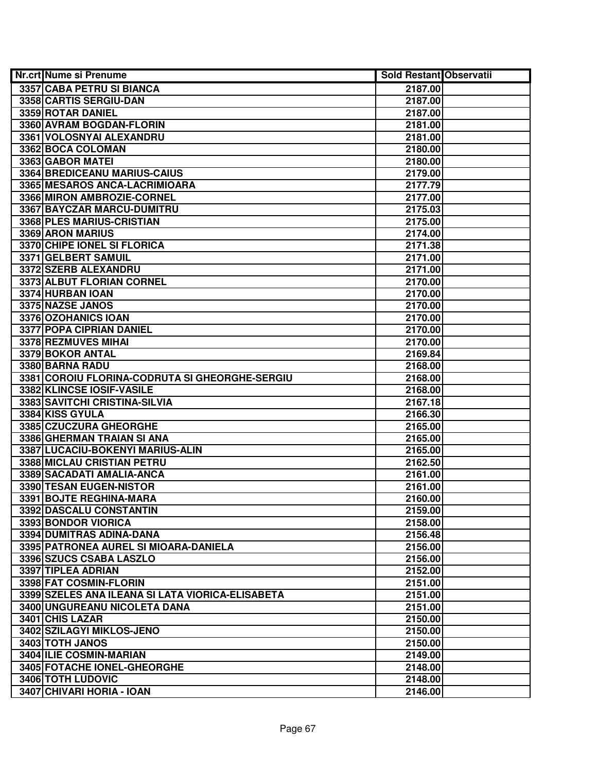| Nr.crt | Nume si Prenume | Sold Restant | Observatii |
|---|---|---|---|
| 3357 | CABA PETRU SI BIANCA | 2187.00 | |
| 3358 | CARTIS SERGIU-DAN | 2187.00 | |
| 3359 | ROTAR DANIEL | 2187.00 | |
| 3360 | AVRAM BOGDAN-FLORIN | 2181.00 | |
| 3361 | VOLOSNYAI ALEXANDRU | 2181.00 | |
| 3362 | BOCA COLOMAN | 2180.00 | |
| 3363 | GABOR MATEI | 2180.00 | |
| 3364 | BREDICEANU MARIUS-CAIUS | 2179.00 | |
| 3365 | MESAROS ANCA-LACRIMIOARA | 2177.79 | |
| 3366 | MIRON AMBROZIE-CORNEL | 2177.00 | |
| 3367 | BAYCZAR MARCU-DUMITRU | 2175.03 | |
| 3368 | PLES MARIUS-CRISTIAN | 2175.00 | |
| 3369 | ARON MARIUS | 2174.00 | |
| 3370 | CHIPE IONEL SI FLORICA | 2171.38 | |
| 3371 | GELBERT SAMUIL | 2171.00 | |
| 3372 | SZERB ALEXANDRU | 2171.00 | |
| 3373 | ALBUT FLORIAN CORNEL | 2170.00 | |
| 3374 | HURBAN IOAN | 2170.00 | |
| 3375 | NAZSE JANOS | 2170.00 | |
| 3376 | OZOHANICS IOAN | 2170.00 | |
| 3377 | POPA CIPRIAN DANIEL | 2170.00 | |
| 3378 | REZMUVES MIHAI | 2170.00 | |
| 3379 | BOKOR ANTAL | 2169.84 | |
| 3380 | BARNA RADU | 2168.00 | |
| 3381 | COROIU FLORINA-CODRUTA SI GHEORGHE-SERGIU | 2168.00 | |
| 3382 | KLINCSE IOSIF-VASILE | 2168.00 | |
| 3383 | SAVITCHI CRISTINA-SILVIA | 2167.18 | |
| 3384 | KISS GYULA | 2166.30 | |
| 3385 | CZUCZURA GHEORGHE | 2165.00 | |
| 3386 | GHERMAN TRAIAN SI ANA | 2165.00 | |
| 3387 | LUCACIU-BOKENYI MARIUS-ALIN | 2165.00 | |
| 3388 | MICLAU CRISTIAN PETRU | 2162.50 | |
| 3389 | SACADATI AMALIA-ANCA | 2161.00 | |
| 3390 | TESAN EUGEN-NISTOR | 2161.00 | |
| 3391 | BOJTE REGHINA-MARA | 2160.00 | |
| 3392 | DASCALU CONSTANTIN | 2159.00 | |
| 3393 | BONDOR VIORICA | 2158.00 | |
| 3394 | DUMITRAS ADINA-DANA | 2156.48 | |
| 3395 | PATRONEA AUREL SI MIOARA-DANIELA | 2156.00 | |
| 3396 | SZUCS CSABA LASZLO | 2156.00 | |
| 3397 | TIPLEA ADRIAN | 2152.00 | |
| 3398 | FAT COSMIN-FLORIN | 2151.00 | |
| 3399 | SZELES ANA ILEANA SI LATA VIORICA-ELISABETA | 2151.00 | |
| 3400 | UNGUREANU NICOLETA DANA | 2151.00 | |
| 3401 | CHIS LAZAR | 2150.00 | |
| 3402 | SZILAGYI MIKLOS-JENO | 2150.00 | |
| 3403 | TOTH JANOS | 2150.00 | |
| 3404 | ILIE COSMIN-MARIAN | 2149.00 | |
| 3405 | FOTACHE IONEL-GHEORGHE | 2148.00 | |
| 3406 | TOTH LUDOVIC | 2148.00 | |
| 3407 | CHIVARI HORIA - IOAN | 2146.00 | |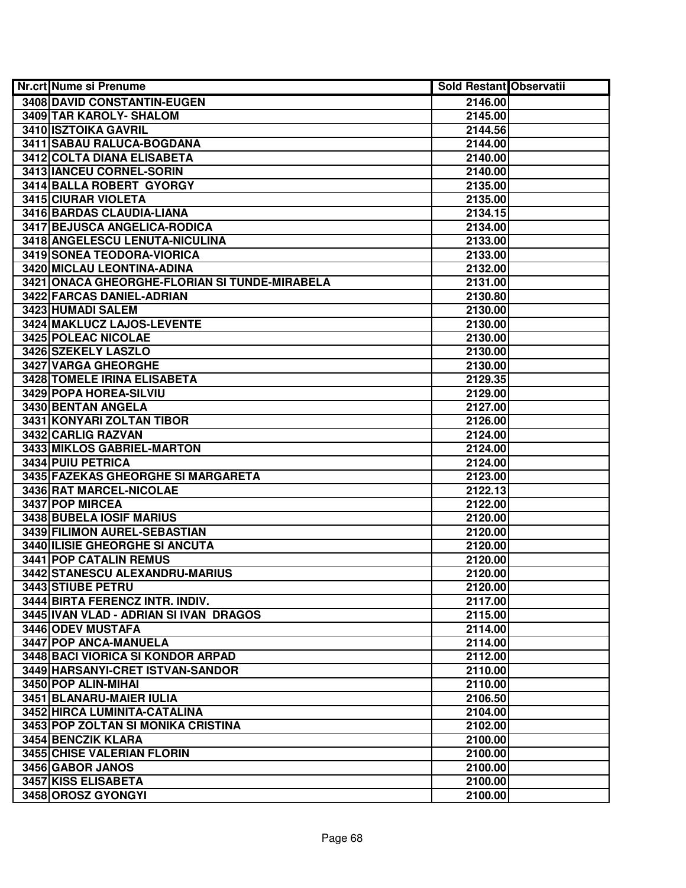| Nr.crt | Nume si Prenume | Sold Restant | Observatii |
|---|---|---|---|
| 3408 | DAVID CONSTANTIN-EUGEN | 2146.00 | |
| 3409 | TAR KAROLY- SHALOM | 2145.00 | |
| 3410 | ISZTOIKA GAVRIL | 2144.56 | |
| 3411 | SABAU RALUCA-BOGDANA | 2144.00 | |
| 3412 | COLTA DIANA ELISABETA | 2140.00 | |
| 3413 | IANCEU CORNEL-SORIN | 2140.00 | |
| 3414 | BALLA ROBERT GYORGY | 2135.00 | |
| 3415 | CIURAR VIOLETA | 2135.00 | |
| 3416 | BARDAS CLAUDIA-LIANA | 2134.15 | |
| 3417 | BEJUSCA ANGELICA-RODICA | 2134.00 | |
| 3418 | ANGELESCU LENUTA-NICULINA | 2133.00 | |
| 3419 | SONEA TEODORA-VIORICA | 2133.00 | |
| 3420 | MICLAU LEONTINA-ADINA | 2132.00 | |
| 3421 | ONACA GHEORGHE-FLORIAN SI TUNDE-MIRABELA | 2131.00 | |
| 3422 | FARCAS DANIEL-ADRIAN | 2130.80 | |
| 3423 | HUMADI SALEM | 2130.00 | |
| 3424 | MAKLUCZ LAJOS-LEVENTE | 2130.00 | |
| 3425 | POLEAC NICOLAE | 2130.00 | |
| 3426 | SZEKELY LASZLO | 2130.00 | |
| 3427 | VARGA GHEORGHE | 2130.00 | |
| 3428 | TOMELE IRINA ELISABETA | 2129.35 | |
| 3429 | POPA HOREA-SILVIU | 2129.00 | |
| 3430 | BENTAN ANGELA | 2127.00 | |
| 3431 | KONYARI ZOLTAN TIBOR | 2126.00 | |
| 3432 | CARLIG RAZVAN | 2124.00 | |
| 3433 | MIKLOS GABRIEL-MARTON | 2124.00 | |
| 3434 | PUIU PETRICA | 2124.00 | |
| 3435 | FAZEKAS GHEORGHE SI MARGARETA | 2123.00 | |
| 3436 | RAT MARCEL-NICOLAE | 2122.13 | |
| 3437 | POP MIRCEA | 2122.00 | |
| 3438 | BUBELA IOSIF MARIUS | 2120.00 | |
| 3439 | FILIMON AUREL-SEBASTIAN | 2120.00 | |
| 3440 | ILISIE GHEORGHE SI ANCUTA | 2120.00 | |
| 3441 | POP CATALIN REMUS | 2120.00 | |
| 3442 | STANESCU ALEXANDRU-MARIUS | 2120.00 | |
| 3443 | STIUBE PETRU | 2120.00 | |
| 3444 | BIRTA FERENCZ INTR. INDIV. | 2117.00 | |
| 3445 | IVAN VLAD - ADRIAN SI IVAN DRAGOS | 2115.00 | |
| 3446 | ODEV MUSTAFA | 2114.00 | |
| 3447 | POP ANCA-MANUELA | 2114.00 | |
| 3448 | BACI VIORICA SI KONDOR ARPAD | 2112.00 | |
| 3449 | HARSANYI-CRET ISTVAN-SANDOR | 2110.00 | |
| 3450 | POP ALIN-MIHAI | 2110.00 | |
| 3451 | BLANARU-MAIER IULIA | 2106.50 | |
| 3452 | HIRCA LUMINITA-CATALINA | 2104.00 | |
| 3453 | POP ZOLTAN SI MONIKA CRISTINA | 2102.00 | |
| 3454 | BENCZIK KLARA | 2100.00 | |
| 3455 | CHISE VALERIAN FLORIN | 2100.00 | |
| 3456 | GABOR JANOS | 2100.00 | |
| 3457 | KISS ELISABETA | 2100.00 | |
| 3458 | OROSZ GYONGYI | 2100.00 | |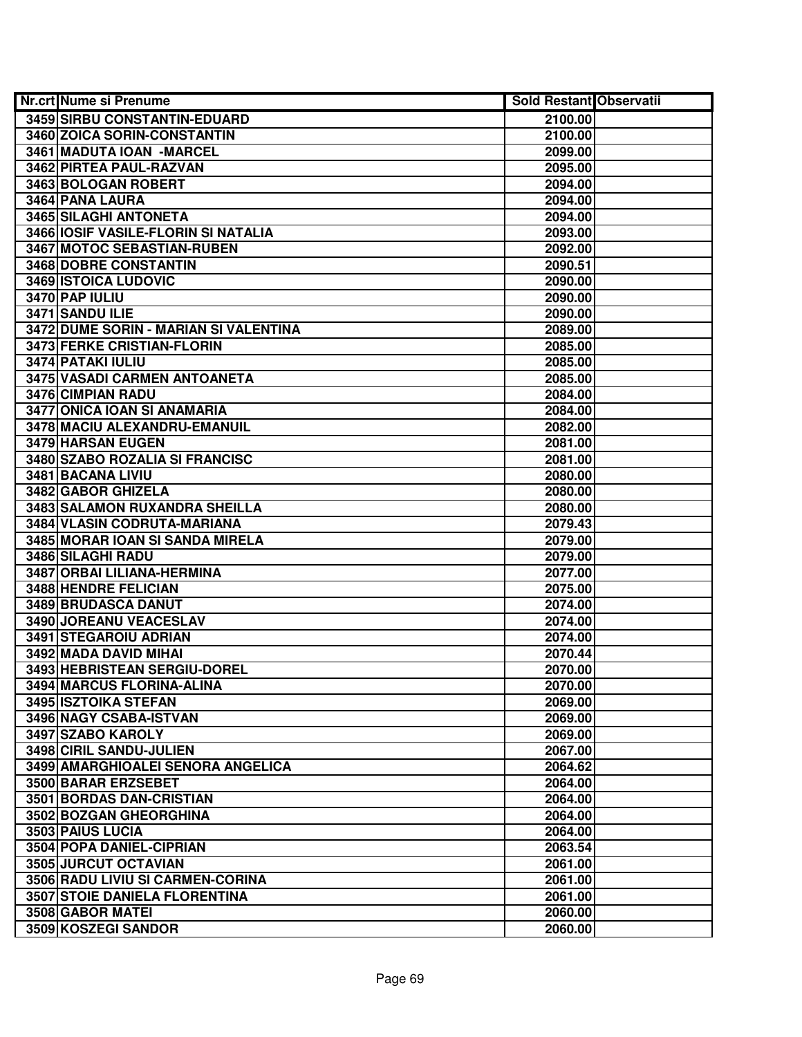| Nr.crt | Nume si Prenume | Sold Restant | Observatii |
|---|---|---|---|
| 3459 | SIRBU CONSTANTIN-EDUARD | 2100.00 | |
| 3460 | ZOICA SORIN-CONSTANTIN | 2100.00 | |
| 3461 | MADUTA IOAN -MARCEL | 2099.00 | |
| 3462 | PIRTEA PAUL-RAZVAN | 2095.00 | |
| 3463 | BOLOGAN ROBERT | 2094.00 | |
| 3464 | PANA LAURA | 2094.00 | |
| 3465 | SILAGHI ANTONETA | 2094.00 | |
| 3466 | IOSIF VASILE-FLORIN SI NATALIA | 2093.00 | |
| 3467 | MOTOC SEBASTIAN-RUBEN | 2092.00 | |
| 3468 | DOBRE CONSTANTIN | 2090.51 | |
| 3469 | ISTOICA LUDOVIC | 2090.00 | |
| 3470 | PAP IULIU | 2090.00 | |
| 3471 | SANDU ILIE | 2090.00 | |
| 3472 | DUME SORIN - MARIAN SI VALENTINA | 2089.00 | |
| 3473 | FERKE CRISTIAN-FLORIN | 2085.00 | |
| 3474 | PATAKI IULIU | 2085.00 | |
| 3475 | VASADI CARMEN ANTOANETA | 2085.00 | |
| 3476 | CIMPIAN RADU | 2084.00 | |
| 3477 | ONICA IOAN SI ANAMARIA | 2084.00 | |
| 3478 | MACIU ALEXANDRU-EMANUIL | 2082.00 | |
| 3479 | HARSAN EUGEN | 2081.00 | |
| 3480 | SZABO ROZALIA SI FRANCISC | 2081.00 | |
| 3481 | BACANA LIVIU | 2080.00 | |
| 3482 | GABOR GHIZELA | 2080.00 | |
| 3483 | SALAMON RUXANDRA SHEILLA | 2080.00 | |
| 3484 | VLASIN CODRUTA-MARIANA | 2079.43 | |
| 3485 | MORAR IOAN SI SANDA MIRELA | 2079.00 | |
| 3486 | SILAGHI RADU | 2079.00 | |
| 3487 | ORBAI LILIANA-HERMINA | 2077.00 | |
| 3488 | HENDRE FELICIAN | 2075.00 | |
| 3489 | BRUDASCA DANUT | 2074.00 | |
| 3490 | JOREANU VEACESLAV | 2074.00 | |
| 3491 | STEGAROIU ADRIAN | 2074.00 | |
| 3492 | MADA DAVID MIHAI | 2070.44 | |
| 3493 | HEBRISTEAN SERGIU-DOREL | 2070.00 | |
| 3494 | MARCUS FLORINA-ALINA | 2070.00 | |
| 3495 | ISZTOIKA STEFAN | 2069.00 | |
| 3496 | NAGY CSABA-ISTVAN | 2069.00 | |
| 3497 | SZABO KAROLY | 2069.00 | |
| 3498 | CIRIL SANDU-JULIEN | 2067.00 | |
| 3499 | AMARGHIOALEI SENORA ANGELICA | 2064.62 | |
| 3500 | BARAR ERZSEBET | 2064.00 | |
| 3501 | BORDAS DAN-CRISTIAN | 2064.00 | |
| 3502 | BOZGAN GHEORGHINA | 2064.00 | |
| 3503 | PAIUS LUCIA | 2064.00 | |
| 3504 | POPA DANIEL-CIPRIAN | 2063.54 | |
| 3505 | JURCUT OCTAVIAN | 2061.00 | |
| 3506 | RADU LIVIU SI CARMEN-CORINA | 2061.00 | |
| 3507 | STOIE DANIELA FLORENTINA | 2061.00 | |
| 3508 | GABOR MATEI | 2060.00 | |
| 3509 | KOSZEGI SANDOR | 2060.00 | |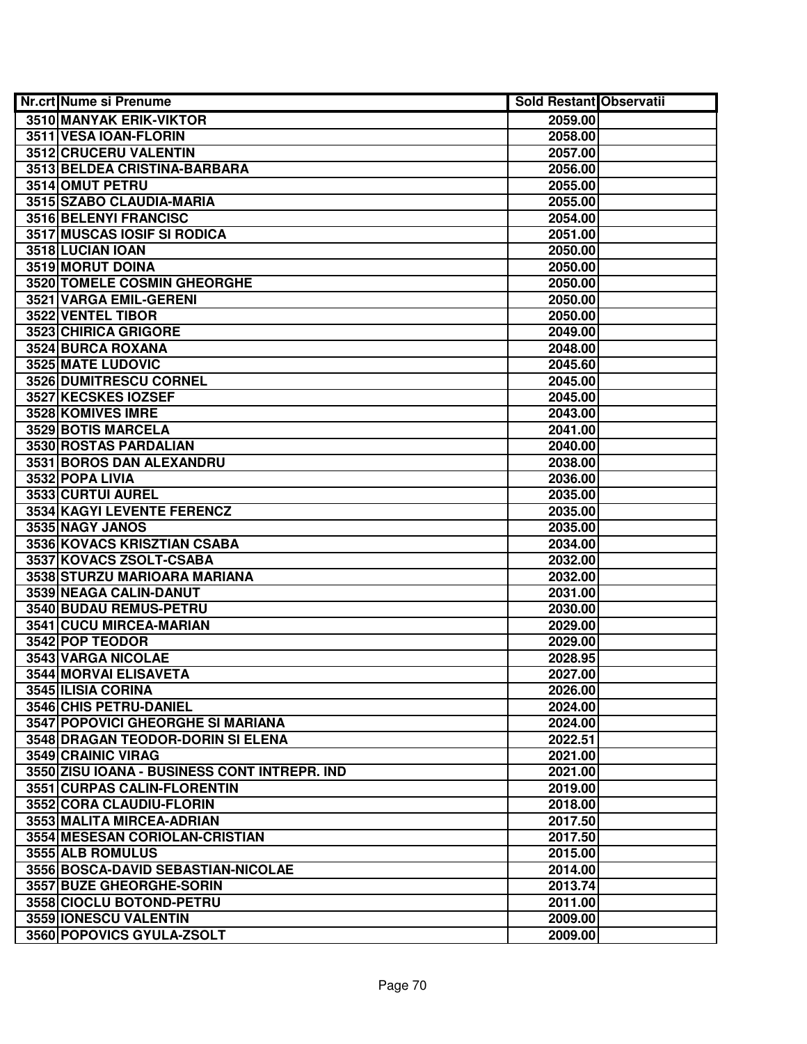| Nr.crt | Nume si Prenume | Sold Restant | Observatii |
|---|---|---|---|
| 3510 | MANYAK ERIK-VIKTOR | 2059.00 | |
| 3511 | VESA IOAN-FLORIN | 2058.00 | |
| 3512 | CRUCERU VALENTIN | 2057.00 | |
| 3513 | BELDEA CRISTINA-BARBARA | 2056.00 | |
| 3514 | OMUT PETRU | 2055.00 | |
| 3515 | SZABO CLAUDIA-MARIA | 2055.00 | |
| 3516 | BELENYI FRANCISC | 2054.00 | |
| 3517 | MUSCAS IOSIF SI RODICA | 2051.00 | |
| 3518 | LUCIAN IOAN | 2050.00 | |
| 3519 | MORUT DOINA | 2050.00 | |
| 3520 | TOMELE COSMIN GHEORGHE | 2050.00 | |
| 3521 | VARGA EMIL-GERENI | 2050.00 | |
| 3522 | VENTEL TIBOR | 2050.00 | |
| 3523 | CHIRICA GRIGORE | 2049.00 | |
| 3524 | BURCA ROXANA | 2048.00 | |
| 3525 | MATE LUDOVIC | 2045.60 | |
| 3526 | DUMITRESCU CORNEL | 2045.00 | |
| 3527 | KECSKES IOZSEF | 2045.00 | |
| 3528 | KOMIVES IMRE | 2043.00 | |
| 3529 | BOTIS MARCELA | 2041.00 | |
| 3530 | ROSTAS PARDALIAN | 2040.00 | |
| 3531 | BOROS DAN ALEXANDRU | 2038.00 | |
| 3532 | POPA LIVIA | 2036.00 | |
| 3533 | CURTUI AUREL | 2035.00 | |
| 3534 | KAGYI LEVENTE FERENCZ | 2035.00 | |
| 3535 | NAGY JANOS | 2035.00 | |
| 3536 | KOVACS KRISZTIAN CSABA | 2034.00 | |
| 3537 | KOVACS ZSOLT-CSABA | 2032.00 | |
| 3538 | STURZU MARIOARA MARIANA | 2032.00 | |
| 3539 | NEAGA CALIN-DANUT | 2031.00 | |
| 3540 | BUDAU REMUS-PETRU | 2030.00 | |
| 3541 | CUCU MIRCEA-MARIAN | 2029.00 | |
| 3542 | POP TEODOR | 2029.00 | |
| 3543 | VARGA NICOLAE | 2028.95 | |
| 3544 | MORVAI ELISAVETA | 2027.00 | |
| 3545 | ILISIA CORINA | 2026.00 | |
| 3546 | CHIS PETRU-DANIEL | 2024.00 | |
| 3547 | POPOVICI GHEORGHE SI MARIANA | 2024.00 | |
| 3548 | DRAGAN TEODOR-DORIN SI ELENA | 2022.51 | |
| 3549 | CRAINIC VIRAG | 2021.00 | |
| 3550 | ZISU IOANA - BUSINESS CONT INTREPR. IND | 2021.00 | |
| 3551 | CURPAS CALIN-FLORENTIN | 2019.00 | |
| 3552 | CORA CLAUDIU-FLORIN | 2018.00 | |
| 3553 | MALITA MIRCEA-ADRIAN | 2017.50 | |
| 3554 | MESESAN CORIOLAN-CRISTIAN | 2017.50 | |
| 3555 | ALB ROMULUS | 2015.00 | |
| 3556 | BOSCA-DAVID SEBASTIAN-NICOLAE | 2014.00 | |
| 3557 | BUZE GHEORGHE-SORIN | 2013.74 | |
| 3558 | CIOCLU BOTOND-PETRU | 2011.00 | |
| 3559 | IONESCU VALENTIN | 2009.00 | |
| 3560 | POPOVICS GYULA-ZSOLT | 2009.00 | |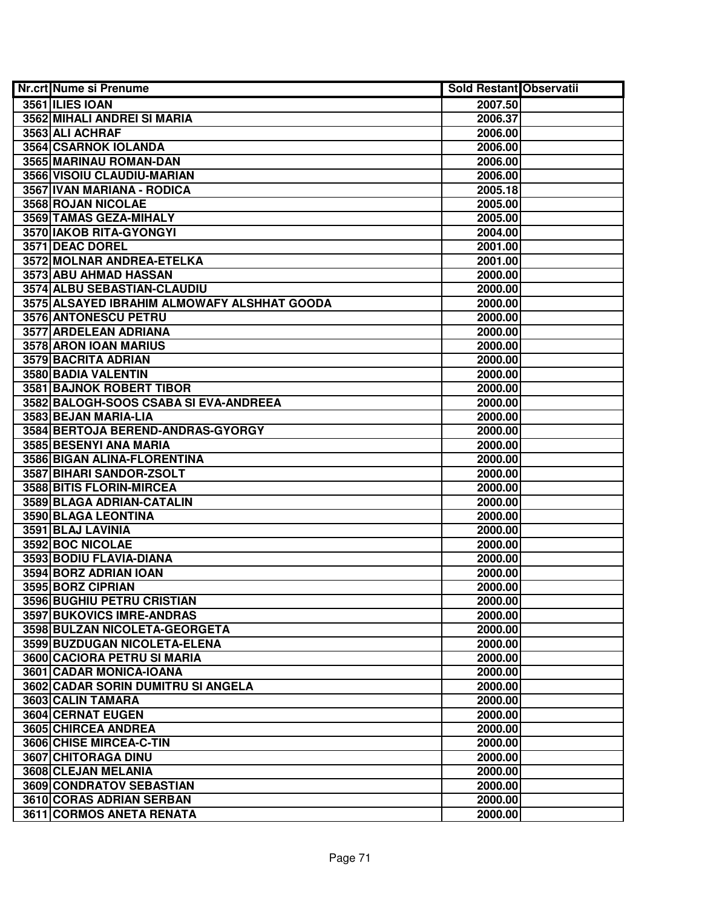| Nr.crt | Nume si Prenume | Sold Restant | Observatii |
|---|---|---|---|
| 3561 | ILIES IOAN | 2007.50 | |
| 3562 | MIHALI ANDREI SI MARIA | 2006.37 | |
| 3563 | ALI ACHRAF | 2006.00 | |
| 3564 | CSARNOK IOLANDA | 2006.00 | |
| 3565 | MARINAU ROMAN-DAN | 2006.00 | |
| 3566 | VISOIU CLAUDIU-MARIAN | 2006.00 | |
| 3567 | IVAN MARIANA - RODICA | 2005.18 | |
| 3568 | ROJAN NICOLAE | 2005.00 | |
| 3569 | TAMAS GEZA-MIHALY | 2005.00 | |
| 3570 | IAKOB RITA-GYONGYI | 2004.00 | |
| 3571 | DEAC DOREL | 2001.00 | |
| 3572 | MOLNAR ANDREA-ETELKA | 2001.00 | |
| 3573 | ABU AHMAD HASSAN | 2000.00 | |
| 3574 | ALBU SEBASTIAN-CLAUDIU | 2000.00 | |
| 3575 | ALSAYED IBRAHIM ALMOWAFY ALSHHAT GOODA | 2000.00 | |
| 3576 | ANTONESCU PETRU | 2000.00 | |
| 3577 | ARDELEAN ADRIANA | 2000.00 | |
| 3578 | ARON IOAN MARIUS | 2000.00 | |
| 3579 | BACRITA ADRIAN | 2000.00 | |
| 3580 | BADIA VALENTIN | 2000.00 | |
| 3581 | BAJNOK ROBERT TIBOR | 2000.00 | |
| 3582 | BALOGH-SOOS CSABA SI EVA-ANDREEA | 2000.00 | |
| 3583 | BEJAN MARIA-LIA | 2000.00 | |
| 3584 | BERTOJA BEREND-ANDRAS-GYORGY | 2000.00 | |
| 3585 | BESENYI ANA MARIA | 2000.00 | |
| 3586 | BIGAN ALINA-FLORENTINA | 2000.00 | |
| 3587 | BIHARI SANDOR-ZSOLT | 2000.00 | |
| 3588 | BITIS FLORIN-MIRCEA | 2000.00 | |
| 3589 | BLAGA ADRIAN-CATALIN | 2000.00 | |
| 3590 | BLAGA LEONTINA | 2000.00 | |
| 3591 | BLAJ LAVINIA | 2000.00 | |
| 3592 | BOC NICOLAE | 2000.00 | |
| 3593 | BODIU FLAVIA-DIANA | 2000.00 | |
| 3594 | BORZ ADRIAN IOAN | 2000.00 | |
| 3595 | BORZ CIPRIAN | 2000.00 | |
| 3596 | BUGHIU PETRU CRISTIAN | 2000.00 | |
| 3597 | BUKOVICS IMRE-ANDRAS | 2000.00 | |
| 3598 | BULZAN NICOLETA-GEORGETA | 2000.00 | |
| 3599 | BUZDUGAN NICOLETA-ELENA | 2000.00 | |
| 3600 | CACIORA PETRU SI MARIA | 2000.00 | |
| 3601 | CADAR MONICA-IOANA | 2000.00 | |
| 3602 | CADAR SORIN DUMITRU SI ANGELA | 2000.00 | |
| 3603 | CALIN TAMARA | 2000.00 | |
| 3604 | CERNAT EUGEN | 2000.00 | |
| 3605 | CHIRCEA ANDREA | 2000.00 | |
| 3606 | CHISE MIRCEA-C-TIN | 2000.00 | |
| 3607 | CHITORAGA DINU | 2000.00 | |
| 3608 | CLEJAN MELANIA | 2000.00 | |
| 3609 | CONDRATOV SEBASTIAN | 2000.00 | |
| 3610 | CORAS ADRIAN SERBAN | 2000.00 | |
| 3611 | CORMOS ANETA RENATA | 2000.00 | |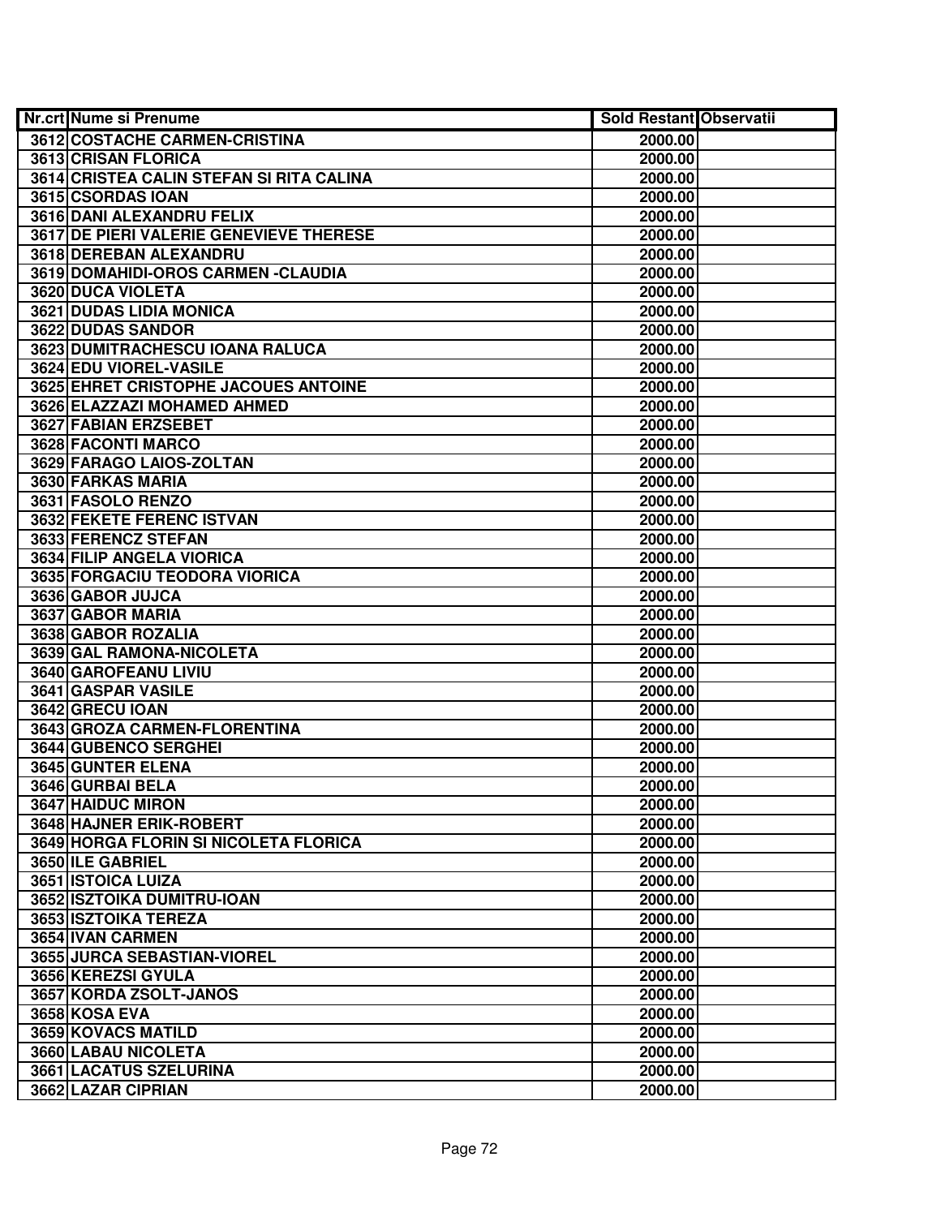| Nr.crt | Nume si Prenume | Sold Restant | Observatii |
|---|---|---|---|
| 3612 | COSTACHE CARMEN-CRISTINA | 2000.00 | |
| 3613 | CRISAN FLORICA | 2000.00 | |
| 3614 | CRISTEA CALIN STEFAN SI RITA CALINA | 2000.00 | |
| 3615 | CSORDAS IOAN | 2000.00 | |
| 3616 | DANI ALEXANDRU FELIX | 2000.00 | |
| 3617 | DE PIERI VALERIE GENEVIEVE THERESE | 2000.00 | |
| 3618 | DEREBAN ALEXANDRU | 2000.00 | |
| 3619 | DOMAHIDI-OROS CARMEN -CLAUDIA | 2000.00 | |
| 3620 | DUCA VIOLETA | 2000.00 | |
| 3621 | DUDAS LIDIA MONICA | 2000.00 | |
| 3622 | DUDAS SANDOR | 2000.00 | |
| 3623 | DUMITRACHESCU IOANA RALUCA | 2000.00 | |
| 3624 | EDU VIOREL-VASILE | 2000.00 | |
| 3625 | EHRET CRISTOPHE JACOUES ANTOINE | 2000.00 | |
| 3626 | ELAZZAZI MOHAMED AHMED | 2000.00 | |
| 3627 | FABIAN ERZSEBET | 2000.00 | |
| 3628 | FACONTI MARCO | 2000.00 | |
| 3629 | FARAGO LAIOS-ZOLTAN | 2000.00 | |
| 3630 | FARKAS MARIA | 2000.00 | |
| 3631 | FASOLO RENZO | 2000.00 | |
| 3632 | FEKETE FERENC ISTVAN | 2000.00 | |
| 3633 | FERENCZ STEFAN | 2000.00 | |
| 3634 | FILIP ANGELA VIORICA | 2000.00 | |
| 3635 | FORGACIU TEODORA VIORICA | 2000.00 | |
| 3636 | GABOR JUJCA | 2000.00 | |
| 3637 | GABOR MARIA | 2000.00 | |
| 3638 | GABOR ROZALIA | 2000.00 | |
| 3639 | GAL RAMONA-NICOLETA | 2000.00 | |
| 3640 | GAROFEANU LIVIU | 2000.00 | |
| 3641 | GASPAR VASILE | 2000.00 | |
| 3642 | GRECU IOAN | 2000.00 | |
| 3643 | GROZA CARMEN-FLORENTINA | 2000.00 | |
| 3644 | GUBENCO SERGHEI | 2000.00 | |
| 3645 | GUNTER ELENA | 2000.00 | |
| 3646 | GURBAI BELA | 2000.00 | |
| 3647 | HAIDUC MIRON | 2000.00 | |
| 3648 | HAJNER ERIK-ROBERT | 2000.00 | |
| 3649 | HORGA FLORIN SI NICOLETA FLORICA | 2000.00 | |
| 3650 | ILE GABRIEL | 2000.00 | |
| 3651 | ISTOICA LUIZA | 2000.00 | |
| 3652 | ISZTOIKA DUMITRU-IOAN | 2000.00 | |
| 3653 | ISZTOIKA TEREZA | 2000.00 | |
| 3654 | IVAN CARMEN | 2000.00 | |
| 3655 | JURCA SEBASTIAN-VIOREL | 2000.00 | |
| 3656 | KEREZSI GYULA | 2000.00 | |
| 3657 | KORDA ZSOLT-JANOS | 2000.00 | |
| 3658 | KOSA EVA | 2000.00 | |
| 3659 | KOVACS MATILD | 2000.00 | |
| 3660 | LABAU NICOLETA | 2000.00 | |
| 3661 | LACATUS SZELURINA | 2000.00 | |
| 3662 | LAZAR CIPRIAN | 2000.00 | |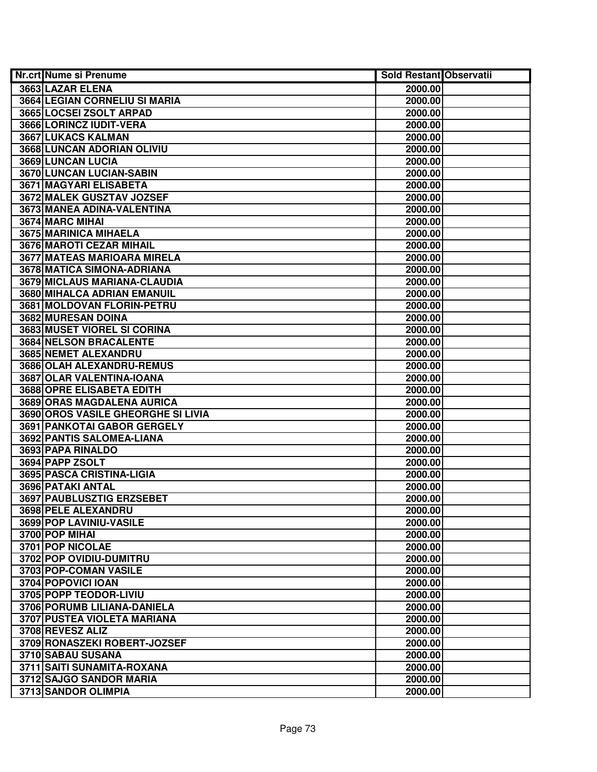| Nr.crt | Nume si Prenume | Sold Restant | Observatii |
|---|---|---|---|
| 3663 | LAZAR ELENA | 2000.00 | |
| 3664 | LEGIAN CORNELIU SI MARIA | 2000.00 | |
| 3665 | LOCSEI ZSOLT ARPAD | 2000.00 | |
| 3666 | LORINCZ IUDIT-VERA | 2000.00 | |
| 3667 | LUKACS KALMAN | 2000.00 | |
| 3668 | LUNCAN ADORIAN OLIVIU | 2000.00 | |
| 3669 | LUNCAN LUCIA | 2000.00 | |
| 3670 | LUNCAN LUCIAN-SABIN | 2000.00 | |
| 3671 | MAGYARI ELISABETA | 2000.00 | |
| 3672 | MALEK GUSZTAV JOZSEF | 2000.00 | |
| 3673 | MANEA ADINA-VALENTINA | 2000.00 | |
| 3674 | MARC MIHAI | 2000.00 | |
| 3675 | MARINICA MIHAELA | 2000.00 | |
| 3676 | MAROTI CEZAR MIHAIL | 2000.00 | |
| 3677 | MATEAS MARIOARA MIRELA | 2000.00 | |
| 3678 | MATICA SIMONA-ADRIANA | 2000.00 | |
| 3679 | MICLAUS MARIANA-CLAUDIA | 2000.00 | |
| 3680 | MIHALCA ADRIAN EMANUIL | 2000.00 | |
| 3681 | MOLDOVAN FLORIN-PETRU | 2000.00 | |
| 3682 | MURESAN DOINA | 2000.00 | |
| 3683 | MUSET VIOREL SI CORINA | 2000.00 | |
| 3684 | NELSON BRACALENTE | 2000.00 | |
| 3685 | NEMET ALEXANDRU | 2000.00 | |
| 3686 | OLAH ALEXANDRU-REMUS | 2000.00 | |
| 3687 | OLAR VALENTINA-IOANA | 2000.00 | |
| 3688 | OPRE ELISABETA EDITH | 2000.00 | |
| 3689 | ORAS MAGDALENA AURICA | 2000.00 | |
| 3690 | OROS VASILE GHEORGHE SI LIVIA | 2000.00 | |
| 3691 | PANKOTAI GABOR GERGELY | 2000.00 | |
| 3692 | PANTIS SALOMEA-LIANA | 2000.00 | |
| 3693 | PAPA RINALDO | 2000.00 | |
| 3694 | PAPP ZSOLT | 2000.00 | |
| 3695 | PASCA CRISTINA-LIGIA | 2000.00 | |
| 3696 | PATAKI ANTAL | 2000.00 | |
| 3697 | PAUBLUSZTIG ERZSEBET | 2000.00 | |
| 3698 | PELE ALEXANDRU | 2000.00 | |
| 3699 | POP LAVINIU-VASILE | 2000.00 | |
| 3700 | POP MIHAI | 2000.00 | |
| 3701 | POP NICOLAE | 2000.00 | |
| 3702 | POP OVIDIU-DUMITRU | 2000.00 | |
| 3703 | POP-COMAN VASILE | 2000.00 | |
| 3704 | POPOVICI IOAN | 2000.00 | |
| 3705 | POPP TEODOR-LIVIU | 2000.00 | |
| 3706 | PORUMB LILIANA-DANIELA | 2000.00 | |
| 3707 | PUSTEA VIOLETA MARIANA | 2000.00 | |
| 3708 | REVESZ ALIZ | 2000.00 | |
| 3709 | RONASZEKI ROBERT-JOZSEF | 2000.00 | |
| 3710 | SABAU SUSANA | 2000.00 | |
| 3711 | SAITI SUNAMITA-ROXANA | 2000.00 | |
| 3712 | SAJGO SANDOR MARIA | 2000.00 | |
| 3713 | SANDOR OLIMPIA | 2000.00 | |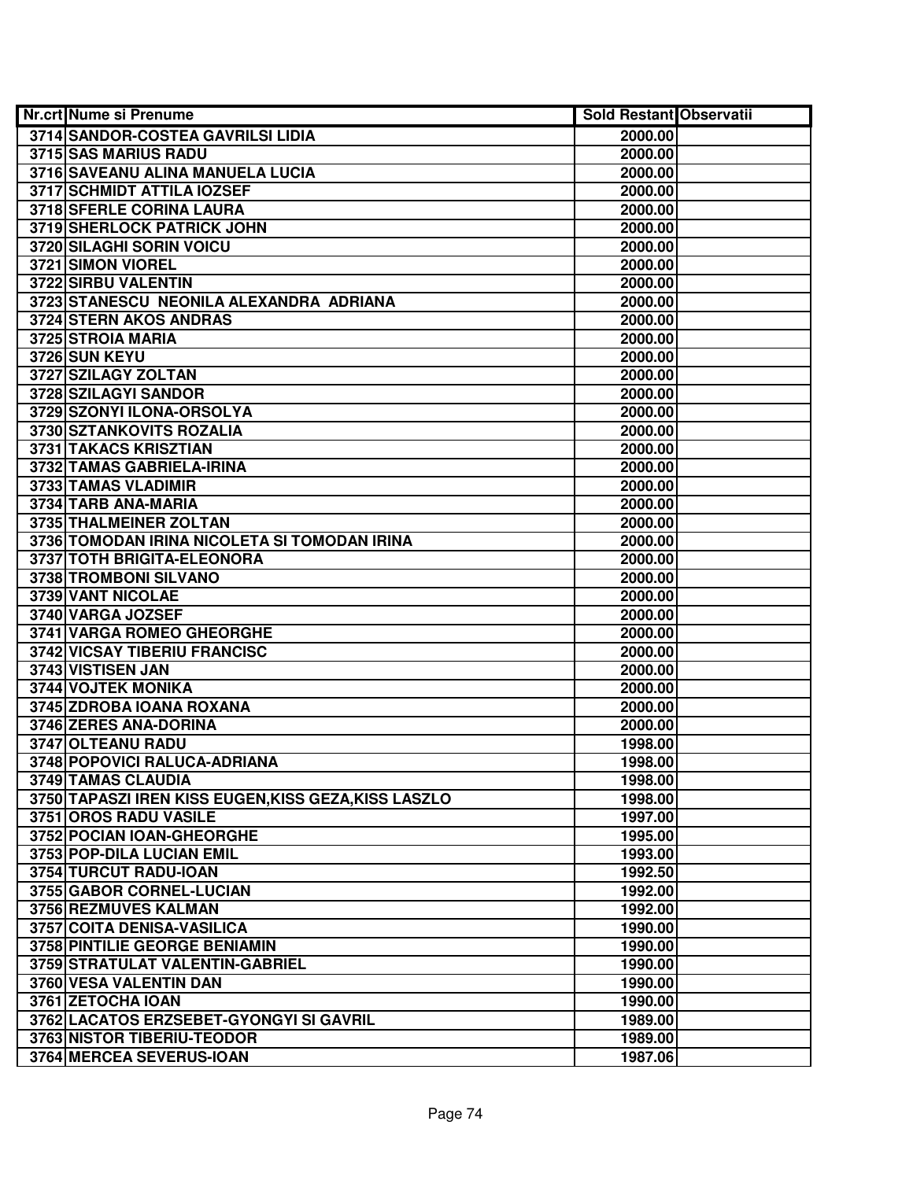| Nr.crt | Nume si Prenume | Sold Restant | Observatii |
|---|---|---|---|
| 3714 | SANDOR-COSTEA GAVRILSI LIDIA | 2000.00 | |
| 3715 | SAS MARIUS RADU | 2000.00 | |
| 3716 | SAVEANU ALINA MANUELA LUCIA | 2000.00 | |
| 3717 | SCHMIDT ATTILA IOZSEF | 2000.00 | |
| 3718 | SFERLE CORINA LAURA | 2000.00 | |
| 3719 | SHERLOCK PATRICK JOHN | 2000.00 | |
| 3720 | SILAGHI SORIN VOICU | 2000.00 | |
| 3721 | SIMON VIOREL | 2000.00 | |
| 3722 | SIRBU VALENTIN | 2000.00 | |
| 3723 | STANESCU NEONILA ALEXANDRA ADRIANA | 2000.00 | |
| 3724 | STERN AKOS ANDRAS | 2000.00 | |
| 3725 | STROIA MARIA | 2000.00 | |
| 3726 | SUN KEYU | 2000.00 | |
| 3727 | SZILAGY ZOLTAN | 2000.00 | |
| 3728 | SZILAGYI SANDOR | 2000.00 | |
| 3729 | SZONYI ILONA-ORSOLYA | 2000.00 | |
| 3730 | SZTANKOVITS ROZALIA | 2000.00 | |
| 3731 | TAKACS KRISZTIAN | 2000.00 | |
| 3732 | TAMAS GABRIELA-IRINA | 2000.00 | |
| 3733 | TAMAS VLADIMIR | 2000.00 | |
| 3734 | TARB ANA-MARIA | 2000.00 | |
| 3735 | THALMEINER ZOLTAN | 2000.00 | |
| 3736 | TOMODAN IRINA NICOLETA SI TOMODAN IRINA | 2000.00 | |
| 3737 | TOTH BRIGITA-ELEONORA | 2000.00 | |
| 3738 | TROMBONI SILVANO | 2000.00 | |
| 3739 | VANT NICOLAE | 2000.00 | |
| 3740 | VARGA JOZSEF | 2000.00 | |
| 3741 | VARGA ROMEO GHEORGHE | 2000.00 | |
| 3742 | VICSAY TIBERIU FRANCISC | 2000.00 | |
| 3743 | VISTISEN JAN | 2000.00 | |
| 3744 | VOJTEK MONIKA | 2000.00 | |
| 3745 | ZDROBA IOANA ROXANA | 2000.00 | |
| 3746 | ZERES ANA-DORINA | 2000.00 | |
| 3747 | OLTEANU RADU | 1998.00 | |
| 3748 | POPOVICI RALUCA-ADRIANA | 1998.00 | |
| 3749 | TAMAS CLAUDIA | 1998.00 | |
| 3750 | TAPASZI IREN KISS EUGEN,KISS GEZA,KISS LASZLO | 1998.00 | |
| 3751 | OROS RADU VASILE | 1997.00 | |
| 3752 | POCIAN IOAN-GHEORGHE | 1995.00 | |
| 3753 | POP-DILA LUCIAN EMIL | 1993.00 | |
| 3754 | TURCUT RADU-IOAN | 1992.50 | |
| 3755 | GABOR CORNEL-LUCIAN | 1992.00 | |
| 3756 | REZMUVES KALMAN | 1992.00 | |
| 3757 | COITA DENISA-VASILICA | 1990.00 | |
| 3758 | PINTILIE GEORGE BENIAMIN | 1990.00 | |
| 3759 | STRATULAT VALENTIN-GABRIEL | 1990.00 | |
| 3760 | VESA VALENTIN DAN | 1990.00 | |
| 3761 | ZETOCHA IOAN | 1990.00 | |
| 3762 | LACATOS ERZSEBET-GYONGYI SI GAVRIL | 1989.00 | |
| 3763 | NISTOR TIBERIU-TEODOR | 1989.00 | |
| 3764 | MERCEA SEVERUS-IOAN | 1987.06 | |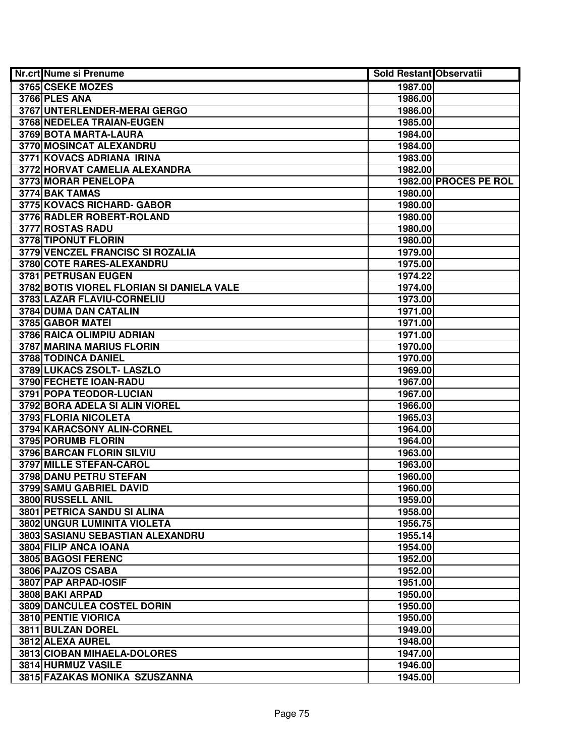| Nr.crt | Nume si Prenume | Sold Restant | Observatii |
| --- | --- | --- | --- |
| 3765 | CSEKE MOZES | 1987.00 | |
| 3766 | PLES ANA | 1986.00 | |
| 3767 | UNTERLENDER-MERAI GERGO | 1986.00 | |
| 3768 | NEDELEA TRAIAN-EUGEN | 1985.00 | |
| 3769 | BOTA MARTA-LAURA | 1984.00 | |
| 3770 | MOSINCAT ALEXANDRU | 1984.00 | |
| 3771 | KOVACS ADRIANA IRINA | 1983.00 | |
| 3772 | HORVAT CAMELIA ALEXANDRA | 1982.00 | |
| 3773 | MORAR PENELOPA | 1982.00 | PROCES PE ROL |
| 3774 | BAK TAMAS | 1980.00 | |
| 3775 | KOVACS RICHARD- GABOR | 1980.00 | |
| 3776 | RADLER ROBERT-ROLAND | 1980.00 | |
| 3777 | ROSTAS RADU | 1980.00 | |
| 3778 | TIPONUT FLORIN | 1980.00 | |
| 3779 | VENCZEL FRANCISC SI ROZALIA | 1979.00 | |
| 3780 | COTE RARES-ALEXANDRU | 1975.00 | |
| 3781 | PETRUSAN EUGEN | 1974.22 | |
| 3782 | BOTIS VIOREL FLORIAN SI DANIELA VALE | 1974.00 | |
| 3783 | LAZAR FLAVIU-CORNELIU | 1973.00 | |
| 3784 | DUMA DAN CATALIN | 1971.00 | |
| 3785 | GABOR MATEI | 1971.00 | |
| 3786 | RAICA OLIMPIU ADRIAN | 1971.00 | |
| 3787 | MARINA MARIUS FLORIN | 1970.00 | |
| 3788 | TODINCA DANIEL | 1970.00 | |
| 3789 | LUKACS ZSOLT- LASZLO | 1969.00 | |
| 3790 | FECHETE IOAN-RADU | 1967.00 | |
| 3791 | POPA TEODOR-LUCIAN | 1967.00 | |
| 3792 | BORA ADELA SI ALIN VIOREL | 1966.00 | |
| 3793 | FLORIA NICOLETA | 1965.03 | |
| 3794 | KARACSONY ALIN-CORNEL | 1964.00 | |
| 3795 | PORUMB FLORIN | 1964.00 | |
| 3796 | BARCAN FLORIN SILVIU | 1963.00 | |
| 3797 | MILLE STEFAN-CAROL | 1963.00 | |
| 3798 | DANU PETRU STEFAN | 1960.00 | |
| 3799 | SAMU GABRIEL DAVID | 1960.00 | |
| 3800 | RUSSELL ANIL | 1959.00 | |
| 3801 | PETRICA SANDU SI ALINA | 1958.00 | |
| 3802 | UNGUR LUMINITA VIOLETA | 1956.75 | |
| 3803 | SASIANU SEBASTIAN ALEXANDRU | 1955.14 | |
| 3804 | FILIP ANCA IOANA | 1954.00 | |
| 3805 | BAGOSI FERENC | 1952.00 | |
| 3806 | PAJZOS CSABA | 1952.00 | |
| 3807 | PAP ARPAD-IOSIF | 1951.00 | |
| 3808 | BAKI ARPAD | 1950.00 | |
| 3809 | DANCULEA COSTEL DORIN | 1950.00 | |
| 3810 | PENTIE VIORICA | 1950.00 | |
| 3811 | BULZAN DOREL | 1949.00 | |
| 3812 | ALEXA AUREL | 1948.00 | |
| 3813 | CIOBAN MIHAELA-DOLORES | 1947.00 | |
| 3814 | HURMUZ VASILE | 1946.00 | |
| 3815 | FAZAKAS MONIKA SZUSZANNA | 1945.00 | |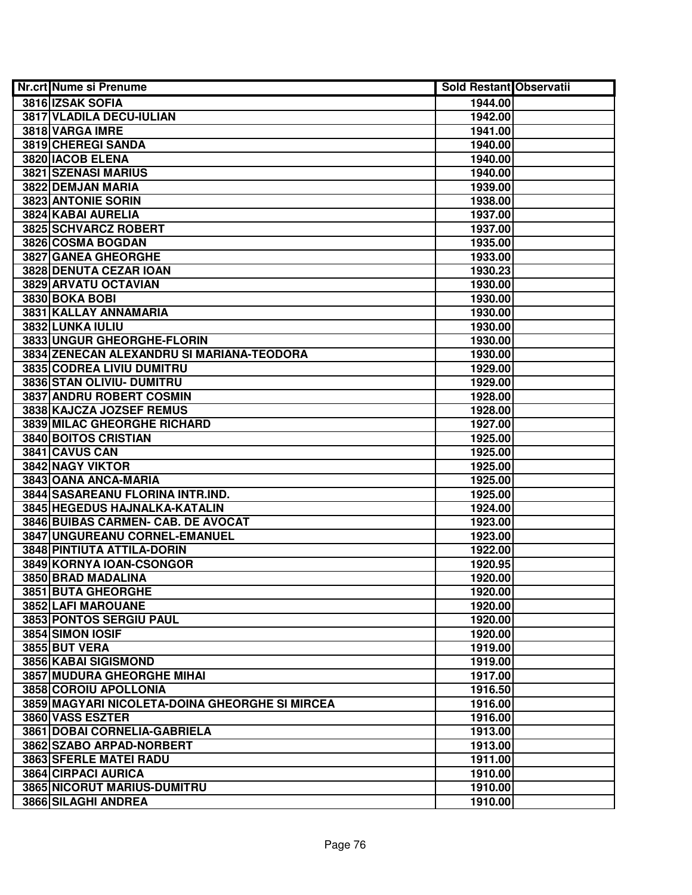| Nr.crt | Nume si Prenume | Sold Restant | Observatii |
|---|---|---|---|
| 3816 | IZSAK SOFIA | 1944.00 | |
| 3817 | VLADILA DECU-IULIAN | 1942.00 | |
| 3818 | VARGA IMRE | 1941.00 | |
| 3819 | CHEREGI SANDA | 1940.00 | |
| 3820 | IACOB ELENA | 1940.00 | |
| 3821 | SZENASI MARIUS | 1940.00 | |
| 3822 | DEMJAN MARIA | 1939.00 | |
| 3823 | ANTONIE SORIN | 1938.00 | |
| 3824 | KABAI AURELIA | 1937.00 | |
| 3825 | SCHVARCZ ROBERT | 1937.00 | |
| 3826 | COSMA BOGDAN | 1935.00 | |
| 3827 | GANEA GHEORGHE | 1933.00 | |
| 3828 | DENUTA CEZAR IOAN | 1930.23 | |
| 3829 | ARVATU OCTAVIAN | 1930.00 | |
| 3830 | BOKA BOBI | 1930.00 | |
| 3831 | KALLAY ANNAMARIA | 1930.00 | |
| 3832 | LUNKA IULIU | 1930.00 | |
| 3833 | UNGUR GHEORGHE-FLORIN | 1930.00 | |
| 3834 | ZENECAN ALEXANDRU SI MARIANA-TEODORA | 1930.00 | |
| 3835 | CODREA LIVIU DUMITRU | 1929.00 | |
| 3836 | STAN OLIVIU- DUMITRU | 1929.00 | |
| 3837 | ANDRU ROBERT COSMIN | 1928.00 | |
| 3838 | KAJCZA JOZSEF REMUS | 1928.00 | |
| 3839 | MILAC GHEORGHE RICHARD | 1927.00 | |
| 3840 | BOITOS CRISTIAN | 1925.00 | |
| 3841 | CAVUS CAN | 1925.00 | |
| 3842 | NAGY VIKTOR | 1925.00 | |
| 3843 | OANA ANCA-MARIA | 1925.00 | |
| 3844 | SASAREANU FLORINA INTR.IND. | 1925.00 | |
| 3845 | HEGEDUS HAJNALKA-KATALIN | 1924.00 | |
| 3846 | BUIBAS CARMEN- CAB. DE AVOCAT | 1923.00 | |
| 3847 | UNGUREANU CORNEL-EMANUEL | 1923.00 | |
| 3848 | PINTIUTA ATTILA-DORIN | 1922.00 | |
| 3849 | KORNYA IOAN-CSONGOR | 1920.95 | |
| 3850 | BRAD MADALINA | 1920.00 | |
| 3851 | BUTA GHEORGHE | 1920.00 | |
| 3852 | LAFI MAROUANE | 1920.00 | |
| 3853 | PONTOS SERGIU PAUL | 1920.00 | |
| 3854 | SIMON IOSIF | 1920.00 | |
| 3855 | BUT VERA | 1919.00 | |
| 3856 | KABAI SIGISMOND | 1919.00 | |
| 3857 | MUDURA GHEORGHE MIHAI | 1917.00 | |
| 3858 | COROIU APOLLONIA | 1916.50 | |
| 3859 | MAGYARI NICOLETA-DOINA GHEORGHE SI MIRCEA | 1916.00 | |
| 3860 | VASS ESZTER | 1916.00 | |
| 3861 | DOBAI CORNELIA-GABRIELA | 1913.00 | |
| 3862 | SZABO ARPAD-NORBERT | 1913.00 | |
| 3863 | SFERLE MATEI RADU | 1911.00 | |
| 3864 | CIRPACI AURICA | 1910.00 | |
| 3865 | NICORUT MARIUS-DUMITRU | 1910.00 | |
| 3866 | SILAGHI ANDREA | 1910.00 | |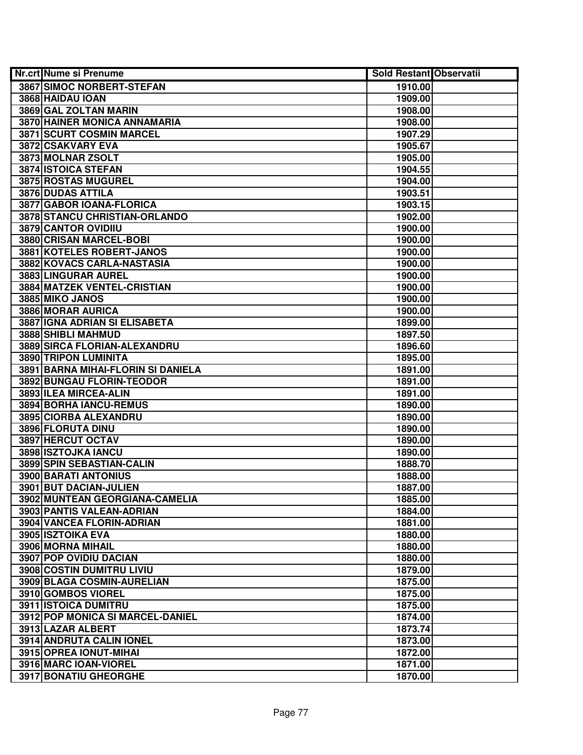| Nr.crt | Nume si Prenume | Sold Restant | Observatii |
|---|---|---|---|
| 3867 | SIMOC NORBERT-STEFAN | 1910.00 | |
| 3868 | HAIDAU IOAN | 1909.00 | |
| 3869 | GAL ZOLTAN MARIN | 1908.00 | |
| 3870 | HAINER MONICA ANNAMARIA | 1908.00 | |
| 3871 | SCURT COSMIN MARCEL | 1907.29 | |
| 3872 | CSAKVARY EVA | 1905.67 | |
| 3873 | MOLNAR ZSOLT | 1905.00 | |
| 3874 | ISTOICA STEFAN | 1904.55 | |
| 3875 | ROSTAS MUGUREL | 1904.00 | |
| 3876 | DUDAS ATTILA | 1903.51 | |
| 3877 | GABOR IOANA-FLORICA | 1903.15 | |
| 3878 | STANCU CHRISTIAN-ORLANDO | 1902.00 | |
| 3879 | CANTOR OVIDIIU | 1900.00 | |
| 3880 | CRISAN MARCEL-BOBI | 1900.00 | |
| 3881 | KOTELES ROBERT-JANOS | 1900.00 | |
| 3882 | KOVACS CARLA-NASTASIA | 1900.00 | |
| 3883 | LINGURAR AUREL | 1900.00 | |
| 3884 | MATZEK VENTEL-CRISTIAN | 1900.00 | |
| 3885 | MIKO JANOS | 1900.00 | |
| 3886 | MORAR AURICA | 1900.00 | |
| 3887 | IGNA ADRIAN SI ELISABETA | 1899.00 | |
| 3888 | SHIBLI MAHMUD | 1897.50 | |
| 3889 | SIRCA FLORIAN-ALEXANDRU | 1896.60 | |
| 3890 | TRIPON LUMINITA | 1895.00 | |
| 3891 | BARNA MIHAI-FLORIN SI DANIELA | 1891.00 | |
| 3892 | BUNGAU FLORIN-TEODOR | 1891.00 | |
| 3893 | ILEA MIRCEA-ALIN | 1891.00 | |
| 3894 | BORHA IANCU-REMUS | 1890.00 | |
| 3895 | CIORBA ALEXANDRU | 1890.00 | |
| 3896 | FLORUTA DINU | 1890.00 | |
| 3897 | HERCUT OCTAV | 1890.00 | |
| 3898 | ISZTOJKA IANCU | 1890.00 | |
| 3899 | SPIN SEBASTIAN-CALIN | 1888.70 | |
| 3900 | BARATI ANTONIUS | 1888.00 | |
| 3901 | BUT DACIAN-JULIEN | 1887.00 | |
| 3902 | MUNTEAN GEORGIANA-CAMELIA | 1885.00 | |
| 3903 | PANTIS VALEAN-ADRIAN | 1884.00 | |
| 3904 | VANCEA FLORIN-ADRIAN | 1881.00 | |
| 3905 | ISZTOIKA EVA | 1880.00 | |
| 3906 | MORNA MIHAIL | 1880.00 | |
| 3907 | POP OVIDIU DACIAN | 1880.00 | |
| 3908 | COSTIN DUMITRU LIVIU | 1879.00 | |
| 3909 | BLAGA COSMIN-AURELIAN | 1875.00 | |
| 3910 | GOMBOS VIOREL | 1875.00 | |
| 3911 | ISTOICA DUMITRU | 1875.00 | |
| 3912 | POP MONICA SI MARCEL-DANIEL | 1874.00 | |
| 3913 | LAZAR ALBERT | 1873.74 | |
| 3914 | ANDRUTA CALIN IONEL | 1873.00 | |
| 3915 | OPREA IONUT-MIHAI | 1872.00 | |
| 3916 | MARC IOAN-VIOREL | 1871.00 | |
| 3917 | BONATIU GHEORGHE | 1870.00 | |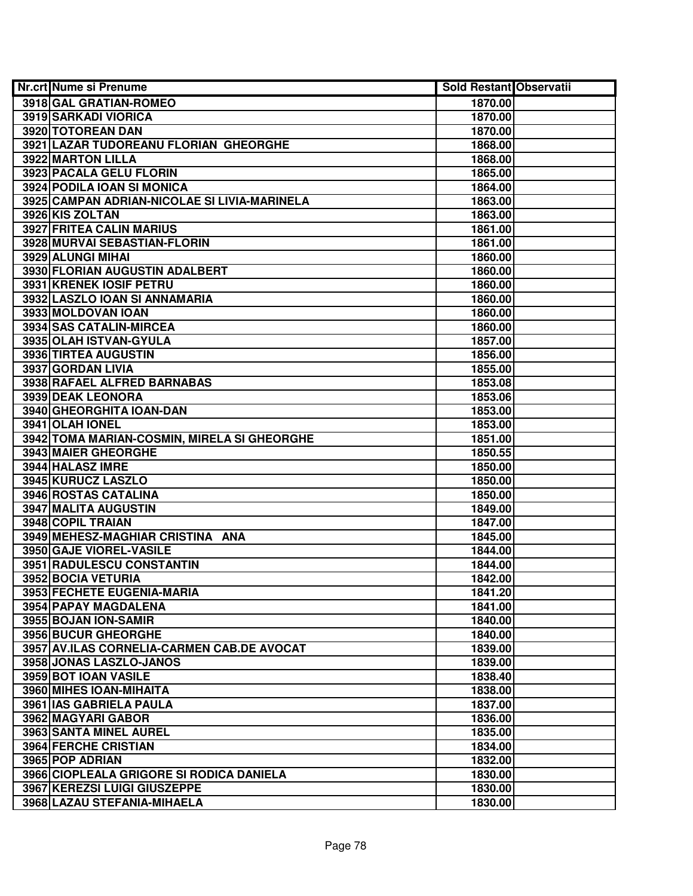| Nr.crt | Nume si Prenume | Sold Restant | Observatii |
|---|---|---|---|
| 3918 | GAL GRATIAN-ROMEO | 1870.00 | |
| 3919 | SARKADI VIORICA | 1870.00 | |
| 3920 | TOTOREAN DAN | 1870.00 | |
| 3921 | LAZAR TUDOREANU FLORIAN GHEORGHE | 1868.00 | |
| 3922 | MARTON LILLA | 1868.00 | |
| 3923 | PACALA GELU FLORIN | 1865.00 | |
| 3924 | PODILA IOAN SI MONICA | 1864.00 | |
| 3925 | CAMPAN ADRIAN-NICOLAE SI LIVIA-MARINELA | 1863.00 | |
| 3926 | KIS ZOLTAN | 1863.00 | |
| 3927 | FRITEA CALIN MARIUS | 1861.00 | |
| 3928 | MURVAI SEBASTIAN-FLORIN | 1861.00 | |
| 3929 | ALUNGI MIHAI | 1860.00 | |
| 3930 | FLORIAN AUGUSTIN ADALBERT | 1860.00 | |
| 3931 | KRENEK IOSIF PETRU | 1860.00 | |
| 3932 | LASZLO IOAN SI ANNAMARIA | 1860.00 | |
| 3933 | MOLDOVAN IOAN | 1860.00 | |
| 3934 | SAS CATALIN-MIRCEA | 1860.00 | |
| 3935 | OLAH ISTVAN-GYULA | 1857.00 | |
| 3936 | TIRTEA AUGUSTIN | 1856.00 | |
| 3937 | GORDAN LIVIA | 1855.00 | |
| 3938 | RAFAEL ALFRED BARNABAS | 1853.08 | |
| 3939 | DEAK LEONORA | 1853.06 | |
| 3940 | GHEORGHITA IOAN-DAN | 1853.00 | |
| 3941 | OLAH IONEL | 1853.00 | |
| 3942 | TOMA MARIAN-COSMIN, MIRELA SI GHEORGHE | 1851.00 | |
| 3943 | MAIER GHEORGHE | 1850.55 | |
| 3944 | HALASZ IMRE | 1850.00 | |
| 3945 | KURUCZ LASZLO | 1850.00 | |
| 3946 | ROSTAS CATALINA | 1850.00 | |
| 3947 | MALITA AUGUSTIN | 1849.00 | |
| 3948 | COPIL TRAIAN | 1847.00 | |
| 3949 | MEHESZ-MAGHIAR CRISTINA ANA | 1845.00 | |
| 3950 | GAJE VIOREL-VASILE | 1844.00 | |
| 3951 | RADULESCU CONSTANTIN | 1844.00 | |
| 3952 | BOCIA VETURIA | 1842.00 | |
| 3953 | FECHETE EUGENIA-MARIA | 1841.20 | |
| 3954 | PAPAY MAGDALENA | 1841.00 | |
| 3955 | BOJAN ION-SAMIR | 1840.00 | |
| 3956 | BUCUR GHEORGHE | 1840.00 | |
| 3957 | AV.ILAS CORNELIA-CARMEN CAB.DE AVOCAT | 1839.00 | |
| 3958 | JONAS LASZLO-JANOS | 1839.00 | |
| 3959 | BOT IOAN VASILE | 1838.40 | |
| 3960 | MIHES IOAN-MIHAITA | 1838.00 | |
| 3961 | IAS GABRIELA PAULA | 1837.00 | |
| 3962 | MAGYARI GABOR | 1836.00 | |
| 3963 | SANTA MINEL AUREL | 1835.00 | |
| 3964 | FERCHE CRISTIAN | 1834.00 | |
| 3965 | POP ADRIAN | 1832.00 | |
| 3966 | CIOPLEALA GRIGORE SI RODICA DANIELA | 1830.00 | |
| 3967 | KEREZSI LUIGI GIUSZEPPE | 1830.00 | |
| 3968 | LAZAU STEFANIA-MIHAELA | 1830.00 | |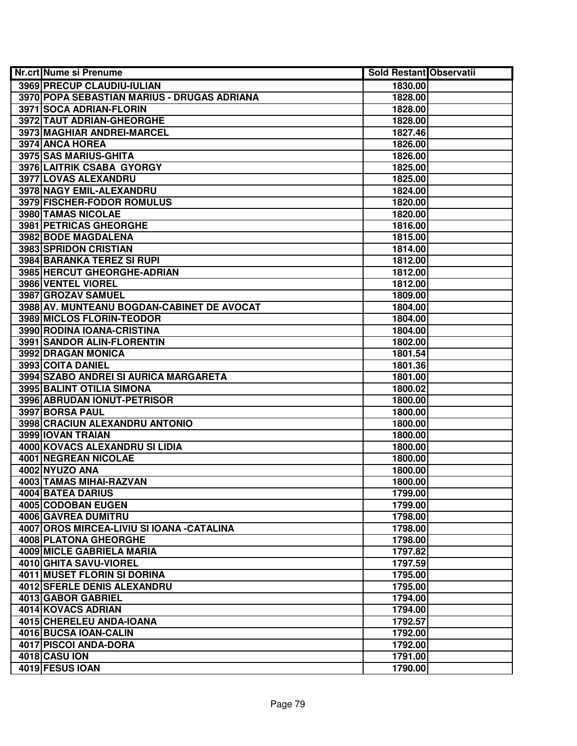| Nr.crt | Nume si Prenume | Sold Restant | Observatii |
|---|---|---|---|
| 3969 | PRECUP CLAUDIU-IULIAN | 1830.00 | |
| 3970 | POPA SEBASTIAN MARIUS - DRUGAS ADRIANA | 1828.00 | |
| 3971 | SOCA ADRIAN-FLORIN | 1828.00 | |
| 3972 | TAUT ADRIAN-GHEORGHE | 1828.00 | |
| 3973 | MAGHIAR ANDREI-MARCEL | 1827.46 | |
| 3974 | ANCA HOREA | 1826.00 | |
| 3975 | SAS MARIUS-GHITA | 1826.00 | |
| 3976 | LAITRIK CSABA GYORGY | 1825.00 | |
| 3977 | LOVAS ALEXANDRU | 1825.00 | |
| 3978 | NAGY EMIL-ALEXANDRU | 1824.00 | |
| 3979 | FISCHER-FODOR ROMULUS | 1820.00 | |
| 3980 | TAMAS NICOLAE | 1820.00 | |
| 3981 | PETRICAS GHEORGHE | 1816.00 | |
| 3982 | BODE MAGDALENA | 1815.00 | |
| 3983 | SPRIDON CRISTIAN | 1814.00 | |
| 3984 | BARANKA TEREZ SI RUPI | 1812.00 | |
| 3985 | HERCUT GHEORGHE-ADRIAN | 1812.00 | |
| 3986 | VENTEL VIOREL | 1812.00 | |
| 3987 | GROZAV SAMUEL | 1809.00 | |
| 3988 | AV. MUNTEANU BOGDAN-CABINET DE AVOCAT | 1804.00 | |
| 3989 | MICLOS FLORIN-TEODOR | 1804.00 | |
| 3990 | RODINA IOANA-CRISTINA | 1804.00 | |
| 3991 | SANDOR ALIN-FLORENTIN | 1802.00 | |
| 3992 | DRAGAN MONICA | 1801.54 | |
| 3993 | COITA DANIEL | 1801.36 | |
| 3994 | SZABO ANDREI SI AURICA MARGARETA | 1801.00 | |
| 3995 | BALINT OTILIA SIMONA | 1800.02 | |
| 3996 | ABRUDAN IONUT-PETRISOR | 1800.00 | |
| 3997 | BORSA PAUL | 1800.00 | |
| 3998 | CRACIUN ALEXANDRU ANTONIO | 1800.00 | |
| 3999 | IOVAN TRAIAN | 1800.00 | |
| 4000 | KOVACS ALEXANDRU SI LIDIA | 1800.00 | |
| 4001 | NEGREAN NICOLAE | 1800.00 | |
| 4002 | NYUZO ANA | 1800.00 | |
| 4003 | TAMAS MIHAI-RAZVAN | 1800.00 | |
| 4004 | BATEA DARIUS | 1799.00 | |
| 4005 | CODOBAN EUGEN | 1799.00 | |
| 4006 | GAVREA DUMITRU | 1798.00 | |
| 4007 | OROS MIRCEA-LIVIU SI IOANA -CATALINA | 1798.00 | |
| 4008 | PLATONA GHEORGHE | 1798.00 | |
| 4009 | MICLE GABRIELA MARIA | 1797.82 | |
| 4010 | GHITA SAVU-VIOREL | 1797.59 | |
| 4011 | MUSET FLORIN SI DORINA | 1795.00 | |
| 4012 | SFERLE DENIS ALEXANDRU | 1795.00 | |
| 4013 | GABOR GABRIEL | 1794.00 | |
| 4014 | KOVACS ADRIAN | 1794.00 | |
| 4015 | CHERELEU ANDA-IOANA | 1792.57 | |
| 4016 | BUCSA IOAN-CALIN | 1792.00 | |
| 4017 | PISCOI ANDA-DORA | 1792.00 | |
| 4018 | CASU ION | 1791.00 | |
| 4019 | FESUS IOAN | 1790.00 | |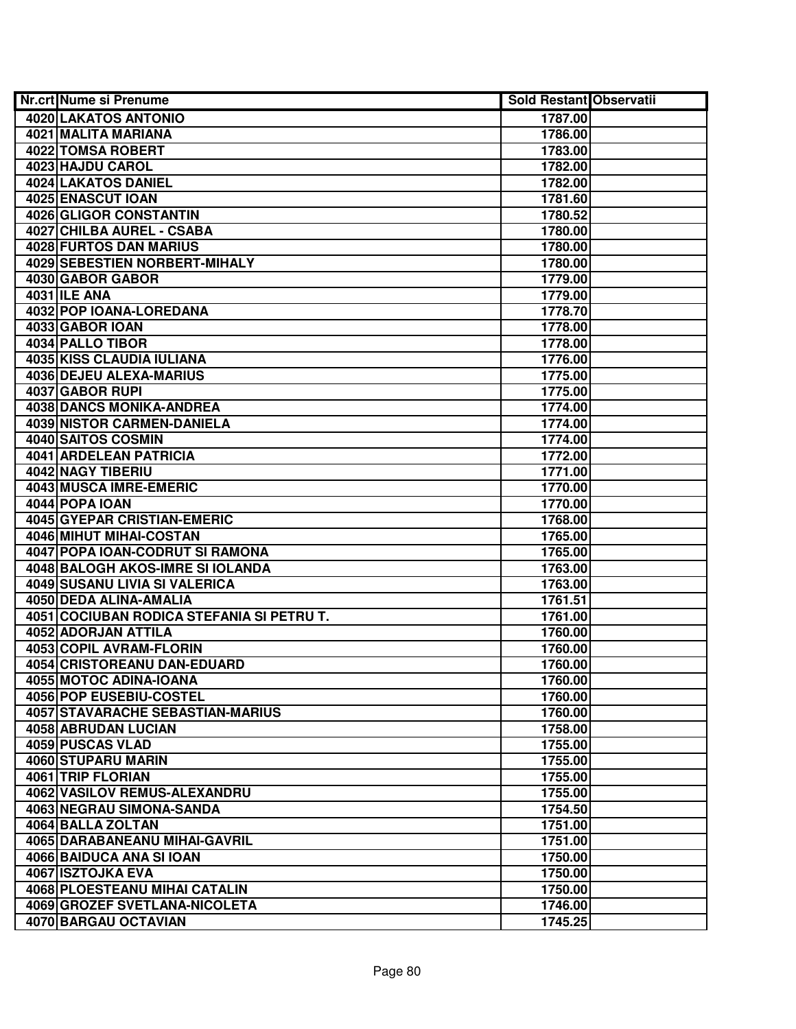| Nr.crt | Nume si Prenume | Sold Restant | Observatii |
|---|---|---|---|
| 4020 | LAKATOS ANTONIO | 1787.00 | |
| 4021 | MALITA MARIANA | 1786.00 | |
| 4022 | TOMSA ROBERT | 1783.00 | |
| 4023 | HAJDU CAROL | 1782.00 | |
| 4024 | LAKATOS DANIEL | 1782.00 | |
| 4025 | ENASCUT IOAN | 1781.60 | |
| 4026 | GLIGOR CONSTANTIN | 1780.52 | |
| 4027 | CHILBA AUREL - CSABA | 1780.00 | |
| 4028 | FURTOS DAN MARIUS | 1780.00 | |
| 4029 | SEBESTIEN NORBERT-MIHALY | 1780.00 | |
| 4030 | GABOR GABOR | 1779.00 | |
| 4031 | ILE ANA | 1779.00 | |
| 4032 | POP IOANA-LOREDANA | 1778.70 | |
| 4033 | GABOR IOAN | 1778.00 | |
| 4034 | PALLO TIBOR | 1778.00 | |
| 4035 | KISS CLAUDIA IULIANA | 1776.00 | |
| 4036 | DEJEU ALEXA-MARIUS | 1775.00 | |
| 4037 | GABOR RUPI | 1775.00 | |
| 4038 | DANCS MONIKA-ANDREA | 1774.00 | |
| 4039 | NISTOR CARMEN-DANIELA | 1774.00 | |
| 4040 | SAITOS COSMIN | 1774.00 | |
| 4041 | ARDELEAN PATRICIA | 1772.00 | |
| 4042 | NAGY TIBERIU | 1771.00 | |
| 4043 | MUSCA IMRE-EMERIC | 1770.00 | |
| 4044 | POPA IOAN | 1770.00 | |
| 4045 | GYEPAR CRISTIAN-EMERIC | 1768.00 | |
| 4046 | MIHUT MIHAI-COSTAN | 1765.00 | |
| 4047 | POPA IOAN-CODRUT SI RAMONA | 1765.00 | |
| 4048 | BALOGH AKOS-IMRE SI IOLANDA | 1763.00 | |
| 4049 | SUSANU LIVIA SI VALERICA | 1763.00 | |
| 4050 | DEDA ALINA-AMALIA | 1761.51 | |
| 4051 | COCIUBAN RODICA STEFANIA SI PETRU T. | 1761.00 | |
| 4052 | ADORJAN ATTILA | 1760.00 | |
| 4053 | COPIL AVRAM-FLORIN | 1760.00 | |
| 4054 | CRISTOREANU DAN-EDUARD | 1760.00 | |
| 4055 | MOTOC ADINA-IOANA | 1760.00 | |
| 4056 | POP EUSEBIU-COSTEL | 1760.00 | |
| 4057 | STAVARACHE SEBASTIAN-MARIUS | 1760.00 | |
| 4058 | ABRUDAN LUCIAN | 1758.00 | |
| 4059 | PUSCAS VLAD | 1755.00 | |
| 4060 | STUPARU MARIN | 1755.00 | |
| 4061 | TRIP FLORIAN | 1755.00 | |
| 4062 | VASILOV REMUS-ALEXANDRU | 1755.00 | |
| 4063 | NEGRAU SIMONA-SANDA | 1754.50 | |
| 4064 | BALLA ZOLTAN | 1751.00 | |
| 4065 | DARABANEANU MIHAI-GAVRIL | 1751.00 | |
| 4066 | BAIDUCA ANA SI IOAN | 1750.00 | |
| 4067 | ISZTOJKA EVA | 1750.00 | |
| 4068 | PLOESTEANU MIHAI CATALIN | 1750.00 | |
| 4069 | GROZEF SVETLANA-NICOLETA | 1746.00 | |
| 4070 | BARGAU OCTAVIAN | 1745.25 | |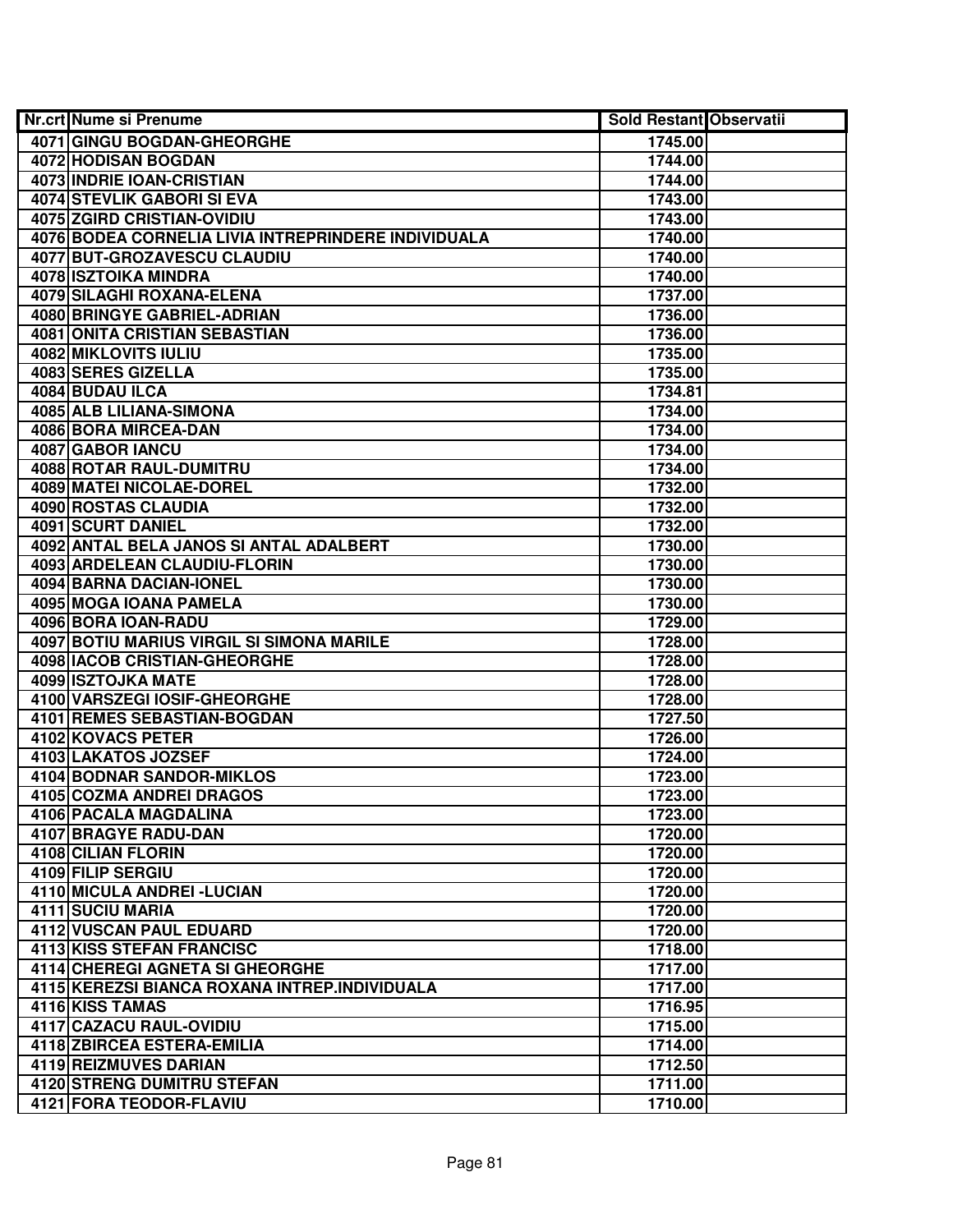| Nr.crt | Nume si Prenume | Sold Restant | Observatii |
|---|---|---|---|
| 4071 | GINGU BOGDAN-GHEORGHE | 1745.00 | |
| 4072 | HODISAN BOGDAN | 1744.00 | |
| 4073 | INDRIE IOAN-CRISTIAN | 1744.00 | |
| 4074 | STEVLIK GABORI SI EVA | 1743.00 | |
| 4075 | ZGIRD CRISTIAN-OVIDIU | 1743.00 | |
| 4076 | BODEA CORNELIA LIVIA INTREPRINDERE INDIVIDUALA | 1740.00 | |
| 4077 | BUT-GROZAVESCU CLAUDIU | 1740.00 | |
| 4078 | ISZTOIKA MINDRA | 1740.00 | |
| 4079 | SILAGHI ROXANA-ELENA | 1737.00 | |
| 4080 | BRINGYE GABRIEL-ADRIAN | 1736.00 | |
| 4081 | ONITA CRISTIAN SEBASTIAN | 1736.00 | |
| 4082 | MIKLOVITS IULIU | 1735.00 | |
| 4083 | SERES GIZELLA | 1735.00 | |
| 4084 | BUDAU ILCA | 1734.81 | |
| 4085 | ALB LILIANA-SIMONA | 1734.00 | |
| 4086 | BORA MIRCEA-DAN | 1734.00 | |
| 4087 | GABOR IANCU | 1734.00 | |
| 4088 | ROTAR RAUL-DUMITRU | 1734.00 | |
| 4089 | MATEI NICOLAE-DOREL | 1732.00 | |
| 4090 | ROSTAS CLAUDIA | 1732.00 | |
| 4091 | SCURT DANIEL | 1732.00 | |
| 4092 | ANTAL BELA JANOS SI ANTAL ADALBERT | 1730.00 | |
| 4093 | ARDELEAN CLAUDIU-FLORIN | 1730.00 | |
| 4094 | BARNA DACIAN-IONEL | 1730.00 | |
| 4095 | MOGA IOANA PAMELA | 1730.00 | |
| 4096 | BORA IOAN-RADU | 1729.00 | |
| 4097 | BOTIU MARIUS VIRGIL SI SIMONA MARILE | 1728.00 | |
| 4098 | IACOB CRISTIAN-GHEORGHE | 1728.00 | |
| 4099 | ISZTOJKA MATE | 1728.00 | |
| 4100 | VARSZEGI IOSIF-GHEORGHE | 1728.00 | |
| 4101 | REMES SEBASTIAN-BOGDAN | 1727.50 | |
| 4102 | KOVACS PETER | 1726.00 | |
| 4103 | LAKATOS JOZSEF | 1724.00 | |
| 4104 | BODNAR SANDOR-MIKLOS | 1723.00 | |
| 4105 | COZMA ANDREI DRAGOS | 1723.00 | |
| 4106 | PACALA MAGDALINA | 1723.00 | |
| 4107 | BRAGYE RADU-DAN | 1720.00 | |
| 4108 | CILIAN FLORIN | 1720.00 | |
| 4109 | FILIP SERGIU | 1720.00 | |
| 4110 | MICULA ANDREI -LUCIAN | 1720.00 | |
| 4111 | SUCIU MARIA | 1720.00 | |
| 4112 | VUSCAN PAUL EDUARD | 1720.00 | |
| 4113 | KISS STEFAN FRANCISC | 1718.00 | |
| 4114 | CHEREGI AGNETA SI GHEORGHE | 1717.00 | |
| 4115 | KEREZSI BIANCA ROXANA INTREP.INDIVIDUALA | 1717.00 | |
| 4116 | KISS TAMAS | 1716.95 | |
| 4117 | CAZACU RAUL-OVIDIU | 1715.00 | |
| 4118 | ZBIRCEA ESTERA-EMILIA | 1714.00 | |
| 4119 | REIZMUVES DARIAN | 1712.50 | |
| 4120 | STRENG DUMITRU STEFAN | 1711.00 | |
| 4121 | FORA TEODOR-FLAVIU | 1710.00 | |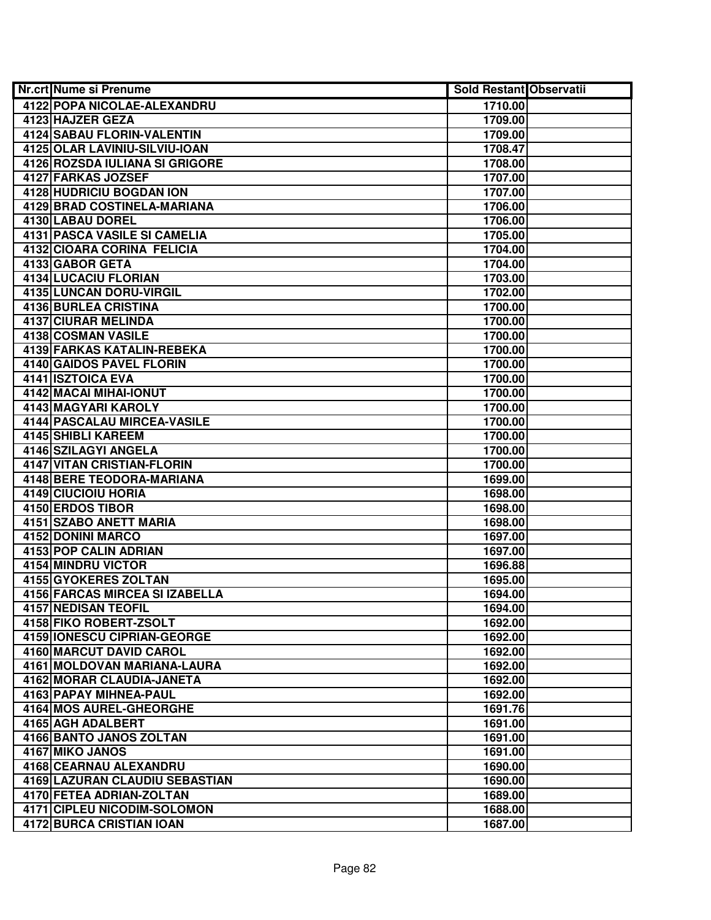| Nr.crt | Nume si Prenume | Sold Restant | Observatii |
|---|---|---|---|
| 4122 | POPA NICOLAE-ALEXANDRU | 1710.00 | |
| 4123 | HAJZER GEZA | 1709.00 | |
| 4124 | SABAU FLORIN-VALENTIN | 1709.00 | |
| 4125 | OLAR LAVINIU-SILVIU-IOAN | 1708.47 | |
| 4126 | ROZSDA IULIANA SI GRIGORE | 1708.00 | |
| 4127 | FARKAS JOZSEF | 1707.00 | |
| 4128 | HUDRICIU BOGDAN ION | 1707.00 | |
| 4129 | BRAD COSTINELA-MARIANA | 1706.00 | |
| 4130 | LABAU DOREL | 1706.00 | |
| 4131 | PASCA VASILE SI CAMELIA | 1705.00 | |
| 4132 | CIOARA CORINA FELICIA | 1704.00 | |
| 4133 | GABOR GETA | 1704.00 | |
| 4134 | LUCACIU FLORIAN | 1703.00 | |
| 4135 | LUNCAN DORU-VIRGIL | 1702.00 | |
| 4136 | BURLEA CRISTINA | 1700.00 | |
| 4137 | CIURAR MELINDA | 1700.00 | |
| 4138 | COSMAN VASILE | 1700.00 | |
| 4139 | FARKAS KATALIN-REBEKA | 1700.00 | |
| 4140 | GAIDOS PAVEL FLORIN | 1700.00 | |
| 4141 | ISZTOICA EVA | 1700.00 | |
| 4142 | MACAI MIHAI-IONUT | 1700.00 | |
| 4143 | MAGYARI KAROLY | 1700.00 | |
| 4144 | PASCALAU MIRCEA-VASILE | 1700.00 | |
| 4145 | SHIBLI KAREEM | 1700.00 | |
| 4146 | SZILAGYI ANGELA | 1700.00 | |
| 4147 | VITAN CRISTIAN-FLORIN | 1700.00 | |
| 4148 | BERE TEODORA-MARIANA | 1699.00 | |
| 4149 | CIUCIOIU HORIA | 1698.00 | |
| 4150 | ERDOS TIBOR | 1698.00 | |
| 4151 | SZABO ANETT MARIA | 1698.00 | |
| 4152 | DONINI MARCO | 1697.00 | |
| 4153 | POP CALIN ADRIAN | 1697.00 | |
| 4154 | MINDRU VICTOR | 1696.88 | |
| 4155 | GYOKERES ZOLTAN | 1695.00 | |
| 4156 | FARCAS MIRCEA SI IZABELLA | 1694.00 | |
| 4157 | NEDISAN TEOFIL | 1694.00 | |
| 4158 | FIKO ROBERT-ZSOLT | 1692.00 | |
| 4159 | IONESCU CIPRIAN-GEORGE | 1692.00 | |
| 4160 | MARCUT DAVID CAROL | 1692.00 | |
| 4161 | MOLDOVAN MARIANA-LAURA | 1692.00 | |
| 4162 | MORAR CLAUDIA-JANETA | 1692.00 | |
| 4163 | PAPAY MIHNEA-PAUL | 1692.00 | |
| 4164 | MOS AUREL-GHEORGHE | 1691.76 | |
| 4165 | AGH ADALBERT | 1691.00 | |
| 4166 | BANTO JANOS ZOLTAN | 1691.00 | |
| 4167 | MIKO JANOS | 1691.00 | |
| 4168 | CEARNAU ALEXANDRU | 1690.00 | |
| 4169 | LAZURAN CLAUDIU SEBASTIAN | 1690.00 | |
| 4170 | FETEA ADRIAN-ZOLTAN | 1689.00 | |
| 4171 | CIPLEU NICODIM-SOLOMON | 1688.00 | |
| 4172 | BURCA CRISTIAN IOAN | 1687.00 | |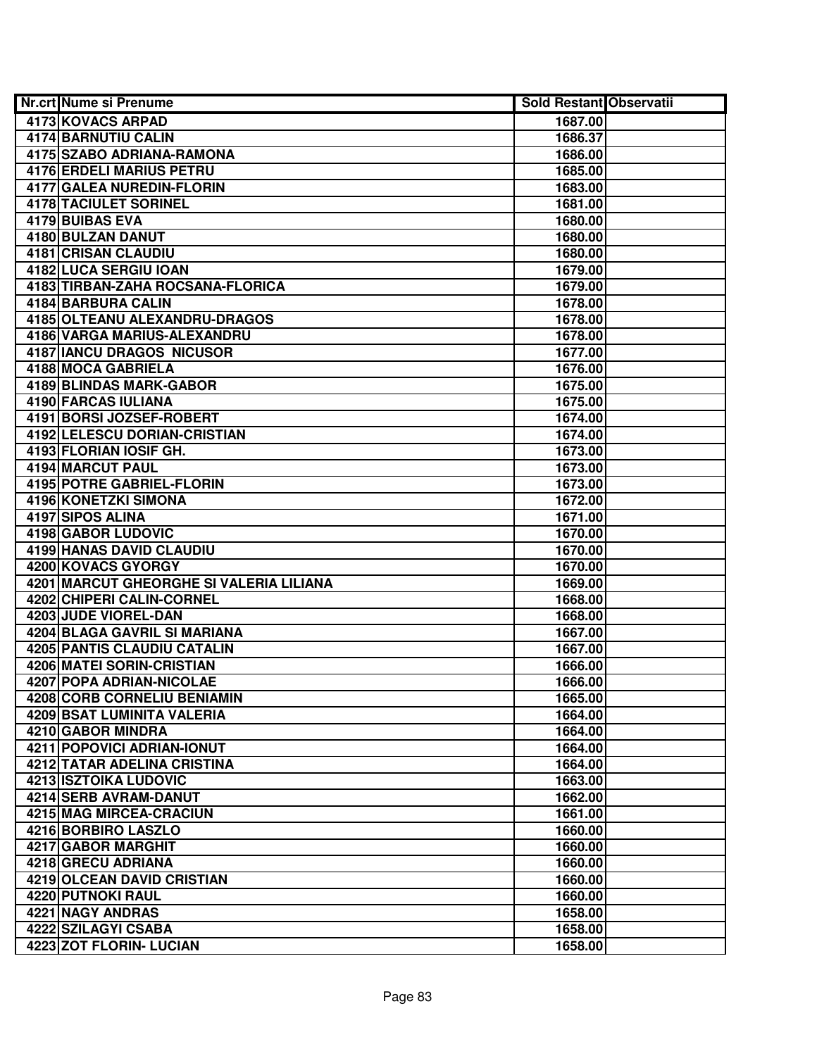| Nr.crt | Nume si Prenume | Sold Restant | Observatii |
|---|---|---|---|
| 4173 | KOVACS ARPAD | 1687.00 | |
| 4174 | BARNUTIU CALIN | 1686.37 | |
| 4175 | SZABO ADRIANA-RAMONA | 1686.00 | |
| 4176 | ERDELI MARIUS PETRU | 1685.00 | |
| 4177 | GALEA NUREDIN-FLORIN | 1683.00 | |
| 4178 | TACIULET SORINEL | 1681.00 | |
| 4179 | BUIBAS EVA | 1680.00 | |
| 4180 | BULZAN DANUT | 1680.00 | |
| 4181 | CRISAN CLAUDIU | 1680.00 | |
| 4182 | LUCA SERGIU IOAN | 1679.00 | |
| 4183 | TIRBAN-ZAHA ROCSANA-FLORICA | 1679.00 | |
| 4184 | BARBURA CALIN | 1678.00 | |
| 4185 | OLTEANU ALEXANDRU-DRAGOS | 1678.00 | |
| 4186 | VARGA MARIUS-ALEXANDRU | 1678.00 | |
| 4187 | IANCU DRAGOS NICUSOR | 1677.00 | |
| 4188 | MOCA GABRIELA | 1676.00 | |
| 4189 | BLINDAS MARK-GABOR | 1675.00 | |
| 4190 | FARCAS IULIANA | 1675.00 | |
| 4191 | BORSI JOZSEF-ROBERT | 1674.00 | |
| 4192 | LELESCU DORIAN-CRISTIAN | 1674.00 | |
| 4193 | FLORIAN IOSIF GH. | 1673.00 | |
| 4194 | MARCUT PAUL | 1673.00 | |
| 4195 | POTRE GABRIEL-FLORIN | 1673.00 | |
| 4196 | KONETZKI SIMONA | 1672.00 | |
| 4197 | SIPOS ALINA | 1671.00 | |
| 4198 | GABOR LUDOVIC | 1670.00 | |
| 4199 | HANAS DAVID CLAUDIU | 1670.00 | |
| 4200 | KOVACS GYORGY | 1670.00 | |
| 4201 | MARCUT GHEORGHE SI VALERIA LILIANA | 1669.00 | |
| 4202 | CHIPERI CALIN-CORNEL | 1668.00 | |
| 4203 | JUDE VIOREL-DAN | 1668.00 | |
| 4204 | BLAGA GAVRIL SI MARIANA | 1667.00 | |
| 4205 | PANTIS CLAUDIU CATALIN | 1667.00 | |
| 4206 | MATEI SORIN-CRISTIAN | 1666.00 | |
| 4207 | POPA ADRIAN-NICOLAE | 1666.00 | |
| 4208 | CORB CORNELIU BENIAMIN | 1665.00 | |
| 4209 | BSAT LUMINITA VALERIA | 1664.00 | |
| 4210 | GABOR MINDRA | 1664.00 | |
| 4211 | POPOVICI ADRIAN-IONUT | 1664.00 | |
| 4212 | TATAR ADELINA CRISTINA | 1664.00 | |
| 4213 | ISZTOIKA LUDOVIC | 1663.00 | |
| 4214 | SERB AVRAM-DANUT | 1662.00 | |
| 4215 | MAG MIRCEA-CRACIUN | 1661.00 | |
| 4216 | BORBIRO LASZLO | 1660.00 | |
| 4217 | GABOR MARGHIT | 1660.00 | |
| 4218 | GRECU ADRIANA | 1660.00 | |
| 4219 | OLCEAN DAVID CRISTIAN | 1660.00 | |
| 4220 | PUTNOKI RAUL | 1660.00 | |
| 4221 | NAGY ANDRAS | 1658.00 | |
| 4222 | SZILAGYI CSABA | 1658.00 | |
| 4223 | ZOT FLORIN- LUCIAN | 1658.00 | |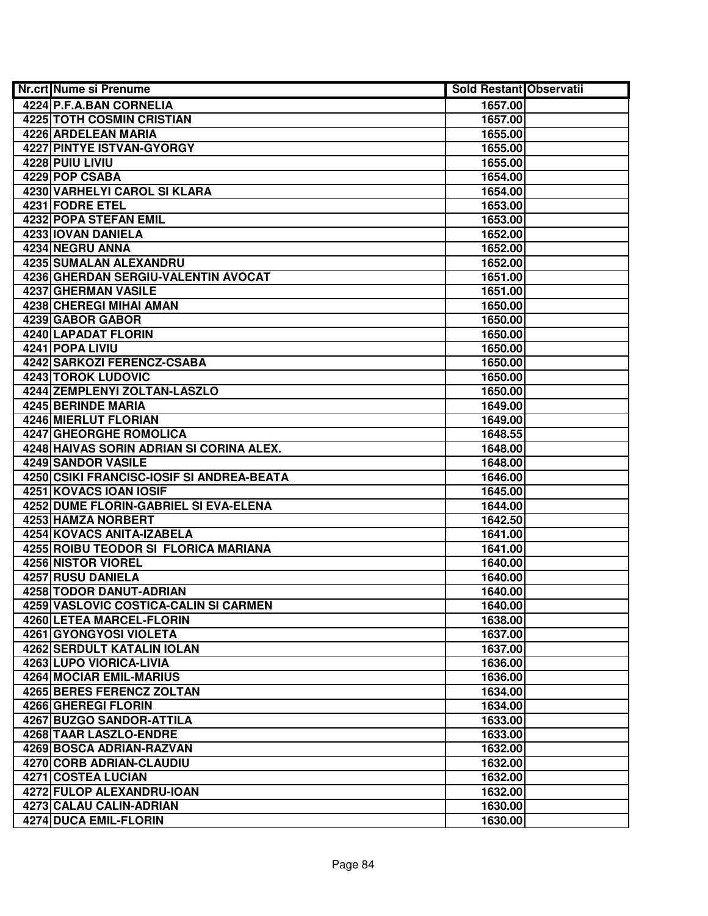| Nr.crt | Nume si Prenume | Sold Restant | Observatii |
|---|---|---|---|
| 4224 | P.F.A.BAN CORNELIA | 1657.00 | |
| 4225 | TOTH COSMIN CRISTIAN | 1657.00 | |
| 4226 | ARDELEAN MARIA | 1655.00 | |
| 4227 | PINTYE ISTVAN-GYORGY | 1655.00 | |
| 4228 | PUIU LIVIU | 1655.00 | |
| 4229 | POP CSABA | 1654.00 | |
| 4230 | VARHELYI CAROL SI KLARA | 1654.00 | |
| 4231 | FODRE ETEL | 1653.00 | |
| 4232 | POPA STEFAN EMIL | 1653.00 | |
| 4233 | IOVAN DANIELA | 1652.00 | |
| 4234 | NEGRU ANNA | 1652.00 | |
| 4235 | SUMALAN ALEXANDRU | 1652.00 | |
| 4236 | GHERDAN SERGIU-VALENTIN AVOCAT | 1651.00 | |
| 4237 | GHERMAN VASILE | 1651.00 | |
| 4238 | CHEREGI MIHAI AMAN | 1650.00 | |
| 4239 | GABOR GABOR | 1650.00 | |
| 4240 | LAPADAT FLORIN | 1650.00 | |
| 4241 | POPA LIVIU | 1650.00 | |
| 4242 | SARKOZI FERENCZ-CSABA | 1650.00 | |
| 4243 | TOROK LUDOVIC | 1650.00 | |
| 4244 | ZEMPLENYI ZOLTAN-LASZLO | 1650.00 | |
| 4245 | BERINDE MARIA | 1649.00 | |
| 4246 | MIERLUT FLORIAN | 1649.00 | |
| 4247 | GHEORGHE ROMOLICA | 1648.55 | |
| 4248 | HAIVAS SORIN ADRIAN SI CORINA ALEX. | 1648.00 | |
| 4249 | SANDOR VASILE | 1648.00 | |
| 4250 | CSIKI FRANCISC-IOSIF SI ANDREA-BEATA | 1646.00 | |
| 4251 | KOVACS IOAN IOSIF | 1645.00 | |
| 4252 | DUME FLORIN-GABRIEL SI EVA-ELENA | 1644.00 | |
| 4253 | HAMZA NORBERT | 1642.50 | |
| 4254 | KOVACS ANITA-IZABELA | 1641.00 | |
| 4255 | ROIBU TEODOR SI FLORICA MARIANA | 1641.00 | |
| 4256 | NISTOR VIOREL | 1640.00 | |
| 4257 | RUSU DANIELA | 1640.00 | |
| 4258 | TODOR DANUT-ADRIAN | 1640.00 | |
| 4259 | VASLOVIC COSTICA-CALIN SI CARMEN | 1640.00 | |
| 4260 | LETEA MARCEL-FLORIN | 1638.00 | |
| 4261 | GYONGYOSI VIOLETA | 1637.00 | |
| 4262 | SERDULT KATALIN IOLAN | 1637.00 | |
| 4263 | LUPO VIORICA-LIVIA | 1636.00 | |
| 4264 | MOCIAR EMIL-MARIUS | 1636.00 | |
| 4265 | BERES FERENCZ ZOLTAN | 1634.00 | |
| 4266 | GHEREGI FLORIN | 1634.00 | |
| 4267 | BUZGO SANDOR-ATTILA | 1633.00 | |
| 4268 | TAAR LASZLO-ENDRE | 1633.00 | |
| 4269 | BOSCA ADRIAN-RAZVAN | 1632.00 | |
| 4270 | CORB ADRIAN-CLAUDIU | 1632.00 | |
| 4271 | COSTEA LUCIAN | 1632.00 | |
| 4272 | FULOP ALEXANDRU-IOAN | 1632.00 | |
| 4273 | CALAU CALIN-ADRIAN | 1630.00 | |
| 4274 | DUCA EMIL-FLORIN | 1630.00 | |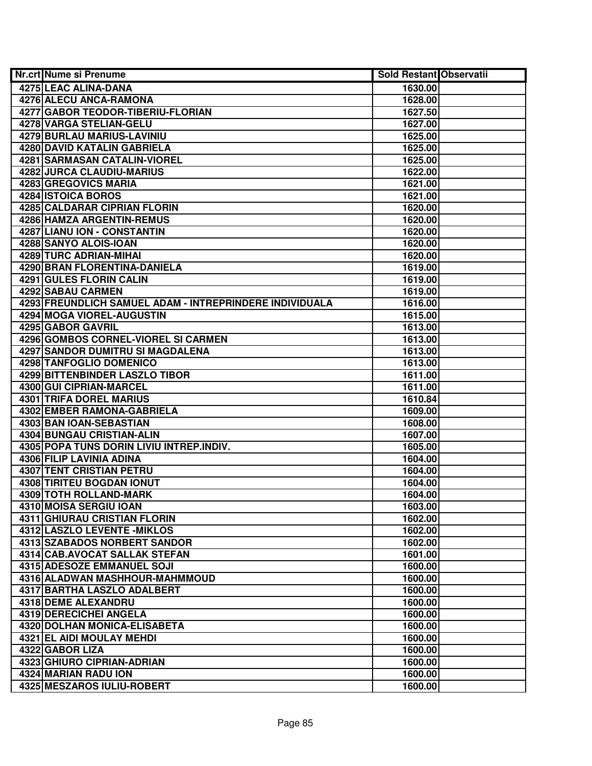| Nr.crt | Nume si Prenume | Sold Restant | Observatii |
|---|---|---|---|
| 4275 | LEAC ALINA-DANA | 1630.00 | |
| 4276 | ALECU ANCA-RAMONA | 1628.00 | |
| 4277 | GABOR TEODOR-TIBERIU-FLORIAN | 1627.50 | |
| 4278 | VARGA STELIAN-GELU | 1627.00 | |
| 4279 | BURLAU MARIUS-LAVINIU | 1625.00 | |
| 4280 | DAVID KATALIN GABRIELA | 1625.00 | |
| 4281 | SARMASAN CATALIN-VIOREL | 1625.00 | |
| 4282 | JURCA CLAUDIU-MARIUS | 1622.00 | |
| 4283 | GREGOVICS MARIA | 1621.00 | |
| 4284 | ISTOICA BOROS | 1621.00 | |
| 4285 | CALDARAR CIPRIAN FLORIN | 1620.00 | |
| 4286 | HAMZA ARGENTIN-REMUS | 1620.00 | |
| 4287 | LIANU ION - CONSTANTIN | 1620.00 | |
| 4288 | SANYO ALOIS-IOAN | 1620.00 | |
| 4289 | TURC ADRIAN-MIHAI | 1620.00 | |
| 4290 | BRAN FLORENTINA-DANIELA | 1619.00 | |
| 4291 | GULES FLORIN CALIN | 1619.00 | |
| 4292 | SABAU CARMEN | 1619.00 | |
| 4293 | FREUNDLICH SAMUEL ADAM - INTREPRINDERE INDIVIDUALA | 1616.00 | |
| 4294 | MOGA VIOREL-AUGUSTIN | 1615.00 | |
| 4295 | GABOR GAVRIL | 1613.00 | |
| 4296 | GOMBOS CORNEL-VIOREL SI CARMEN | 1613.00 | |
| 4297 | SANDOR DUMITRU SI MAGDALENA | 1613.00 | |
| 4298 | TANFOGLIO DOMENICO | 1613.00 | |
| 4299 | BITTENBINDER LASZLO TIBOR | 1611.00 | |
| 4300 | GUI CIPRIAN-MARCEL | 1611.00 | |
| 4301 | TRIFA DOREL MARIUS | 1610.84 | |
| 4302 | EMBER RAMONA-GABRIELA | 1609.00 | |
| 4303 | BAN IOAN-SEBASTIAN | 1608.00 | |
| 4304 | BUNGAU CRISTIAN-ALIN | 1607.00 | |
| 4305 | POPA TUNS DORIN LIVIU INTREP.INDIV. | 1605.00 | |
| 4306 | FILIP LAVINIA ADINA | 1604.00 | |
| 4307 | TENT CRISTIAN PETRU | 1604.00 | |
| 4308 | TIRITEU BOGDAN IONUT | 1604.00 | |
| 4309 | TOTH ROLLAND-MARK | 1604.00 | |
| 4310 | MOISA SERGIU IOAN | 1603.00 | |
| 4311 | GHIURAU CRISTIAN FLORIN | 1602.00 | |
| 4312 | LASZLO LEVENTE -MIKLOS | 1602.00 | |
| 4313 | SZABADOS NORBERT SANDOR | 1602.00 | |
| 4314 | CAB.AVOCAT SALLAK STEFAN | 1601.00 | |
| 4315 | ADESOZE EMMANUEL SOJI | 1600.00 | |
| 4316 | ALADWAN MASHHOUR-MAHMMOUD | 1600.00 | |
| 4317 | BARTHA LASZLO ADALBERT | 1600.00 | |
| 4318 | DEME ALEXANDRU | 1600.00 | |
| 4319 | DERECICHEI ANGELA | 1600.00 | |
| 4320 | DOLHAN MONICA-ELISABETA | 1600.00 | |
| 4321 | EL AIDI MOULAY MEHDI | 1600.00 | |
| 4322 | GABOR LIZA | 1600.00 | |
| 4323 | GHIURO CIPRIAN-ADRIAN | 1600.00 | |
| 4324 | MARIAN RADU ION | 1600.00 | |
| 4325 | MESZAROS IULIU-ROBERT | 1600.00 | |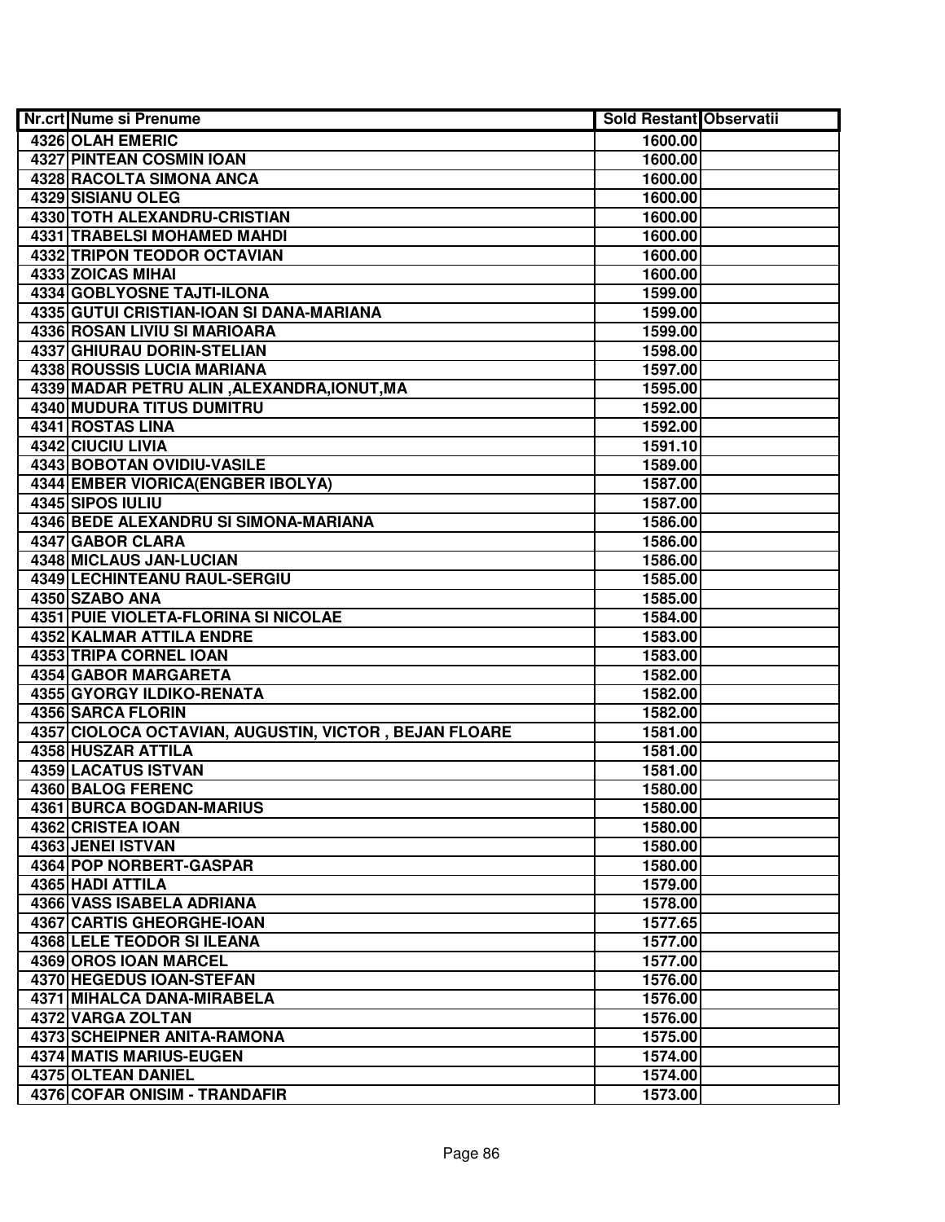| Nr.crt | Nume si Prenume | Sold Restant | Observatii |
|---|---|---|---|
| 4326 | OLAH EMERIC | 1600.00 | |
| 4327 | PINTEAN COSMIN IOAN | 1600.00 | |
| 4328 | RACOLTA SIMONA ANCA | 1600.00 | |
| 4329 | SISIANU OLEG | 1600.00 | |
| 4330 | TOTH ALEXANDRU-CRISTIAN | 1600.00 | |
| 4331 | TRABELSI MOHAMED MAHDI | 1600.00 | |
| 4332 | TRIPON TEODOR OCTAVIAN | 1600.00 | |
| 4333 | ZOICAS MIHAI | 1600.00 | |
| 4334 | GOBLYOSNE TAJTI-ILONA | 1599.00 | |
| 4335 | GUTUI CRISTIAN-IOAN SI DANA-MARIANA | 1599.00 | |
| 4336 | ROSAN LIVIU SI MARIOARA | 1599.00 | |
| 4337 | GHIURAU DORIN-STELIAN | 1598.00 | |
| 4338 | ROUSSIS LUCIA MARIANA | 1597.00 | |
| 4339 | MADAR PETRU ALIN ,ALEXANDRA,IONUT,MA | 1595.00 | |
| 4340 | MUDURA TITUS DUMITRU | 1592.00 | |
| 4341 | ROSTAS LINA | 1592.00 | |
| 4342 | CIUCIU LIVIA | 1591.10 | |
| 4343 | BOBOTAN OVIDIU-VASILE | 1589.00 | |
| 4344 | EMBER VIORICA(ENGBER IBOLYA) | 1587.00 | |
| 4345 | SIPOS IULIU | 1587.00 | |
| 4346 | BEDE ALEXANDRU SI SIMONA-MARIANA | 1586.00 | |
| 4347 | GABOR CLARA | 1586.00 | |
| 4348 | MICLAUS JAN-LUCIAN | 1586.00 | |
| 4349 | LECHINTEANU RAUL-SERGIU | 1585.00 | |
| 4350 | SZABO ANA | 1585.00 | |
| 4351 | PUIE VIOLETA-FLORINA SI NICOLAE | 1584.00 | |
| 4352 | KALMAR ATTILA ENDRE | 1583.00 | |
| 4353 | TRIPA CORNEL IOAN | 1583.00 | |
| 4354 | GABOR MARGARETA | 1582.00 | |
| 4355 | GYORGY ILDIKO-RENATA | 1582.00 | |
| 4356 | SARCA FLORIN | 1582.00 | |
| 4357 | CIOLOCA OCTAVIAN, AUGUSTIN, VICTOR , BEJAN FLOARE | 1581.00 | |
| 4358 | HUSZAR ATTILA | 1581.00 | |
| 4359 | LACATUS ISTVAN | 1581.00 | |
| 4360 | BALOG FERENC | 1580.00 | |
| 4361 | BURCA BOGDAN-MARIUS | 1580.00 | |
| 4362 | CRISTEA IOAN | 1580.00 | |
| 4363 | JENEI ISTVAN | 1580.00 | |
| 4364 | POP NORBERT-GASPAR | 1580.00 | |
| 4365 | HADI ATTILA | 1579.00 | |
| 4366 | VASS ISABELA ADRIANA | 1578.00 | |
| 4367 | CARTIS GHEORGHE-IOAN | 1577.65 | |
| 4368 | LELE TEODOR SI ILEANA | 1577.00 | |
| 4369 | OROS IOAN MARCEL | 1577.00 | |
| 4370 | HEGEDUS IOAN-STEFAN | 1576.00 | |
| 4371 | MIHALCA DANA-MIRABELA | 1576.00 | |
| 4372 | VARGA ZOLTAN | 1576.00 | |
| 4373 | SCHEIPNER ANITA-RAMONA | 1575.00 | |
| 4374 | MATIS MARIUS-EUGEN | 1574.00 | |
| 4375 | OLTEAN DANIEL | 1574.00 | |
| 4376 | COFAR ONISIM - TRANDAFIR | 1573.00 | |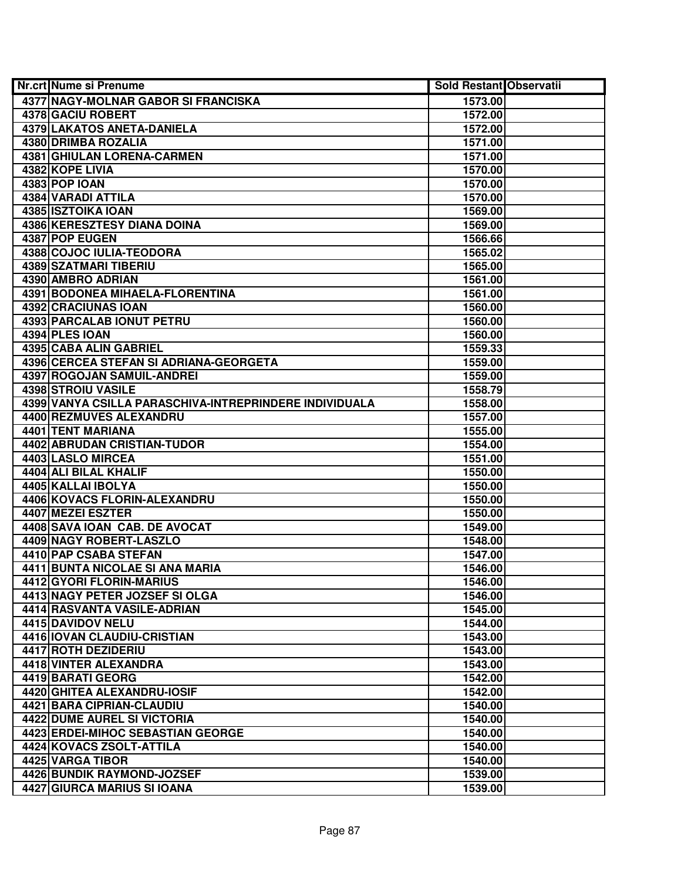| Nr.crt | Nume si Prenume | Sold Restant | Observatii |
|---|---|---|---|
| 4377 | NAGY-MOLNAR GABOR SI FRANCISKA | 1573.00 | |
| 4378 | GACIU ROBERT | 1572.00 | |
| 4379 | LAKATOS ANETA-DANIELA | 1572.00 | |
| 4380 | DRIMBA ROZALIA | 1571.00 | |
| 4381 | GHIULAN LORENA-CARMEN | 1571.00 | |
| 4382 | KOPE LIVIA | 1570.00 | |
| 4383 | POP IOAN | 1570.00 | |
| 4384 | VARADI ATTILA | 1570.00 | |
| 4385 | ISZTOIKA IOAN | 1569.00 | |
| 4386 | KERESZTESY DIANA DOINA | 1569.00 | |
| 4387 | POP EUGEN | 1566.66 | |
| 4388 | COJOC IULIA-TEODORA | 1565.02 | |
| 4389 | SZATMARI TIBERIU | 1565.00 | |
| 4390 | AMBRO ADRIAN | 1561.00 | |
| 4391 | BODONEA MIHAELA-FLORENTINA | 1561.00 | |
| 4392 | CRACIUNAS IOAN | 1560.00 | |
| 4393 | PARCALAB IONUT PETRU | 1560.00 | |
| 4394 | PLES IOAN | 1560.00 | |
| 4395 | CABA ALIN GABRIEL | 1559.33 | |
| 4396 | CERCEA STEFAN SI ADRIANA-GEORGETA | 1559.00 | |
| 4397 | ROGOJAN SAMUIL-ANDREI | 1559.00 | |
| 4398 | STROIU VASILE | 1558.79 | |
| 4399 | VANYA CSILLA PARASCHIVA-INTREPRINDERE INDIVIDUALA | 1558.00 | |
| 4400 | REZMUVES ALEXANDRU | 1557.00 | |
| 4401 | TENT MARIANA | 1555.00 | |
| 4402 | ABRUDAN CRISTIAN-TUDOR | 1554.00 | |
| 4403 | LASLO MIRCEA | 1551.00 | |
| 4404 | ALI BILAL KHALIF | 1550.00 | |
| 4405 | KALLAI IBOLYA | 1550.00 | |
| 4406 | KOVACS FLORIN-ALEXANDRU | 1550.00 | |
| 4407 | MEZEI ESZTER | 1550.00 | |
| 4408 | SAVA IOAN CAB. DE AVOCAT | 1549.00 | |
| 4409 | NAGY ROBERT-LASZLO | 1548.00 | |
| 4410 | PAP CSABA STEFAN | 1547.00 | |
| 4411 | BUNTA NICOLAE SI ANA MARIA | 1546.00 | |
| 4412 | GYORI FLORIN-MARIUS | 1546.00 | |
| 4413 | NAGY PETER JOZSEF SI OLGA | 1546.00 | |
| 4414 | RASVANTA VASILE-ADRIAN | 1545.00 | |
| 4415 | DAVIDOV NELU | 1544.00 | |
| 4416 | IOVAN CLAUDIU-CRISTIAN | 1543.00 | |
| 4417 | ROTH DEZIDERIU | 1543.00 | |
| 4418 | VINTER ALEXANDRA | 1543.00 | |
| 4419 | BARATI GEORG | 1542.00 | |
| 4420 | GHITEA ALEXANDRU-IOSIF | 1542.00 | |
| 4421 | BARA CIPRIAN-CLAUDIU | 1540.00 | |
| 4422 | DUME AUREL SI VICTORIA | 1540.00 | |
| 4423 | ERDEI-MIHOC SEBASTIAN GEORGE | 1540.00 | |
| 4424 | KOVACS ZSOLT-ATTILA | 1540.00 | |
| 4425 | VARGA TIBOR | 1540.00 | |
| 4426 | BUNDIK RAYMOND-JOZSEF | 1539.00 | |
| 4427 | GIURCA MARIUS SI IOANA | 1539.00 | |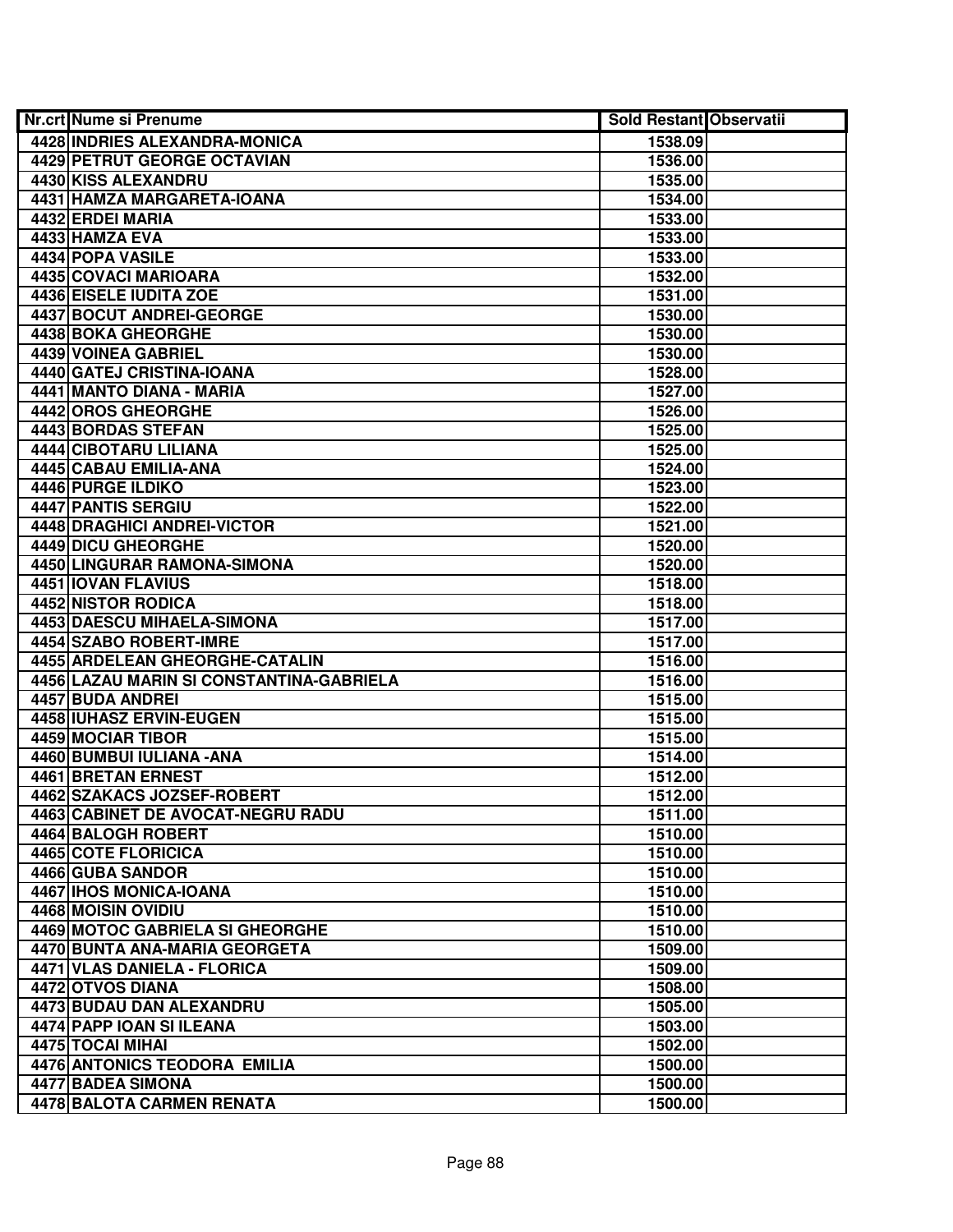| Nr.crt | Nume si Prenume | Sold Restant | Observatii |
| --- | --- | --- | --- |
| 4428 | INDRIES ALEXANDRA-MONICA | 1538.09 | |
| 4429 | PETRUT GEORGE OCTAVIAN | 1536.00 | |
| 4430 | KISS ALEXANDRU | 1535.00 | |
| 4431 | HAMZA MARGARETA-IOANA | 1534.00 | |
| 4432 | ERDEI MARIA | 1533.00 | |
| 4433 | HAMZA EVA | 1533.00 | |
| 4434 | POPA VASILE | 1533.00 | |
| 4435 | COVACI MARIOARA | 1532.00 | |
| 4436 | EISELE IUDITA ZOE | 1531.00 | |
| 4437 | BOCUT ANDREI-GEORGE | 1530.00 | |
| 4438 | BOKA GHEORGHE | 1530.00 | |
| 4439 | VOINEA GABRIEL | 1530.00 | |
| 4440 | GATEJ CRISTINA-IOANA | 1528.00 | |
| 4441 | MANTO DIANA - MARIA | 1527.00 | |
| 4442 | OROS GHEORGHE | 1526.00 | |
| 4443 | BORDAS STEFAN | 1525.00 | |
| 4444 | CIBOTARU LILIANA | 1525.00 | |
| 4445 | CABAU EMILIA-ANA | 1524.00 | |
| 4446 | PURGE ILDIKO | 1523.00 | |
| 4447 | PANTIS SERGIU | 1522.00 | |
| 4448 | DRAGHICI ANDREI-VICTOR | 1521.00 | |
| 4449 | DICU GHEORGHE | 1520.00 | |
| 4450 | LINGURAR RAMONA-SIMONA | 1520.00 | |
| 4451 | IOVAN FLAVIUS | 1518.00 | |
| 4452 | NISTOR RODICA | 1518.00 | |
| 4453 | DAESCU MIHAELA-SIMONA | 1517.00 | |
| 4454 | SZABO ROBERT-IMRE | 1517.00 | |
| 4455 | ARDELEAN GHEORGHE-CATALIN | 1516.00 | |
| 4456 | LAZAU MARIN SI CONSTANTINA-GABRIELA | 1516.00 | |
| 4457 | BUDA ANDREI | 1515.00 | |
| 4458 | IUHASZ ERVIN-EUGEN | 1515.00 | |
| 4459 | MOCIAR TIBOR | 1515.00 | |
| 4460 | BUMBUI IULIANA -ANA | 1514.00 | |
| 4461 | BRETAN ERNEST | 1512.00 | |
| 4462 | SZAKACS JOZSEF-ROBERT | 1512.00 | |
| 4463 | CABINET DE AVOCAT-NEGRU RADU | 1511.00 | |
| 4464 | BALOGH ROBERT | 1510.00 | |
| 4465 | COTE FLORICICA | 1510.00 | |
| 4466 | GUBA SANDOR | 1510.00 | |
| 4467 | IHOS MONICA-IOANA | 1510.00 | |
| 4468 | MOISIN OVIDIU | 1510.00 | |
| 4469 | MOTOC GABRIELA SI GHEORGHE | 1510.00 | |
| 4470 | BUNTA ANA-MARIA GEORGETA | 1509.00 | |
| 4471 | VLAS DANIELA - FLORICA | 1509.00 | |
| 4472 | OTVOS DIANA | 1508.00 | |
| 4473 | BUDAU DAN ALEXANDRU | 1505.00 | |
| 4474 | PAPP IOAN SI ILEANA | 1503.00 | |
| 4475 | TOCAI MIHAI | 1502.00 | |
| 4476 | ANTONICS TEODORA EMILIA | 1500.00 | |
| 4477 | BADEA SIMONA | 1500.00 | |
| 4478 | BALOTA CARMEN RENATA | 1500.00 | |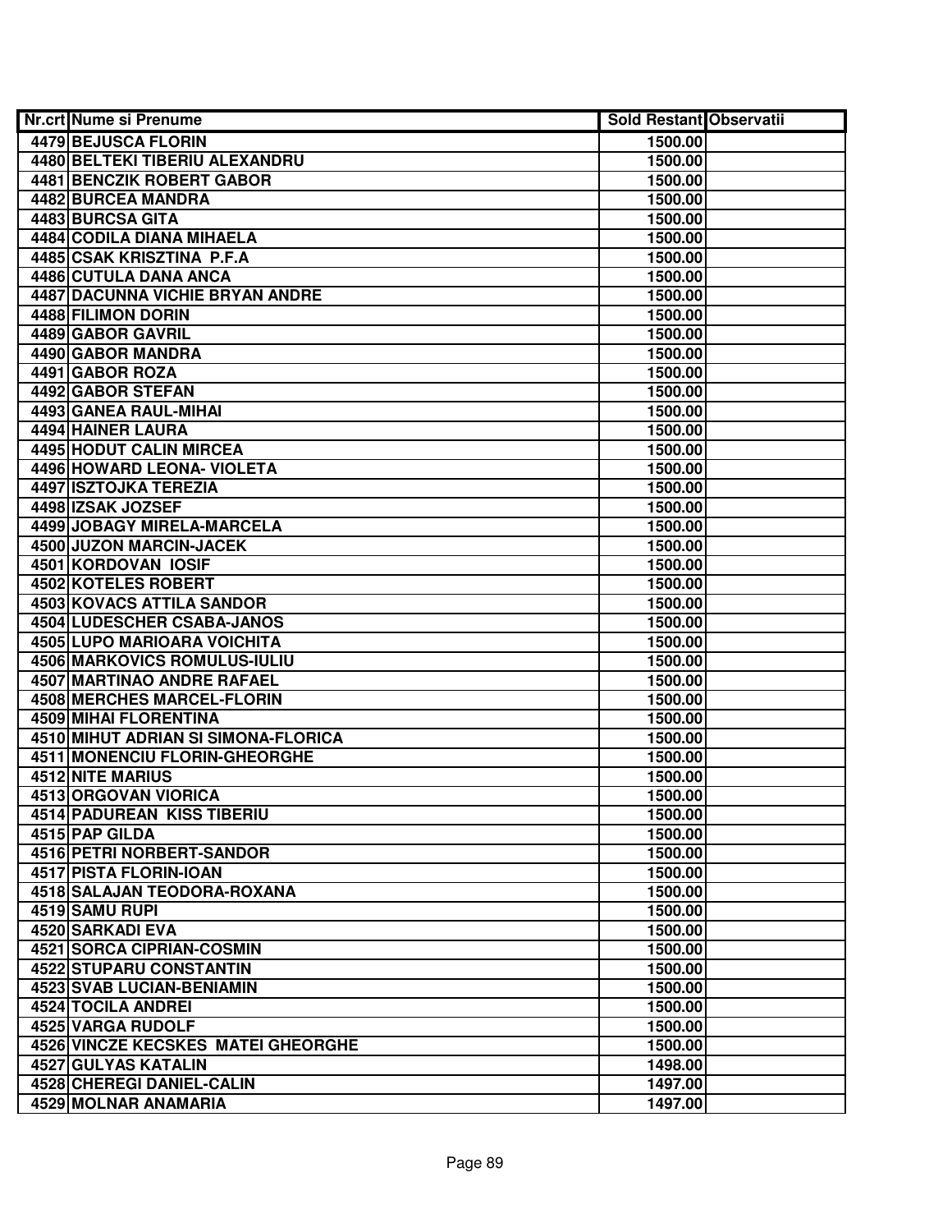| Nr.crt | Nume si Prenume | Sold Restant | Observatii |
|---|---|---|---|
| 4479 | BEJUSCA FLORIN | 1500.00 | |
| 4480 | BELTEKI TIBERIU ALEXANDRU | 1500.00 | |
| 4481 | BENCZIK ROBERT GABOR | 1500.00 | |
| 4482 | BURCEA MANDRA | 1500.00 | |
| 4483 | BURCSA GITA | 1500.00 | |
| 4484 | CODILA DIANA MIHAELA | 1500.00 | |
| 4485 | CSAK KRISZTINA P.F.A | 1500.00 | |
| 4486 | CUTULA DANA ANCA | 1500.00 | |
| 4487 | DACUNNA VICHIE BRYAN ANDRE | 1500.00 | |
| 4488 | FILIMON DORIN | 1500.00 | |
| 4489 | GABOR GAVRIL | 1500.00 | |
| 4490 | GABOR MANDRA | 1500.00 | |
| 4491 | GABOR ROZA | 1500.00 | |
| 4492 | GABOR STEFAN | 1500.00 | |
| 4493 | GANEA RAUL-MIHAI | 1500.00 | |
| 4494 | HAINER LAURA | 1500.00 | |
| 4495 | HODUT CALIN MIRCEA | 1500.00 | |
| 4496 | HOWARD LEONA- VIOLETA | 1500.00 | |
| 4497 | ISZTOJKA TEREZIA | 1500.00 | |
| 4498 | IZSAK JOZSEF | 1500.00 | |
| 4499 | JOBAGY MIRELA-MARCELA | 1500.00 | |
| 4500 | JUZON MARCIN-JACEK | 1500.00 | |
| 4501 | KORDOVAN IOSIF | 1500.00 | |
| 4502 | KOTELES ROBERT | 1500.00 | |
| 4503 | KOVACS ATTILA SANDOR | 1500.00 | |
| 4504 | LUDESCHER CSABA-JANOS | 1500.00 | |
| 4505 | LUPO MARIOARA VOICHITA | 1500.00 | |
| 4506 | MARKOVICS ROMULUS-IULIU | 1500.00 | |
| 4507 | MARTINAO ANDRE RAFAEL | 1500.00 | |
| 4508 | MERCHES MARCEL-FLORIN | 1500.00 | |
| 4509 | MIHAI FLORENTINA | 1500.00 | |
| 4510 | MIHUT ADRIAN SI SIMONA-FLORICA | 1500.00 | |
| 4511 | MONENCIU FLORIN-GHEORGHE | 1500.00 | |
| 4512 | NITE MARIUS | 1500.00 | |
| 4513 | ORGOVAN VIORICA | 1500.00 | |
| 4514 | PADUREAN KISS TIBERIU | 1500.00 | |
| 4515 | PAP GILDA | 1500.00 | |
| 4516 | PETRI NORBERT-SANDOR | 1500.00 | |
| 4517 | PISTA FLORIN-IOAN | 1500.00 | |
| 4518 | SALAJAN TEODORA-ROXANA | 1500.00 | |
| 4519 | SAMU RUPI | 1500.00 | |
| 4520 | SARKADI EVA | 1500.00 | |
| 4521 | SORCA CIPRIAN-COSMIN | 1500.00 | |
| 4522 | STUPARU CONSTANTIN | 1500.00 | |
| 4523 | SVAB LUCIAN-BENIAMIN | 1500.00 | |
| 4524 | TOCILA ANDREI | 1500.00 | |
| 4525 | VARGA RUDOLF | 1500.00 | |
| 4526 | VINCZE KECSKES MATEI GHEORGHE | 1500.00 | |
| 4527 | GULYAS KATALIN | 1498.00 | |
| 4528 | CHEREGI DANIEL-CALIN | 1497.00 | |
| 4529 | MOLNAR ANAMARIA | 1497.00 | |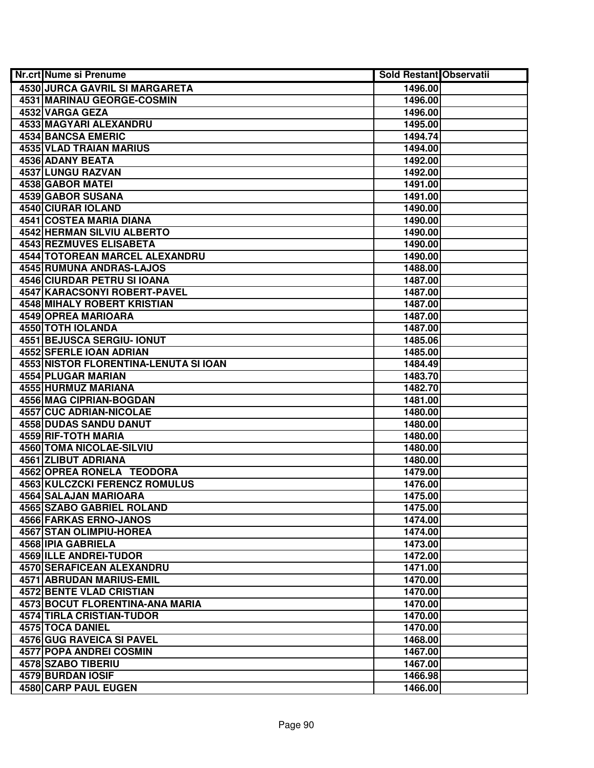| Nr.crt | Nume si Prenume | Sold Restant | Observatii |
|---|---|---|---|
| 4530 | JURCA GAVRIL SI MARGARETA | 1496.00 | |
| 4531 | MARINAU GEORGE-COSMIN | 1496.00 | |
| 4532 | VARGA GEZA | 1496.00 | |
| 4533 | MAGYARI ALEXANDRU | 1495.00 | |
| 4534 | BANCSA EMERIC | 1494.74 | |
| 4535 | VLAD TRAIAN MARIUS | 1494.00 | |
| 4536 | ADANY BEATA | 1492.00 | |
| 4537 | LUNGU RAZVAN | 1492.00 | |
| 4538 | GABOR MATEI | 1491.00 | |
| 4539 | GABOR SUSANA | 1491.00 | |
| 4540 | CIURAR IOLAND | 1490.00 | |
| 4541 | COSTEA MARIA DIANA | 1490.00 | |
| 4542 | HERMAN SILVIU ALBERTO | 1490.00 | |
| 4543 | REZMUVES ELISABETA | 1490.00 | |
| 4544 | TOTOREAN MARCEL ALEXANDRU | 1490.00 | |
| 4545 | RUMUNA ANDRAS-LAJOS | 1488.00 | |
| 4546 | CIURDAR PETRU SI IOANA | 1487.00 | |
| 4547 | KARACSONYI ROBERT-PAVEL | 1487.00 | |
| 4548 | MIHALY ROBERT KRISTIAN | 1487.00 | |
| 4549 | OPREA MARIOARA | 1487.00 | |
| 4550 | TOTH IOLANDA | 1487.00 | |
| 4551 | BEJUSCA SERGIU- IONUT | 1485.06 | |
| 4552 | SFERLE IOAN ADRIAN | 1485.00 | |
| 4553 | NISTOR FLORENTINA-LENUTA SI IOAN | 1484.49 | |
| 4554 | PLUGAR MARIAN | 1483.70 | |
| 4555 | HURMUZ MARIANA | 1482.70 | |
| 4556 | MAG CIPRIAN-BOGDAN | 1481.00 | |
| 4557 | CUC ADRIAN-NICOLAE | 1480.00 | |
| 4558 | DUDAS SANDU DANUT | 1480.00 | |
| 4559 | RIF-TOTH MARIA | 1480.00 | |
| 4560 | TOMA NICOLAE-SILVIU | 1480.00 | |
| 4561 | ZLIBUT ADRIANA | 1480.00 | |
| 4562 | OPREA RONELA TEODORA | 1479.00 | |
| 4563 | KULCZCKI FERENCZ ROMULUS | 1476.00 | |
| 4564 | SALAJAN MARIOARA | 1475.00 | |
| 4565 | SZABO GABRIEL ROLAND | 1475.00 | |
| 4566 | FARKAS ERNO-JANOS | 1474.00 | |
| 4567 | STAN OLIMPIU-HOREA | 1474.00 | |
| 4568 | IPIA GABRIELA | 1473.00 | |
| 4569 | ILLE ANDREI-TUDOR | 1472.00 | |
| 4570 | SERAFICEAN ALEXANDRU | 1471.00 | |
| 4571 | ABRUDAN MARIUS-EMIL | 1470.00 | |
| 4572 | BENTE VLAD CRISTIAN | 1470.00 | |
| 4573 | BOCUT FLORENTINA-ANA MARIA | 1470.00 | |
| 4574 | TIRLA CRISTIAN-TUDOR | 1470.00 | |
| 4575 | TOCA DANIEL | 1470.00 | |
| 4576 | GUG RAVEICA SI PAVEL | 1468.00 | |
| 4577 | POPA ANDREI COSMIN | 1467.00 | |
| 4578 | SZABO TIBERIU | 1467.00 | |
| 4579 | BURDAN IOSIF | 1466.98 | |
| 4580 | CARP PAUL EUGEN | 1466.00 | |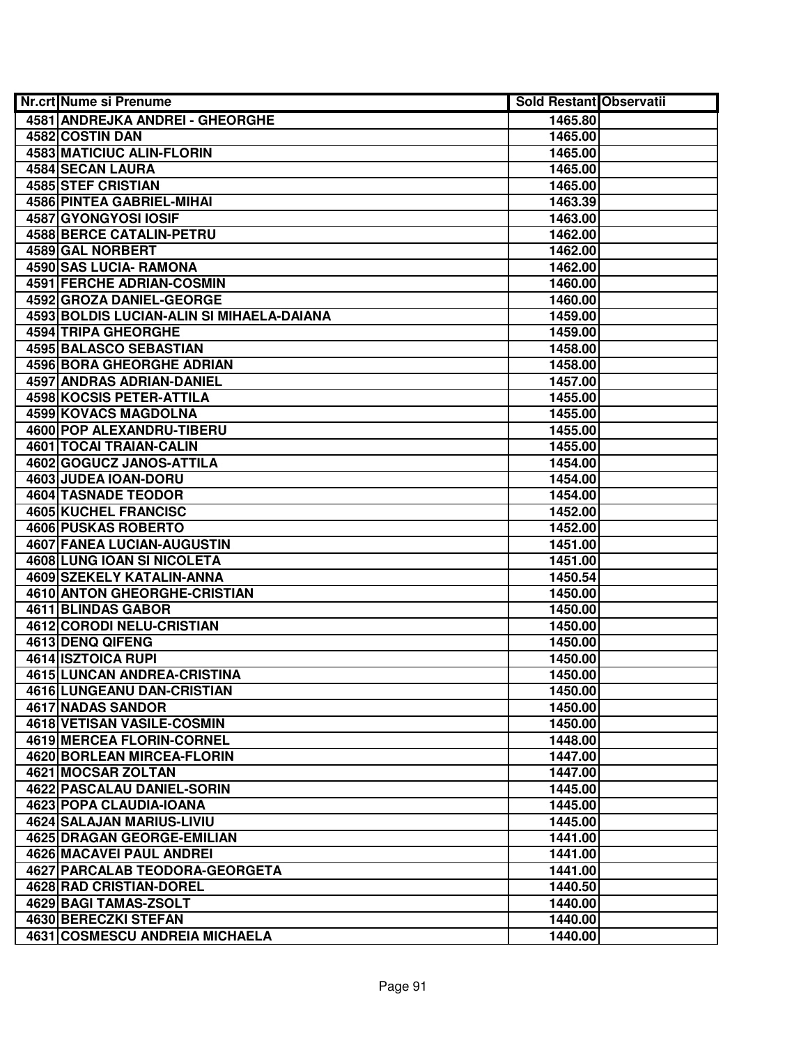| Nr.crt | Nume si Prenume | Sold Restant | Observatii |
|---|---|---|---|
| 4581 | ANDREJKA ANDREI - GHEORGHE | 1465.80 | |
| 4582 | COSTIN DAN | 1465.00 | |
| 4583 | MATICIUC ALIN-FLORIN | 1465.00 | |
| 4584 | SECAN LAURA | 1465.00 | |
| 4585 | STEF CRISTIAN | 1465.00 | |
| 4586 | PINTEA GABRIEL-MIHAI | 1463.39 | |
| 4587 | GYONGYOSI IOSIF | 1463.00 | |
| 4588 | BERCE CATALIN-PETRU | 1462.00 | |
| 4589 | GAL NORBERT | 1462.00 | |
| 4590 | SAS LUCIA- RAMONA | 1462.00 | |
| 4591 | FERCHE ADRIAN-COSMIN | 1460.00 | |
| 4592 | GROZA DANIEL-GEORGE | 1460.00 | |
| 4593 | BOLDIS LUCIAN-ALIN SI MIHAELA-DAIANA | 1459.00 | |
| 4594 | TRIPA GHEORGHE | 1459.00 | |
| 4595 | BALASCO SEBASTIAN | 1458.00 | |
| 4596 | BORA GHEORGHE ADRIAN | 1458.00 | |
| 4597 | ANDRAS ADRIAN-DANIEL | 1457.00 | |
| 4598 | KOCSIS PETER-ATTILA | 1455.00 | |
| 4599 | KOVACS MAGDOLNA | 1455.00 | |
| 4600 | POP ALEXANDRU-TIBERU | 1455.00 | |
| 4601 | TOCAI TRAIAN-CALIN | 1455.00 | |
| 4602 | GOGUCZ JANOS-ATTILA | 1454.00 | |
| 4603 | JUDEA IOAN-DORU | 1454.00 | |
| 4604 | TASNADE TEODOR | 1454.00 | |
| 4605 | KUCHEL FRANCISC | 1452.00 | |
| 4606 | PUSKAS ROBERTO | 1452.00 | |
| 4607 | FANEA LUCIAN-AUGUSTIN | 1451.00 | |
| 4608 | LUNG IOAN SI NICOLETA | 1451.00 | |
| 4609 | SZEKELY KATALIN-ANNA | 1450.54 | |
| 4610 | ANTON GHEORGHE-CRISTIAN | 1450.00 | |
| 4611 | BLINDAS GABOR | 1450.00 | |
| 4612 | CORODI NELU-CRISTIAN | 1450.00 | |
| 4613 | DENQ QIFENG | 1450.00 | |
| 4614 | ISZTOICA RUPI | 1450.00 | |
| 4615 | LUNCAN ANDREA-CRISTINA | 1450.00 | |
| 4616 | LUNGEANU DAN-CRISTIAN | 1450.00 | |
| 4617 | NADAS SANDOR | 1450.00 | |
| 4618 | VETISAN VASILE-COSMIN | 1450.00 | |
| 4619 | MERCEA FLORIN-CORNEL | 1448.00 | |
| 4620 | BORLEAN MIRCEA-FLORIN | 1447.00 | |
| 4621 | MOCSAR ZOLTAN | 1447.00 | |
| 4622 | PASCALAU DANIEL-SORIN | 1445.00 | |
| 4623 | POPA CLAUDIA-IOANA | 1445.00 | |
| 4624 | SALAJAN MARIUS-LIVIU | 1445.00 | |
| 4625 | DRAGAN GEORGE-EMILIAN | 1441.00 | |
| 4626 | MACAVEI PAUL ANDREI | 1441.00 | |
| 4627 | PARCALAB TEODORA-GEORGETA | 1441.00 | |
| 4628 | RAD CRISTIAN-DOREL | 1440.50 | |
| 4629 | BAGI TAMAS-ZSOLT | 1440.00 | |
| 4630 | BERECZKI STEFAN | 1440.00 | |
| 4631 | COSMESCU ANDREIA MICHAELA | 1440.00 | |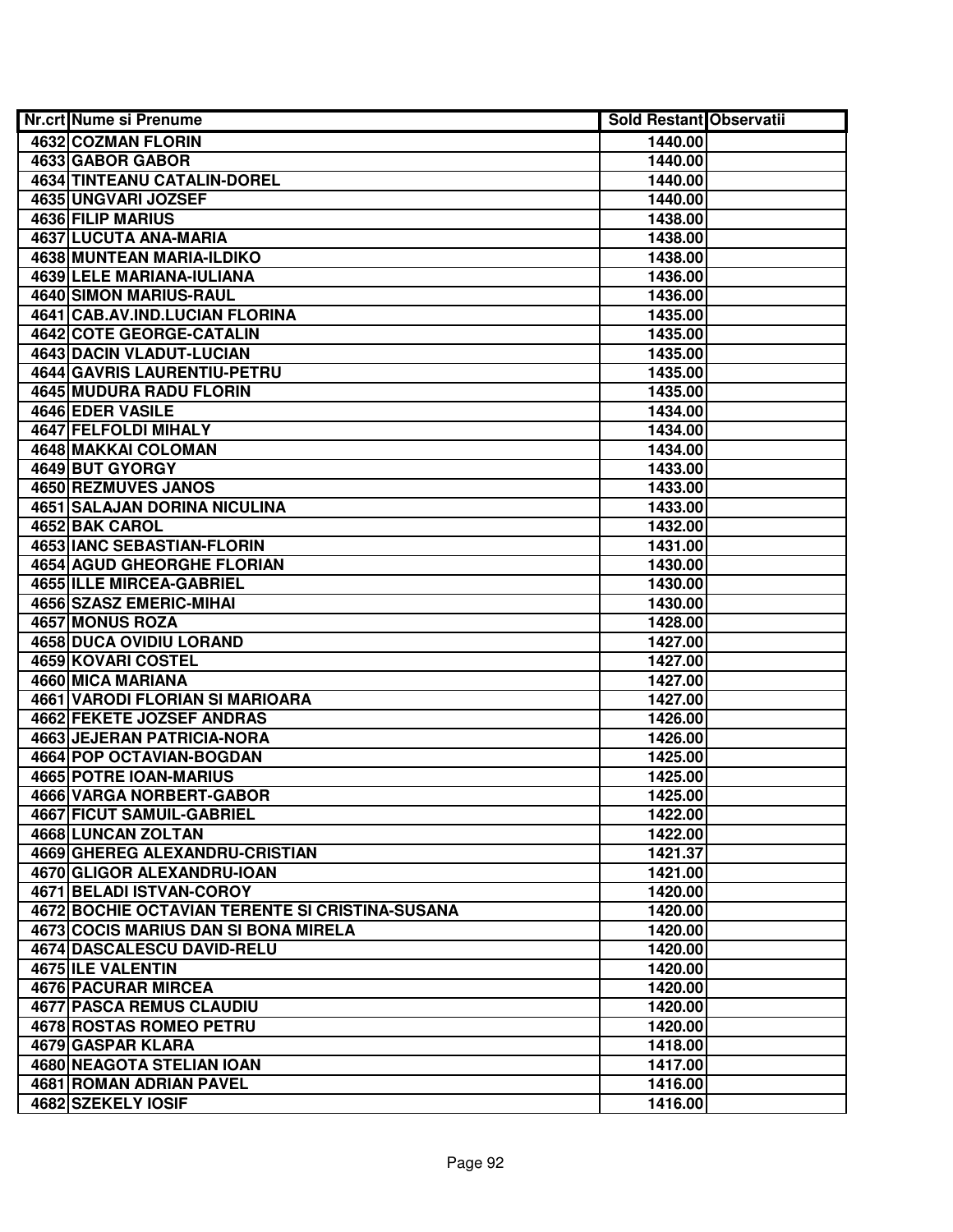| Nr.crt | Nume si Prenume | Sold Restant | Observatii |
|---|---|---|---|
| 4632 | COZMAN FLORIN | 1440.00 | |
| 4633 | GABOR GABOR | 1440.00 | |
| 4634 | TINTEANU CATALIN-DOREL | 1440.00 | |
| 4635 | UNGVARI JOZSEF | 1440.00 | |
| 4636 | FILIP MARIUS | 1438.00 | |
| 4637 | LUCUTA ANA-MARIA | 1438.00 | |
| 4638 | MUNTEAN MARIA-ILDIKO | 1438.00 | |
| 4639 | LELE MARIANA-IULIANA | 1436.00 | |
| 4640 | SIMON MARIUS-RAUL | 1436.00 | |
| 4641 | CAB.AV.IND.LUCIAN FLORINA | 1435.00 | |
| 4642 | COTE GEORGE-CATALIN | 1435.00 | |
| 4643 | DACIN VLADUT-LUCIAN | 1435.00 | |
| 4644 | GAVRIS LAURENTIU-PETRU | 1435.00 | |
| 4645 | MUDURA RADU FLORIN | 1435.00 | |
| 4646 | EDER VASILE | 1434.00 | |
| 4647 | FELFOLDI MIHALY | 1434.00 | |
| 4648 | MAKKAI COLOMAN | 1434.00 | |
| 4649 | BUT GYORGY | 1433.00 | |
| 4650 | REZMUVES JANOS | 1433.00 | |
| 4651 | SALAJAN DORINA NICULINA | 1433.00 | |
| 4652 | BAK CAROL | 1432.00 | |
| 4653 | IANC SEBASTIAN-FLORIN | 1431.00 | |
| 4654 | AGUD GHEORGHE FLORIAN | 1430.00 | |
| 4655 | ILLE MIRCEA-GABRIEL | 1430.00 | |
| 4656 | SZASZ EMERIC-MIHAI | 1430.00 | |
| 4657 | MONUS ROZA | 1428.00 | |
| 4658 | DUCA OVIDIU LORAND | 1427.00 | |
| 4659 | KOVARI COSTEL | 1427.00 | |
| 4660 | MICA MARIANA | 1427.00 | |
| 4661 | VARODI FLORIAN SI MARIOARA | 1427.00 | |
| 4662 | FEKETE JOZSEF ANDRAS | 1426.00 | |
| 4663 | JEJERAN PATRICIA-NORA | 1426.00 | |
| 4664 | POP OCTAVIAN-BOGDAN | 1425.00 | |
| 4665 | POTRE IOAN-MARIUS | 1425.00 | |
| 4666 | VARGA NORBERT-GABOR | 1425.00 | |
| 4667 | FICUT SAMUIL-GABRIEL | 1422.00 | |
| 4668 | LUNCAN ZOLTAN | 1422.00 | |
| 4669 | GHEREG ALEXANDRU-CRISTIAN | 1421.37 | |
| 4670 | GLIGOR ALEXANDRU-IOAN | 1421.00 | |
| 4671 | BELADI ISTVAN-COROY | 1420.00 | |
| 4672 | BOCHIE OCTAVIAN TERENTE SI CRISTINA-SUSANA | 1420.00 | |
| 4673 | COCIS MARIUS DAN SI BONA MIRELA | 1420.00 | |
| 4674 | DASCALESCU DAVID-RELU | 1420.00 | |
| 4675 | ILE VALENTIN | 1420.00 | |
| 4676 | PACURAR MIRCEA | 1420.00 | |
| 4677 | PASCA REMUS CLAUDIU | 1420.00 | |
| 4678 | ROSTAS ROMEO PETRU | 1420.00 | |
| 4679 | GASPAR KLARA | 1418.00 | |
| 4680 | NEAGOTA STELIAN IOAN | 1417.00 | |
| 4681 | ROMAN ADRIAN PAVEL | 1416.00 | |
| 4682 | SZEKELY IOSIF | 1416.00 | |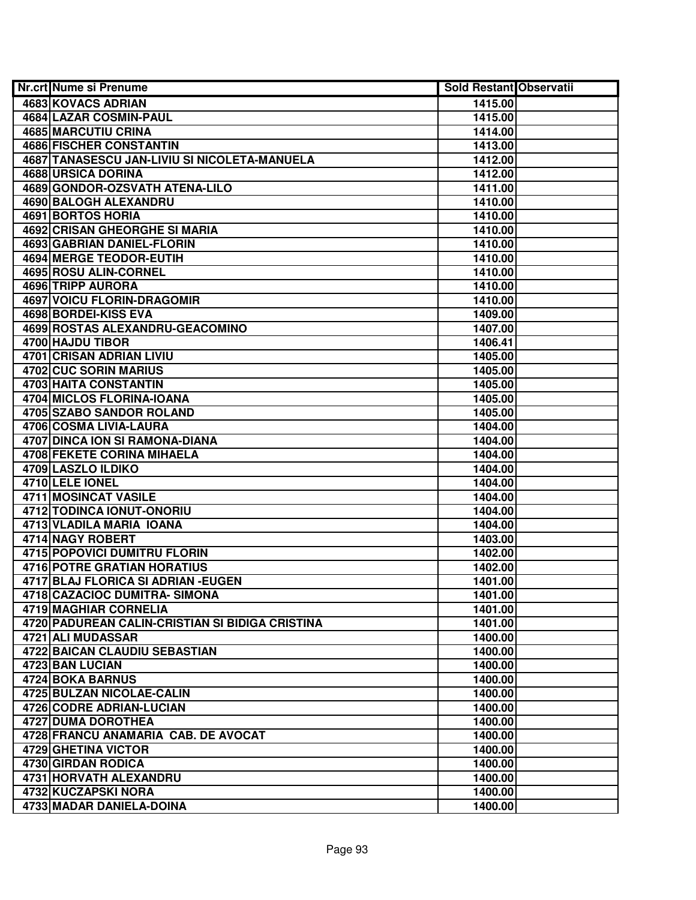| Nr.crt | Nume si Prenume | Sold Restant | Observatii |
|---|---|---|---|
| 4683 | KOVACS ADRIAN | 1415.00 | |
| 4684 | LAZAR COSMIN-PAUL | 1415.00 | |
| 4685 | MARCUTIU CRINA | 1414.00 | |
| 4686 | FISCHER CONSTANTIN | 1413.00 | |
| 4687 | TANASESCU JAN-LIVIU SI NICOLETA-MANUELA | 1412.00 | |
| 4688 | URSICA DORINA | 1412.00 | |
| 4689 | GONDOR-OZSVATH ATENA-LILO | 1411.00 | |
| 4690 | BALOGH ALEXANDRU | 1410.00 | |
| 4691 | BORTOS HORIA | 1410.00 | |
| 4692 | CRISAN GHEORGHE SI MARIA | 1410.00 | |
| 4693 | GABRIAN DANIEL-FLORIN | 1410.00 | |
| 4694 | MERGE TEODOR-EUTIH | 1410.00 | |
| 4695 | ROSU ALIN-CORNEL | 1410.00 | |
| 4696 | TRIPP AURORA | 1410.00 | |
| 4697 | VOICU FLORIN-DRAGOMIR | 1410.00 | |
| 4698 | BORDEI-KISS EVA | 1409.00 | |
| 4699 | ROSTAS ALEXANDRU-GEACOMINO | 1407.00 | |
| 4700 | HAJDU TIBOR | 1406.41 | |
| 4701 | CRISAN ADRIAN LIVIU | 1405.00 | |
| 4702 | CUC SORIN MARIUS | 1405.00 | |
| 4703 | HAITA CONSTANTIN | 1405.00 | |
| 4704 | MICLOS FLORINA-IOANA | 1405.00 | |
| 4705 | SZABO SANDOR ROLAND | 1405.00 | |
| 4706 | COSMA LIVIA-LAURA | 1404.00 | |
| 4707 | DINCA ION SI RAMONA-DIANA | 1404.00 | |
| 4708 | FEKETE CORINA MIHAELA | 1404.00 | |
| 4709 | LASZLO ILDIKO | 1404.00 | |
| 4710 | LELE IONEL | 1404.00 | |
| 4711 | MOSINCAT VASILE | 1404.00 | |
| 4712 | TODINCA IONUT-ONORIU | 1404.00 | |
| 4713 | VLADILA MARIA IOANA | 1404.00 | |
| 4714 | NAGY ROBERT | 1403.00 | |
| 4715 | POPOVICI DUMITRU FLORIN | 1402.00 | |
| 4716 | POTRE GRATIAN HORATIUS | 1402.00 | |
| 4717 | BLAJ FLORICA SI ADRIAN -EUGEN | 1401.00 | |
| 4718 | CAZACIOC DUMITRA- SIMONA | 1401.00 | |
| 4719 | MAGHIAR CORNELIA | 1401.00 | |
| 4720 | PADUREAN CALIN-CRISTIAN SI BIDIGA CRISTINA | 1401.00 | |
| 4721 | ALI MUDASSAR | 1400.00 | |
| 4722 | BAICAN CLAUDIU SEBASTIAN | 1400.00 | |
| 4723 | BAN LUCIAN | 1400.00 | |
| 4724 | BOKA BARNUS | 1400.00 | |
| 4725 | BULZAN NICOLAE-CALIN | 1400.00 | |
| 4726 | CODRE ADRIAN-LUCIAN | 1400.00 | |
| 4727 | DUMA DOROTHEA | 1400.00 | |
| 4728 | FRANCU ANAMARIA CAB. DE AVOCAT | 1400.00 | |
| 4729 | GHETINA VICTOR | 1400.00 | |
| 4730 | GIRDAN RODICA | 1400.00 | |
| 4731 | HORVATH ALEXANDRU | 1400.00 | |
| 4732 | KUCZAPSKI NORA | 1400.00 | |
| 4733 | MADAR DANIELA-DOINA | 1400.00 | |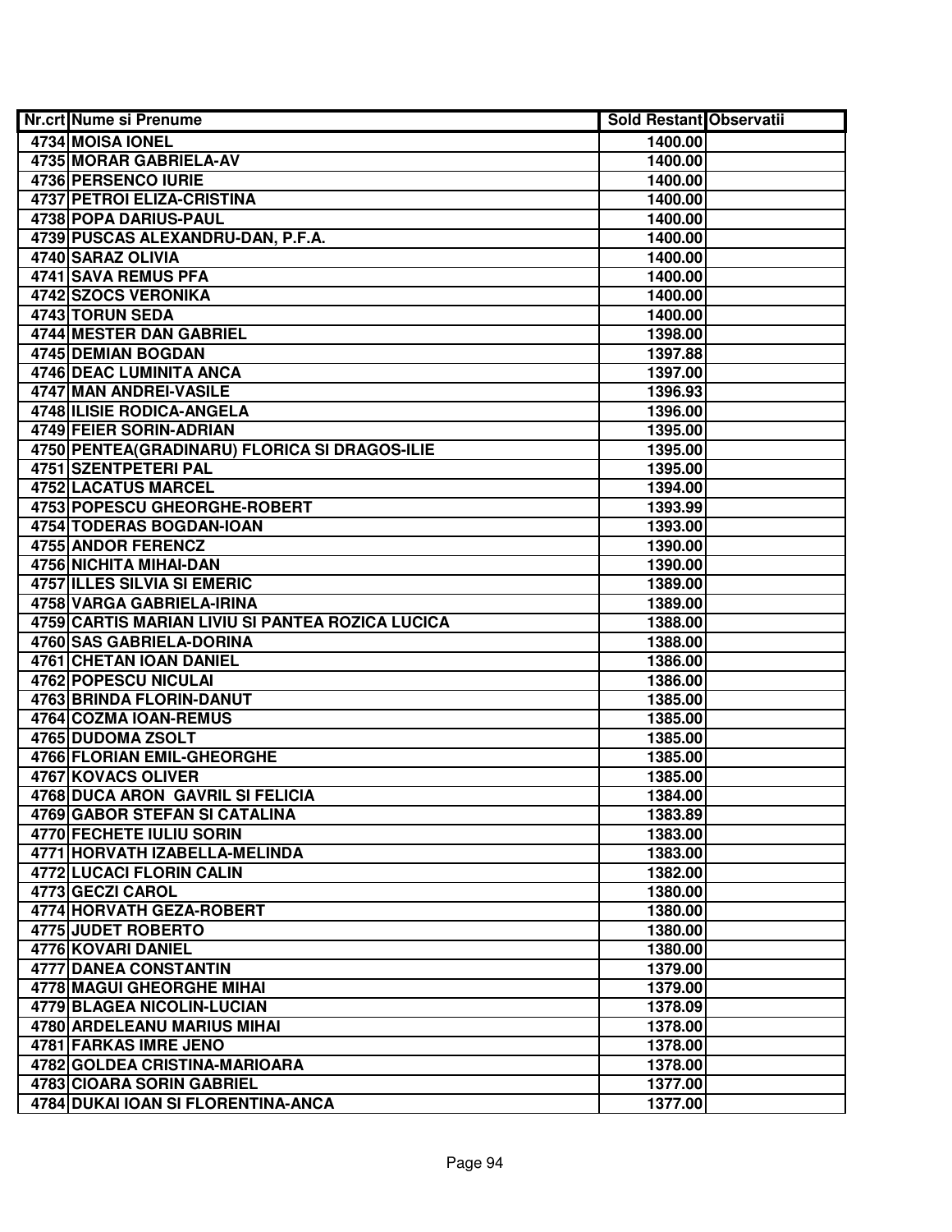| Nr.crt | Nume si Prenume | Sold Restant | Observatii |
|---|---|---|---|
| 4734 | MOISA IONEL | 1400.00 | |
| 4735 | MORAR GABRIELA-AV | 1400.00 | |
| 4736 | PERSENCO IURIE | 1400.00 | |
| 4737 | PETROI ELIZA-CRISTINA | 1400.00 | |
| 4738 | POPA DARIUS-PAUL | 1400.00 | |
| 4739 | PUSCAS ALEXANDRU-DAN, P.F.A. | 1400.00 | |
| 4740 | SARAZ OLIVIA | 1400.00 | |
| 4741 | SAVA REMUS PFA | 1400.00 | |
| 4742 | SZOCS VERONIKA | 1400.00 | |
| 4743 | TORUN SEDA | 1400.00 | |
| 4744 | MESTER DAN GABRIEL | 1398.00 | |
| 4745 | DEMIAN BOGDAN | 1397.88 | |
| 4746 | DEAC LUMINITA ANCA | 1397.00 | |
| 4747 | MAN ANDREI-VASILE | 1396.93 | |
| 4748 | ILISIE RODICA-ANGELA | 1396.00 | |
| 4749 | FEIER SORIN-ADRIAN | 1395.00 | |
| 4750 | PENTEA(GRADINARU) FLORICA SI DRAGOS-ILIE | 1395.00 | |
| 4751 | SZENTPETERI PAL | 1395.00 | |
| 4752 | LACATUS MARCEL | 1394.00 | |
| 4753 | POPESCU GHEORGHE-ROBERT | 1393.99 | |
| 4754 | TODERAS BOGDAN-IOAN | 1393.00 | |
| 4755 | ANDOR FERENCZ | 1390.00 | |
| 4756 | NICHITA MIHAI-DAN | 1390.00 | |
| 4757 | ILLES SILVIA SI EMERIC | 1389.00 | |
| 4758 | VARGA GABRIELA-IRINA | 1389.00 | |
| 4759 | CARTIS MARIAN LIVIU SI PANTEA ROZICA LUCICA | 1388.00 | |
| 4760 | SAS GABRIELA-DORINA | 1388.00 | |
| 4761 | CHETAN IOAN DANIEL | 1386.00 | |
| 4762 | POPESCU NICULAI | 1386.00 | |
| 4763 | BRINDA FLORIN-DANUT | 1385.00 | |
| 4764 | COZMA IOAN-REMUS | 1385.00 | |
| 4765 | DUDOMA ZSOLT | 1385.00 | |
| 4766 | FLORIAN EMIL-GHEORGHE | 1385.00 | |
| 4767 | KOVACS OLIVER | 1385.00 | |
| 4768 | DUCA ARON GAVRIL SI FELICIA | 1384.00 | |
| 4769 | GABOR STEFAN SI CATALINA | 1383.89 | |
| 4770 | FECHETE IULIU SORIN | 1383.00 | |
| 4771 | HORVATH IZABELLA-MELINDA | 1383.00 | |
| 4772 | LUCACI FLORIN CALIN | 1382.00 | |
| 4773 | GECZI CAROL | 1380.00 | |
| 4774 | HORVATH GEZA-ROBERT | 1380.00 | |
| 4775 | JUDET ROBERTO | 1380.00 | |
| 4776 | KOVARI DANIEL | 1380.00 | |
| 4777 | DANEA CONSTANTIN | 1379.00 | |
| 4778 | MAGUI GHEORGHE MIHAI | 1379.00 | |
| 4779 | BLAGEA NICOLIN-LUCIAN | 1378.09 | |
| 4780 | ARDELEANU MARIUS MIHAI | 1378.00 | |
| 4781 | FARKAS IMRE JENO | 1378.00 | |
| 4782 | GOLDEA CRISTINA-MARIOARA | 1378.00 | |
| 4783 | CIOARA SORIN GABRIEL | 1377.00 | |
| 4784 | DUKAI IOAN SI FLORENTINA-ANCA | 1377.00 | |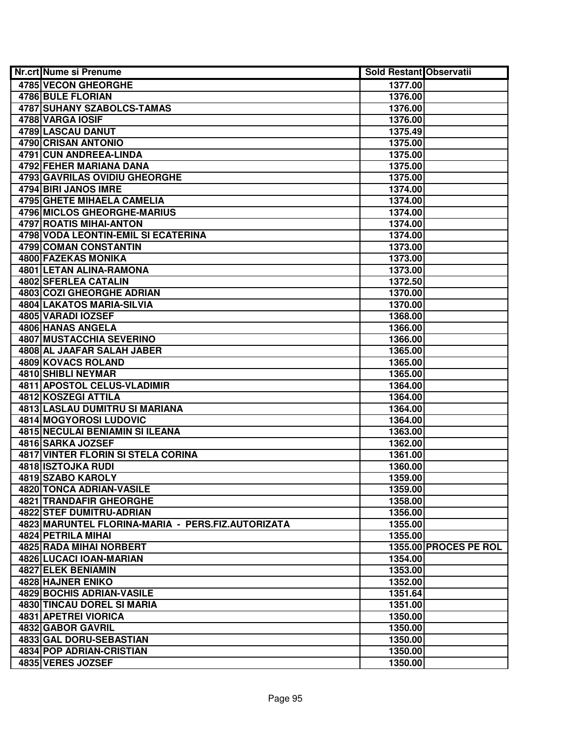| Nr.crt | Nume si Prenume | Sold Restant | Observatii |
|---|---|---|---|
| 4785 | VECON GHEORGHE | 1377.00 | |
| 4786 | BULE FLORIAN | 1376.00 | |
| 4787 | SUHANY SZABOLCS-TAMAS | 1376.00 | |
| 4788 | VARGA IOSIF | 1376.00 | |
| 4789 | LASCAU DANUT | 1375.49 | |
| 4790 | CRISAN ANTONIO | 1375.00 | |
| 4791 | CUN ANDREEA-LINDA | 1375.00 | |
| 4792 | FEHER MARIANA DANA | 1375.00 | |
| 4793 | GAVRILAS OVIDIU GHEORGHE | 1375.00 | |
| 4794 | BIRI JANOS IMRE | 1374.00 | |
| 4795 | GHETE MIHAELA CAMELIA | 1374.00 | |
| 4796 | MICLOS GHEORGHE-MARIUS | 1374.00 | |
| 4797 | ROATIS MIHAI-ANTON | 1374.00 | |
| 4798 | VODA LEONTIN-EMIL SI ECATERINA | 1374.00 | |
| 4799 | COMAN CONSTANTIN | 1373.00 | |
| 4800 | FAZEKAS MONIKA | 1373.00 | |
| 4801 | LETAN ALINA-RAMONA | 1373.00 | |
| 4802 | SFERLEA CATALIN | 1372.50 | |
| 4803 | COZI GHEORGHE ADRIAN | 1370.00 | |
| 4804 | LAKATOS MARIA-SILVIA | 1370.00 | |
| 4805 | VARADI IOZSEF | 1368.00 | |
| 4806 | HANAS ANGELA | 1366.00 | |
| 4807 | MUSTACCHIA SEVERINO | 1366.00 | |
| 4808 | AL JAAFAR SALAH JABER | 1365.00 | |
| 4809 | KOVACS ROLAND | 1365.00 | |
| 4810 | SHIBLI NEYMAR | 1365.00 | |
| 4811 | APOSTOL CELUS-VLADIMIR | 1364.00 | |
| 4812 | KOSZEGI ATTILA | 1364.00 | |
| 4813 | LASLAU DUMITRU SI MARIANA | 1364.00 | |
| 4814 | MOGYOROSI LUDOVIC | 1364.00 | |
| 4815 | NECULAI BENIAMIN SI ILEANA | 1363.00 | |
| 4816 | SARKA JOZSEF | 1362.00 | |
| 4817 | VINTER FLORIN SI STELA CORINA | 1361.00 | |
| 4818 | ISZTOJKA RUDI | 1360.00 | |
| 4819 | SZABO KAROLY | 1359.00 | |
| 4820 | TONCA ADRIAN-VASILE | 1359.00 | |
| 4821 | TRANDAFIR GHEORGHE | 1358.00 | |
| 4822 | STEF DUMITRU-ADRIAN | 1356.00 | |
| 4823 | MARUNTEL FLORINA-MARIA - PERS.FIZ.AUTORIZATA | 1355.00 | |
| 4824 | PETRILA MIHAI | 1355.00 | |
| 4825 | RADA MIHAI NORBERT | 1355.00 | PROCES PE ROL |
| 4826 | LUCACI IOAN-MARIAN | 1354.00 | |
| 4827 | ELEK BENIAMIN | 1353.00 | |
| 4828 | HAJNER ENIKO | 1352.00 | |
| 4829 | BOCHIS ADRIAN-VASILE | 1351.64 | |
| 4830 | TINCAU DOREL SI MARIA | 1351.00 | |
| 4831 | APETREI VIORICA | 1350.00 | |
| 4832 | GABOR GAVRIL | 1350.00 | |
| 4833 | GAL DORU-SEBASTIAN | 1350.00 | |
| 4834 | POP ADRIAN-CRISTIAN | 1350.00 | |
| 4835 | VERES JOZSEF | 1350.00 | |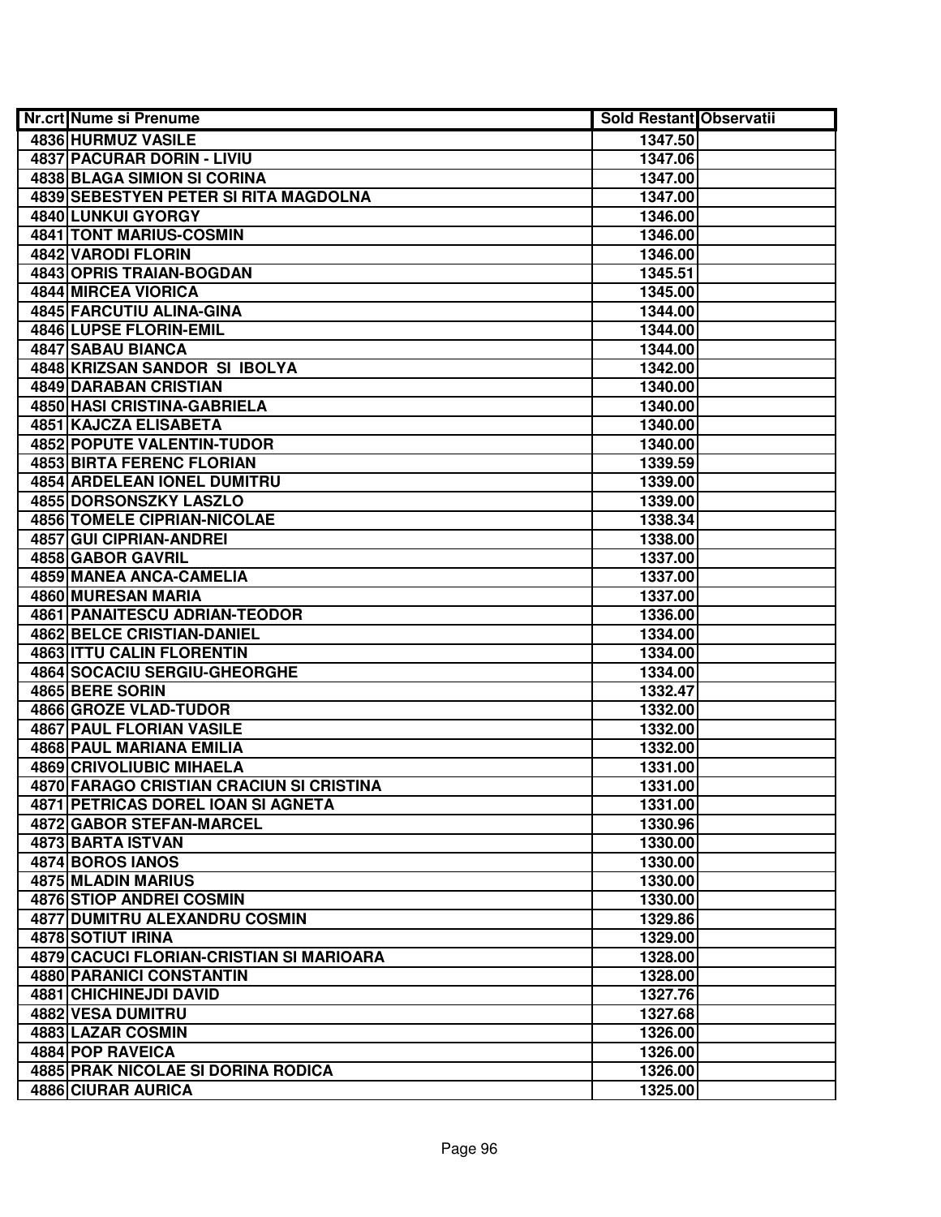| Nr.crt | Nume si Prenume | Sold Restant | Observatii |
|---|---|---|---|
| 4836 | HURMUZ VASILE | 1347.50 | |
| 4837 | PACURAR DORIN - LIVIU | 1347.06 | |
| 4838 | BLAGA SIMION SI CORINA | 1347.00 | |
| 4839 | SEBESTYEN PETER SI RITA MAGDOLNA | 1347.00 | |
| 4840 | LUNKUI GYORGY | 1346.00 | |
| 4841 | TONT MARIUS-COSMIN | 1346.00 | |
| 4842 | VARODI FLORIN | 1346.00 | |
| 4843 | OPRIS TRAIAN-BOGDAN | 1345.51 | |
| 4844 | MIRCEA VIORICA | 1345.00 | |
| 4845 | FARCUTIU ALINA-GINA | 1344.00 | |
| 4846 | LUPSE FLORIN-EMIL | 1344.00 | |
| 4847 | SABAU BIANCA | 1344.00 | |
| 4848 | KRIZSAN SANDOR SI IBOLYA | 1342.00 | |
| 4849 | DARABAN CRISTIAN | 1340.00 | |
| 4850 | HASI CRISTINA-GABRIELA | 1340.00 | |
| 4851 | KAJCZA ELISABETA | 1340.00 | |
| 4852 | POPUTE VALENTIN-TUDOR | 1340.00 | |
| 4853 | BIRTA FERENC FLORIAN | 1339.59 | |
| 4854 | ARDELEAN IONEL DUMITRU | 1339.00 | |
| 4855 | DORSONSZKY LASZLO | 1339.00 | |
| 4856 | TOMELE CIPRIAN-NICOLAE | 1338.34 | |
| 4857 | GUI CIPRIAN-ANDREI | 1338.00 | |
| 4858 | GABOR GAVRIL | 1337.00 | |
| 4859 | MANEA ANCA-CAMELIA | 1337.00 | |
| 4860 | MURESAN MARIA | 1337.00 | |
| 4861 | PANAITESCU ADRIAN-TEODOR | 1336.00 | |
| 4862 | BELCE CRISTIAN-DANIEL | 1334.00 | |
| 4863 | ITTU CALIN FLORENTIN | 1334.00 | |
| 4864 | SOCACIU SERGIU-GHEORGHE | 1334.00 | |
| 4865 | BERE SORIN | 1332.47 | |
| 4866 | GROZE VLAD-TUDOR | 1332.00 | |
| 4867 | PAUL FLORIAN VASILE | 1332.00 | |
| 4868 | PAUL MARIANA EMILIA | 1332.00 | |
| 4869 | CRIVOLIUBIC MIHAELA | 1331.00 | |
| 4870 | FARAGO CRISTIAN CRACIUN SI CRISTINA | 1331.00 | |
| 4871 | PETRICAS DOREL IOAN SI AGNETA | 1331.00 | |
| 4872 | GABOR STEFAN-MARCEL | 1330.96 | |
| 4873 | BARTA ISTVAN | 1330.00 | |
| 4874 | BOROS IANOS | 1330.00 | |
| 4875 | MLADIN MARIUS | 1330.00 | |
| 4876 | STIOP ANDREI COSMIN | 1330.00 | |
| 4877 | DUMITRU ALEXANDRU COSMIN | 1329.86 | |
| 4878 | SOTIUT IRINA | 1329.00 | |
| 4879 | CACUCI FLORIAN-CRISTIAN SI MARIOARA | 1328.00 | |
| 4880 | PARANICI CONSTANTIN | 1328.00 | |
| 4881 | CHICHINEJDI DAVID | 1327.76 | |
| 4882 | VESA DUMITRU | 1327.68 | |
| 4883 | LAZAR COSMIN | 1326.00 | |
| 4884 | POP RAVEICA | 1326.00 | |
| 4885 | PRAK NICOLAE SI DORINA RODICA | 1326.00 | |
| 4886 | CIURAR AURICA | 1325.00 | |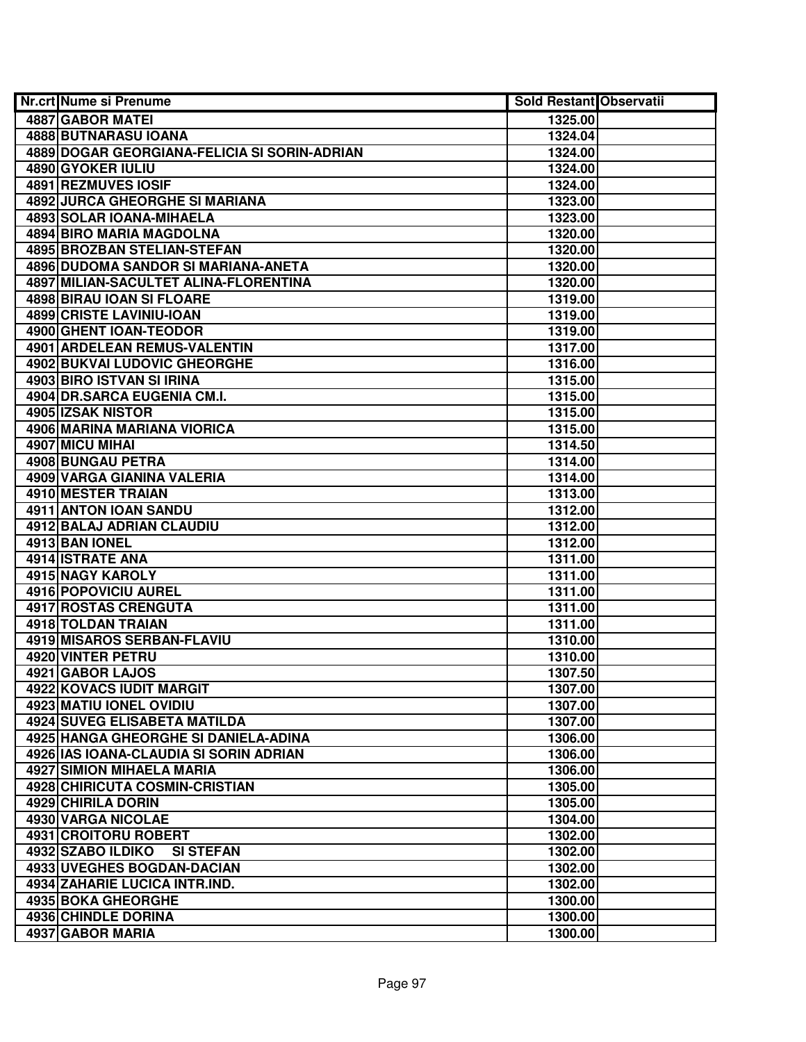| Nr.crt | Nume si Prenume | Sold Restant | Observatii |
|---|---|---|---|
| 4887 | GABOR MATEI | 1325.00 | |
| 4888 | BUTNARASU IOANA | 1324.04 | |
| 4889 | DOGAR GEORGIANA-FELICIA SI SORIN-ADRIAN | 1324.00 | |
| 4890 | GYOKER IULIU | 1324.00 | |
| 4891 | REZMUVES IOSIF | 1324.00 | |
| 4892 | JURCA GHEORGHE SI MARIANA | 1323.00 | |
| 4893 | SOLAR IOANA-MIHAELA | 1323.00 | |
| 4894 | BIRO MARIA MAGDOLNA | 1320.00 | |
| 4895 | BROZBAN STELIAN-STEFAN | 1320.00 | |
| 4896 | DUDOMA SANDOR SI MARIANA-ANETA | 1320.00 | |
| 4897 | MILIAN-SACULTET ALINA-FLORENTINA | 1320.00 | |
| 4898 | BIRAU IOAN SI FLOARE | 1319.00 | |
| 4899 | CRISTE LAVINIU-IOAN | 1319.00 | |
| 4900 | GHENT IOAN-TEODOR | 1319.00 | |
| 4901 | ARDELEAN REMUS-VALENTIN | 1317.00 | |
| 4902 | BUKVAI LUDOVIC GHEORGHE | 1316.00 | |
| 4903 | BIRO ISTVAN SI IRINA | 1315.00 | |
| 4904 | DR.SARCA EUGENIA CM.I. | 1315.00 | |
| 4905 | IZSAK NISTOR | 1315.00 | |
| 4906 | MARINA MARIANA VIORICA | 1315.00 | |
| 4907 | MICU MIHAI | 1314.50 | |
| 4908 | BUNGAU PETRA | 1314.00 | |
| 4909 | VARGA GIANINA VALERIA | 1314.00 | |
| 4910 | MESTER TRAIAN | 1313.00 | |
| 4911 | ANTON IOAN SANDU | 1312.00 | |
| 4912 | BALAJ ADRIAN CLAUDIU | 1312.00 | |
| 4913 | BAN IONEL | 1312.00 | |
| 4914 | ISTRATE ANA | 1311.00 | |
| 4915 | NAGY KAROLY | 1311.00 | |
| 4916 | POPOVICIU AUREL | 1311.00 | |
| 4917 | ROSTAS CRENGUTA | 1311.00 | |
| 4918 | TOLDAN TRAIAN | 1311.00 | |
| 4919 | MISAROS SERBAN-FLAVIU | 1310.00 | |
| 4920 | VINTER PETRU | 1310.00 | |
| 4921 | GABOR LAJOS | 1307.50 | |
| 4922 | KOVACS IUDIT MARGIT | 1307.00 | |
| 4923 | MATIU IONEL OVIDIU | 1307.00 | |
| 4924 | SUVEG ELISABETA MATILDA | 1307.00 | |
| 4925 | HANGA GHEORGHE SI DANIELA-ADINA | 1306.00 | |
| 4926 | IAS IOANA-CLAUDIA SI SORIN ADRIAN | 1306.00 | |
| 4927 | SIMION MIHAELA MARIA | 1306.00 | |
| 4928 | CHIRICUTA COSMIN-CRISTIAN | 1305.00 | |
| 4929 | CHIRILA DORIN | 1305.00 | |
| 4930 | VARGA NICOLAE | 1304.00 | |
| 4931 | CROITORU ROBERT | 1302.00 | |
| 4932 | SZABO ILDIKO SI STEFAN | 1302.00 | |
| 4933 | UVEGHES BOGDAN-DACIAN | 1302.00 | |
| 4934 | ZAHARIE LUCICA INTR.IND. | 1302.00 | |
| 4935 | BOKA GHEORGHE | 1300.00 | |
| 4936 | CHINDLE DORINA | 1300.00 | |
| 4937 | GABOR MARIA | 1300.00 | |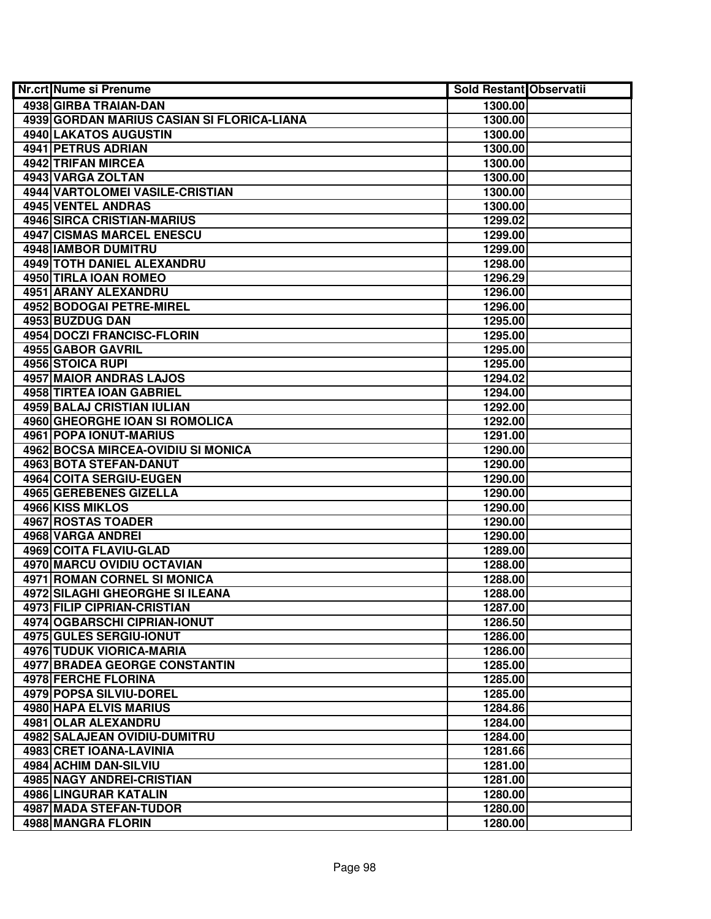| Nr.crt | Nume si Prenume | Sold Restant | Observatii |
|---|---|---|---|
| 4938 | GIRBA TRAIAN-DAN | 1300.00 | |
| 4939 | GORDAN MARIUS CASIAN SI FLORICA-LIANA | 1300.00 | |
| 4940 | LAKATOS AUGUSTIN | 1300.00 | |
| 4941 | PETRUS ADRIAN | 1300.00 | |
| 4942 | TRIFAN MIRCEA | 1300.00 | |
| 4943 | VARGA ZOLTAN | 1300.00 | |
| 4944 | VARTOLOMEI VASILE-CRISTIAN | 1300.00 | |
| 4945 | VENTEL ANDRAS | 1300.00 | |
| 4946 | SIRCA CRISTIAN-MARIUS | 1299.02 | |
| 4947 | CISMAS MARCEL ENESCU | 1299.00 | |
| 4948 | IAMBOR DUMITRU | 1299.00 | |
| 4949 | TOTH DANIEL ALEXANDRU | 1298.00 | |
| 4950 | TIRLA IOAN ROMEO | 1296.29 | |
| 4951 | ARANY ALEXANDRU | 1296.00 | |
| 4952 | BODOGAI PETRE-MIREL | 1296.00 | |
| 4953 | BUZDUG DAN | 1295.00 | |
| 4954 | DOCZI FRANCISC-FLORIN | 1295.00 | |
| 4955 | GABOR GAVRIL | 1295.00 | |
| 4956 | STOICA RUPI | 1295.00 | |
| 4957 | MAIOR ANDRAS LAJOS | 1294.02 | |
| 4958 | TIRTEA IOAN GABRIEL | 1294.00 | |
| 4959 | BALAJ CRISTIAN IULIAN | 1292.00 | |
| 4960 | GHEORGHE IOAN SI ROMOLICA | 1292.00 | |
| 4961 | POPA IONUT-MARIUS | 1291.00 | |
| 4962 | BOCSA MIRCEA-OVIDIU SI MONICA | 1290.00 | |
| 4963 | BOTA STEFAN-DANUT | 1290.00 | |
| 4964 | COITA SERGIU-EUGEN | 1290.00 | |
| 4965 | GEREBENES GIZELLA | 1290.00 | |
| 4966 | KISS MIKLOS | 1290.00 | |
| 4967 | ROSTAS TOADER | 1290.00 | |
| 4968 | VARGA ANDREI | 1290.00 | |
| 4969 | COITA FLAVIU-GLAD | 1289.00 | |
| 4970 | MARCU OVIDIU OCTAVIAN | 1288.00 | |
| 4971 | ROMAN CORNEL SI MONICA | 1288.00 | |
| 4972 | SILAGHI GHEORGHE SI ILEANA | 1288.00 | |
| 4973 | FILIP CIPRIAN-CRISTIAN | 1287.00 | |
| 4974 | OGBARSCHI CIPRIAN-IONUT | 1286.50 | |
| 4975 | GULES SERGIU-IONUT | 1286.00 | |
| 4976 | TUDUK VIORICA-MARIA | 1286.00 | |
| 4977 | BRADEA GEORGE CONSTANTIN | 1285.00 | |
| 4978 | FERCHE FLORINA | 1285.00 | |
| 4979 | POPSA SILVIU-DOREL | 1285.00 | |
| 4980 | HAPA ELVIS MARIUS | 1284.86 | |
| 4981 | OLAR ALEXANDRU | 1284.00 | |
| 4982 | SALAJEAN OVIDIU-DUMITRU | 1284.00 | |
| 4983 | CRET IOANA-LAVINIA | 1281.66 | |
| 4984 | ACHIM DAN-SILVIU | 1281.00 | |
| 4985 | NAGY ANDREI-CRISTIAN | 1281.00 | |
| 4986 | LINGURAR KATALIN | 1280.00 | |
| 4987 | MADA STEFAN-TUDOR | 1280.00 | |
| 4988 | MANGRA FLORIN | 1280.00 | |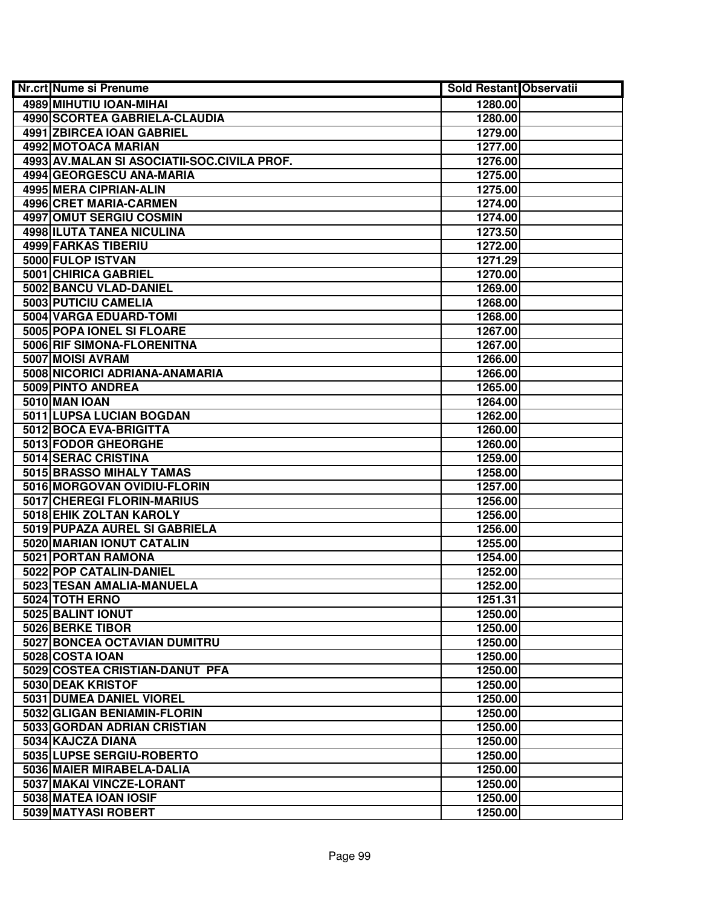| Nr.crt | Nume si Prenume | Sold Restant | Observatii |
|---|---|---|---|
| 4989 | MIHUTIU IOAN-MIHAI | 1280.00 | |
| 4990 | SCORTEA GABRIELA-CLAUDIA | 1280.00 | |
| 4991 | ZBIRCEA IOAN GABRIEL | 1279.00 | |
| 4992 | MOTOACA MARIAN | 1277.00 | |
| 4993 | AV.MALAN SI ASOCIATII-SOC.CIVILA PROF. | 1276.00 | |
| 4994 | GEORGESCU ANA-MARIA | 1275.00 | |
| 4995 | MERA CIPRIAN-ALIN | 1275.00 | |
| 4996 | CRET MARIA-CARMEN | 1274.00 | |
| 4997 | OMUT SERGIU COSMIN | 1274.00 | |
| 4998 | ILUTA TANEA NICULINA | 1273.50 | |
| 4999 | FARKAS TIBERIU | 1272.00 | |
| 5000 | FULOP ISTVAN | 1271.29 | |
| 5001 | CHIRICA GABRIEL | 1270.00 | |
| 5002 | BANCU VLAD-DANIEL | 1269.00 | |
| 5003 | PUTICIU CAMELIA | 1268.00 | |
| 5004 | VARGA EDUARD-TOMI | 1268.00 | |
| 5005 | POPA IONEL SI FLOARE | 1267.00 | |
| 5006 | RIF SIMONA-FLORENITNA | 1267.00 | |
| 5007 | MOISI AVRAM | 1266.00 | |
| 5008 | NICORICI ADRIANA-ANAMARIA | 1266.00 | |
| 5009 | PINTO ANDREA | 1265.00 | |
| 5010 | MAN IOAN | 1264.00 | |
| 5011 | LUPSA LUCIAN BOGDAN | 1262.00 | |
| 5012 | BOCA EVA-BRIGITTA | 1260.00 | |
| 5013 | FODOR GHEORGHE | 1260.00 | |
| 5014 | SERAC CRISTINA | 1259.00 | |
| 5015 | BRASSO MIHALY TAMAS | 1258.00 | |
| 5016 | MORGOVAN OVIDIU-FLORIN | 1257.00 | |
| 5017 | CHEREGI FLORIN-MARIUS | 1256.00 | |
| 5018 | EHIK ZOLTAN KAROLY | 1256.00 | |
| 5019 | PUPAZA AUREL SI GABRIELA | 1256.00 | |
| 5020 | MARIAN IONUT CATALIN | 1255.00 | |
| 5021 | PORTAN RAMONA | 1254.00 | |
| 5022 | POP CATALIN-DANIEL | 1252.00 | |
| 5023 | TESAN AMALIA-MANUELA | 1252.00 | |
| 5024 | TOTH ERNO | 1251.31 | |
| 5025 | BALINT IONUT | 1250.00 | |
| 5026 | BERKE TIBOR | 1250.00 | |
| 5027 | BONCEA OCTAVIAN DUMITRU | 1250.00 | |
| 5028 | COSTA IOAN | 1250.00 | |
| 5029 | COSTEA CRISTIAN-DANUT PFA | 1250.00 | |
| 5030 | DEAK KRISTOF | 1250.00 | |
| 5031 | DUMEA DANIEL VIOREL | 1250.00 | |
| 5032 | GLIGAN BENIAMIN-FLORIN | 1250.00 | |
| 5033 | GORDAN ADRIAN CRISTIAN | 1250.00 | |
| 5034 | KAJCZA DIANA | 1250.00 | |
| 5035 | LUPSE SERGIU-ROBERTO | 1250.00 | |
| 5036 | MAIER MIRABELA-DALIA | 1250.00 | |
| 5037 | MAKAI VINCZE-LORANT | 1250.00 | |
| 5038 | MATEA IOAN IOSIF | 1250.00 | |
| 5039 | MATYASI ROBERT | 1250.00 | |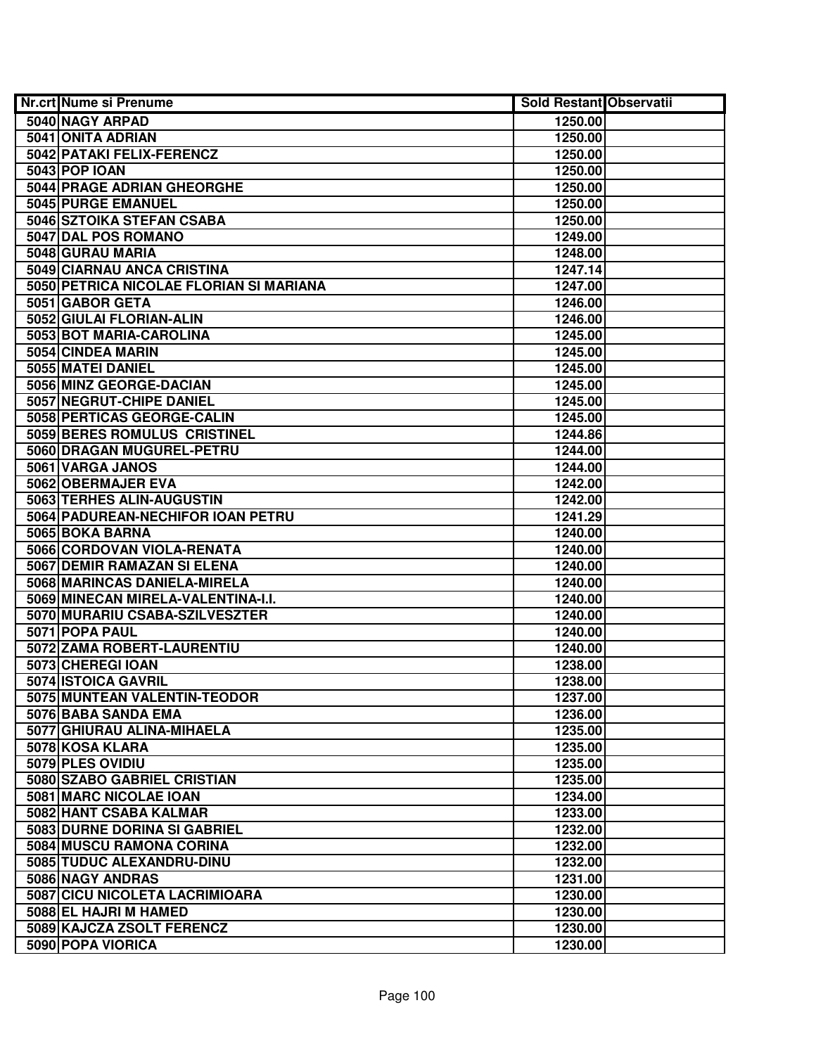| Nr.crt | Nume si Prenume | Sold Restant | Observatii |
|---|---|---|---|
| 5040 | NAGY ARPAD | 1250.00 | |
| 5041 | ONITA ADRIAN | 1250.00 | |
| 5042 | PATAKI FELIX-FERENCZ | 1250.00 | |
| 5043 | POP IOAN | 1250.00 | |
| 5044 | PRAGE ADRIAN GHEORGHE | 1250.00 | |
| 5045 | PURGE EMANUEL | 1250.00 | |
| 5046 | SZTOIKA STEFAN CSABA | 1250.00 | |
| 5047 | DAL POS ROMANO | 1249.00 | |
| 5048 | GURAU MARIA | 1248.00 | |
| 5049 | CIARNAU ANCA CRISTINA | 1247.14 | |
| 5050 | PETRICA NICOLAE FLORIAN SI MARIANA | 1247.00 | |
| 5051 | GABOR GETA | 1246.00 | |
| 5052 | GIULAI FLORIAN-ALIN | 1246.00 | |
| 5053 | BOT MARIA-CAROLINA | 1245.00 | |
| 5054 | CINDEA MARIN | 1245.00 | |
| 5055 | MATEI DANIEL | 1245.00 | |
| 5056 | MINZ GEORGE-DACIAN | 1245.00 | |
| 5057 | NEGRUT-CHIPE DANIEL | 1245.00 | |
| 5058 | PERTICAS GEORGE-CALIN | 1245.00 | |
| 5059 | BERES ROMULUS CRISTINEL | 1244.86 | |
| 5060 | DRAGAN MUGUREL-PETRU | 1244.00 | |
| 5061 | VARGA JANOS | 1244.00 | |
| 5062 | OBERMAJER EVA | 1242.00 | |
| 5063 | TERHES ALIN-AUGUSTIN | 1242.00 | |
| 5064 | PADUREAN-NECHIFOR IOAN PETRU | 1241.29 | |
| 5065 | BOKA BARNA | 1240.00 | |
| 5066 | CORDOVAN VIOLA-RENATA | 1240.00 | |
| 5067 | DEMIR RAMAZAN SI ELENA | 1240.00 | |
| 5068 | MARINCAS DANIELA-MIRELA | 1240.00 | |
| 5069 | MINECAN MIRELA-VALENTINA-I.I. | 1240.00 | |
| 5070 | MURARIU CSABA-SZILVESZTER | 1240.00 | |
| 5071 | POPA PAUL | 1240.00 | |
| 5072 | ZAMA ROBERT-LAURENTIU | 1240.00 | |
| 5073 | CHEREGI IOAN | 1238.00 | |
| 5074 | ISTOICA GAVRIL | 1238.00 | |
| 5075 | MUNTEAN VALENTIN-TEODOR | 1237.00 | |
| 5076 | BABA SANDA EMA | 1236.00 | |
| 5077 | GHIURAU ALINA-MIHAELA | 1235.00 | |
| 5078 | KOSA KLARA | 1235.00 | |
| 5079 | PLES OVIDIU | 1235.00 | |
| 5080 | SZABO GABRIEL CRISTIAN | 1235.00 | |
| 5081 | MARC NICOLAE IOAN | 1234.00 | |
| 5082 | HANT CSABA KALMAR | 1233.00 | |
| 5083 | DURNE DORINA SI GABRIEL | 1232.00 | |
| 5084 | MUSCU RAMONA CORINA | 1232.00 | |
| 5085 | TUDUC ALEXANDRU-DINU | 1232.00 | |
| 5086 | NAGY ANDRAS | 1231.00 | |
| 5087 | CICU NICOLETA LACRIMIOARA | 1230.00 | |
| 5088 | EL HAJRI M HAMED | 1230.00 | |
| 5089 | KAJCZA ZSOLT FERENCZ | 1230.00 | |
| 5090 | POPA VIORICA | 1230.00 | |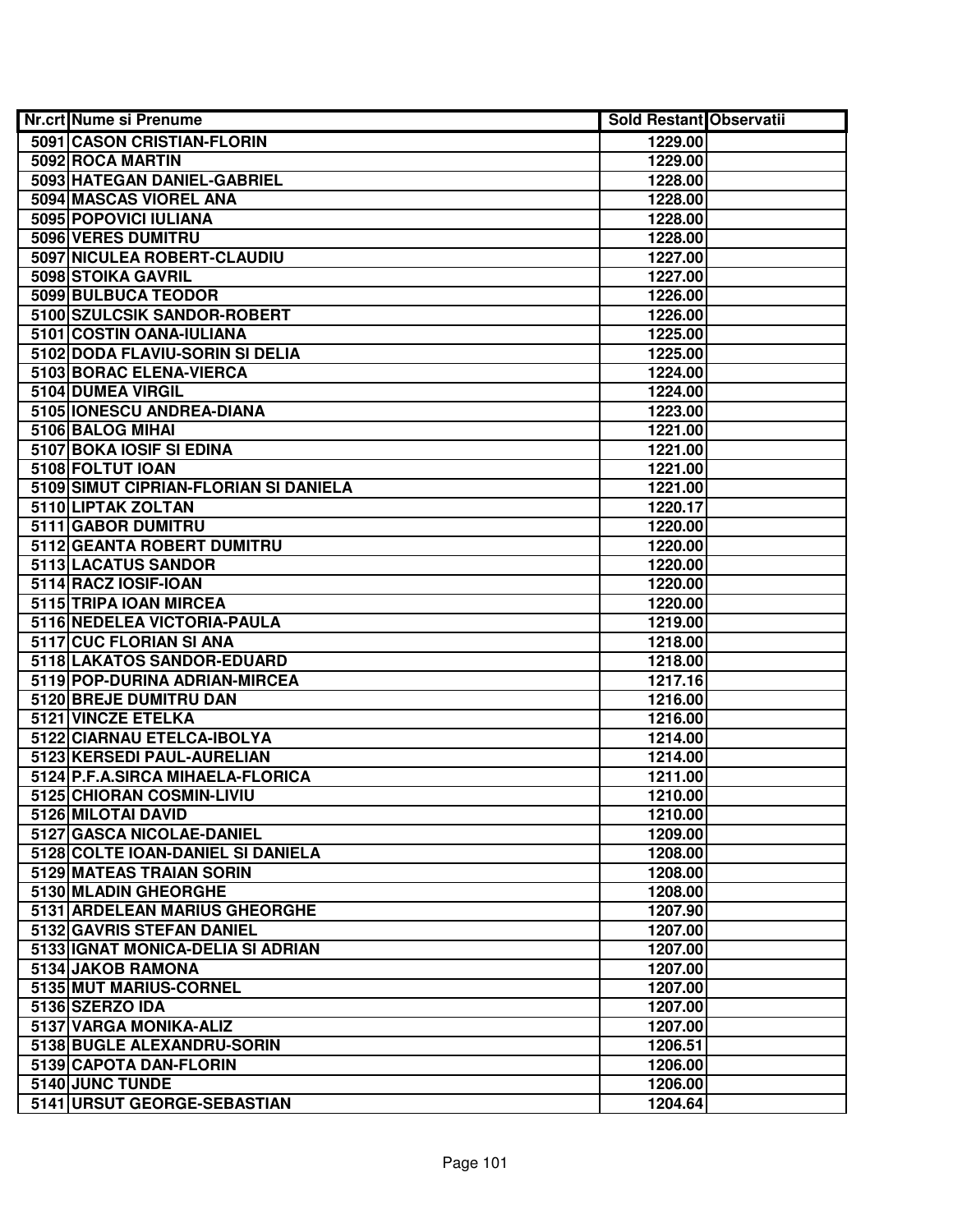| Nr.crt | Nume si Prenume | Sold Restant | Observatii |
|---|---|---|---|
| 5091 | CASON CRISTIAN-FLORIN | 1229.00 | |
| 5092 | ROCA MARTIN | 1229.00 | |
| 5093 | HATEGAN DANIEL-GABRIEL | 1228.00 | |
| 5094 | MASCAS VIOREL ANA | 1228.00 | |
| 5095 | POPOVICI IULIANA | 1228.00 | |
| 5096 | VERES DUMITRU | 1228.00 | |
| 5097 | NICULEA ROBERT-CLAUDIU | 1227.00 | |
| 5098 | STOIKA GAVRIL | 1227.00 | |
| 5099 | BULBUCA TEODOR | 1226.00 | |
| 5100 | SZULCSIK SANDOR-ROBERT | 1226.00 | |
| 5101 | COSTIN OANA-IULIANA | 1225.00 | |
| 5102 | DODA FLAVIU-SORIN SI DELIA | 1225.00 | |
| 5103 | BORAC ELENA-VIERCA | 1224.00 | |
| 5104 | DUMEA VIRGIL | 1224.00 | |
| 5105 | IONESCU ANDREA-DIANA | 1223.00 | |
| 5106 | BALOG MIHAI | 1221.00 | |
| 5107 | BOKA IOSIF SI EDINA | 1221.00 | |
| 5108 | FOLTUT IOAN | 1221.00 | |
| 5109 | SIMUT CIPRIAN-FLORIAN SI DANIELA | 1221.00 | |
| 5110 | LIPTAK ZOLTAN | 1220.17 | |
| 5111 | GABOR DUMITRU | 1220.00 | |
| 5112 | GEANTA ROBERT DUMITRU | 1220.00 | |
| 5113 | LACATUS SANDOR | 1220.00 | |
| 5114 | RACZ IOSIF-IOAN | 1220.00 | |
| 5115 | TRIPA IOAN MIRCEA | 1220.00 | |
| 5116 | NEDELEA VICTORIA-PAULA | 1219.00 | |
| 5117 | CUC FLORIAN SI ANA | 1218.00 | |
| 5118 | LAKATOS SANDOR-EDUARD | 1218.00 | |
| 5119 | POP-DURINA ADRIAN-MIRCEA | 1217.16 | |
| 5120 | BREJE DUMITRU DAN | 1216.00 | |
| 5121 | VINCZE ETELKA | 1216.00 | |
| 5122 | CIARNAU ETELCA-IBOLYA | 1214.00 | |
| 5123 | KERSEDI PAUL-AURELIAN | 1214.00 | |
| 5124 | P.F.A.SIRCA MIHAELA-FLORICA | 1211.00 | |
| 5125 | CHIORAN COSMIN-LIVIU | 1210.00 | |
| 5126 | MILOTAI DAVID | 1210.00 | |
| 5127 | GASCA NICOLAE-DANIEL | 1209.00 | |
| 5128 | COLTE IOAN-DANIEL SI DANIELA | 1208.00 | |
| 5129 | MATEAS TRAIAN SORIN | 1208.00 | |
| 5130 | MLADIN GHEORGHE | 1208.00 | |
| 5131 | ARDELEAN MARIUS GHEORGHE | 1207.90 | |
| 5132 | GAVRIS STEFAN DANIEL | 1207.00 | |
| 5133 | IGNAT MONICA-DELIA SI ADRIAN | 1207.00 | |
| 5134 | JAKOB RAMONA | 1207.00 | |
| 5135 | MUT MARIUS-CORNEL | 1207.00 | |
| 5136 | SZERZO IDA | 1207.00 | |
| 5137 | VARGA MONIKA-ALIZ | 1207.00 | |
| 5138 | BUGLE ALEXANDRU-SORIN | 1206.51 | |
| 5139 | CAPOTA DAN-FLORIN | 1206.00 | |
| 5140 | JUNC TUNDE | 1206.00 | |
| 5141 | URSUT GEORGE-SEBASTIAN | 1204.64 | |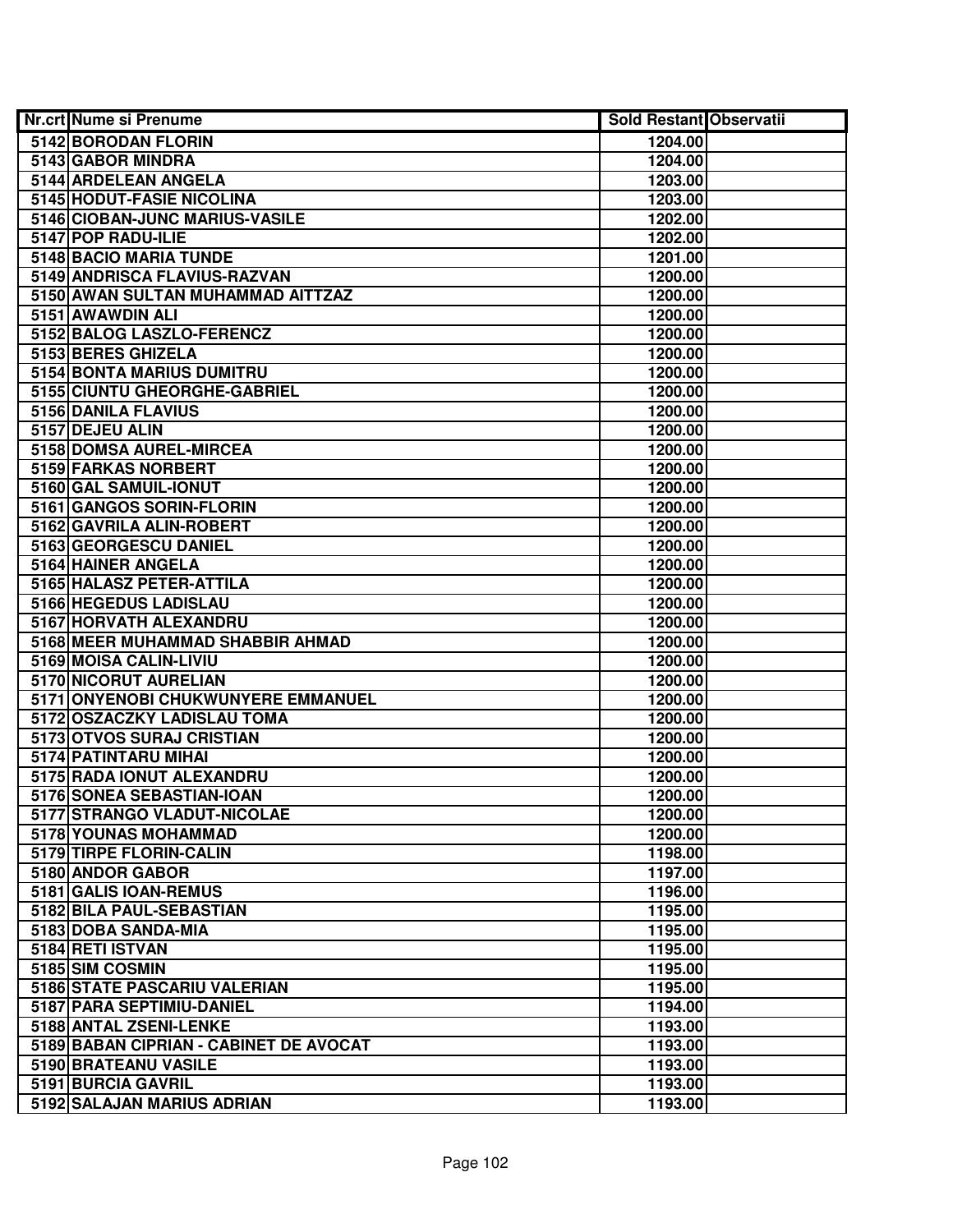| Nr.crt | Nume si Prenume | Sold Restant | Observatii |
|---|---|---|---|
| 5142 | BORODAN FLORIN | 1204.00 | |
| 5143 | GABOR MINDRA | 1204.00 | |
| 5144 | ARDELEAN ANGELA | 1203.00 | |
| 5145 | HODUT-FASIE NICOLINA | 1203.00 | |
| 5146 | CIOBAN-JUNC MARIUS-VASILE | 1202.00 | |
| 5147 | POP RADU-ILIE | 1202.00 | |
| 5148 | BACIO MARIA TUNDE | 1201.00 | |
| 5149 | ANDRISCA FLAVIUS-RAZVAN | 1200.00 | |
| 5150 | AWAN SULTAN MUHAMMAD AITTZAZ | 1200.00 | |
| 5151 | AWAWDIN ALI | 1200.00 | |
| 5152 | BALOG LASZLO-FERENCZ | 1200.00 | |
| 5153 | BERES GHIZELA | 1200.00 | |
| 5154 | BONTA MARIUS DUMITRU | 1200.00 | |
| 5155 | CIUNTU GHEORGHE-GABRIEL | 1200.00 | |
| 5156 | DANILA FLAVIUS | 1200.00 | |
| 5157 | DEJEU ALIN | 1200.00 | |
| 5158 | DOMSA AUREL-MIRCEA | 1200.00 | |
| 5159 | FARKAS NORBERT | 1200.00 | |
| 5160 | GAL SAMUIL-IONUT | 1200.00 | |
| 5161 | GANGOS SORIN-FLORIN | 1200.00 | |
| 5162 | GAVRILA ALIN-ROBERT | 1200.00 | |
| 5163 | GEORGESCU DANIEL | 1200.00 | |
| 5164 | HAINER ANGELA | 1200.00 | |
| 5165 | HALASZ PETER-ATTILA | 1200.00 | |
| 5166 | HEGEDUS LADISLAU | 1200.00 | |
| 5167 | HORVATH ALEXANDRU | 1200.00 | |
| 5168 | MEER MUHAMMAD SHABBIR AHMAD | 1200.00 | |
| 5169 | MOISA CALIN-LIVIU | 1200.00 | |
| 5170 | NICORUT AURELIAN | 1200.00 | |
| 5171 | ONYENOBI CHUKWUNYERE EMMANUEL | 1200.00 | |
| 5172 | OSZACZKY LADISLAU TOMA | 1200.00 | |
| 5173 | OTVOS SURAJ CRISTIAN | 1200.00 | |
| 5174 | PATINTARU MIHAI | 1200.00 | |
| 5175 | RADA IONUT ALEXANDRU | 1200.00 | |
| 5176 | SONEA SEBASTIAN-IOAN | 1200.00 | |
| 5177 | STRANGO VLADUT-NICOLAE | 1200.00 | |
| 5178 | YOUNAS MOHAMMAD | 1200.00 | |
| 5179 | TIRPE FLORIN-CALIN | 1198.00 | |
| 5180 | ANDOR GABOR | 1197.00 | |
| 5181 | GALIS IOAN-REMUS | 1196.00 | |
| 5182 | BILA PAUL-SEBASTIAN | 1195.00 | |
| 5183 | DOBA SANDA-MIA | 1195.00 | |
| 5184 | RETI ISTVAN | 1195.00 | |
| 5185 | SIM COSMIN | 1195.00 | |
| 5186 | STATE PASCARIU VALERIAN | 1195.00 | |
| 5187 | PARA SEPTIMIU-DANIEL | 1194.00 | |
| 5188 | ANTAL ZSENI-LENKE | 1193.00 | |
| 5189 | BABAN CIPRIAN - CABINET DE AVOCAT | 1193.00 | |
| 5190 | BRATEANU VASILE | 1193.00 | |
| 5191 | BURCIA GAVRIL | 1193.00 | |
| 5192 | SALAJAN MARIUS ADRIAN | 1193.00 | |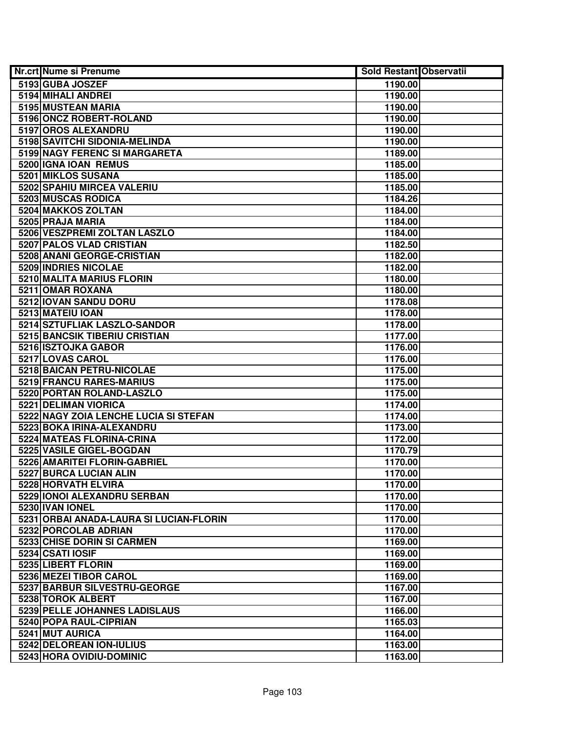| Nr.crt | Nume si Prenume | Sold Restant | Observatii |
|---|---|---|---|
| 5193 | GUBA JOSZEF | 1190.00 | |
| 5194 | MIHALI ANDREI | 1190.00 | |
| 5195 | MUSTEAN MARIA | 1190.00 | |
| 5196 | ONCZ ROBERT-ROLAND | 1190.00 | |
| 5197 | OROS ALEXANDRU | 1190.00 | |
| 5198 | SAVITCHI SIDONIA-MELINDA | 1190.00 | |
| 5199 | NAGY FERENC SI MARGARETA | 1189.00 | |
| 5200 | IGNA IOAN  REMUS | 1185.00 | |
| 5201 | MIKLOS SUSANA | 1185.00 | |
| 5202 | SPAHIU MIRCEA VALERIU | 1185.00 | |
| 5203 | MUSCAS RODICA | 1184.26 | |
| 5204 | MAKKOS ZOLTAN | 1184.00 | |
| 5205 | PRAJA MARIA | 1184.00 | |
| 5206 | VESZPREMI ZOLTAN LASZLO | 1184.00 | |
| 5207 | PALOS VLAD CRISTIAN | 1182.50 | |
| 5208 | ANANI GEORGE-CRISTIAN | 1182.00 | |
| 5209 | INDRIES NICOLAE | 1182.00 | |
| 5210 | MALITA MARIUS FLORIN | 1180.00 | |
| 5211 | OMAR ROXANA | 1180.00 | |
| 5212 | IOVAN SANDU DORU | 1178.08 | |
| 5213 | MATEIU IOAN | 1178.00 | |
| 5214 | SZTUFLIAK LASZLO-SANDOR | 1178.00 | |
| 5215 | BANCSIK TIBERIU CRISTIAN | 1177.00 | |
| 5216 | ISZTOJKA GABOR | 1176.00 | |
| 5217 | LOVAS CAROL | 1176.00 | |
| 5218 | BAICAN PETRU-NICOLAE | 1175.00 | |
| 5219 | FRANCU RARES-MARIUS | 1175.00 | |
| 5220 | PORTAN ROLAND-LASZLO | 1175.00 | |
| 5221 | DELIMAN VIORICA | 1174.00 | |
| 5222 | NAGY ZOIA LENCHE LUCIA SI STEFAN | 1174.00 | |
| 5223 | BOKA IRINA-ALEXANDRU | 1173.00 | |
| 5224 | MATEAS FLORINA-CRINA | 1172.00 | |
| 5225 | VASILE GIGEL-BOGDAN | 1170.79 | |
| 5226 | AMARITEI FLORIN-GABRIEL | 1170.00 | |
| 5227 | BURCA LUCIAN ALIN | 1170.00 | |
| 5228 | HORVATH ELVIRA | 1170.00 | |
| 5229 | IONOI ALEXANDRU SERBAN | 1170.00 | |
| 5230 | IVAN IONEL | 1170.00 | |
| 5231 | ORBAI ANADA-LAURA SI LUCIAN-FLORIN | 1170.00 | |
| 5232 | PORCOLAB ADRIAN | 1170.00 | |
| 5233 | CHISE DORIN SI CARMEN | 1169.00 | |
| 5234 | CSATI IOSIF | 1169.00 | |
| 5235 | LIBERT FLORIN | 1169.00 | |
| 5236 | MEZEI TIBOR CAROL | 1169.00 | |
| 5237 | BARBUR SILVESTRU-GEORGE | 1167.00 | |
| 5238 | TOROK ALBERT | 1167.00 | |
| 5239 | PELLE JOHANNES LADISLAUS | 1166.00 | |
| 5240 | POPA RAUL-CIPRIAN | 1165.03 | |
| 5241 | MUT AURICA | 1164.00 | |
| 5242 | DELOREAN ION-IULIUS | 1163.00 | |
| 5243 | HORA OVIDIU-DOMINIC | 1163.00 | |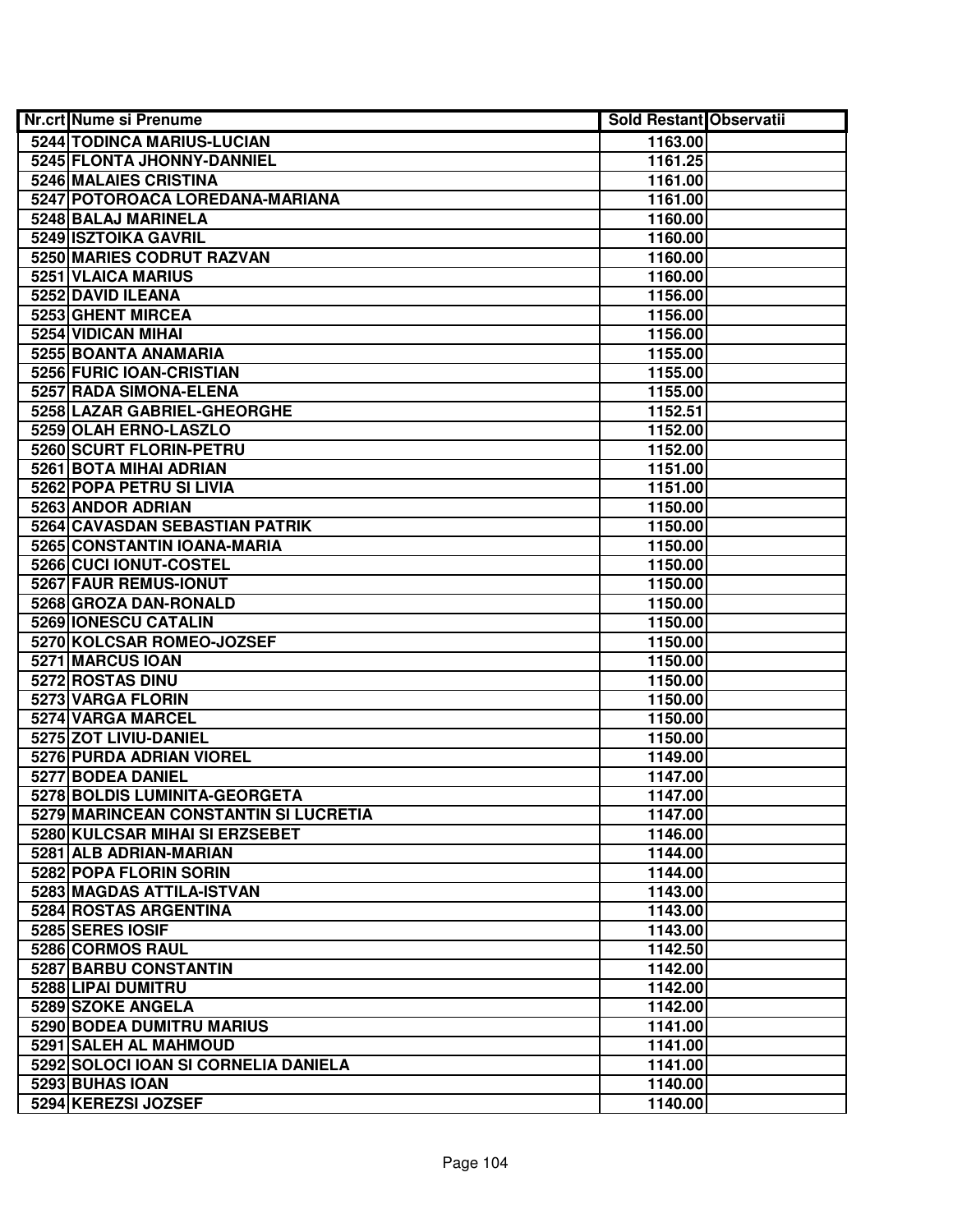| Nr.crt | Nume si Prenume | Sold Restant | Observatii |
|---|---|---|---|
| 5244 | TODINCA MARIUS-LUCIAN | 1163.00 | |
| 5245 | FLONTA JHONNY-DANNIEL | 1161.25 | |
| 5246 | MALAIES CRISTINA | 1161.00 | |
| 5247 | POTOROACA LOREDANA-MARIANA | 1161.00 | |
| 5248 | BALAJ MARINELA | 1160.00 | |
| 5249 | ISZTOIKA GAVRIL | 1160.00 | |
| 5250 | MARIES CODRUT RAZVAN | 1160.00 | |
| 5251 | VLAICA MARIUS | 1160.00 | |
| 5252 | DAVID ILEANA | 1156.00 | |
| 5253 | GHENT MIRCEA | 1156.00 | |
| 5254 | VIDICAN MIHAI | 1156.00 | |
| 5255 | BOANTA ANAMARIA | 1155.00 | |
| 5256 | FURIC IOAN-CRISTIAN | 1155.00 | |
| 5257 | RADA SIMONA-ELENA | 1155.00 | |
| 5258 | LAZAR GABRIEL-GHEORGHE | 1152.51 | |
| 5259 | OLAH ERNO-LASZLO | 1152.00 | |
| 5260 | SCURT FLORIN-PETRU | 1152.00 | |
| 5261 | BOTA MIHAI ADRIAN | 1151.00 | |
| 5262 | POPA PETRU SI LIVIA | 1151.00 | |
| 5263 | ANDOR ADRIAN | 1150.00 | |
| 5264 | CAVASDAN SEBASTIAN PATRIK | 1150.00 | |
| 5265 | CONSTANTIN IOANA-MARIA | 1150.00 | |
| 5266 | CUCI IONUT-COSTEL | 1150.00 | |
| 5267 | FAUR REMUS-IONUT | 1150.00 | |
| 5268 | GROZA DAN-RONALD | 1150.00 | |
| 5269 | IONESCU CATALIN | 1150.00 | |
| 5270 | KOLCSAR ROMEO-JOZSEF | 1150.00 | |
| 5271 | MARCUS IOAN | 1150.00 | |
| 5272 | ROSTAS DINU | 1150.00 | |
| 5273 | VARGA FLORIN | 1150.00 | |
| 5274 | VARGA MARCEL | 1150.00 | |
| 5275 | ZOT LIVIU-DANIEL | 1150.00 | |
| 5276 | PURDA ADRIAN VIOREL | 1149.00 | |
| 5277 | BODEA DANIEL | 1147.00 | |
| 5278 | BOLDIS LUMINITA-GEORGETA | 1147.00 | |
| 5279 | MARINCEAN CONSTANTIN SI LUCRETIA | 1147.00 | |
| 5280 | KULCSAR MIHAI SI ERZSEBET | 1146.00 | |
| 5281 | ALB ADRIAN-MARIAN | 1144.00 | |
| 5282 | POPA FLORIN SORIN | 1144.00 | |
| 5283 | MAGDAS ATTILA-ISTVAN | 1143.00 | |
| 5284 | ROSTAS ARGENTINA | 1143.00 | |
| 5285 | SERES IOSIF | 1143.00 | |
| 5286 | CORMOS RAUL | 1142.50 | |
| 5287 | BARBU CONSTANTIN | 1142.00 | |
| 5288 | LIPAI DUMITRU | 1142.00 | |
| 5289 | SZOKE ANGELA | 1142.00 | |
| 5290 | BODEA DUMITRU MARIUS | 1141.00 | |
| 5291 | SALEH AL MAHMOUD | 1141.00 | |
| 5292 | SOLOCI IOAN SI CORNELIA DANIELA | 1141.00 | |
| 5293 | BUHAS IOAN | 1140.00 | |
| 5294 | KEREZSI JOZSEF | 1140.00 | |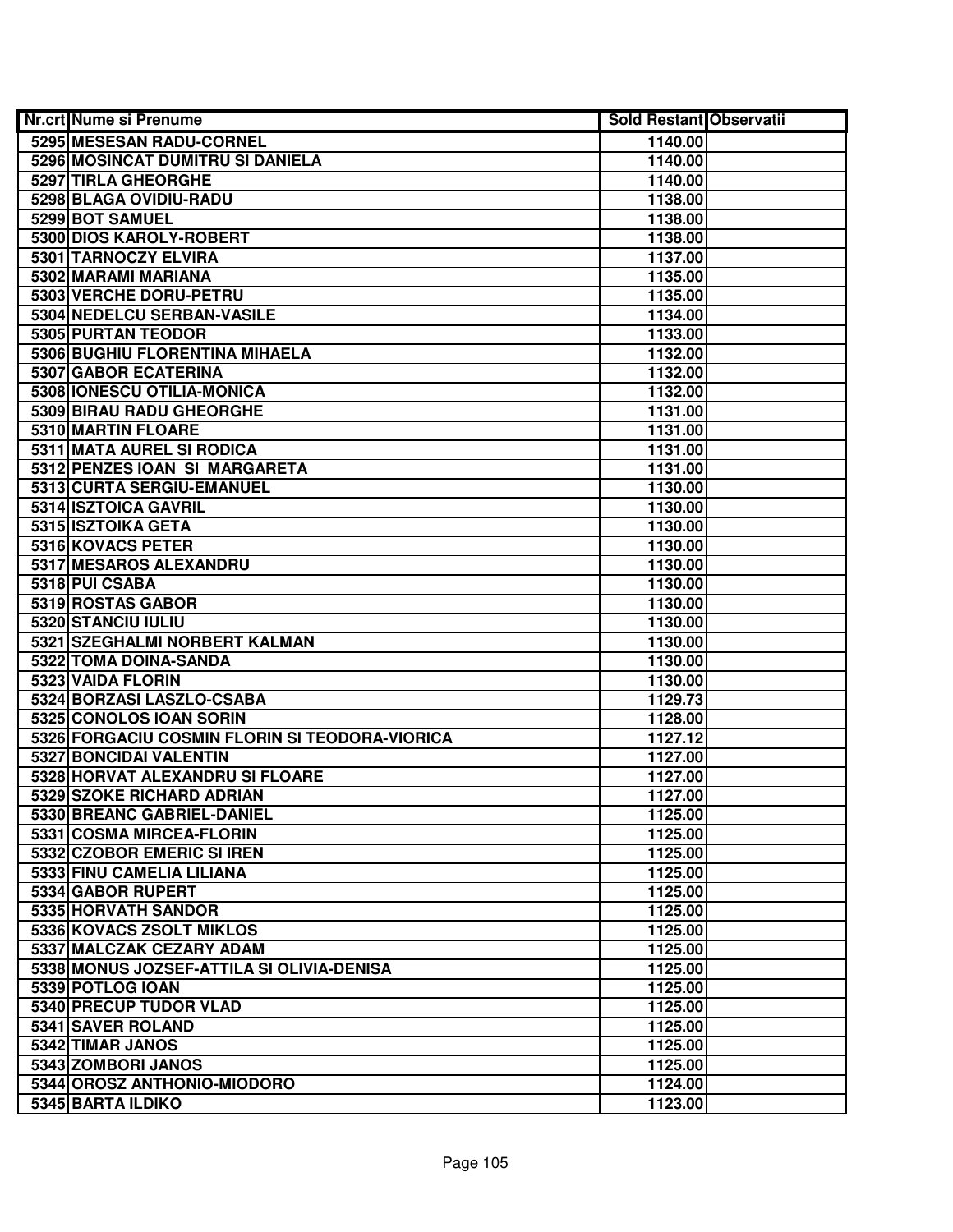| Nr.crt | Nume si Prenume | Sold Restant | Observatii |
|---|---|---|---|
| 5295 | MESESAN RADU-CORNEL | 1140.00 | |
| 5296 | MOSINCAT DUMITRU SI DANIELA | 1140.00 | |
| 5297 | TIRLA GHEORGHE | 1140.00 | |
| 5298 | BLAGA OVIDIU-RADU | 1138.00 | |
| 5299 | BOT SAMUEL | 1138.00 | |
| 5300 | DIOS KAROLY-ROBERT | 1138.00 | |
| 5301 | TARNOCZY ELVIRA | 1137.00 | |
| 5302 | MARAMI MARIANA | 1135.00 | |
| 5303 | VERCHE DORU-PETRU | 1135.00 | |
| 5304 | NEDELCU SERBAN-VASILE | 1134.00 | |
| 5305 | PURTAN TEODOR | 1133.00 | |
| 5306 | BUGHIU FLORENTINA MIHAELA | 1132.00 | |
| 5307 | GABOR ECATERINA | 1132.00 | |
| 5308 | IONESCU OTILIA-MONICA | 1132.00 | |
| 5309 | BIRAU RADU GHEORGHE | 1131.00 | |
| 5310 | MARTIN FLOARE | 1131.00 | |
| 5311 | MATA AUREL SI RODICA | 1131.00 | |
| 5312 | PENZES IOAN SI MARGARETA | 1131.00 | |
| 5313 | CURTA SERGIU-EMANUEL | 1130.00 | |
| 5314 | ISZTOICA GAVRIL | 1130.00 | |
| 5315 | ISZTOIKA GETA | 1130.00 | |
| 5316 | KOVACS PETER | 1130.00 | |
| 5317 | MESAROS ALEXANDRU | 1130.00 | |
| 5318 | PUI CSABA | 1130.00 | |
| 5319 | ROSTAS GABOR | 1130.00 | |
| 5320 | STANCIU IULIU | 1130.00 | |
| 5321 | SZEGHALMI NORBERT KALMAN | 1130.00 | |
| 5322 | TOMA DOINA-SANDA | 1130.00 | |
| 5323 | VAIDA FLORIN | 1130.00 | |
| 5324 | BORZASI LASZLO-CSABA | 1129.73 | |
| 5325 | CONOLOS IOAN SORIN | 1128.00 | |
| 5326 | FORGACIU COSMIN FLORIN SI TEODORA-VIORICA | 1127.12 | |
| 5327 | BONCIDAI VALENTIN | 1127.00 | |
| 5328 | HORVAT ALEXANDRU SI FLOARE | 1127.00 | |
| 5329 | SZOKE RICHARD ADRIAN | 1127.00 | |
| 5330 | BREANC GABRIEL-DANIEL | 1125.00 | |
| 5331 | COSMA MIRCEA-FLORIN | 1125.00 | |
| 5332 | CZOBOR EMERIC SI IREN | 1125.00 | |
| 5333 | FINU CAMELIA LILIANA | 1125.00 | |
| 5334 | GABOR RUPERT | 1125.00 | |
| 5335 | HORVATH SANDOR | 1125.00 | |
| 5336 | KOVACS ZSOLT MIKLOS | 1125.00 | |
| 5337 | MALCZAK CEZARY ADAM | 1125.00 | |
| 5338 | MONUS JOZSEF-ATTILA SI OLIVIA-DENISA | 1125.00 | |
| 5339 | POTLOG IOAN | 1125.00 | |
| 5340 | PRECUP TUDOR VLAD | 1125.00 | |
| 5341 | SAVER ROLAND | 1125.00 | |
| 5342 | TIMAR JANOS | 1125.00 | |
| 5343 | ZOMBORI JANOS | 1125.00 | |
| 5344 | OROSZ ANTHONIO-MIODORO | 1124.00 | |
| 5345 | BARTA ILDIKO | 1123.00 | |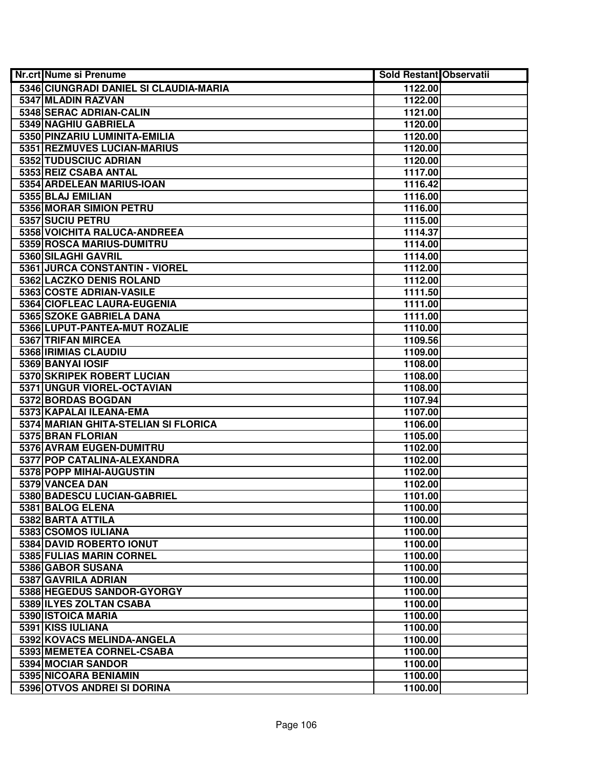| Nr.crt | Nume si Prenume | Sold Restant | Observatii |
|---|---|---|---|
| 5346 | CIUNGRADI DANIEL SI CLAUDIA-MARIA | 1122.00 | |
| 5347 | MLADIN RAZVAN | 1122.00 | |
| 5348 | SERAC ADRIAN-CALIN | 1121.00 | |
| 5349 | NAGHIU GABRIELA | 1120.00 | |
| 5350 | PINZARIU LUMINITA-EMILIA | 1120.00 | |
| 5351 | REZMUVES LUCIAN-MARIUS | 1120.00 | |
| 5352 | TUDUSCIUC ADRIAN | 1120.00 | |
| 5353 | REIZ CSABA ANTAL | 1117.00 | |
| 5354 | ARDELEAN MARIUS-IOAN | 1116.42 | |
| 5355 | BLAJ EMILIAN | 1116.00 | |
| 5356 | MORAR SIMION PETRU | 1116.00 | |
| 5357 | SUCIU PETRU | 1115.00 | |
| 5358 | VOICHITA RALUCA-ANDREEA | 1114.37 | |
| 5359 | ROSCA MARIUS-DUMITRU | 1114.00 | |
| 5360 | SILAGHI GAVRIL | 1114.00 | |
| 5361 | JURCA CONSTANTIN - VIOREL | 1112.00 | |
| 5362 | LACZKO DENIS ROLAND | 1112.00 | |
| 5363 | COSTE ADRIAN-VASILE | 1111.50 | |
| 5364 | CIOFLEAC LAURA-EUGENIA | 1111.00 | |
| 5365 | SZOKE GABRIELA DANA | 1111.00 | |
| 5366 | LUPUT-PANTEA-MUT ROZALIE | 1110.00 | |
| 5367 | TRIFAN MIRCEA | 1109.56 | |
| 5368 | IRIMIAS CLAUDIU | 1109.00 | |
| 5369 | BANYAI IOSIF | 1108.00 | |
| 5370 | SKRIPEK ROBERT LUCIAN | 1108.00 | |
| 5371 | UNGUR VIOREL-OCTAVIAN | 1108.00 | |
| 5372 | BORDAS BOGDAN | 1107.94 | |
| 5373 | KAPALAI ILEANA-EMA | 1107.00 | |
| 5374 | MARIAN GHITA-STELIAN SI FLORICA | 1106.00 | |
| 5375 | BRAN FLORIAN | 1105.00 | |
| 5376 | AVRAM EUGEN-DUMITRU | 1102.00 | |
| 5377 | POP CATALINA-ALEXANDRA | 1102.00 | |
| 5378 | POPP MIHAI-AUGUSTIN | 1102.00 | |
| 5379 | VANCEA DAN | 1102.00 | |
| 5380 | BADESCU LUCIAN-GABRIEL | 1101.00 | |
| 5381 | BALOG ELENA | 1100.00 | |
| 5382 | BARTA ATTILA | 1100.00 | |
| 5383 | CSOMOS IULIANA | 1100.00 | |
| 5384 | DAVID ROBERTO IONUT | 1100.00 | |
| 5385 | FULIAS MARIN CORNEL | 1100.00 | |
| 5386 | GABOR SUSANA | 1100.00 | |
| 5387 | GAVRILA ADRIAN | 1100.00 | |
| 5388 | HEGEDUS SANDOR-GYORGY | 1100.00 | |
| 5389 | ILYES ZOLTAN CSABA | 1100.00 | |
| 5390 | ISTOICA MARIA | 1100.00 | |
| 5391 | KISS IULIANA | 1100.00 | |
| 5392 | KOVACS MELINDA-ANGELA | 1100.00 | |
| 5393 | MEMETEA CORNEL-CSABA | 1100.00 | |
| 5394 | MOCIAR SANDOR | 1100.00 | |
| 5395 | NICOARA BENIAMIN | 1100.00 | |
| 5396 | OTVOS ANDREI SI DORINA | 1100.00 | |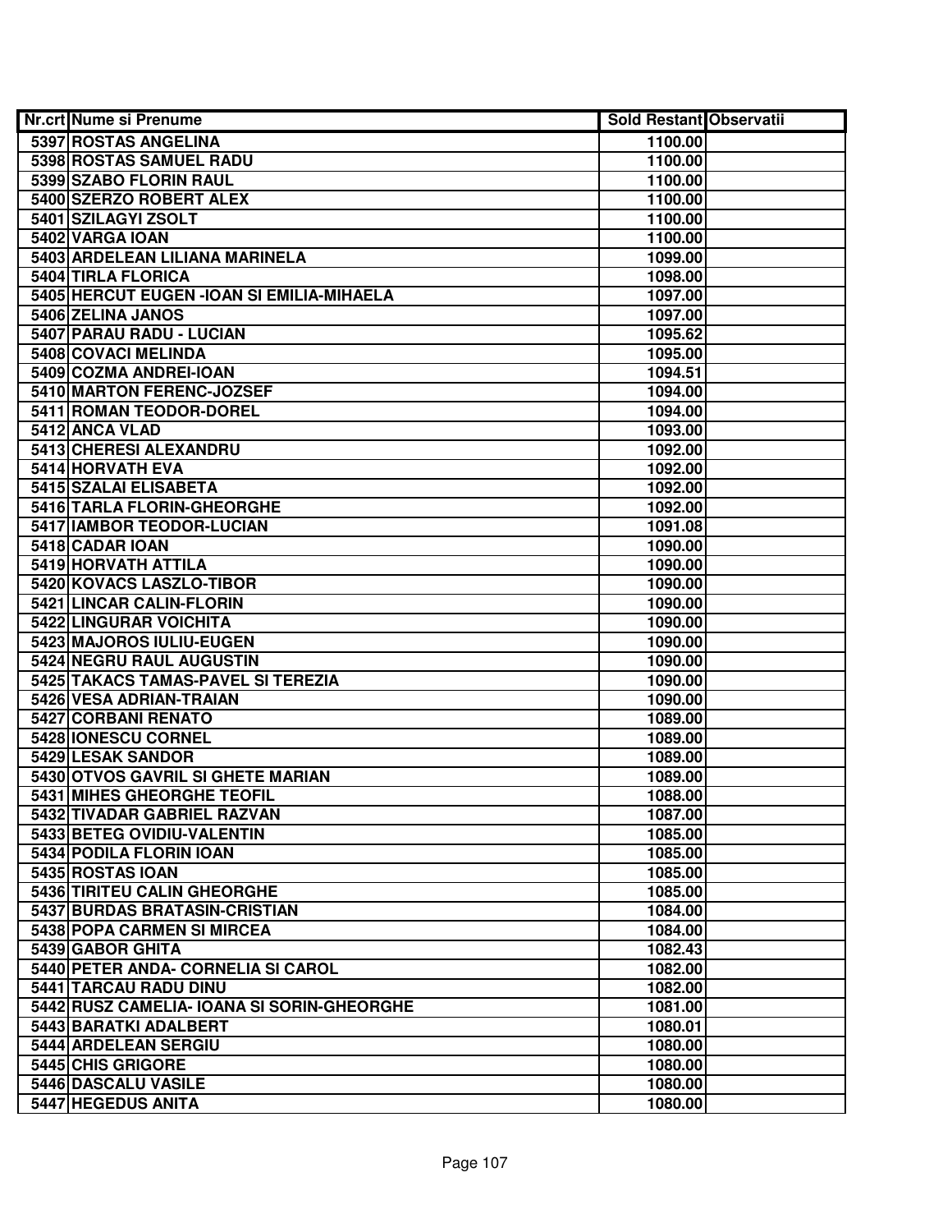| Nr.crt | Nume si Prenume | Sold Restant | Observatii |
|---|---|---|---|
| 5397 | ROSTAS ANGELINA | 1100.00 | |
| 5398 | ROSTAS SAMUEL RADU | 1100.00 | |
| 5399 | SZABO FLORIN RAUL | 1100.00 | |
| 5400 | SZERZO ROBERT ALEX | 1100.00 | |
| 5401 | SZILAGYI ZSOLT | 1100.00 | |
| 5402 | VARGA IOAN | 1100.00 | |
| 5403 | ARDELEAN LILIANA MARINELA | 1099.00 | |
| 5404 | TIRLA FLORICA | 1098.00 | |
| 5405 | HERCUT EUGEN -IOAN SI EMILIA-MIHAELA | 1097.00 | |
| 5406 | ZELINA JANOS | 1097.00 | |
| 5407 | PARAU RADU - LUCIAN | 1095.62 | |
| 5408 | COVACI MELINDA | 1095.00 | |
| 5409 | COZMA ANDREI-IOAN | 1094.51 | |
| 5410 | MARTON FERENC-JOZSEF | 1094.00 | |
| 5411 | ROMAN TEODOR-DOREL | 1094.00 | |
| 5412 | ANCA VLAD | 1093.00 | |
| 5413 | CHERESI ALEXANDRU | 1092.00 | |
| 5414 | HORVATH EVA | 1092.00 | |
| 5415 | SZALAI ELISABETA | 1092.00 | |
| 5416 | TARLA FLORIN-GHEORGHE | 1092.00 | |
| 5417 | IAMBOR TEODOR-LUCIAN | 1091.08 | |
| 5418 | CADAR IOAN | 1090.00 | |
| 5419 | HORVATH ATTILA | 1090.00 | |
| 5420 | KOVACS LASZLO-TIBOR | 1090.00 | |
| 5421 | LINCAR CALIN-FLORIN | 1090.00 | |
| 5422 | LINGURAR VOICHITA | 1090.00 | |
| 5423 | MAJOROS IULIU-EUGEN | 1090.00 | |
| 5424 | NEGRU RAUL AUGUSTIN | 1090.00 | |
| 5425 | TAKACS TAMAS-PAVEL SI TEREZIA | 1090.00 | |
| 5426 | VESA ADRIAN-TRAIAN | 1090.00 | |
| 5427 | CORBANI RENATO | 1089.00 | |
| 5428 | IONESCU CORNEL | 1089.00 | |
| 5429 | LESAK SANDOR | 1089.00 | |
| 5430 | OTVOS GAVRIL SI GHETE MARIAN | 1089.00 | |
| 5431 | MIHES GHEORGHE TEOFIL | 1088.00 | |
| 5432 | TIVADAR GABRIEL RAZVAN | 1087.00 | |
| 5433 | BETEG OVIDIU-VALENTIN | 1085.00 | |
| 5434 | PODILA FLORIN IOAN | 1085.00 | |
| 5435 | ROSTAS IOAN | 1085.00 | |
| 5436 | TIRITEU CALIN GHEORGHE | 1085.00 | |
| 5437 | BURDAS BRATASIN-CRISTIAN | 1084.00 | |
| 5438 | POPA CARMEN SI MIRCEA | 1084.00 | |
| 5439 | GABOR GHITA | 1082.43 | |
| 5440 | PETER ANDA- CORNELIA SI CAROL | 1082.00 | |
| 5441 | TARCAU RADU DINU | 1082.00 | |
| 5442 | RUSZ CAMELIA- IOANA SI SORIN-GHEORGHE | 1081.00 | |
| 5443 | BARATKI ADALBERT | 1080.01 | |
| 5444 | ARDELEAN SERGIU | 1080.00 | |
| 5445 | CHIS GRIGORE | 1080.00 | |
| 5446 | DASCALU VASILE | 1080.00 | |
| 5447 | HEGEDUS ANITA | 1080.00 | |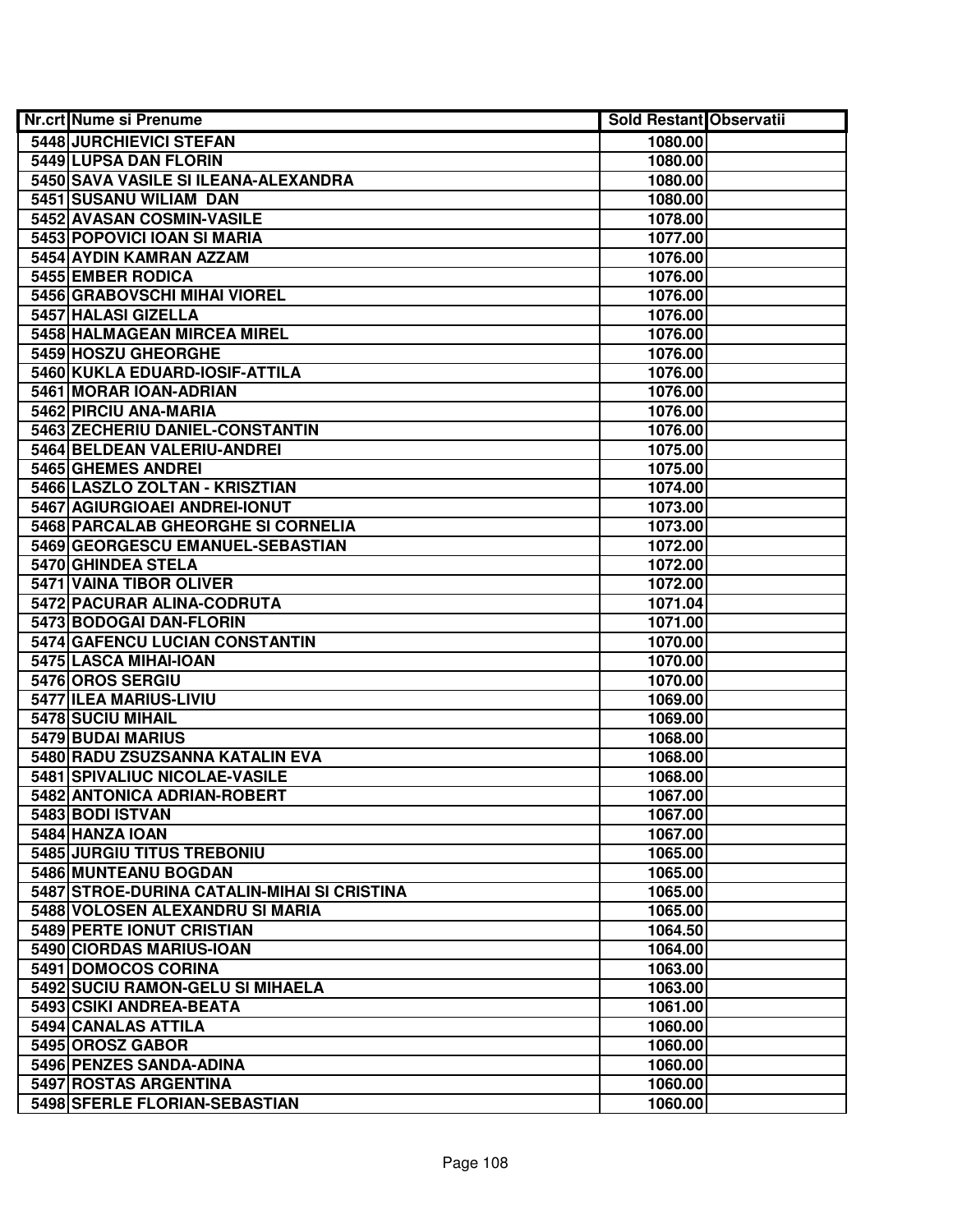| Nr.crt | Nume si Prenume | Sold Restant | Observatii |
| --- | --- | --- | --- |
| 5448 | JURCHIEVICI STEFAN | 1080.00 | |
| 5449 | LUPSA DAN FLORIN | 1080.00 | |
| 5450 | SAVA VASILE SI ILEANA-ALEXANDRA | 1080.00 | |
| 5451 | SUSANU WILIAM DAN | 1080.00 | |
| 5452 | AVASAN COSMIN-VASILE | 1078.00 | |
| 5453 | POPOVICI IOAN SI MARIA | 1077.00 | |
| 5454 | AYDIN KAMRAN AZZAM | 1076.00 | |
| 5455 | EMBER RODICA | 1076.00 | |
| 5456 | GRABOVSCHI MIHAI VIOREL | 1076.00 | |
| 5457 | HALASI GIZELLA | 1076.00 | |
| 5458 | HALMAGEAN MIRCEA MIREL | 1076.00 | |
| 5459 | HOSZU GHEORGHE | 1076.00 | |
| 5460 | KUKLA EDUARD-IOSIF-ATTILA | 1076.00 | |
| 5461 | MORAR IOAN-ADRIAN | 1076.00 | |
| 5462 | PIRCIU ANA-MARIA | 1076.00 | |
| 5463 | ZECHERIU DANIEL-CONSTANTIN | 1076.00 | |
| 5464 | BELDEAN VALERIU-ANDREI | 1075.00 | |
| 5465 | GHEMES ANDREI | 1075.00 | |
| 5466 | LASZLO ZOLTAN - KRISZTIAN | 1074.00 | |
| 5467 | AGIURGIOAEI ANDREI-IONUT | 1073.00 | |
| 5468 | PARCALAB GHEORGHE SI CORNELIA | 1073.00 | |
| 5469 | GEORGESCU EMANUEL-SEBASTIAN | 1072.00 | |
| 5470 | GHINDEA STELA | 1072.00 | |
| 5471 | VAINA TIBOR OLIVER | 1072.00 | |
| 5472 | PACURAR ALINA-CODRUTA | 1071.04 | |
| 5473 | BODOGAI DAN-FLORIN | 1071.00 | |
| 5474 | GAFENCU LUCIAN CONSTANTIN | 1070.00 | |
| 5475 | LASCA MIHAI-IOAN | 1070.00 | |
| 5476 | OROS SERGIU | 1070.00 | |
| 5477 | ILEA MARIUS-LIVIU | 1069.00 | |
| 5478 | SUCIU MIHAIL | 1069.00 | |
| 5479 | BUDAI MARIUS | 1068.00 | |
| 5480 | RADU ZSUZSANNA KATALIN EVA | 1068.00 | |
| 5481 | SPIVALIUC NICOLAE-VASILE | 1068.00 | |
| 5482 | ANTONICA ADRIAN-ROBERT | 1067.00 | |
| 5483 | BODI ISTVAN | 1067.00 | |
| 5484 | HANZA IOAN | 1067.00 | |
| 5485 | JURGIU TITUS TREBONIU | 1065.00 | |
| 5486 | MUNTEANU BOGDAN | 1065.00 | |
| 5487 | STROE-DURINA CATALIN-MIHAI SI CRISTINA | 1065.00 | |
| 5488 | VOLOSEN ALEXANDRU SI MARIA | 1065.00 | |
| 5489 | PERTE IONUT CRISTIAN | 1064.50 | |
| 5490 | CIORDAS MARIUS-IOAN | 1064.00 | |
| 5491 | DOMOCOS CORINA | 1063.00 | |
| 5492 | SUCIU RAMON-GELU SI MIHAELA | 1063.00 | |
| 5493 | CSIKI ANDREA-BEATA | 1061.00 | |
| 5494 | CANALAS ATTILA | 1060.00 | |
| 5495 | OROSZ GABOR | 1060.00 | |
| 5496 | PENZES SANDA-ADINA | 1060.00 | |
| 5497 | ROSTAS ARGENTINA | 1060.00 | |
| 5498 | SFERLE FLORIAN-SEBASTIAN | 1060.00 | |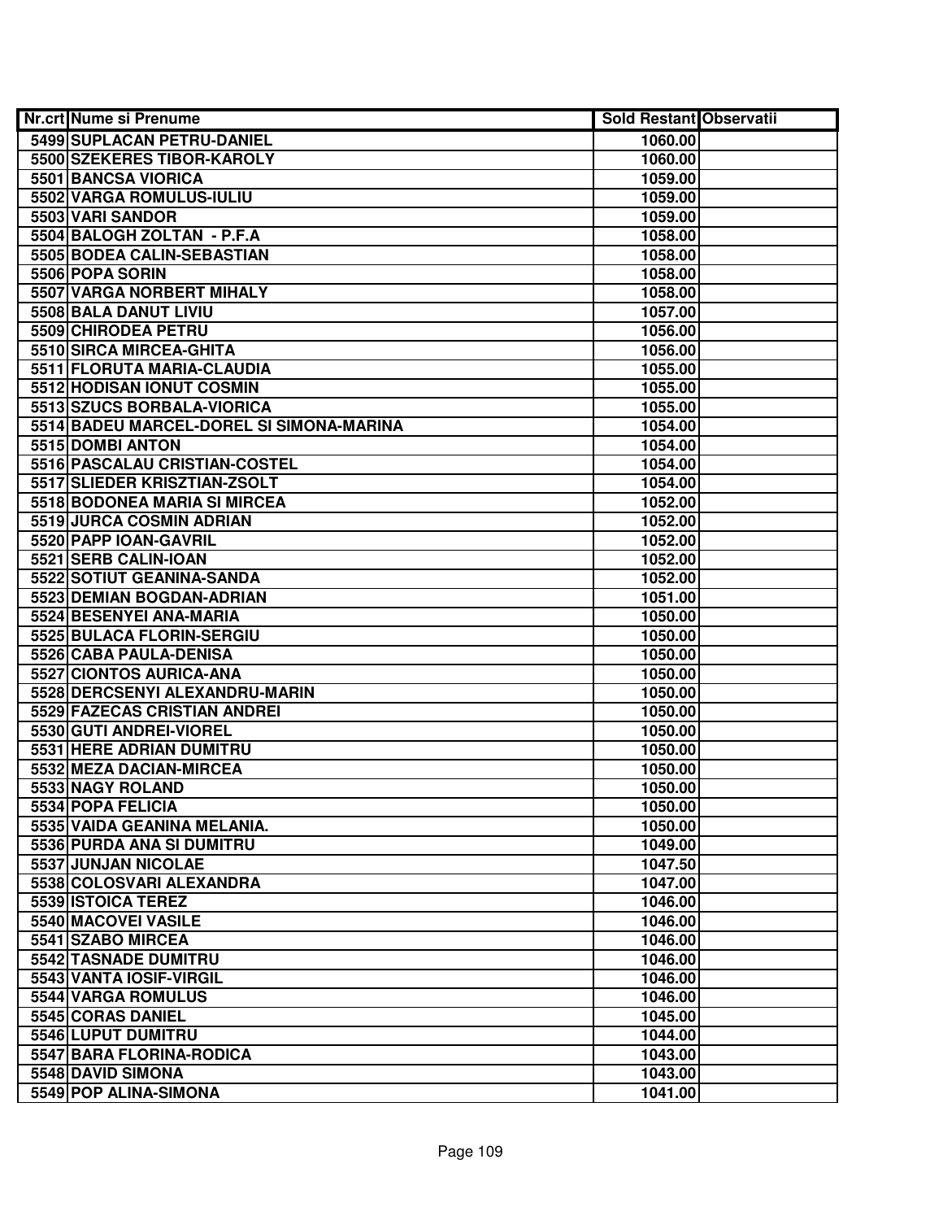| Nr.crt | Nume si Prenume | Sold Restant | Observatii |
|---|---|---|---|
| 5499 | SUPLACAN PETRU-DANIEL | 1060.00 | |
| 5500 | SZEKERES TIBOR-KAROLY | 1060.00 | |
| 5501 | BANCSA VIORICA | 1059.00 | |
| 5502 | VARGA ROMULUS-IULIU | 1059.00 | |
| 5503 | VARI SANDOR | 1059.00 | |
| 5504 | BALOGH ZOLTAN - P.F.A | 1058.00 | |
| 5505 | BODEA CALIN-SEBASTIAN | 1058.00 | |
| 5506 | POPA SORIN | 1058.00 | |
| 5507 | VARGA NORBERT MIHALY | 1058.00 | |
| 5508 | BALA DANUT LIVIU | 1057.00 | |
| 5509 | CHIRODEA PETRU | 1056.00 | |
| 5510 | SIRCA MIRCEA-GHITA | 1056.00 | |
| 5511 | FLORUTA MARIA-CLAUDIA | 1055.00 | |
| 5512 | HODISAN IONUT COSMIN | 1055.00 | |
| 5513 | SZUCS BORBALA-VIORICA | 1055.00 | |
| 5514 | BADEU MARCEL-DOREL SI SIMONA-MARINA | 1054.00 | |
| 5515 | DOMBI ANTON | 1054.00 | |
| 5516 | PASCALAU CRISTIAN-COSTEL | 1054.00 | |
| 5517 | SLIEDER KRISZTIAN-ZSOLT | 1054.00 | |
| 5518 | BODONEA MARIA SI MIRCEA | 1052.00 | |
| 5519 | JURCA COSMIN ADRIAN | 1052.00 | |
| 5520 | PAPP IOAN-GAVRIL | 1052.00 | |
| 5521 | SERB CALIN-IOAN | 1052.00 | |
| 5522 | SOTIUT GEANINA-SANDA | 1052.00 | |
| 5523 | DEMIAN BOGDAN-ADRIAN | 1051.00 | |
| 5524 | BESENYEI ANA-MARIA | 1050.00 | |
| 5525 | BULACA FLORIN-SERGIU | 1050.00 | |
| 5526 | CABA PAULA-DENISA | 1050.00 | |
| 5527 | CIONTOS AURICA-ANA | 1050.00 | |
| 5528 | DERCSENYI ALEXANDRU-MARIN | 1050.00 | |
| 5529 | FAZECAS CRISTIAN ANDREI | 1050.00 | |
| 5530 | GUTI ANDREI-VIOREL | 1050.00 | |
| 5531 | HERE ADRIAN DUMITRU | 1050.00 | |
| 5532 | MEZA DACIAN-MIRCEA | 1050.00 | |
| 5533 | NAGY ROLAND | 1050.00 | |
| 5534 | POPA FELICIA | 1050.00 | |
| 5535 | VAIDA GEANINA MELANIA. | 1050.00 | |
| 5536 | PURDA ANA SI DUMITRU | 1049.00 | |
| 5537 | JUNJAN NICOLAE | 1047.50 | |
| 5538 | COLOSVARI ALEXANDRA | 1047.00 | |
| 5539 | ISTOICA TEREZ | 1046.00 | |
| 5540 | MACOVEI VASILE | 1046.00 | |
| 5541 | SZABO MIRCEA | 1046.00 | |
| 5542 | TASNADE DUMITRU | 1046.00 | |
| 5543 | VANTA IOSIF-VIRGIL | 1046.00 | |
| 5544 | VARGA ROMULUS | 1046.00 | |
| 5545 | CORAS DANIEL | 1045.00 | |
| 5546 | LUPUT DUMITRU | 1044.00 | |
| 5547 | BARA FLORINA-RODICA | 1043.00 | |
| 5548 | DAVID SIMONA | 1043.00 | |
| 5549 | POP ALINA-SIMONA | 1041.00 | |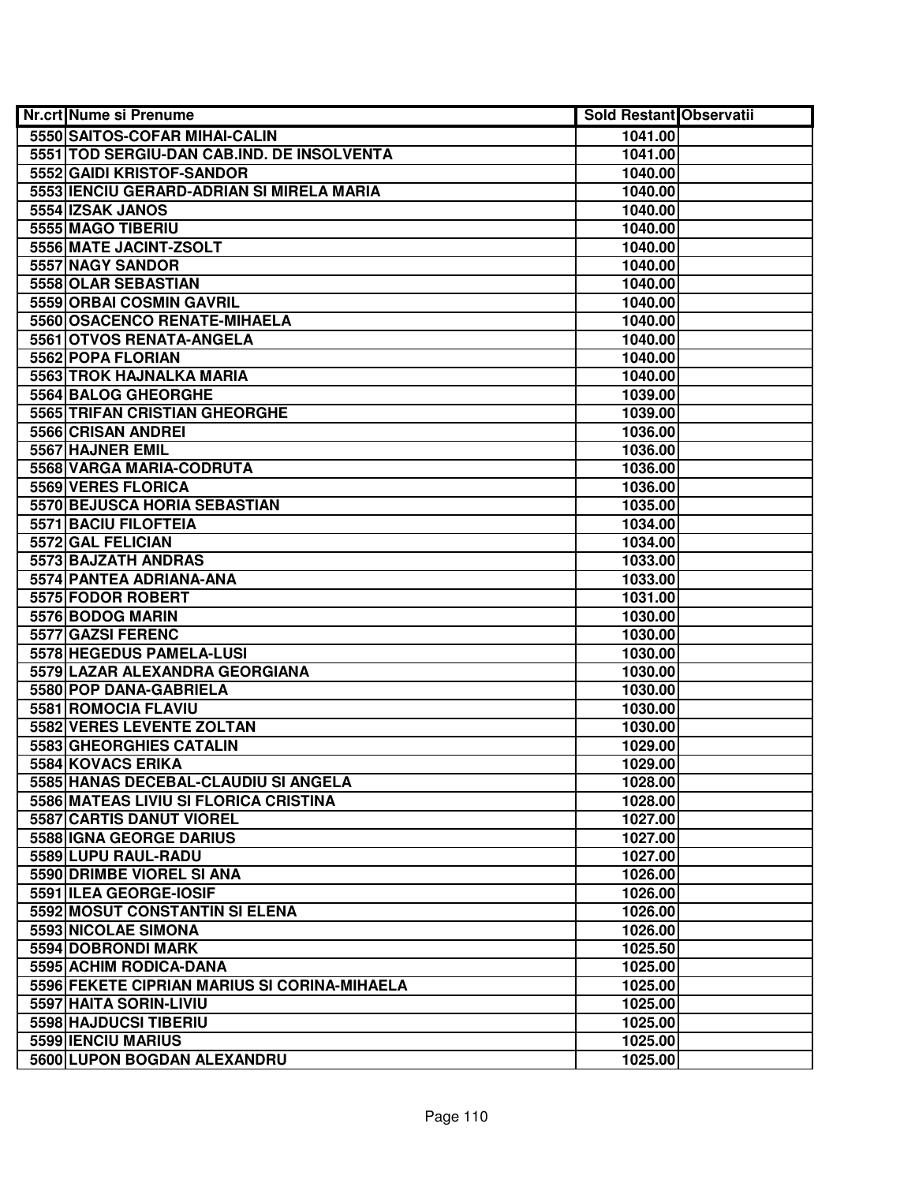| Nr.crt | Nume si Prenume | Sold Restant | Observatii |
|---|---|---|---|
| 5550 | SAITOS-COFAR MIHAI-CALIN | 1041.00 | |
| 5551 | TOD SERGIU-DAN CAB.IND. DE INSOLVENTA | 1041.00 | |
| 5552 | GAIDI KRISTOF-SANDOR | 1040.00 | |
| 5553 | IENCIU GERARD-ADRIAN SI MIRELA MARIA | 1040.00 | |
| 5554 | IZSAK JANOS | 1040.00 | |
| 5555 | MAGO TIBERIU | 1040.00 | |
| 5556 | MATE JACINT-ZSOLT | 1040.00 | |
| 5557 | NAGY SANDOR | 1040.00 | |
| 5558 | OLAR SEBASTIAN | 1040.00 | |
| 5559 | ORBAI COSMIN GAVRIL | 1040.00 | |
| 5560 | OSACENCO RENATE-MIHAELA | 1040.00 | |
| 5561 | OTVOS RENATA-ANGELA | 1040.00 | |
| 5562 | POPA FLORIAN | 1040.00 | |
| 5563 | TROK HAJNALKA MARIA | 1040.00 | |
| 5564 | BALOG GHEORGHE | 1039.00 | |
| 5565 | TRIFAN CRISTIAN GHEORGHE | 1039.00 | |
| 5566 | CRISAN ANDREI | 1036.00 | |
| 5567 | HAJNER EMIL | 1036.00 | |
| 5568 | VARGA MARIA-CODRUTA | 1036.00 | |
| 5569 | VERES FLORICA | 1036.00 | |
| 5570 | BEJUSCA HORIA SEBASTIAN | 1035.00 | |
| 5571 | BACIU FILOFTEIA | 1034.00 | |
| 5572 | GAL FELICIAN | 1034.00 | |
| 5573 | BAJZATH ANDRAS | 1033.00 | |
| 5574 | PANTEA ADRIANA-ANA | 1033.00 | |
| 5575 | FODOR ROBERT | 1031.00 | |
| 5576 | BODOG MARIN | 1030.00 | |
| 5577 | GAZSI FERENC | 1030.00 | |
| 5578 | HEGEDUS PAMELA-LUSI | 1030.00 | |
| 5579 | LAZAR ALEXANDRA GEORGIANA | 1030.00 | |
| 5580 | POP DANA-GABRIELA | 1030.00 | |
| 5581 | ROMOCIA FLAVIU | 1030.00 | |
| 5582 | VERES LEVENTE ZOLTAN | 1030.00 | |
| 5583 | GHEORGHIES CATALIN | 1029.00 | |
| 5584 | KOVACS ERIKA | 1029.00 | |
| 5585 | HANAS DECEBAL-CLAUDIU SI ANGELA | 1028.00 | |
| 5586 | MATEAS LIVIU SI FLORICA CRISTINA | 1028.00 | |
| 5587 | CARTIS DANUT VIOREL | 1027.00 | |
| 5588 | IGNA GEORGE DARIUS | 1027.00 | |
| 5589 | LUPU RAUL-RADU | 1027.00 | |
| 5590 | DRIMBE VIOREL SI ANA | 1026.00 | |
| 5591 | ILEA GEORGE-IOSIF | 1026.00 | |
| 5592 | MOSUT CONSTANTIN SI ELENA | 1026.00 | |
| 5593 | NICOLAE SIMONA | 1026.00 | |
| 5594 | DOBRONDI MARK | 1025.50 | |
| 5595 | ACHIM RODICA-DANA | 1025.00 | |
| 5596 | FEKETE CIPRIAN MARIUS SI CORINA-MIHAELA | 1025.00 | |
| 5597 | HAITA SORIN-LIVIU | 1025.00 | |
| 5598 | HAJDUCSI TIBERIU | 1025.00 | |
| 5599 | IENCIU MARIUS | 1025.00 | |
| 5600 | LUPON BOGDAN ALEXANDRU | 1025.00 | |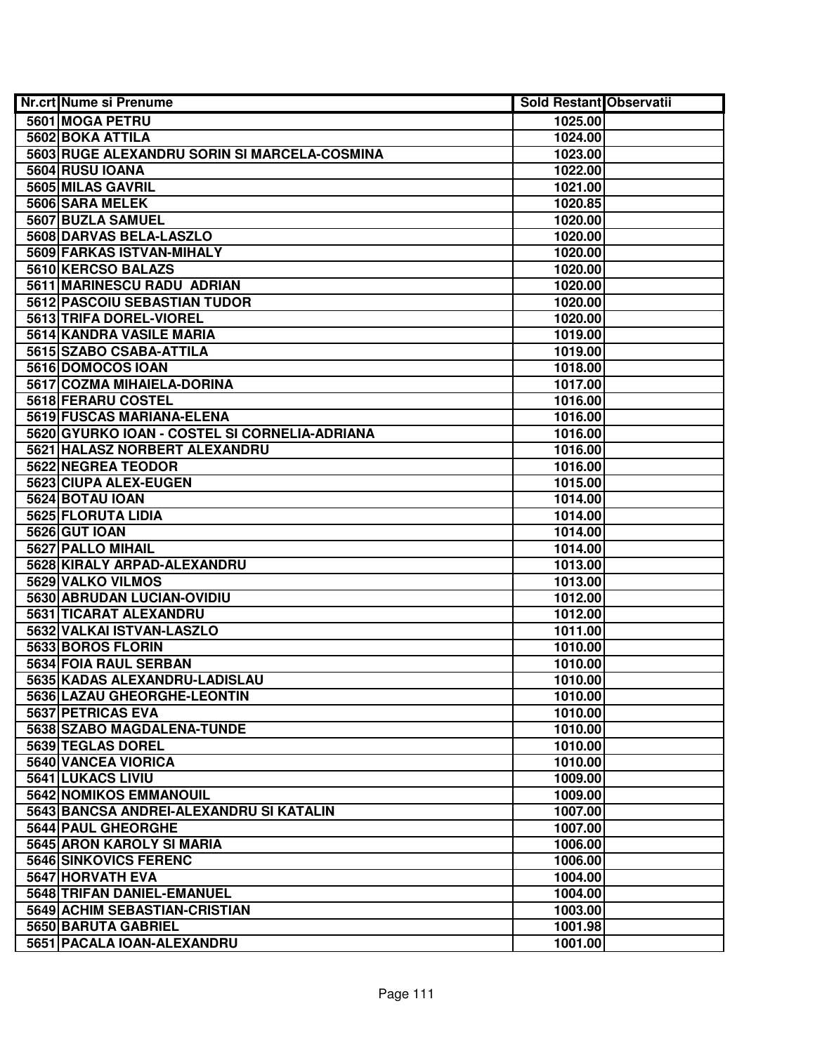| Nr.crt | Nume si Prenume | Sold Restant | Observatii |
|---|---|---|---|
| 5601 | MOGA PETRU | 1025.00 | |
| 5602 | BOKA ATTILA | 1024.00 | |
| 5603 | RUGE ALEXANDRU SORIN SI MARCELA-COSMINA | 1023.00 | |
| 5604 | RUSU IOANA | 1022.00 | |
| 5605 | MILAS GAVRIL | 1021.00 | |
| 5606 | SARA MELEK | 1020.85 | |
| 5607 | BUZLA SAMUEL | 1020.00 | |
| 5608 | DARVAS BELA-LASZLO | 1020.00 | |
| 5609 | FARKAS ISTVAN-MIHALY | 1020.00 | |
| 5610 | KERCSO BALAZS | 1020.00 | |
| 5611 | MARINESCU RADU  ADRIAN | 1020.00 | |
| 5612 | PASCOIU SEBASTIAN TUDOR | 1020.00 | |
| 5613 | TRIFA DOREL-VIOREL | 1020.00 | |
| 5614 | KANDRA VASILE MARIA | 1019.00 | |
| 5615 | SZABO CSABA-ATTILA | 1019.00 | |
| 5616 | DOMOCOS IOAN | 1018.00 | |
| 5617 | COZMA MIHAIELA-DORINA | 1017.00 | |
| 5618 | FERARU COSTEL | 1016.00 | |
| 5619 | FUSCAS MARIANA-ELENA | 1016.00 | |
| 5620 | GYURKO IOAN - COSTEL SI CORNELIA-ADRIANA | 1016.00 | |
| 5621 | HALASZ NORBERT ALEXANDRU | 1016.00 | |
| 5622 | NEGREA TEODOR | 1016.00 | |
| 5623 | CIUPA ALEX-EUGEN | 1015.00 | |
| 5624 | BOTAU IOAN | 1014.00 | |
| 5625 | FLORUTA LIDIA | 1014.00 | |
| 5626 | GUT IOAN | 1014.00 | |
| 5627 | PALLO MIHAIL | 1014.00 | |
| 5628 | KIRALY ARPAD-ALEXANDRU | 1013.00 | |
| 5629 | VALKO VILMOS | 1013.00 | |
| 5630 | ABRUDAN LUCIAN-OVIDIU | 1012.00 | |
| 5631 | TICARAT ALEXANDRU | 1012.00 | |
| 5632 | VALKAI ISTVAN-LASZLO | 1011.00 | |
| 5633 | BOROS FLORIN | 1010.00 | |
| 5634 | FOIA RAUL SERBAN | 1010.00 | |
| 5635 | KADAS ALEXANDRU-LADISLAU | 1010.00 | |
| 5636 | LAZAU GHEORGHE-LEONTIN | 1010.00 | |
| 5637 | PETRICAS EVA | 1010.00 | |
| 5638 | SZABO MAGDALENA-TUNDE | 1010.00 | |
| 5639 | TEGLAS DOREL | 1010.00 | |
| 5640 | VANCEA VIORICA | 1010.00 | |
| 5641 | LUKACS LIVIU | 1009.00 | |
| 5642 | NOMIKOS EMMANOUIL | 1009.00 | |
| 5643 | BANCSA ANDREI-ALEXANDRU SI KATALIN | 1007.00 | |
| 5644 | PAUL GHEORGHE | 1007.00 | |
| 5645 | ARON KAROLY SI MARIA | 1006.00 | |
| 5646 | SINKOVICS FERENC | 1006.00 | |
| 5647 | HORVATH EVA | 1004.00 | |
| 5648 | TRIFAN DANIEL-EMANUEL | 1004.00 | |
| 5649 | ACHIM SEBASTIAN-CRISTIAN | 1003.00 | |
| 5650 | BARUTA GABRIEL | 1001.98 | |
| 5651 | PACALA IOAN-ALEXANDRU | 1001.00 | |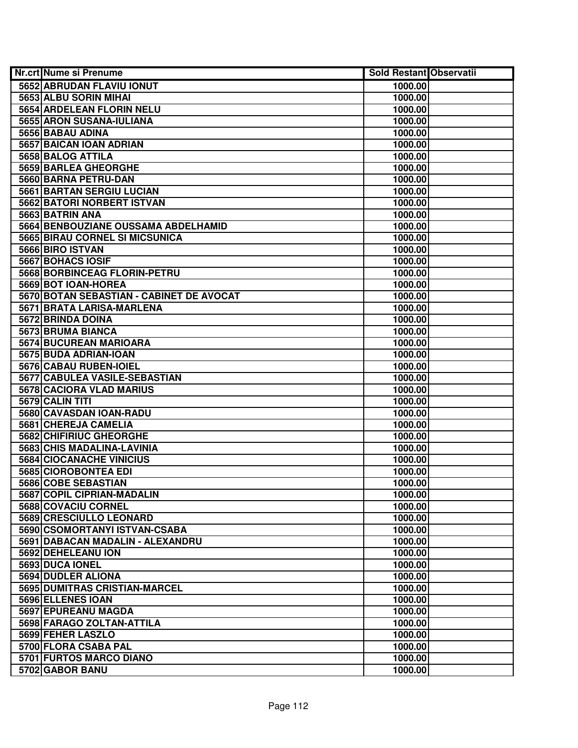| Nr.crt | Nume si Prenume | Sold Restant | Observatii |
|---|---|---|---|
| 5652 | ABRUDAN FLAVIU IONUT | 1000.00 | |
| 5653 | ALBU SORIN MIHAI | 1000.00 | |
| 5654 | ARDELEAN FLORIN NELU | 1000.00 | |
| 5655 | ARON SUSANA-IULIANA | 1000.00 | |
| 5656 | BABAU ADINA | 1000.00 | |
| 5657 | BAICAN IOAN ADRIAN | 1000.00 | |
| 5658 | BALOG ATTILA | 1000.00 | |
| 5659 | BARLEA GHEORGHE | 1000.00 | |
| 5660 | BARNA PETRU-DAN | 1000.00 | |
| 5661 | BARTAN SERGIU LUCIAN | 1000.00 | |
| 5662 | BATORI NORBERT ISTVAN | 1000.00 | |
| 5663 | BATRIN ANA | 1000.00 | |
| 5664 | BENBOUZIANE OUSSAMA ABDELHAMID | 1000.00 | |
| 5665 | BIRAU CORNEL SI MICSUNICA | 1000.00 | |
| 5666 | BIRO ISTVAN | 1000.00 | |
| 5667 | BOHACS IOSIF | 1000.00 | |
| 5668 | BORBINCEAG FLORIN-PETRU | 1000.00 | |
| 5669 | BOT IOAN-HOREA | 1000.00 | |
| 5670 | BOTAN SEBASTIAN - CABINET DE AVOCAT | 1000.00 | |
| 5671 | BRATA LARISA-MARLENA | 1000.00 | |
| 5672 | BRINDA DOINA | 1000.00 | |
| 5673 | BRUMA BIANCA | 1000.00 | |
| 5674 | BUCUREAN MARIOARA | 1000.00 | |
| 5675 | BUDA ADRIAN-IOAN | 1000.00 | |
| 5676 | CABAU RUBEN-IOIEL | 1000.00 | |
| 5677 | CABULEA VASILE-SEBASTIAN | 1000.00 | |
| 5678 | CACIORA VLAD MARIUS | 1000.00 | |
| 5679 | CALIN TITI | 1000.00 | |
| 5680 | CAVASDAN IOAN-RADU | 1000.00 | |
| 5681 | CHEREJA CAMELIA | 1000.00 | |
| 5682 | CHIFIRIUC GHEORGHE | 1000.00 | |
| 5683 | CHIS MADALINA-LAVINIA | 1000.00 | |
| 5684 | CIOCANACHE VINICIUS | 1000.00 | |
| 5685 | CIOROBONTEA EDI | 1000.00 | |
| 5686 | COBE SEBASTIAN | 1000.00 | |
| 5687 | COPIL CIPRIAN-MADALIN | 1000.00 | |
| 5688 | COVACIU CORNEL | 1000.00 | |
| 5689 | CRESCIULLO LEONARD | 1000.00 | |
| 5690 | CSOMORTANYI ISTVAN-CSABA | 1000.00 | |
| 5691 | DABACAN MADALIN - ALEXANDRU | 1000.00 | |
| 5692 | DEHELEANU ION | 1000.00 | |
| 5693 | DUCA IONEL | 1000.00 | |
| 5694 | DUDLER ALIONA | 1000.00 | |
| 5695 | DUMITRAS CRISTIAN-MARCEL | 1000.00 | |
| 5696 | ELLENES IOAN | 1000.00 | |
| 5697 | EPUREANU MAGDA | 1000.00 | |
| 5698 | FARAGO ZOLTAN-ATTILA | 1000.00 | |
| 5699 | FEHER LASZLO | 1000.00 | |
| 5700 | FLORA CSABA PAL | 1000.00 | |
| 5701 | FURTOS MARCO DIANO | 1000.00 | |
| 5702 | GABOR BANU | 1000.00 | |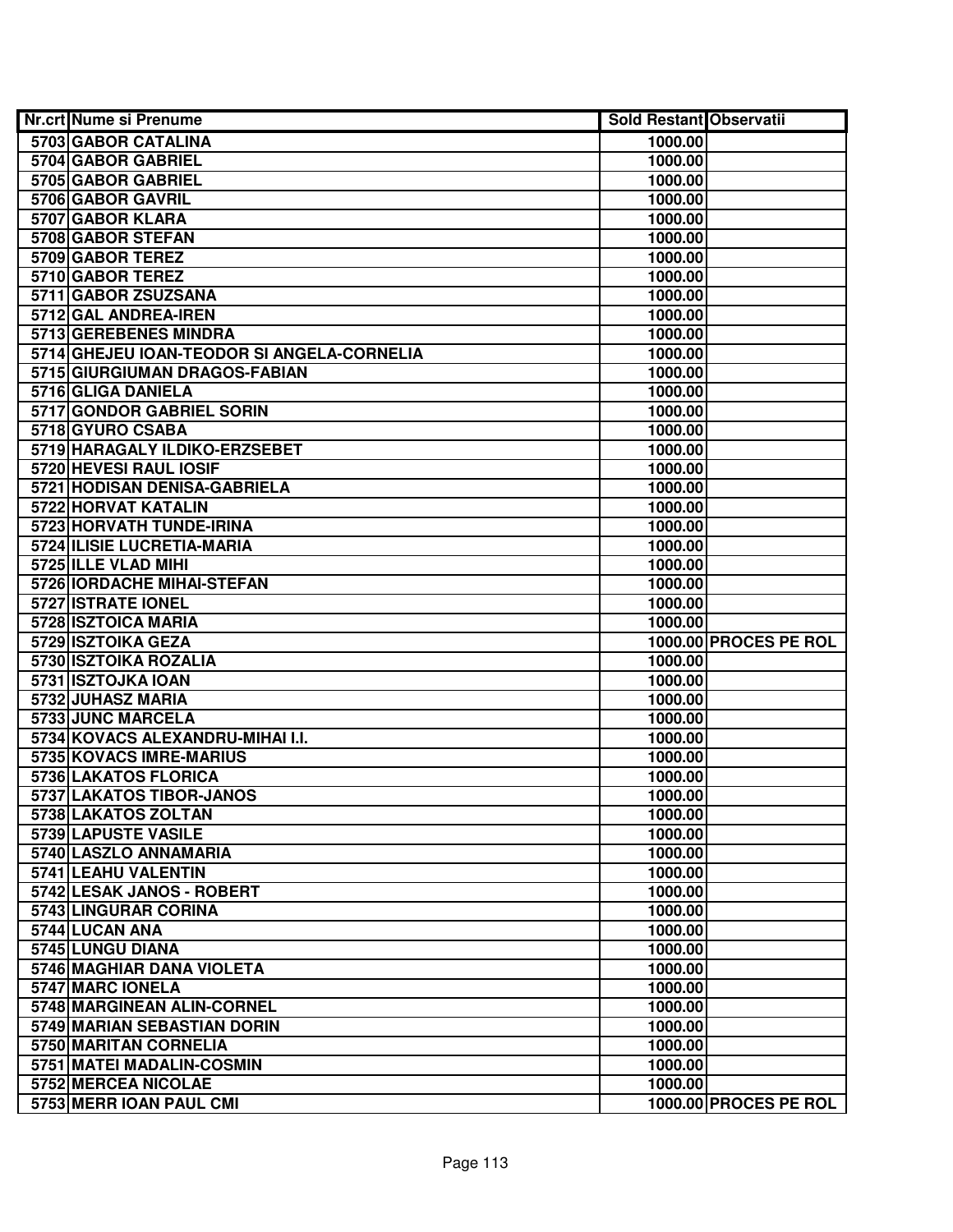| Nr.crt | Nume si Prenume | Sold Restant | Observatii |
|---|---|---|---|
| 5703 | GABOR CATALINA | 1000.00 | |
| 5704 | GABOR GABRIEL | 1000.00 | |
| 5705 | GABOR GABRIEL | 1000.00 | |
| 5706 | GABOR GAVRIL | 1000.00 | |
| 5707 | GABOR KLARA | 1000.00 | |
| 5708 | GABOR STEFAN | 1000.00 | |
| 5709 | GABOR TEREZ | 1000.00 | |
| 5710 | GABOR TEREZ | 1000.00 | |
| 5711 | GABOR ZSUZSANA | 1000.00 | |
| 5712 | GAL ANDREA-IREN | 1000.00 | |
| 5713 | GEREBENES MINDRA | 1000.00 | |
| 5714 | GHEJEU IOAN-TEODOR SI ANGELA-CORNELIA | 1000.00 | |
| 5715 | GIURGIUMAN DRAGOS-FABIAN | 1000.00 | |
| 5716 | GLIGA DANIELA | 1000.00 | |
| 5717 | GONDOR GABRIEL SORIN | 1000.00 | |
| 5718 | GYURO CSABA | 1000.00 | |
| 5719 | HARAGALY ILDIKO-ERZSEBET | 1000.00 | |
| 5720 | HEVESI RAUL IOSIF | 1000.00 | |
| 5721 | HODISAN DENISA-GABRIELA | 1000.00 | |
| 5722 | HORVAT KATALIN | 1000.00 | |
| 5723 | HORVATH TUNDE-IRINA | 1000.00 | |
| 5724 | ILISIE LUCRETIA-MARIA | 1000.00 | |
| 5725 | ILLE VLAD MIHI | 1000.00 | |
| 5726 | IORDACHE MIHAI-STEFAN | 1000.00 | |
| 5727 | ISTRATE IONEL | 1000.00 | |
| 5728 | ISZTOICA MARIA | 1000.00 | |
| 5729 | ISZTOIKA GEZA | 1000.00 | PROCES PE ROL |
| 5730 | ISZTOIKA ROZALIA | 1000.00 | |
| 5731 | ISZTOJKA IOAN | 1000.00 | |
| 5732 | JUHASZ MARIA | 1000.00 | |
| 5733 | JUNC MARCELA | 1000.00 | |
| 5734 | KOVACS ALEXANDRU-MIHAI I.I. | 1000.00 | |
| 5735 | KOVACS IMRE-MARIUS | 1000.00 | |
| 5736 | LAKATOS FLORICA | 1000.00 | |
| 5737 | LAKATOS TIBOR-JANOS | 1000.00 | |
| 5738 | LAKATOS ZOLTAN | 1000.00 | |
| 5739 | LAPUSTE VASILE | 1000.00 | |
| 5740 | LASZLO ANNAMARIA | 1000.00 | |
| 5741 | LEAHU VALENTIN | 1000.00 | |
| 5742 | LESAK JANOS - ROBERT | 1000.00 | |
| 5743 | LINGURAR CORINA | 1000.00 | |
| 5744 | LUCAN ANA | 1000.00 | |
| 5745 | LUNGU DIANA | 1000.00 | |
| 5746 | MAGHIAR DANA VIOLETA | 1000.00 | |
| 5747 | MARC IONELA | 1000.00 | |
| 5748 | MARGINEAN ALIN-CORNEL | 1000.00 | |
| 5749 | MARIAN SEBASTIAN DORIN | 1000.00 | |
| 5750 | MARITAN CORNELIA | 1000.00 | |
| 5751 | MATEI MADALIN-COSMIN | 1000.00 | |
| 5752 | MERCEA NICOLAE | 1000.00 | |
| 5753 | MERR IOAN PAUL CMI | 1000.00 | PROCES PE ROL |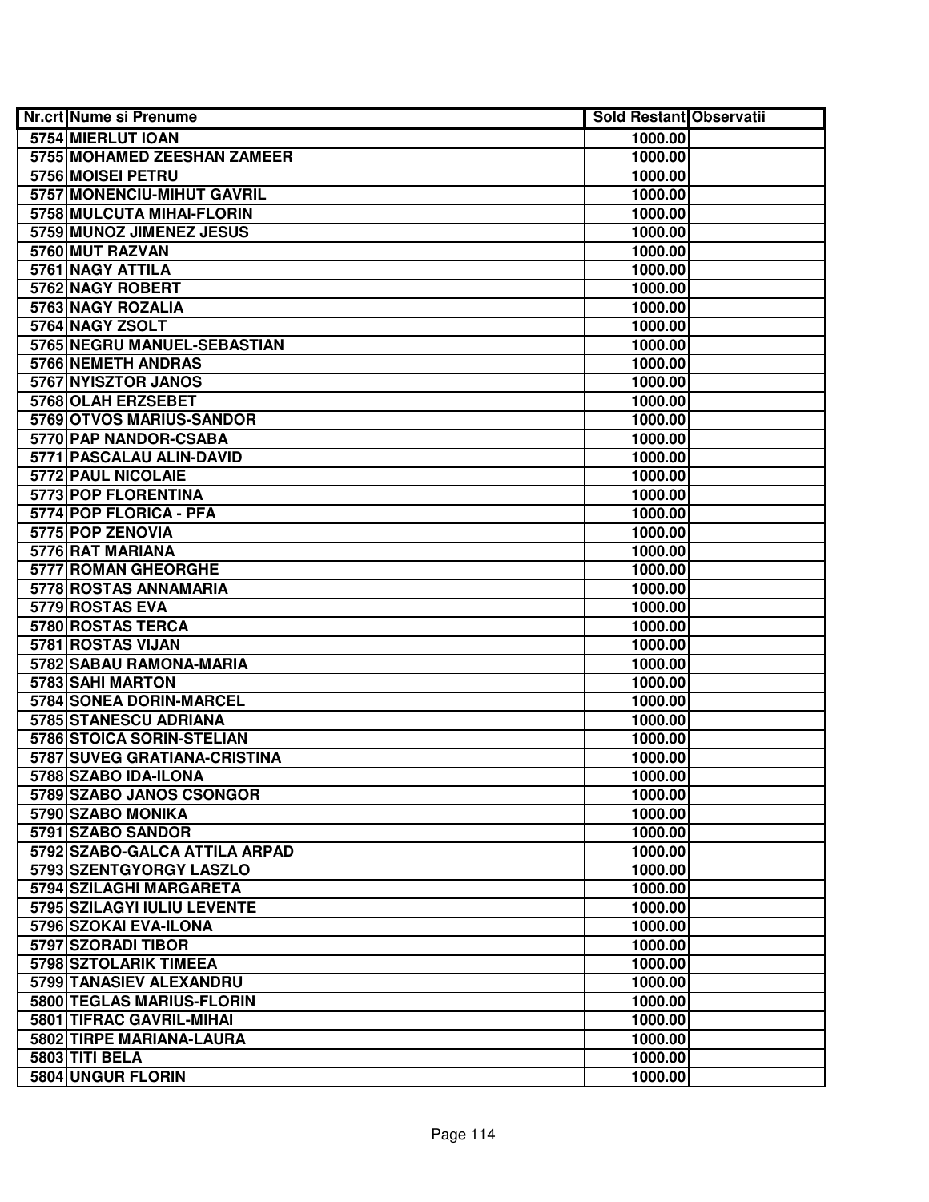| Nr.crt | Nume si Prenume | Sold Restant | Observatii |
|---|---|---|---|
| 5754 | MIERLUT IOAN | 1000.00 | |
| 5755 | MOHAMED ZEESHAN ZAMEER | 1000.00 | |
| 5756 | MOISEI PETRU | 1000.00 | |
| 5757 | MONENCIU-MIHUT GAVRIL | 1000.00 | |
| 5758 | MULCUTA MIHAI-FLORIN | 1000.00 | |
| 5759 | MUNOZ JIMENEZ JESUS | 1000.00 | |
| 5760 | MUT RAZVAN | 1000.00 | |
| 5761 | NAGY ATTILA | 1000.00 | |
| 5762 | NAGY ROBERT | 1000.00 | |
| 5763 | NAGY ROZALIA | 1000.00 | |
| 5764 | NAGY ZSOLT | 1000.00 | |
| 5765 | NEGRU MANUEL-SEBASTIAN | 1000.00 | |
| 5766 | NEMETH ANDRAS | 1000.00 | |
| 5767 | NYISZTOR JANOS | 1000.00 | |
| 5768 | OLAH ERZSEBET | 1000.00 | |
| 5769 | OTVOS MARIUS-SANDOR | 1000.00 | |
| 5770 | PAP NANDOR-CSABA | 1000.00 | |
| 5771 | PASCALAU ALIN-DAVID | 1000.00 | |
| 5772 | PAUL NICOLAIE | 1000.00 | |
| 5773 | POP FLORENTINA | 1000.00 | |
| 5774 | POP FLORICA - PFA | 1000.00 | |
| 5775 | POP ZENOVIA | 1000.00 | |
| 5776 | RAT MARIANA | 1000.00 | |
| 5777 | ROMAN GHEORGHE | 1000.00 | |
| 5778 | ROSTAS ANNAMARIA | 1000.00 | |
| 5779 | ROSTAS EVA | 1000.00 | |
| 5780 | ROSTAS TERCA | 1000.00 | |
| 5781 | ROSTAS VIJAN | 1000.00 | |
| 5782 | SABAU RAMONA-MARIA | 1000.00 | |
| 5783 | SAHI MARTON | 1000.00 | |
| 5784 | SONEA DORIN-MARCEL | 1000.00 | |
| 5785 | STANESCU ADRIANA | 1000.00 | |
| 5786 | STOICA SORIN-STELIAN | 1000.00 | |
| 5787 | SUVEG GRATIANA-CRISTINA | 1000.00 | |
| 5788 | SZABO IDA-ILONA | 1000.00 | |
| 5789 | SZABO JANOS CSONGOR | 1000.00 | |
| 5790 | SZABO MONIKA | 1000.00 | |
| 5791 | SZABO SANDOR | 1000.00 | |
| 5792 | SZABO-GALCA ATTILA ARPAD | 1000.00 | |
| 5793 | SZENTGYORGY LASZLO | 1000.00 | |
| 5794 | SZILAGHI MARGARETA | 1000.00 | |
| 5795 | SZILAGYI IULIU LEVENTE | 1000.00 | |
| 5796 | SZOKAI EVA-ILONA | 1000.00 | |
| 5797 | SZORADI TIBOR | 1000.00 | |
| 5798 | SZTOLARIK TIMEEA | 1000.00 | |
| 5799 | TANASIEV ALEXANDRU | 1000.00 | |
| 5800 | TEGLAS MARIUS-FLORIN | 1000.00 | |
| 5801 | TIFRAC GAVRIL-MIHAI | 1000.00 | |
| 5802 | TIRPE MARIANA-LAURA | 1000.00 | |
| 5803 | TITI BELA | 1000.00 | |
| 5804 | UNGUR FLORIN | 1000.00 | |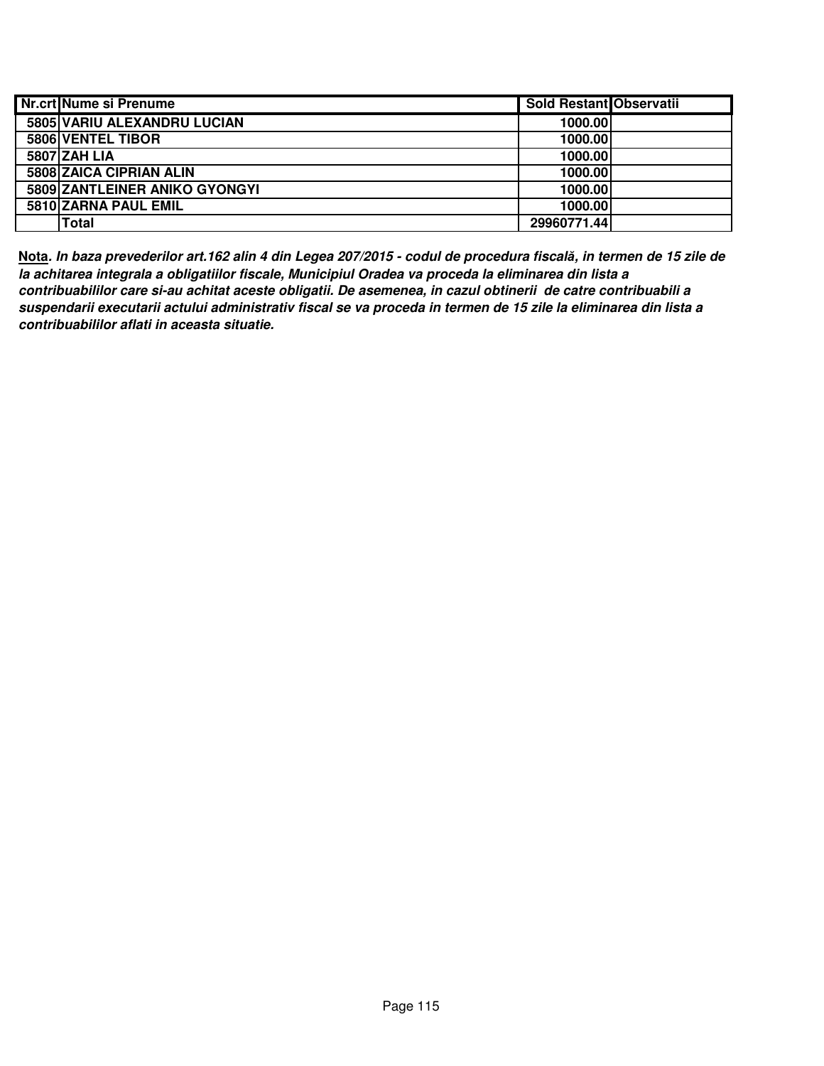| Nr.crt | Nume si Prenume | Sold Restant | Observatii |
|---|---|---|---|
| 5805 | VARIU ALEXANDRU LUCIAN | 1000.00 | |
| 5806 | VENTEL TIBOR | 1000.00 | |
| 5807 | ZAH LIA | 1000.00 | |
| 5808 | ZAICA CIPRIAN ALIN | 1000.00 | |
| 5809 | ZANTLEINER ANIKO GYONGYI | 1000.00 | |
| 5810 | ZARNA PAUL EMIL | 1000.00 | |
| | Total | 29960771.44 | |

**Nota**. ***In baza prevederilor art.162 alin 4 din Legea 207/2015 - codul de procedura fiscală, in termen de 15 zile de la achitarea integrala a obligatiilor fiscale, Municipiul Oradea va proceda la eliminarea din lista a contribuabililor care si-au achitat aceste obligatii. De asemenea, in cazul obtinerii de catre contribuabili a suspendarii executarii actului administrativ fiscal se va proceda in termen de 15 zile la eliminarea din lista a contribuabililor aflati in aceasta situatie.***